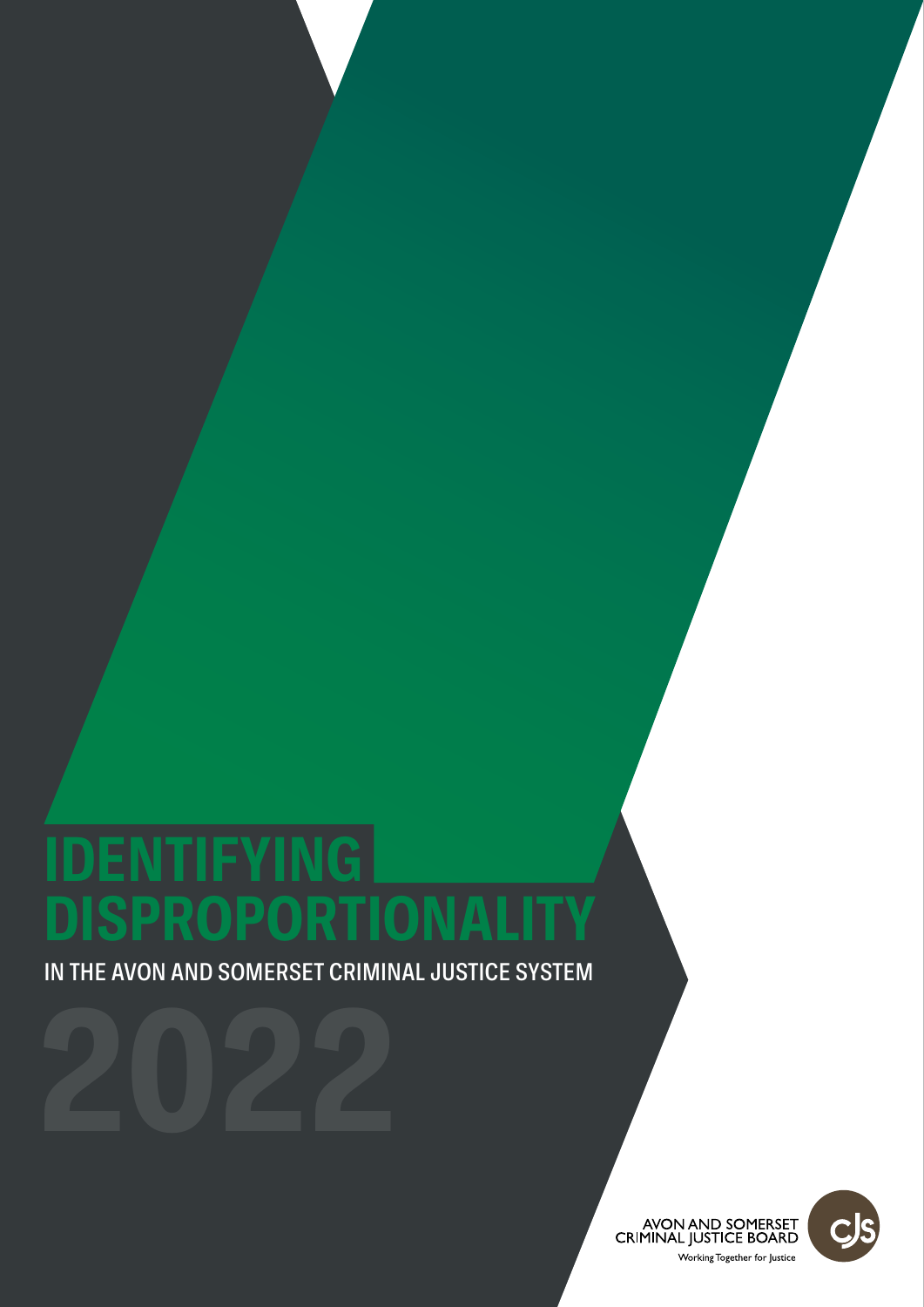# IDENTIFYING DISPROPORTIONALITY

IN THE AVON AND SOMERSET CRIMINAL JUSTICE SYSTEM

2022

AVON AND SOMERSET CRIMINAL JUSTICE BOARD

Working Together for Justice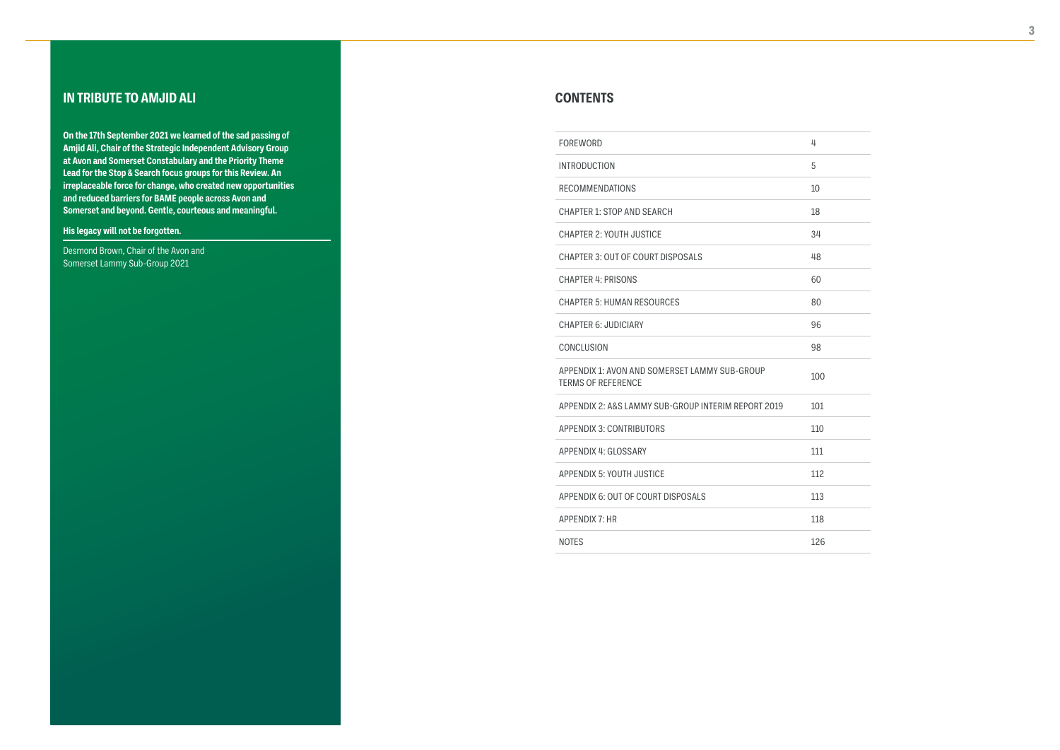## IN TRIBUTE TO AMJID ALI

**On the 17th September 2021 we learned of the sad passing of Amjid Ali, Chair of the Strategic Independent Advisory Group at Avon and Somerset Constabulary and the Priority Theme Lead for the Stop & Search focus groups for this Review. An irreplaceable force for change, who created new opportunities and reduced barriers for BAME people across Avon and Somerset and beyond. Gentle, courteous and meaningful.**

**His legacy will not be forgotten.**

Desmond Brown, Chair of the Avon and Somerset Lammy Sub-Group 2021

## CONTENTS

| | |
|---|---|
| FOREWORD | 4 |
| INTRODUCTION | 5 |
| RECOMMENDATIONS | 10 |
| CHAPTER 1: STOP AND SEARCH | 18 |
| CHAPTER 2: YOUTH JUSTICE | 34 |
| CHAPTER 3: OUT OF COURT DISPOSALS | 48 |
| CHAPTER 4: PRISONS | 60 |
| CHAPTER 5: HUMAN RESOURCES | 80 |
| CHAPTER 6: JUDICIARY | 96 |
| CONCLUSION | 98 |
| APPENDIX 1: AVON AND SOMERSET LAMMY SUB-GROUP TERMS OF REFERENCE | 100 |
| APPENDIX 2: A&S LAMMY SUB-GROUP INTERIM REPORT 2019 | 101 |
| APPENDIX 3: CONTRIBUTORS | 110 |
| APPENDIX 4: GLOSSARY | 111 |
| APPENDIX 5: YOUTH JUSTICE | 112 |
| APPENDIX 6: OUT OF COURT DISPOSALS | 113 |
| APPENDIX 7: HR | 118 |
| NOTES | 126 |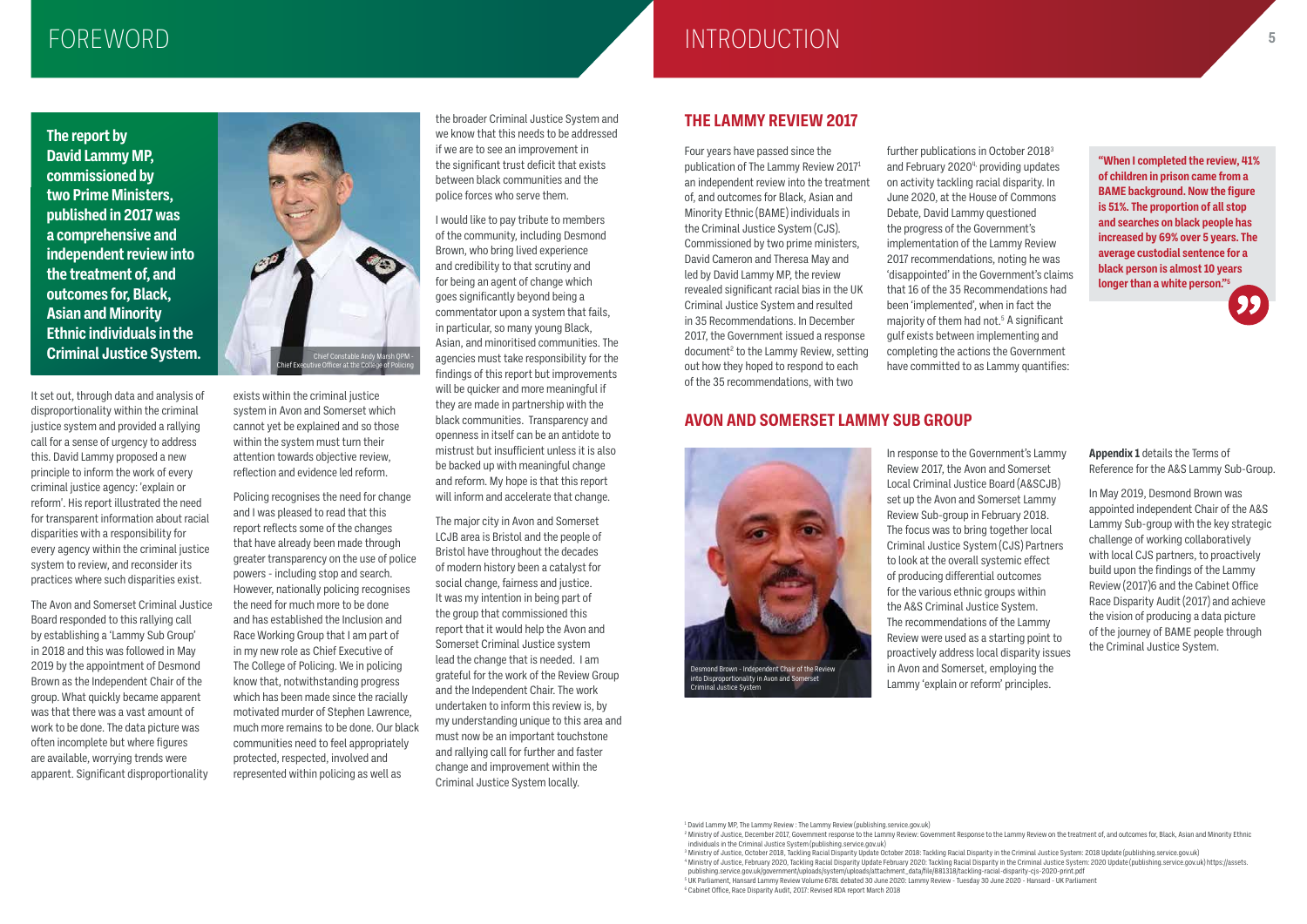# FOREWORD

**The report by David Lammy MP, commissioned by two Prime Ministers, published in 2017 was a comprehensive and independent review into the treatment of, and outcomes for, Black, Asian and Minority Ethnic individuals in the Criminal Justice System.**

Chief Constable Andy Marsh QPM - Chief Executive Officer at the College of Policing

It set out, through data and analysis of disproportionality within the criminal justice system and provided a rallying call for a sense of urgency to address this. David Lammy proposed a new principle to inform the work of every criminal justice agency: 'explain or reform'. His report illustrated the need for transparent information about racial disparities with a responsibility for every agency within the criminal justice system to review, and reconsider its practices where such disparities exist.

The Avon and Somerset Criminal Justice Board responded to this rallying call by establishing a 'Lammy Sub Group' in 2018 and this was followed in May 2019 by the appointment of Desmond Brown as the Independent Chair of the group. What quickly became apparent was that there was a vast amount of work to be done. The data picture was often incomplete but where figures are available, worrying trends were apparent. Significant disproportionality exists within the criminal justice system in Avon and Somerset which cannot yet be explained and so those within the system must turn their attention towards objective review, reflection and evidence led reform.

Policing recognises the need for change and I was pleased to read that this report reflects some of the changes that have already been made through greater transparency on the use of police powers - including stop and search. However, nationally policing recognises the need for much more to be done and has established the Inclusion and Race Working Group that I am part of in my new role as Chief Executive of The College of Policing. We in policing know that, notwithstanding progress which has been made since the racially motivated murder of Stephen Lawrence, much more remains to be done. Our black communities need to feel appropriately protected, respected, involved and represented within policing as well as the broader Criminal Justice System and we know that this needs to be addressed if we are to see an improvement in the significant trust deficit that exists between black communities and the police forces who serve them.

I would like to pay tribute to members of the community, including Desmond Brown, who bring lived experience and credibility to that scrutiny and for being an agent of change which goes significantly beyond being a commentator upon a system that fails, in particular, so many young Black, Asian, and minoritised communities. The agencies must take responsibility for the findings of this report but improvements will be quicker and more meaningful if they are made in partnership with the black communities. Transparency and openness in itself can be an antidote to mistrust but insufficient unless it is also be backed up with meaningful change and reform. My hope is that this report will inform and accelerate that change.

The major city in Avon and Somerset LCJB area is Bristol and the people of Bristol have throughout the decades of modern history been a catalyst for social change, fairness and justice. It was my intention in being part of the group that commissioned this report that it would help the Avon and Somerset Criminal Justice system lead the change that is needed. I am grateful for the work of the Review Group and the Independent Chair. The work undertaken to inform this review is, by my understanding unique to this area and must now be an important touchstone and rallying call for further and faster change and improvement within the Criminal Justice System locally.

# INTRODUCTION

## THE LAMMY REVIEW 2017

Four years have passed since the publication of The Lammy Review 2017[1] an independent review into the treatment of, and outcomes for Black, Asian and Minority Ethnic (BAME) individuals in the Criminal Justice System (CJS). Commissioned by two prime ministers, David Cameron and Theresa May and led by David Lammy MP, the review revealed significant racial bias in the UK Criminal Justice System and resulted in 35 Recommendations. In December 2017, the Government issued a response document[2] to the Lammy Review, setting out how they hoped to respond to each of the 35 recommendations, with two further publications in October 2018[3] and February 2020[4], providing updates on activity tackling racial disparity. In June 2020, at the House of Commons Debate, David Lammy questioned the progress of the Government's implementation of the Lammy Review 2017 recommendations, noting he was 'disappointed' in the Government's claims that 16 of the 35 Recommendations had been 'implemented', when in fact the majority of them had not.[5] A significant gulf exists between implementing and completing the actions the Government have committed to as Lammy quantifies:

> **"When I completed the review, 41% of children in prison came from a BAME background. Now the figure is 51%. The proportion of all stop and searches on black people has increased by 69% over 5 years. The average custodial sentence for a black person is almost 10 years longer than a white person."[5]**

## AVON AND SOMERSET LAMMY SUB GROUP

Desmond Brown - Independent Chair of the Review into Disproportionality in Avon and Somerset Criminal Justice System

In response to the Government's Lammy Review 2017, the Avon and Somerset Local Criminal Justice Board (A&SCJB) set up the Avon and Somerset Lammy Review Sub-group in February 2018. The focus was to bring together local Criminal Justice System (CJS) Partners to look at the overall systemic effect of producing differential outcomes for the various ethnic groups within the A&S Criminal Justice System. The recommendations of the Lammy Review were used as a starting point to proactively address local disparity issues in Avon and Somerset, employing the Lammy 'explain or reform' principles.

**Appendix 1** details the Terms of Reference for the A&S Lammy Sub-Group.

In May 2019, Desmond Brown was appointed independent Chair of the A&S Lammy Sub-group with the key strategic challenge of working collaboratively with local CJS partners, to proactively build upon the findings of the Lammy Review (2017)6 and the Cabinet Office Race Disparity Audit (2017) and achieve the vision of producing a data picture of the journey of BAME people through the Criminal Justice System.

---

[1] David Lammy MP, The Lammy Review : The Lammy Review (publishing.service.gov.uk)

[2] Ministry of Justice, December 2017, Government response to the Lammy Review: Government Response to the Lammy Review on the treatment of, and outcomes for, Black, Asian and Minority Ethnic individuals in the Criminal Justice System (publishing.service.gov.uk)

[3] Ministry of Justice, October 2018, Tackling Racial Disparity Update October 2018: Tackling Racial Disparity in the Criminal Justice System: 2018 Update (publishing.service.gov.uk)

[4] Ministry of Justice, February 2020, Tackling Racial Disparity Update February 2020: Tackling Racial Disparity in the Criminal Justice System: 2020 Update (publishing.service.gov.uk) https://assets.publishing.service.gov.uk/government/uploads/system/uploads/attachment_data/file/881318/tackling-racial-disparity-cjs-2020-print.pdf

[5] UK Parliament, Hansard Lammy Review Volume 678L debated 30 June 2020: Lammy Review - Tuesday 30 June 2020 - Hansard - UK Parliament

[6] Cabinet Office, Race Disparity Audit, 2017: Revised RDA report March 2018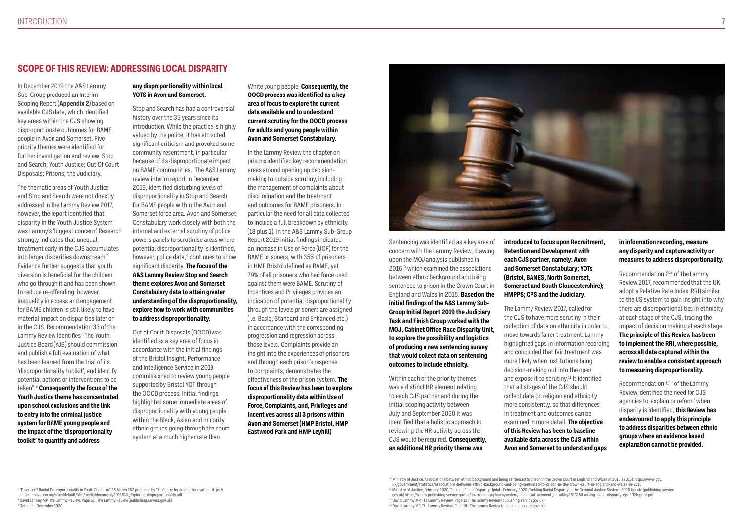## SCOPE OF THIS REVIEW: ADDRESSING LOCAL DISPARITY

In December 2019 the A&S Lammy Sub-Group produced an Interim Scoping Report (**Appendix 2**) based on available CJS data, which identified key areas within the CJS showing disproportionate outcomes for BAME people in Avon and Somerset. Five priority themes were identified for further investigation and review: Stop and Search; Youth Justice; Out Of Court Disposals; Prisons; the Judiciary.

The thematic areas of Youth Justice and Stop and Search were not directly addressed in the Lammy Review 2017, however, the report identified that disparity in the Youth Justice System was Lammy's 'biggest concern.' Research strongly indicates that unequal treatment early in the CJS accumulates into larger disparities downstream.[7] Evidence further suggests that youth diversion is beneficial for the children who go through it and has been shown to reduce re-offending, however, inequality in access and engagement for BAME children is still likely to have material impact on disparities later on in the CJS. Recommendation 33 of the Lammy Review identifies "The Youth Justice Board (YJB) should commission and publish a full evaluation of what has been learned from the trial of its 'disproportionality toolkit', and identify potential actions or interventions to be taken".[8] **Consequently the focus of the Youth Justice theme has concentrated upon school exclusions and the link to entry into the criminal justice system for BAME young people and the impact of the 'disproportionality toolkit' to quantify and address any disproportionality within local YOTS in Avon and Somerset.**

Stop and Search has had a controversial history over the 35 years since its introduction. While the practice is highly valued by the police, it has attracted significant criticism and provoked some community resentment, in particular because of its disproportionate impact on BAME communities. The A&S Lammy review interim report in December 2019, identified disturbing levels of disproportionality in Stop and Search for BAME people within the Avon and Somerset force area. Avon and Somerset Constabulary work closely with both the internal and external scrutiny of police powers panels to scrutinise areas where potential disproportionality is identified, however, police data,[9] continues to show significant disparity. **The focus of the A&S Lammy Review Stop and Search theme explores Avon and Somerset Constabulary data to attain greater understanding of the disproportionality, explore how to work with communities to address disproportionality.**

Out of Court Disposals (OOCD) was identified as a key area of focus in accordance with the initial findings of the Bristol Insight, Performance and Intelligence Service in 2019 commissioned to review young people supported by Bristol YOT through the OOCD process. Initial findings highlighted some immediate areas of disproportionality with young people within the Black, Asian and minority ethnic groups going through the court system at a much higher rate than White young people. **Consequently, the OOCD process was identified as a key area of focus to explore the current data available and to understand current scrutiny for the OOCD process for adults and young people within Avon and Somerset Constabulary.**

In the Lammy Review the chapter on prisons identified key recommendation areas around opening up decision-making to outside scrutiny, including the management of complaints about discrimination and the treatment and outcomes for BAME prisoners. In particular the need for all data collected to include a full breakdown by ethnicity (18 plus 1). In the A&S Lammy Sub-Group Report 2019 initial findings indicated an increase in Use of Force (UOF) for the BAME prisoners, with 35% of prisoners in HMP Bristol defined as BAME, yet 79% of all prisoners who had force used against them were BAME. Scrutiny of Incentives and Privileges provides an indication of potential disproportionality through the levels prisoners are assigned (i.e. Basic, Standard and Enhanced etc.) in accordance with the corresponding progression and regression across those levels. Complaints provide an insight into the experiences of prisoners and through each prison's response to complaints, demonstrates the effectiveness of the prison system. **The focus of this Review has been to explore disproportionality data within Use of Force, Complaints, and, Privileges and Incentives across all 3 prisons within Avon and Somerset (HMP Bristol, HMP Eastwood Park and HMP Leyhill)**

Sentencing was identified as a key area of concern with the Lammy Review, drawing upon the MOJ analysis published in 2016[10] which examined the associations between ethnic background and being sentenced to prison in the Crown Court in England and Wales in 2015. **Based on the initial findings of the A&S Lammy Sub-Group Initial Report 2019 the Judiciary Task and Finish Group worked with the MOJ, Cabinet Office Race Disparity Unit, to explore the possibility and logistics of producing a new sentencing survey that would collect data on sentencing outcomes to include ethnicity.**

Within each of the priority themes was a distinct HR element relating to each CJS partner and during the initial scoping activity between July and September 2020 it was identified that a holistic approach to reviewing the HR activity across the CJS would be required. **Consequently, an additional HR priority theme was introduced to focus upon Recruitment, Retention and Development with each CJS partner, namely: Avon and Somerset Constabulary; YOTs (Bristol, BANES, North Somerset, Somerset and South Gloucestershire); HMPPS; CPS and the Judiciary.**

The Lammy Review 2017, called for the CJS to have more scrutiny in their collection of data on ethnicity in order to move towards fairer treatment. Lammy highlighted gaps in information recording and concluded that fair treatment was more likely when institutions bring decision-making out into the open and expose it to scrutiny.[11] It identified that all stages of the CJS should collect data on religion and ethnicity more consistently, so that differences in treatment and outcomes can be examined in more detail. **The objective of this Review has been to baseline available data across the CJS within Avon and Somerset to understand gaps in information recording, measure any disparity and capture activity or measures to address disproportionality.**

Recommendation 2[12] of the Lammy Review 2017, recommended that the UK adopt a Relative Rate Index (RRI) similar to the US system to gain insight into why there are disproportionalities in ethnicity at each stage of the CJS, tracing the impact of decision making at each stage. **The principle of this Review has been to implement the RRI, where possible, across all data captured within the review to enable a consistent approach to measuring disproportionality.**

Recommendation 4[13] of the Lammy Review identified the need for CJS agencies to 'explain or reform' when disparity is identified, **this Review has endeavoured to apply this principle to address disparities between ethnic groups where an evidence based explanation cannot be provided.**

[7] "Diversion? Racial Disproportionality in Youth Diversion" 25 March 202 produced by The Centre for Justice Innovation: https://justiceinnovation.org/sites/default/files/media/document/2021/CJI_Exploring-disproportionality.pdf
[8] David Lammy MP, The Lammy Review, Page 61 : The Lammy Review (publishing.service.gov.uk)
[9] October – December 2020

[10] Ministry of Justice, Associations between ethnic background and being sentenced to prison in the Crown Court in England and Wales in 2015. (2016): https://www.gov.uk/government/statistics/associations-between-ethnic-background-and-being-sentenced-to-prison-in-the-crown-court-in-england-and-wales-in-2015
[11] Ministry of Justice, February 2020, Tackling Racial Disparity Update February 2020: Tackling Racial Disparity in the Criminal Justice System: 2020 Update (publishing.service.gov.uk) https://assets.publishing.service.gov.uk/government/uploads/system/uploads/attachment_data/file/881318/tackling-racial-disparity-cjs-2020-print.pdf
[12] David Lammy MP, The Lammy Review, Page 13 : The Lammy Review (publishing.service.gov.uk)
[13] David Lammy MP, The Lammy Review, Page 14 : The Lammy Review (publishing.service.gov.uk)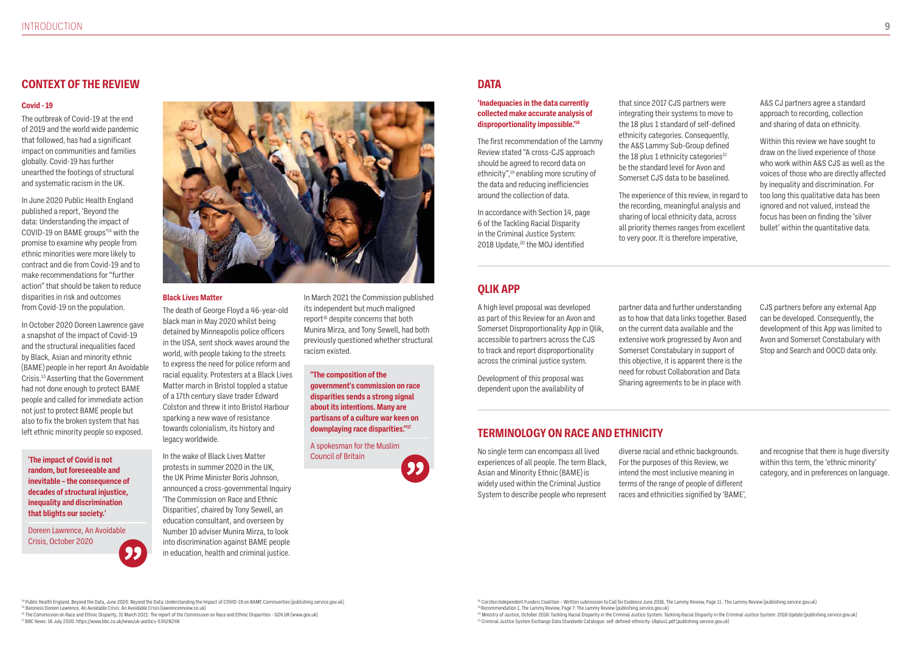## CONTEXT OF THE REVIEW

### Covid - 19

The outbreak of Covid-19 at the end of 2019 and the world wide pandemic that followed, has had a significant impact on communities and families globally. Covid-19 has further unearthed the footings of structural and systematic racism in the UK.

In June 2020 Public Health England published a report, 'Beyond the data: Understanding the impact of COVID-19 on BAME groups'[14] with the promise to examine why people from ethnic minorities were more likely to contract and die from Covid-19 and to make recommendations for "further action" that should be taken to reduce disparities in risk and outcomes from Covid-19 on the population.

In October 2020 Doreen Lawrence gave a snapshot of the impact of Covid-19 and the structural inequalities faced by Black, Asian and minority ethnic (BAME) people in her report An Avoidable Crisis.[15] Asserting that the Government had not done enough to protect BAME people and called for immediate action not just to protect BAME people but also to fix the broken system that has left ethnic minority people so exposed.

> **'The impact of Covid is not random, but foreseeable and inevitable – the consequence of decades of structural injustice, inequality and discrimination that blights our society.'**
>
> Doreen Lawrence, An Avoidable Crisis, October 2020

### Black Lives Matter

The death of George Floyd a 46-year-old black man in May 2020 whilst being detained by Minneapolis police officers in the USA, sent shock waves around the world, with people taking to the streets to express the need for police reform and racial equality. Protesters at a Black Lives Matter march in Bristol toppled a statue of a 17th century slave trader Edward Colston and threw it into Bristol Harbour sparking a new wave of resistance towards colonialism, its history and legacy worldwide.

In the wake of Black Lives Matter protests in summer 2020 in the UK, the UK Prime Minister Boris Johnson, announced a cross-governmental Inquiry 'The Commission on Race and Ethnic Disparities', chaired by Tony Sewell, an education consultant, and overseen by Number 10 adviser Munira Mirza, to look into discrimination against BAME people in education, health and criminal justice.

In March 2021 the Commission published its independent but much maligned report[16] despite concerns that both Munira Mirza, and Tony Sewell, had both previously questioned whether structural racism existed.

> **"The composition of the government's commission on race disparities sends a strong signal about its intentions. Many are partisans of a culture war keen on downplaying race disparities."**[17]
>
> A spokesman for the Muslim Council of Britain

## DATA

**'Inadequacies in the data currently collected make accurate analysis of disproportionality impossible.'**[18]

The first recommendation of the Lammy Review stated "A cross-CJS approach should be agreed to record data on ethnicity",[19] enabling more scrutiny of the data and reducing inefficiencies around the collection of data.

In accordance with Section 14, page 6 of the Tackling Racial Disparity in the Criminal Justice System: 2018 Update,[20] the MOJ identified that since 2017 CJS partners were integrating their systems to move to the 18 plus 1 standard of self-defined ethnicity categories. Consequently, the A&S Lammy Sub-Group defined the 18 plus 1 ethnicity categories[21] be the standard level for Avon and Somerset CJS data to be baselined.

The experience of this review, in regard to the recording, meaningful analysis and sharing of local ethnicity data, across all priority themes ranges from excellent to very poor. It is therefore imperative, A&S CJ partners agree a standard approach to recording, collection and sharing of data on ethnicity.

Within this review we have sought to draw on the lived experience of those who work within A&S CJS as well as the voices of those who are directly affected by inequality and discrimination. For too long this qualitative data has been ignored and not valued, instead the focus has been on finding the 'silver bullet' within the quantitative data.

## QLIK APP

A high level proposal was developed as part of this Review for an Avon and Somerset Disproportionality App in Qlik, accessible to partners across the CJS to track and report disproportionality across the criminal justice system.

Development of this proposal was dependent upon the availability of partner data and further understanding as to how that data links together. Based on the current data available and the extensive work progressed by Avon and Somerset Constabulary in support of this objective, it is apparent there is the need for robust Collaboration and Data Sharing agreements to be in place with CJS partners before any external App can be developed. Consequently, the development of this App was limited to Avon and Somerset Constabulary with Stop and Search and OOCD data only.

## TERMINOLOGY ON RACE AND ETHNICITY

No single term can encompass all lived experiences of all people. The term Black, Asian and Minority Ethnic (BAME) is widely used within the Criminal Justice System to describe people who represent diverse racial and ethnic backgrounds. For the purposes of this Review, we intend the most inclusive meaning in terms of the range of people of different races and ethnicities signified by 'BAME', and recognise that there is huge diversity within this term, the 'ethnic minority' category, and in preferences on language.

---

[14] Public Health England, Beyond the Data, June 2020: Beyond the Data: Understanding the Impact of COVID-19 on BAME Communities (publishing.service.gov.uk)
[15] Baroness Doreen Lawrence, An Avoidable Crisis: An Avoidable Crisis (lawrencereview.co.uk)
[16] The Commission on Race and Ethnic Disparity, 31 March 2021: The report of the Commission on Race and Ethnic Disparities - GOV.UK (www.gov.uk)
[17] BBC News: 16 July 2020. https://www.bbc.co.uk/news/uk-politics-53428248
[18] Corston Independent Funders Coalition – Written submission to Call for Evidence June 2016, The Lammy Review, Page 11 : The Lammy Review (publishing.service.gov.uk)
[19] Recommendation 1, The Lammy Review, Page 7: The Lammy Review (publishing.service.gov.uk)
[20] Ministry of Justice, October 2018: Tackling Racial Disparity in the Criminal Justice System: Tackling Racial Disparity in the Criminal Justice System: 2018 Update (publishing.service.gov.uk)
[21] Criminal Justice System Exchange Data Standards Catalogue: self-defined-ethnicity-18plus1.pdf (publishing.service.gov.uk)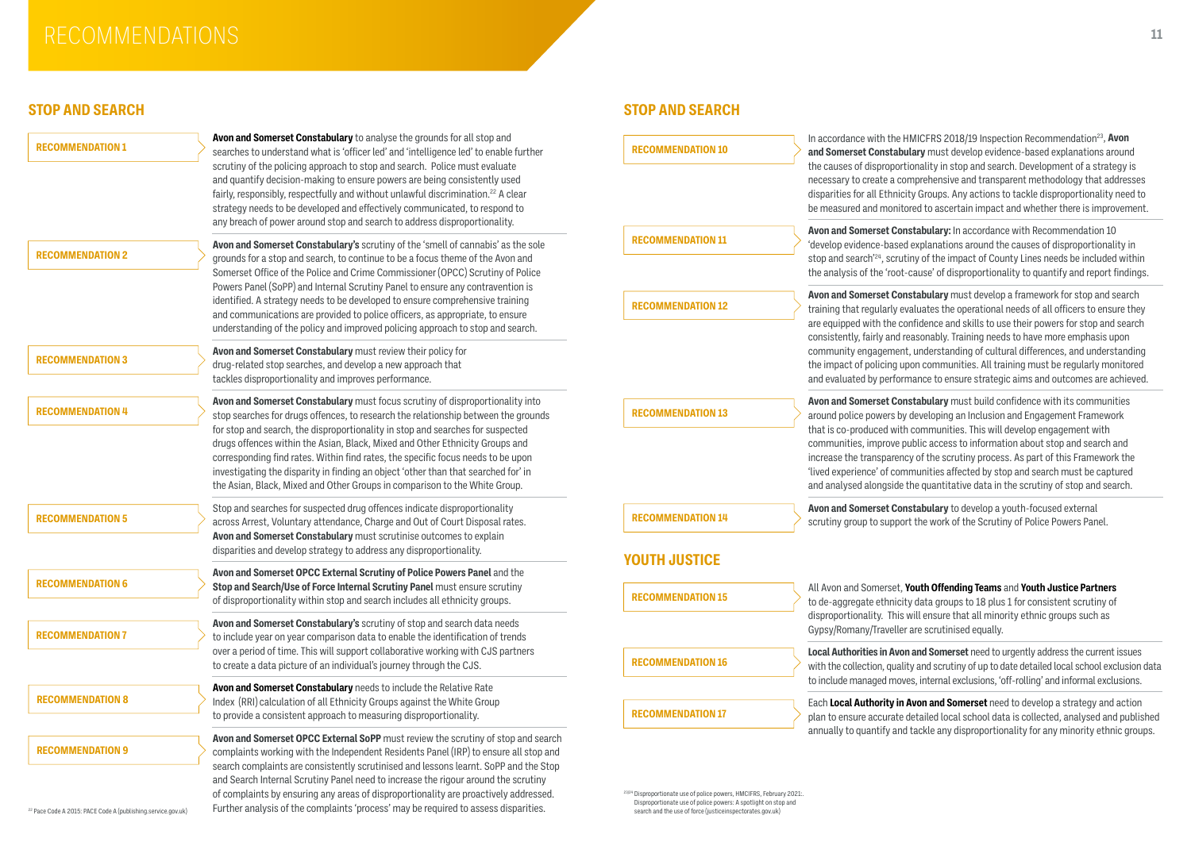# RECOMMENDATIONS

## STOP AND SEARCH

**RECOMMENDATION 1**

**Avon and Somerset Constabulary** to analyse the grounds for all stop and searches to understand what is 'officer led' and 'intelligence led' to enable further scrutiny of the policing approach to stop and search. Police must evaluate and quantify decision-making to ensure powers are being consistently used fairly, responsibly, respectfully and without unlawful discrimination.[22] A clear strategy needs to be developed and effectively communicated, to respond to any breach of power around stop and search to address disproportionality.

**RECOMMENDATION 2**

**Avon and Somerset Constabulary's** scrutiny of the 'smell of cannabis' as the sole grounds for a stop and search, to continue to be a focus theme of the Avon and Somerset Office of the Police and Crime Commissioner (OPCC) Scrutiny of Police Powers Panel (SoPP) and Internal Scrutiny Panel to ensure any contravention is identified. A strategy needs to be developed to ensure comprehensive training and communications are provided to police officers, as appropriate, to ensure understanding of the policy and improved policing approach to stop and search.

**RECOMMENDATION 3**

**Avon and Somerset Constabulary** must review their policy for drug-related stop searches, and develop a new approach that tackles disproportionality and improves performance.

**RECOMMENDATION 4**

**Avon and Somerset Constabulary** must focus scrutiny of disproportionality into stop searches for drugs offences, to research the relationship between the grounds for stop and search, the disproportionality in stop and searches for suspected drugs offences within the Asian, Black, Mixed and Other Ethnicity Groups and corresponding find rates. Within find rates, the specific focus needs to be upon investigating the disparity in finding an object 'other than that searched for' in the Asian, Black, Mixed and Other Groups in comparison to the White Group.

**RECOMMENDATION 5**

Stop and searches for suspected drug offences indicate disproportionality across Arrest, Voluntary attendance, Charge and Out of Court Disposal rates. **Avon and Somerset Constabulary** must scrutinise outcomes to explain disparities and develop strategy to address any disproportionality.

**RECOMMENDATION 6**

**Avon and Somerset OPCC External Scrutiny of Police Powers Panel** and the **Stop and Search/Use of Force Internal Scrutiny Panel** must ensure scrutiny of disproportionality within stop and search includes all ethnicity groups.

**RECOMMENDATION 7**

**Avon and Somerset Constabulary's** scrutiny of stop and search data needs to include year on year comparison data to enable the identification of trends over a period of time. This will support collaborative working with CJS partners to create a data picture of an individual's journey through the CJS.

**RECOMMENDATION 8**

**Avon and Somerset Constabulary** needs to include the Relative Rate Index (RRI) calculation of all Ethnicity Groups against the White Group to provide a consistent approach to measuring disproportionality.

**RECOMMENDATION 9**

**Avon and Somerset OPCC External SoPP** must review the scrutiny of stop and search complaints working with the Independent Residents Panel (IRP) to ensure all stop and search complaints are consistently scrutinised and lessons learnt. SoPP and the Stop and Search Internal Scrutiny Panel need to increase the rigour around the scrutiny of complaints by ensuring any areas of disproportionality are proactively addressed. Further analysis of the complaints 'process' may be required to assess disparities.

[22] Pace Code A 2015: PACE Code A (publishing.service.gov.uk)

## STOP AND SEARCH

**RECOMMENDATION 10**

In accordance with the HMICFRS 2018/19 Inspection Recommendation[23], **Avon and Somerset Constabulary** must develop evidence-based explanations around the causes of disproportionality in stop and search. Development of a strategy is necessary to create a comprehensive and transparent methodology that addresses disparities for all Ethnicity Groups. Any actions to tackle disproportionality need to be measured and monitored to ascertain impact and whether there is improvement.

**RECOMMENDATION 11**

**Avon and Somerset Constabulary:** In accordance with Recommendation 10 'develop evidence-based explanations around the causes of disproportionality in stop and search'[24], scrutiny of the impact of County Lines needs be included within the analysis of the 'root-cause' of disproportionality to quantify and report findings.

**RECOMMENDATION 12**

**Avon and Somerset Constabulary** must develop a framework for stop and search training that regularly evaluates the operational needs of all officers to ensure they are equipped with the confidence and skills to use their powers for stop and search consistently, fairly and reasonably. Training needs to have more emphasis upon community engagement, understanding of cultural differences, and understanding the impact of policing upon communities. All training must be regularly monitored and evaluated by performance to ensure strategic aims and outcomes are achieved.

**RECOMMENDATION 13**

**Avon and Somerset Constabulary** must build confidence with its communities around police powers by developing an Inclusion and Engagement Framework that is co-produced with communities. This will develop engagement with communities, improve public access to information about stop and search and increase the transparency of the scrutiny process. As part of this Framework the 'lived experience' of communities affected by stop and search must be captured and analysed alongside the quantitative data in the scrutiny of stop and search.

**RECOMMENDATION 14**

**Avon and Somerset Constabulary** to develop a youth-focused external scrutiny group to support the work of the Scrutiny of Police Powers Panel.

## YOUTH JUSTICE

**RECOMMENDATION 15**

All Avon and Somerset, **Youth Offending Teams** and **Youth Justice Partners** to de-aggregate ethnicity data groups to 18 plus 1 for consistent scrutiny of disproportionality. This will ensure that all minority ethnic groups such as Gypsy/Romany/Traveller are scrutinised equally.

**RECOMMENDATION 16**

**Local Authorities in Avon and Somerset** need to urgently address the current issues with the collection, quality and scrutiny of up to date detailed local school exclusion data to include managed moves, internal exclusions, 'off-rolling' and informal exclusions.

**RECOMMENDATION 17**

Each **Local Authority in Avon and Somerset** need to develop a strategy and action plan to ensure accurate detailed local school data is collected, analysed and published annually to quantify and tackle any disproportionality for any minority ethnic groups.

[23][24] Disproportionate use of police powers, HMICFRS, February 2021:. Disproportionate use of police powers: A spotlight on stop and search and the use of force (justiceinspectorates.gov.uk)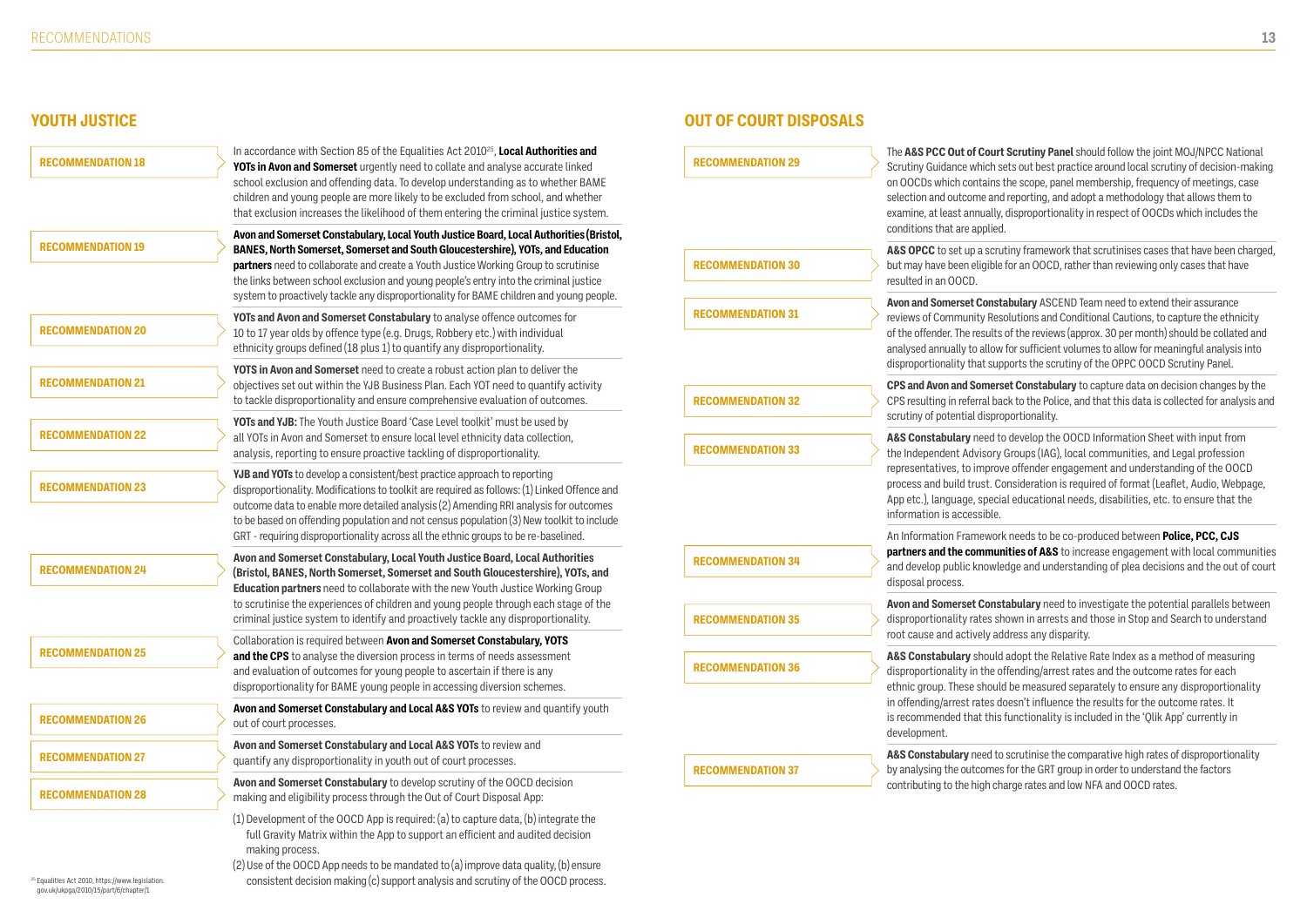## YOUTH JUSTICE

**RECOMMENDATION 18**

In accordance with Section 85 of the Equalities Act 2010[25], **Local Authorities and YOTs in Avon and Somerset** urgently need to collate and analyse accurate linked school exclusion and offending data. To develop understanding as to whether BAME children and young people are more likely to be excluded from school, and whether that exclusion increases the likelihood of them entering the criminal justice system.

**RECOMMENDATION 19**

**Avon and Somerset Constabulary, Local Youth Justice Board, Local Authorities (Bristol, BANES, North Somerset, Somerset and South Gloucestershire), YOTs, and Education partners** need to collaborate and create a Youth Justice Working Group to scrutinise the links between school exclusion and young people's entry into the criminal justice system to proactively tackle any disproportionality for BAME children and young people.

**RECOMMENDATION 20**

**YOTs and Avon and Somerset Constabulary** to analyse offence outcomes for 10 to 17 year olds by offence type (e.g. Drugs, Robbery etc.) with individual ethnicity groups defined (18 plus 1) to quantify any disproportionality.

**RECOMMENDATION 21**

**YOTS in Avon and Somerset** need to create a robust action plan to deliver the objectives set out within the YJB Business Plan. Each YOT need to quantify activity to tackle disproportionality and ensure comprehensive evaluation of outcomes.

**RECOMMENDATION 22**

**YOTs and YJB:** The Youth Justice Board 'Case Level toolkit' must be used by all YOTs in Avon and Somerset to ensure local level ethnicity data collection, analysis, reporting to ensure proactive tackling of disproportionality.

**RECOMMENDATION 23**

**YJB and YOTs** to develop a consistent/best practice approach to reporting disproportionality. Modifications to toolkit are required as follows: (1) Linked Offence and outcome data to enable more detailed analysis (2) Amending RRI analysis for outcomes to be based on offending population and not census population (3) New toolkit to include GRT - requiring disproportionality across all the ethnic groups to be re-baselined.

**RECOMMENDATION 24**

**Avon and Somerset Constabulary, Local Youth Justice Board, Local Authorities (Bristol, BANES, North Somerset, Somerset and South Gloucestershire), YOTs, and Education partners** need to collaborate with the new Youth Justice Working Group to scrutinise the experiences of children and young people through each stage of the criminal justice system to identify and proactively tackle any disproportionality.

**RECOMMENDATION 25**

Collaboration is required between **Avon and Somerset Constabulary, YOTS and the CPS** to analyse the diversion process in terms of needs assessment and evaluation of outcomes for young people to ascertain if there is any disproportionality for BAME young people in accessing diversion schemes.

**RECOMMENDATION 26**

**Avon and Somerset Constabulary and Local A&S YOTs** to review and quantify youth out of court processes.

**RECOMMENDATION 27**

**Avon and Somerset Constabulary and Local A&S YOTs** to review and quantify any disproportionality in youth out of court processes.

**RECOMMENDATION 28**

**Avon and Somerset Constabulary** to develop scrutiny of the OOCD decision making and eligibility process through the Out of Court Disposal App:

(1) Development of the OOCD App is required: (a) to capture data, (b) integrate the full Gravity Matrix within the App to support an efficient and audited decision making process.

(2) Use of the OOCD App needs to be mandated to (a) improve data quality, (b) ensure consistent decision making (c) support analysis and scrutiny of the OOCD process.

[25] Equalities Act 2010, https://www.legislation.gov.uk/ukpga/2010/15/part/6/chapter/1

## OUT OF COURT DISPOSALS

**RECOMMENDATION 29**

The **A&S PCC Out of Court Scrutiny Panel** should follow the joint MOJ/NPCC National Scrutiny Guidance which sets out best practice around local scrutiny of decision-making on OOCDs which contains the scope, panel membership, frequency of meetings, case selection and outcome and reporting, and adopt a methodology that allows them to examine, at least annually, disproportionality in respect of OOCDs which includes the conditions that are applied.

**RECOMMENDATION 30**

**A&S OPCC** to set up a scrutiny framework that scrutinises cases that have been charged, but may have been eligible for an OOCD, rather than reviewing only cases that have resulted in an OOCD.

**RECOMMENDATION 31**

**Avon and Somerset Constabulary** ASCEND Team need to extend their assurance reviews of Community Resolutions and Conditional Cautions, to capture the ethnicity of the offender. The results of the reviews (approx. 30 per month) should be collated and analysed annually to allow for sufficient volumes to allow for meaningful analysis into disproportionality that supports the scrutiny of the OPPC OOCD Scrutiny Panel.

**RECOMMENDATION 32**

**CPS and Avon and Somerset Constabulary** to capture data on decision changes by the CPS resulting in referral back to the Police, and that this data is collected for analysis and scrutiny of potential disproportionality.

**RECOMMENDATION 33**

**A&S Constabulary** need to develop the OOCD Information Sheet with input from the Independent Advisory Groups (IAG), local communities, and Legal profession representatives, to improve offender engagement and understanding of the OOCD process and build trust. Consideration is required of format (Leaflet, Audio, Webpage, App etc.), language, special educational needs, disabilities, etc. to ensure that the information is accessible.

**RECOMMENDATION 34**

An Information Framework needs to be co-produced between **Police, PCC, CJS partners and the communities of A&S** to increase engagement with local communities and develop public knowledge and understanding of plea decisions and the out of court disposal process.

**RECOMMENDATION 35**

**Avon and Somerset Constabulary** need to investigate the potential parallels between disproportionality rates shown in arrests and those in Stop and Search to understand root cause and actively address any disparity.

**RECOMMENDATION 36**

**A&S Constabulary** should adopt the Relative Rate Index as a method of measuring disproportionality in the offending/arrest rates and the outcome rates for each ethnic group. These should be measured separately to ensure any disproportionality in offending/arrest rates doesn't influence the results for the outcome rates. It is recommended that this functionality is included in the 'Qlik App' currently in development.

**RECOMMENDATION 37**

**A&S Constabulary** need to scrutinise the comparative high rates of disproportionality by analysing the outcomes for the GRT group in order to understand the factors contributing to the high charge rates and low NFA and OOCD rates.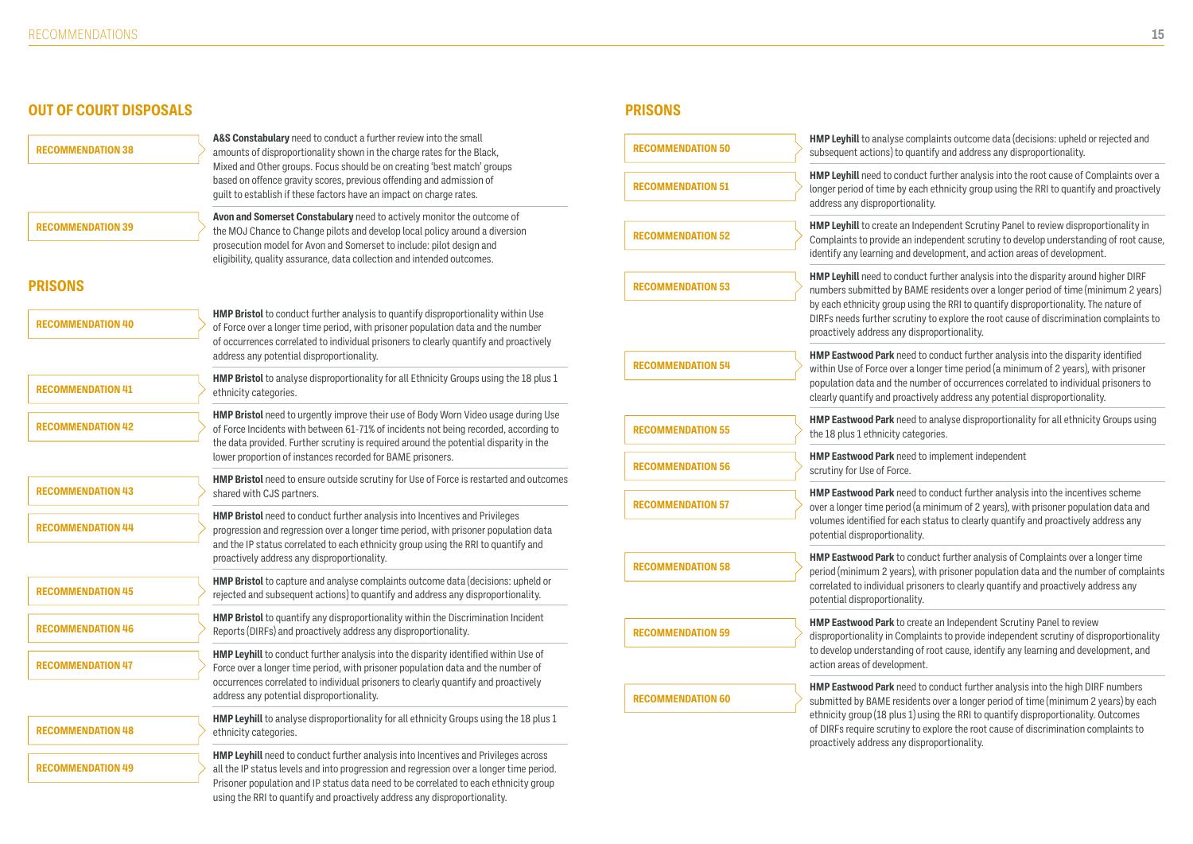## OUT OF COURT DISPOSALS

**RECOMMENDATION 38**

**A&S Constabulary** need to conduct a further review into the small amounts of disproportionality shown in the charge rates for the Black, Mixed and Other groups. Focus should be on creating 'best match' groups based on offence gravity scores, previous offending and admission of guilt to establish if these factors have an impact on charge rates.

**RECOMMENDATION 39**

**Avon and Somerset Constabulary** need to actively monitor the outcome of the MOJ Chance to Change pilots and develop local policy around a diversion prosecution model for Avon and Somerset to include: pilot design and eligibility, quality assurance, data collection and intended outcomes.

## PRISONS

**RECOMMENDATION 40**

**HMP Bristol** to conduct further analysis to quantify disproportionality within Use of Force over a longer time period, with prisoner population data and the number of occurrences correlated to individual prisoners to clearly quantify and proactively address any potential disproportionality.

**RECOMMENDATION 41**

**HMP Bristol** to analyse disproportionality for all Ethnicity Groups using the 18 plus 1 ethnicity categories.

**RECOMMENDATION 42**

**HMP Bristol** need to urgently improve their use of Body Worn Video usage during Use of Force Incidents with between 61-71% of incidents not being recorded, according to the data provided. Further scrutiny is required around the potential disparity in the lower proportion of instances recorded for BAME prisoners.

**RECOMMENDATION 43**

**HMP Bristol** need to ensure outside scrutiny for Use of Force is restarted and outcomes shared with CJS partners.

**RECOMMENDATION 44**

**HMP Bristol** need to conduct further analysis into Incentives and Privileges progression and regression over a longer time period, with prisoner population data and the IP status correlated to each ethnicity group using the RRI to quantify and proactively address any disproportionality.

**RECOMMENDATION 45**

**HMP Bristol** to capture and analyse complaints outcome data (decisions: upheld or rejected and subsequent actions) to quantify and address any disproportionality.

**RECOMMENDATION 46**

**HMP Bristol** to quantify any disproportionality within the Discrimination Incident Reports (DIRFs) and proactively address any disproportionality.

**RECOMMENDATION 47**

**HMP Leyhill** to conduct further analysis into the disparity identified within Use of Force over a longer time period, with prisoner population data and the number of occurrences correlated to individual prisoners to clearly quantify and proactively address any potential disproportionality.

**RECOMMENDATION 48**

**HMP Leyhill** to analyse disproportionality for all Ethnicity Groups using the 18 plus 1 ethnicity categories.

**RECOMMENDATION 49**

**HMP Leyhill** need to conduct further analysis into Incentives and Privileges across all the IP status levels and into progression and regression over a longer time period. Prisoner population and IP status data need to be correlated to each ethnicity group using the RRI to quantify and proactively address any disproportionality.

## PRISONS

**RECOMMENDATION 50**

**HMP Leyhill** to analyse complaints outcome data (decisions: upheld or rejected and subsequent actions) to quantify and address any disproportionality.

**RECOMMENDATION 51**

**HMP Leyhill** need to conduct further analysis into the root cause of Complaints over a longer period of time by each ethnicity group using the RRI to quantify and proactively address any disproportionality.

**RECOMMENDATION 52**

**HMP Leyhill** to create an Independent Scrutiny Panel to review disproportionality in Complaints to provide an independent scrutiny to develop understanding of root cause, identify any learning and development, and action areas of development.

**RECOMMENDATION 53**

**HMP Leyhill** need to conduct further analysis into the disparity around higher DIRF numbers submitted by BAME residents over a longer period of time (minimum 2 years) by each ethnicity group using the RRI to quantify disproportionality. The nature of DIRFs needs further scrutiny to explore the root cause of discrimination complaints to proactively address any disproportionality.

**RECOMMENDATION 54**

**HMP Eastwood Park** need to conduct further analysis into the disparity identified within Use of Force over a longer time period (a minimum of 2 years), with prisoner population data and the number of occurrences correlated to individual prisoners to clearly quantify and proactively address any potential disproportionality.

**RECOMMENDATION 55**

**HMP Eastwood Park** need to analyse disproportionality for all ethnicity Groups using the 18 plus 1 ethnicity categories.

**RECOMMENDATION 56**

**HMP Eastwood Park** need to implement independent scrutiny for Use of Force.

**RECOMMENDATION 57**

**HMP Eastwood Park** need to conduct further analysis into the incentives scheme over a longer time period (a minimum of 2 years), with prisoner population data and volumes identified for each status to clearly quantify and proactively address any potential disproportionality.

**RECOMMENDATION 58**

**HMP Eastwood Park** to conduct further analysis of Complaints over a longer time period (minimum 2 years), with prisoner population data and the number of complaints correlated to individual prisoners to clearly quantify and proactively address any potential disproportionality.

**RECOMMENDATION 59**

**HMP Eastwood Park** to create an Independent Scrutiny Panel to review disproportionality in Complaints to provide independent scrutiny of disproportionality to develop understanding of root cause, identify any learning and development, and action areas of development.

**RECOMMENDATION 60**

**HMP Eastwood Park** need to conduct further analysis into the high DIRF numbers submitted by BAME residents over a longer period of time (minimum 2 years) by each ethnicity group (18 plus 1) using the RRI to quantify disproportionality. Outcomes of DIRFs require scrutiny to explore the root cause of discrimination complaints to proactively address any disproportionality.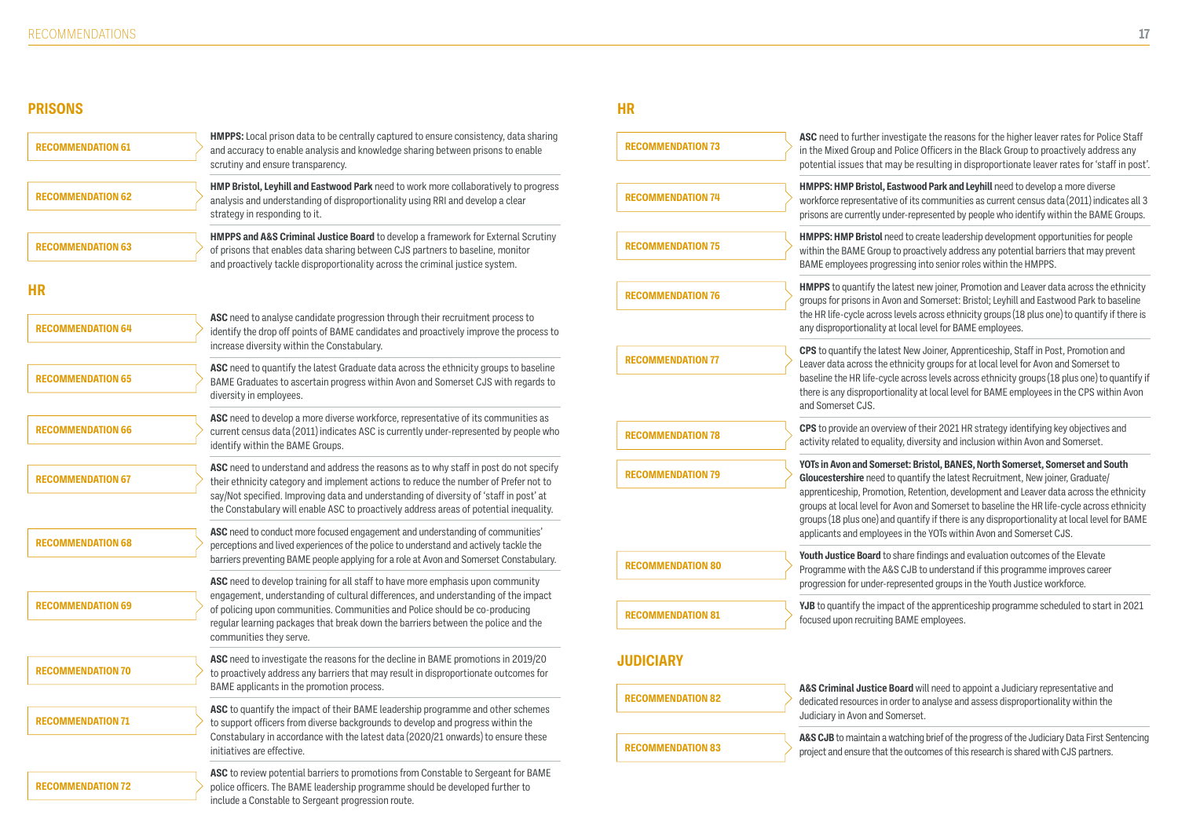## PRISONS

**RECOMMENDATION 61**

**HMPPS:** Local prison data to be centrally captured to ensure consistency, data sharing and accuracy to enable analysis and knowledge sharing between prisons to enable scrutiny and ensure transparency.

**RECOMMENDATION 62**

**HMP Bristol, Leyhill and Eastwood Park** need to work more collaboratively to progress analysis and understanding of disproportionality using RRI and develop a clear strategy in responding to it.

**RECOMMENDATION 63**

**HMPPS and A&S Criminal Justice Board** to develop a framework for External Scrutiny of prisons that enables data sharing between CJS partners to baseline, monitor and proactively tackle disproportionality across the criminal justice system.

## HR

**RECOMMENDATION 64**

**ASC** need to analyse candidate progression through their recruitment process to identify the drop off points of BAME candidates and proactively improve the process to increase diversity within the Constabulary.

**RECOMMENDATION 65**

**ASC** need to quantify the latest Graduate data across the ethnicity groups to baseline BAME Graduates to ascertain progress within Avon and Somerset CJS with regards to diversity in employees.

**RECOMMENDATION 66**

**ASC** need to develop a more diverse workforce, representative of its communities as current census data (2011) indicates ASC is currently under-represented by people who identify within the BAME Groups.

**RECOMMENDATION 67**

**ASC** need to understand and address the reasons as to why staff in post do not specify their ethnicity category and implement actions to reduce the number of Prefer not to say/Not specified. Improving data and understanding of diversity of 'staff in post' at the Constabulary will enable ASC to proactively address areas of potential inequality.

**RECOMMENDATION 68**

**ASC** need to conduct more focused engagement and understanding of communities' perceptions and lived experiences of the police to understand and actively tackle the barriers preventing BAME people applying for a role at Avon and Somerset Constabulary.

**RECOMMENDATION 69**

**ASC** need to develop training for all staff to have more emphasis upon community engagement, understanding of cultural differences, and understanding of the impact of policing upon communities. Communities and Police should be co-producing regular learning packages that break down the barriers between the police and the communities they serve.

**RECOMMENDATION 70**

**ASC** need to investigate the reasons for the decline in BAME promotions in 2019/20 to proactively address any barriers that may result in disproportionate outcomes for BAME applicants in the promotion process.

**RECOMMENDATION 71**

**ASC** to quantify the impact of their BAME leadership programme and other schemes to support officers from diverse backgrounds to develop and progress within the Constabulary in accordance with the latest data (2020/21 onwards) to ensure these initiatives are effective.

**RECOMMENDATION 72**

**ASC** to review potential barriers to promotions from Constable to Sergeant for BAME police officers. The BAME leadership programme should be developed further to include a Constable to Sergeant progression route.

## HR

**RECOMMENDATION 73**

**ASC** need to further investigate the reasons for the higher leaver rates for Police Staff in the Mixed Group and Police Officers in the Black Group to proactively address any potential issues that may be resulting in disproportionate leaver rates for 'staff in post'.

**RECOMMENDATION 74**

**HMPPS: HMP Bristol, Eastwood Park and Leyhill** need to develop a more diverse workforce representative of its communities as current census data (2011) indicates all 3 prisons are currently under-represented by people who identify within the BAME Groups.

**RECOMMENDATION 75**

**HMPPS: HMP Bristol** need to create leadership development opportunities for people within the BAME Group to proactively address any potential barriers that may prevent BAME employees progressing into senior roles within the HMPPS.

**RECOMMENDATION 76**

**HMPPS** to quantify the latest new joiner, Promotion and Leaver data across the ethnicity groups for prisons in Avon and Somerset: Bristol; Leyhill and Eastwood Park to baseline the HR life-cycle across levels across ethnicity groups (18 plus one) to quantify if there is any disproportionality at local level for BAME employees.

**RECOMMENDATION 77**

**CPS** to quantify the latest New Joiner, Apprenticeship, Staff in Post, Promotion and Leaver data across the ethnicity groups for at local level for Avon and Somerset to baseline the HR life-cycle across levels across ethnicity groups (18 plus one) to quantify if there is any disproportionality at local level for BAME employees in the CPS within Avon and Somerset CJS.

**RECOMMENDATION 78**

**CPS** to provide an overview of their 2021 HR strategy identifying key objectives and activity related to equality, diversity and inclusion within Avon and Somerset.

**RECOMMENDATION 79**

**YOTs in Avon and Somerset: Bristol, BANES, North Somerset, Somerset and South Gloucestershire** need to quantify the latest Recruitment, New joiner, Graduate/apprenticeship, Promotion, Retention, development and Leaver data across the ethnicity groups at local level for Avon and Somerset to baseline the HR life-cycle across ethnicity groups (18 plus one) and quantify if there is any disproportionality at local level for BAME applicants and employees in the YOTs within Avon and Somerset CJS.

**RECOMMENDATION 80**

**Youth Justice Board** to share findings and evaluation outcomes of the Elevate Programme with the A&S CJB to understand if this programme improves career progression for under-represented groups in the Youth Justice workforce.

**RECOMMENDATION 81**

**YJB** to quantify the impact of the apprenticeship programme scheduled to start in 2021 focused upon recruiting BAME employees.

## JUDICIARY

**RECOMMENDATION 82**

**A&S Criminal Justice Board** will need to appoint a Judiciary representative and dedicated resources in order to analyse and assess disproportionality within the Judiciary in Avon and Somerset.

**RECOMMENDATION 83**

**A&S CJB** to maintain a watching brief of the progress of the Judiciary Data First Sentencing project and ensure that the outcomes of this research is shared with CJS partners.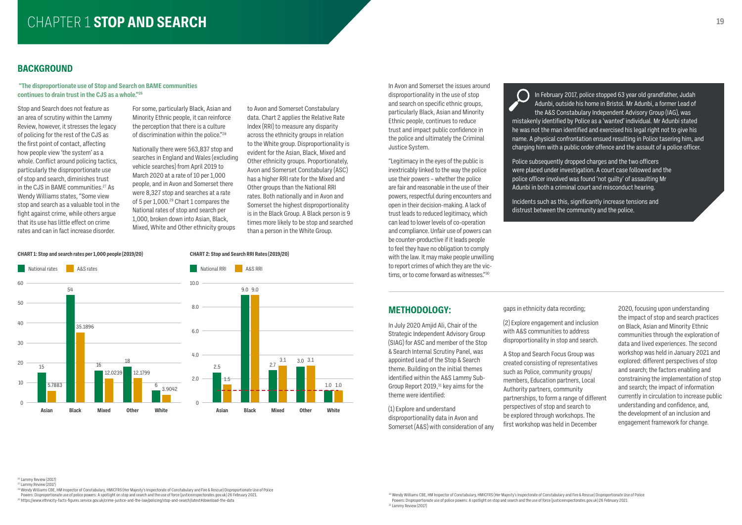# CHAPTER 1 STOP AND SEARCH

## BACKGROUND

**"The disproportionate use of Stop and Search on BAME communities continues to drain trust in the CJS as a whole."[26]**

Stop and Search does not feature as an area of scrutiny within the Lammy Review, however, it stresses the legacy of policing for the rest of the CJS as the first point of contact, affecting how people view 'the system' as a whole. Conflict around policing tactics, particularly the disproportionate use of stop and search, diminishes trust in the CJS in BAME communities.[27] As Wendy Williams states, "Some view stop and search as a valuable tool in the fight against crime, while others argue that its use has little effect on crime rates and can in fact increase disorder.

For some, particularly Black, Asian and Minority Ethnic people, it can reinforce the perception that there is a culture of discrimination within the police."[28]

Nationally there were 563,837 stop and searches in England and Wales (excluding vehicle searches) from April 2019 to March 2020 at a rate of 10 per 1,000 people, and in Avon and Somerset there were 8,327 stop and searches at a rate of 5 per 1,000.[29] Chart 1 compares the National rates of stop and search per 1,000, broken down into Asian, Black, Mixed, White and Other ethnicity groups to Avon and Somerset Constabulary data. Chart 2 applies the Relative Rate Index (RRI) to measure any disparity across the ethnicity groups in relation to the White group. Disproportionality is evident for the Asian, Black, Mixed and Other ethnicity groups. Proportionately, Avon and Somerset Constabulary (ASC) has a higher RRI rate for the Mixed and Other groups than the National RRI rates. Both nationally and in Avon and Somerset the highest disproportionality is in the Black Group. A Black person is 9 times more likely to be stop and searched than a person in the White Group.

**CHART 1: Stop and search rates per 1,000 people (2019/20)**

| | National rates | A&S rates |
|---|---|---|
| Asian | 15 | 5.7883 |
| Black | 54 | 35.1896 |
| Mixed | 16 | 12.0239 |
| Other | 18 | 12.1799 |
| White | 6 | 3.9042 |

**CHART 2: Stop and Search RRI Rates (2019/20)**

| | National RRI | A&S RRI |
|---|---|---|
| Asian | 2.5 | 1.5 |
| Black | 9.0 | 9.0 |
| Mixed | 2.7 | 3.1 |
| Other | 3.0 | 3.1 |
| White | 1.0 | 1.0 |

In Avon and Somerset the issues around disproportionality in the use of stop and search on specific ethnic groups, particularly Black, Asian and Minority Ethnic people, continues to reduce trust and impact public confidence in the police and ultimately the Criminal Justice System.

"Legitimacy in the eyes of the public is inextricably linked to the way the police use their powers – whether the police are fair and reasonable in the use of their powers, respectful during encounters and open in their decision-making. A lack of trust leads to reduced legitimacy, which can lead to lower levels of co-operation and compliance. Unfair use of powers can be counter-productive if it leads people to feel they have no obligation to comply with the law. It may make people unwilling to report crimes of which they are the victims, or to come forward as witnesses."[30]

In February 2017, police stopped 63 year old grandfather, Judah Adunbi, outside his home in Bristol. Mr Adunbi, a former Lead of the A&S Constabulary Independent Advisory Group (IAG), was mistakenly identified by Police as a 'wanted' individual. Mr Adunbi stated he was not the man identified and exercised his legal right not to give his name. A physical confrontation ensued resulting in Police tasering him, and charging him with a public order offence and the assault of a police officer.

Police subsequently dropped charges and the two officers were placed under investigation. A court case followed and the police officer involved was found 'not guilty' of assaulting Mr Adunbi in both a criminal court and misconduct hearing.

Incidents such as this, significantly increase tensions and distrust between the community and the police.

## METHODOLOGY:

In July 2020 Amjid Ali, Chair of the Strategic Independent Advisory Group (SIAG) for ASC and member of the Stop & Search Internal Scrutiny Panel, was appointed Lead of the Stop & Search theme. Building on the initial themes identified within the A&S Lammy Sub-Group Report 2019,[31] key aims for the theme were identified:

(1) Explore and understand disproportionality data in Avon and Somerset (A&S) with consideration of any gaps in ethnicity data recording;

(2) Explore engagement and inclusion with A&S communities to address disproportionality in stop and search.

A Stop and Search Focus Group was created consisting of representatives such as Police, community groups/members, Education partners, Local Authority partners, community partnerships, to form a range of different perspectives of stop and search to be explored through workshops. The first workshop was held in December 2020, focusing upon understanding the impact of stop and search practices on Black, Asian and Minority Ethnic communities through the exploration of data and lived experiences. The second workshop was held in January 2021 and explored: different perspectives of stop and search; the factors enabling and constraining the implementation of stop and search; the impact of information currently in circulation to increase public understanding and confidence, and, the development of an inclusion and engagement framework for change.

---

[26] Lammy Review (2017)
[27] Lammy Review (2017)
[28] Wendy Williams CBE, HM Inspector of Constabulary, HMICFRS (Her Majesty's Inspectorate of Constabulary and Fire & Rescue) Disproportionate Use of Police Powers: Disproportionate use of police powers: A spotlight on stop and search and the use of force (justiceinspectorates.gov.uk) 26 February 2021.
[29] https://www.ethnicity-facts-figures.service.gov.uk/crime-justice-and-the-law/policing/stop-and-search/latest#download-the-data
[30] Wendy Williams CBE, HM Inspector of Constabulary, HMICFRS (Her Majesty's Inspectorate of Constabulary and Fire & Rescue) Disproportionate Use of Police Powers: Disproportionate use of police powers: A spotlight on stop and search and the use of force (justiceinspectorates.gov.uk) 26 February 2021
[31] Lammy Review (2017)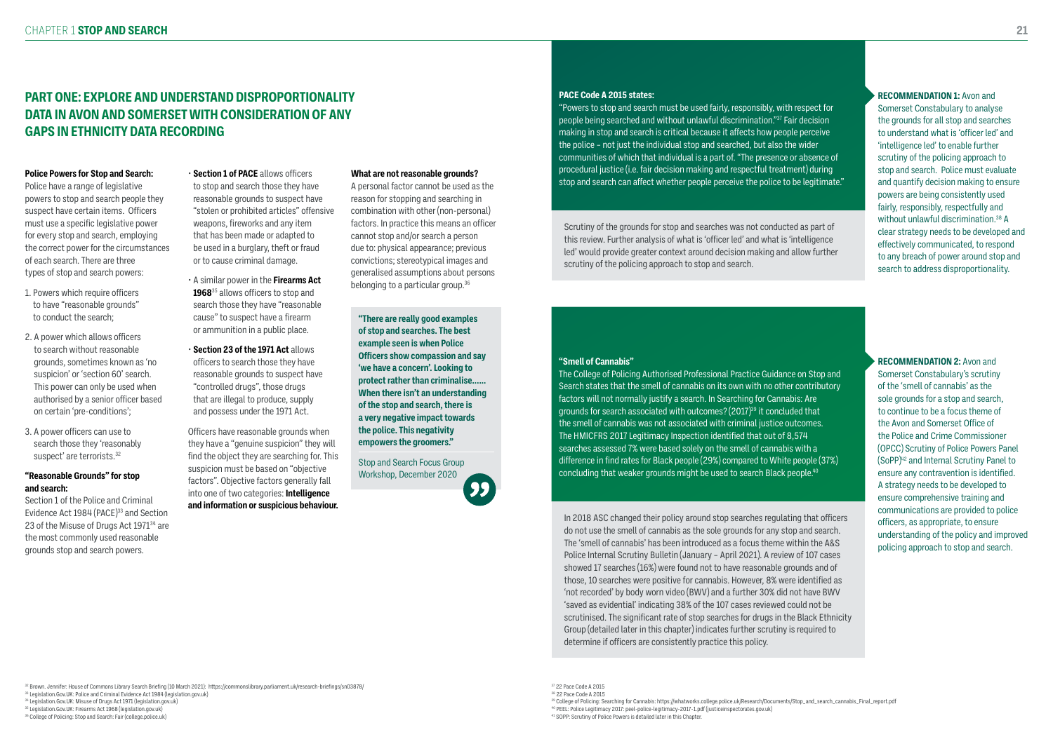## PART ONE: EXPLORE AND UNDERSTAND DISPROPORTIONALITY DATA IN AVON AND SOMERSET WITH CONSIDERATION OF ANY GAPS IN ETHNICITY DATA RECORDING

**Police Powers for Stop and Search:**
Police have a range of legislative powers to stop and search people they suspect have certain items. Officers must use a specific legislative power for every stop and search, employing the correct power for the circumstances of each search. There are three types of stop and search powers:

1. Powers which require officers to have "reasonable grounds" to conduct the search;
2. A power which allows officers to search without reasonable grounds, sometimes known as 'no suspicion' or 'section 60' search. This power can only be used when authorised by a senior officer based on certain 'pre-conditions';
3. A power officers can use to search those they 'reasonably suspect' are terrorists.[32]

**"Reasonable Grounds" for stop and search:**
Section 1 of the Police and Criminal Evidence Act 1984 (PACE)[33] and Section 23 of the Misuse of Drugs Act 1971[34] are the most commonly used reasonable grounds stop and search powers.

- **Section 1 of PACE** allows officers to stop and search those they have reasonable grounds to suspect have "stolen or prohibited articles" offensive weapons, fireworks and any item that has been made or adapted to be used in a burglary, theft or fraud or to cause criminal damage.
- A similar power in the **Firearms Act 1968**[35] allows officers to stop and search those they have "reasonable cause" to suspect have a firearm or ammunition in a public place.
- **Section 23 of the 1971 Act** allows officers to search those they have reasonable grounds to suspect have "controlled drugs", those drugs that are illegal to produce, supply and possess under the 1971 Act.

Officers have reasonable grounds when they have a "genuine suspicion" they will find the object they are searching for. This suspicion must be based on "objective factors". Objective factors generally fall into one of two categories: **Intelligence and information or suspicious behaviour.**

**What are not reasonable grounds?**
A personal factor cannot be used as the reason for stopping and searching in combination with other (non-personal) factors. In practice this means an officer cannot stop and/or search a person due to: physical appearance; previous convictions; stereotypical images and generalised assumptions about persons belonging to a particular group.[36]

> **"There are really good examples of stop and searches. The best example seen is when Police Officers show compassion and say 'we have a concern'. Looking to protect rather than criminalise...... When there isn't an understanding of the stop and search, there is a very negative impact towards the police. This negativity empowers the groomers."**
>
> Stop and Search Focus Group Workshop, December 2020

**PACE Code A 2015 states:**
"Powers to stop and search must be used fairly, responsibly, with respect for people being searched and without unlawful discrimination."[37] Fair decision making in stop and search is critical because it affects how people perceive the police – not just the individual stop and searched, but also the wider communities of which that individual is a part of. "The presence or absence of procedural justice (i.e. fair decision making and respectful treatment) during stop and search can affect whether people perceive the police to be legitimate."

Scrutiny of the grounds for stop and searches was not conducted as part of this review. Further analysis of what is 'officer led' and what is 'intelligence led' would provide greater context around decision making and allow further scrutiny of the policing approach to stop and search.

**RECOMMENDATION 1:** Avon and Somerset Constabulary to analyse the grounds for all stop and searches to understand what is 'officer led' and 'intelligence led' to enable further scrutiny of the policing approach to stop and search. Police must evaluate and quantify decision making to ensure powers are being consistently used fairly, responsibly, respectfully and without unlawful discrimination.[38] A clear strategy needs to be developed and effectively communicated, to respond to any breach of power around stop and search to address disproportionality.

**"Smell of Cannabis"**
The College of Policing Authorised Professional Practice Guidance on Stop and Search states that the smell of cannabis on its own with no other contributory factors will not normally justify a search. In Searching for Cannabis: Are grounds for search associated with outcomes? (2017)[39] it concluded that the smell of cannabis was not associated with criminal justice outcomes. The HMICFRS 2017 Legitimacy Inspection identified that out of 8,574 searches assessed 7% were based solely on the smell of cannabis with a difference in find rates for Black people (29%) compared to White people (37%) concluding that weaker grounds might be used to search Black people.[40]

In 2018 ASC changed their policy around stop searches regulating that officers do not use the smell of cannabis as the sole grounds for any stop and search. The 'smell of cannabis' has been introduced as a focus theme within the A&S Police Internal Scrutiny Bulletin (January – April 2021). A review of 107 cases showed 17 searches (16%) were found not to have reasonable grounds and of those, 10 searches were positive for cannabis. However, 8% were identified as 'not recorded' by body worn video (BWV) and a further 30% did not have BWV 'saved as evidential' indicating 38% of the 107 cases reviewed could not be scrutinised. The significant rate of stop searches for drugs in the Black Ethnicity Group (detailed later in this chapter) indicates further scrutiny is required to determine if officers are consistently practice this policy.

**RECOMMENDATION 2:** Avon and Somerset Constabulary's scrutiny of the 'smell of cannabis' as the sole grounds for a stop and search, to continue to be a focus theme of the Avon and Somerset Office of the Police and Crime Commissioner (OPCC) Scrutiny of Police Powers Panel (SoPP)[42] and Internal Scrutiny Panel to ensure any contravention is identified. A strategy needs to be developed to ensure comprehensive training and communications are provided to police officers, as appropriate, to ensure understanding of the policy and improved policing approach to stop and search.

---

[32] Brown, Jennifer: House of Commons Library Search Briefing (10 March 2021): https://commonslibrary.parliament.uk/research-briefings/sn03878/
[33] Legislation.Gov.UK: Police and Criminal Evidence Act 1984 (legislation.gov.uk)
[34] Legislation.Gov.UK: Misuse of Drugs Act 1971 (legislation.gov.uk)
[35] Legislation.Gov.UK: Firearms Act 1968 (legislation.gov.uk)
[36] College of Policing: Stop and Search: Fair (college.police.uk)
[37] 22 Pace Code A 2015
[38] 22 Pace Code A 2015
[39] College of Policing: Searching for Cannabis: https://whatworks.college.police.uk/Research/Documents/Stop_and_search_cannabis_Final_report.pdf
[40] PEEL: Police Legitimacy 2017: peel-police-legitimacy-2017-1.pdf (justiceinspectorates.gov.uk)
[41] SOPP: Scrutiny of Police Powers is detailed later in this Chapter.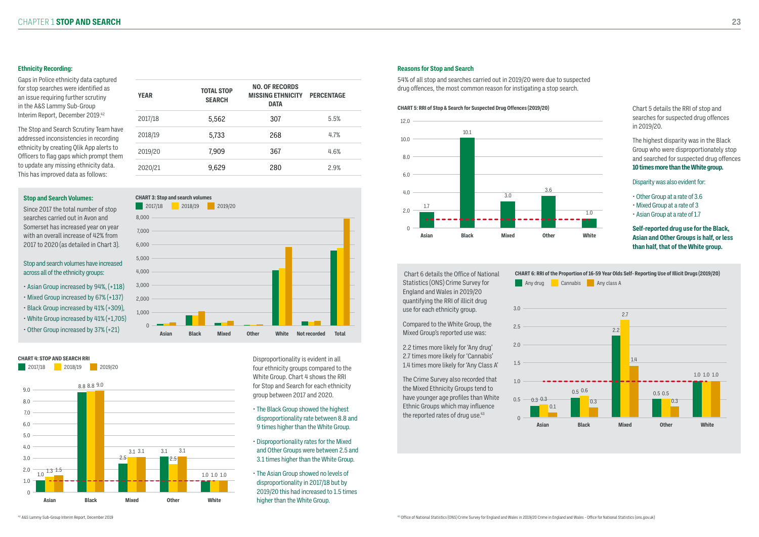### Ethnicity Recording:

Gaps in Police ethnicity data captured for stop searches were identified as an issue requiring further scrutiny in the A&S Lammy Sub-Group Interim Report, December 2019.[42]

The Stop and Search Scrutiny Team have addressed inconsistencies in recording ethnicity by creating Qlik App alerts to Officers to flag gaps which prompt them to update any missing ethnicity data. This has improved data as follows:

| YEAR | TOTAL STOP SEARCH | NO. OF RECORDS MISSING ETHNICITY DATA | PERCENTAGE |
|---|---|---|---|
| 2017/18 | 5,562 | 307 | 5.5% |
| 2018/19 | 5,733 | 268 | 4.7% |
| 2019/20 | 7,909 | 367 | 4.6% |
| 2020/21 | 9,629 | 280 | 2.9% |

### Stop and Search Volumes:

Since 2017 the total number of stop searches carried out in Avon and Somerset has increased year on year with an overall increase of 42% from 2017 to 2020 (as detailed in Chart 3).

Stop and search volumes have increased across all of the ethnicity groups:

- Asian Group increased by 94%, (+118)
- Mixed Group increased by 67% (+137)
- Black Group increased by 41% (+309),
- White Group increased by 41% (+1,705)
- Other Group increased by 37% (+21)

**CHART 3: Stop and search volumes**

**CHART 4: STOP AND SEARCH RRI**

| | 2017/18 | 2018/19 | 2019/20 |
|---|---|---|---|
| Asian | 1.0 | 1.3 | 1.5 |
| Black | 8.8 | 8.8 | 9.0 |
| Mixed | 2.5 | 3.1 | 3.1 |
| Other | 3.1 | 2.5 | 3.1 |
| White | 1.0 | 1.0 | 1.0 |

Disproportionality is evident in all four ethnicity groups compared to the White Group. Chart 4 shows the RRI for Stop and Search for each ethnicity group between 2017 and 2020.

- The Black Group showed the highest disproportionality rate between 8.8 and 9 times higher than the White Group.
- Disproportionality rates for the Mixed and Other Groups were between 2.5 and 3.1 times higher than the White Group.
- The Asian Group showed no levels of disproportionality in 2017/18 but by 2019/20 this had increased to 1.5 times higher than the White Group.

### Reasons for Stop and Search

54% of all stop and searches carried out in 2019/20 were due to suspected drug offences, the most common reason for instigating a stop search.

**CHART 5: RRI of Stop & Search for Suspected Drug Offences (2019/20)**

| Asian | Black | Mixed | Other | White |
|---|---|---|---|---|
| 1.7 | 10.1 | 3.0 | 3.6 | 1.0 |

Chart 5 details the RRI of stop and searches for suspected drug offences in 2019/20.

The highest disparity was in the Black Group who were disproportionately stop and searched for suspected drug offences **10 times more than the White group.**

Disparity was also evident for:

- Other Group at a rate of 3.6
- Mixed Group at a rate of 3
- Asian Group at a rate of 1.7

**Self-reported drug use for the Black, Asian and Other Groups is half, or less than half, that of the White group.**

Chart 6 details the Office of National Statistics (ONS) Crime Survey for England and Wales in 2019/20 quantifying the RRI of illicit drug use for each ethnicity group.

Compared to the White Group, the Mixed Group's reported use was:

2.2 times more likely for 'Any drug'
2.7 times more likely for 'Cannabis'
1.4 times more likely for 'Any Class A'

The Crime Survey also recorded that the Mixed Ethnicity Groups tend to have younger age profiles than White Ethnic Groups which may influence the reported rates of drug use.[43]

**CHART 6: RRI of the Proportion of 16-59 Year Olds Self- Reporting Use of Illicit Drugs (2019/20)**

| | Any drug | Cannabis | Any class A |
|---|---|---|---|
| Asian | 0.3 | 0.3 | 0.1 |
| Black | 0.5 | 0.6 | 0.3 |
| Mixed | 2.2 | 2.7 | 1.4 |
| Other | 0.5 | 0.5 | 0.3 |
| White | 1.0 | 1.0 | 1.0 |

[42] A&S Lammy Sub-Group Interim Report, December 2019

[43] Office of National Statistics (ONS) Crime Survey for England and Wales in 2019/20 Crime in England and Wales - Office for National Statistics (ons.gov.uk)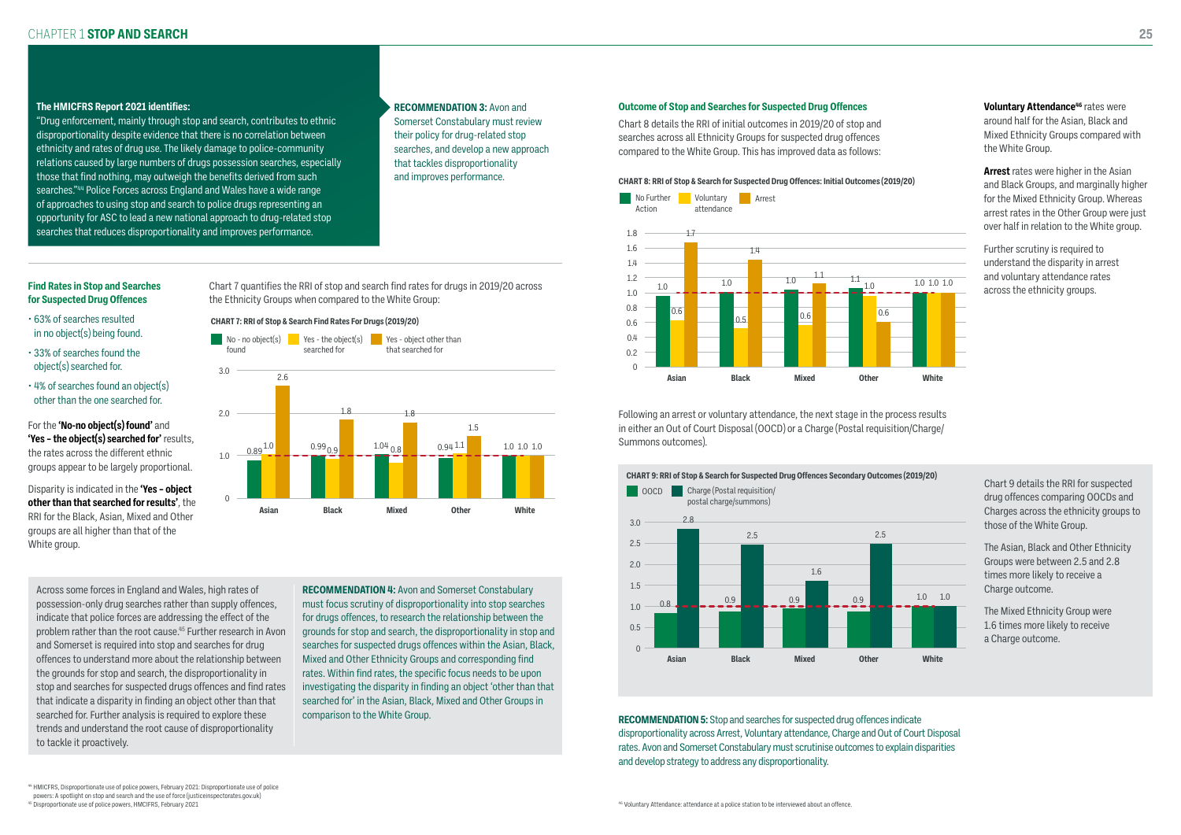**The HMICFRS Report 2021 identifies:**

"Drug enforcement, mainly through stop and search, contributes to ethnic disproportionality despite evidence that there is no correlation between ethnicity and rates of drug use. The likely damage to police-community relations caused by large numbers of drugs possession searches, especially those that find nothing, may outweigh the benefits derived from such searches."[44] Police Forces across England and Wales have a wide range of approaches to using stop and search to police drugs representing an opportunity for ASC to lead a new national approach to drug-related stop searches that reduces disproportionality and improves performance.

**RECOMMENDATION 3:** Avon and Somerset Constabulary must review their policy for drug-related stop searches, and develop a new approach that tackles disproportionality and improves performance.

### Find Rates in Stop and Searches for Suspected Drug Offences

- 63% of searches resulted in no object(s) being found.
- 33% of searches found the object(s) searched for.
- 4% of searches found an object(s) other than the one searched for.

For the **'No-no object(s) found'** and **'Yes – the object(s) searched for'** results, the rates across the different ethnic groups appear to be largely proportional.

Disparity is indicated in the **'Yes – object other than that searched for results'**, the RRI for the Black, Asian, Mixed and Other groups are all higher than that of the White group.

Chart 7 quantifies the RRI of stop and search find rates for drugs in 2019/20 across the Ethnicity Groups when compared to the White Group:

**CHART 7: RRI of Stop & Search Find Rates For Drugs (2019/20)**

| | No - no object(s) found | Yes - the object(s) searched for | Yes - object other than that searched for |
|---|---|---|---|
| Asian | 0.89 | 1.0 | 2.6 |
| Black | 0.99 | 0.9 | 1.8 |
| Mixed | 1.04 | 0.8 | 1.8 |
| Other | 0.94 | 1.1 | 1.5 |
| White | 1.0 | 1.0 | 1.0 |

Across some forces in England and Wales, high rates of possession-only drug searches rather than supply offences, indicate that police forces are addressing the effect of the problem rather than the root cause.[45] Further research in Avon and Somerset is required into stop and searches for drug offences to understand more about the relationship between the grounds for stop and search, the disproportionality in stop and searches for suspected drugs offences and find rates that indicate a disparity in finding an object other than that searched for. Further analysis is required to explore these trends and understand the root cause of disproportionality to tackle it proactively.

**RECOMMENDATION 4:** Avon and Somerset Constabulary must focus scrutiny of disproportionality into stop searches for drugs offences, to research the relationship between the grounds for stop and search, the disproportionality in stop and searches for suspected drugs offences within the Asian, Black, Mixed and Other Ethnicity Groups and corresponding find rates. Within find rates, the specific focus needs to be upon investigating the disparity in finding an object 'other than that searched for' in the Asian, Black, Mixed and Other Groups in comparison to the White Group.

### Outcome of Stop and Searches for Suspected Drug Offences

Chart 8 details the RRI of initial outcomes in 2019/20 of stop and searches across all Ethnicity Groups for suspected drug offences compared to the White Group. This has improved data as follows:

**CHART 8: RRI of Stop & Search for Suspected Drug Offences: Initial Outcomes (2019/20)**

| | No Further Action | Voluntary attendance | Arrest |
|---|---|---|---|
| Asian | 1.0 | 0.6 | 1.7 |
| Black | 1.0 | 0.5 | 1.4 |
| Mixed | 1.0 | 0.6 | 1.1 |
| Other | 1.1 | 1.0 | 0.6 |
| White | 1.0 | 1.0 | 1.0 |

**Voluntary Attendance**[46] rates were around half for the Asian, Black and Mixed Ethnicity Groups compared with the White Group.

**Arrest** rates were higher in the Asian and Black Groups, and marginally higher for the Mixed Ethnicity Group. Whereas arrest rates in the Other Group were just over half in relation to the White group.

Further scrutiny is required to understand the disparity in arrest and voluntary attendance rates across the ethnicity groups.

Following an arrest or voluntary attendance, the next stage in the process results in either an Out of Court Disposal (OOCD) or a Charge (Postal requisition/Charge/Summons outcomes).

**CHART 9: RRI of Stop & Search for Suspected Drug Offences Secondary Outcomes (2019/20)**

| | OOCD | Charge (Postal requisition/postal charge/summons) |
|---|---|---|
| Asian | 0.8 | 2.8 |
| Black | 0.9 | 2.5 |
| Mixed | 0.9 | 1.6 |
| Other | 0.9 | 2.5 |
| White | 1.0 | 1.0 |

Chart 9 details the RRI for suspected drug offences comparing OOCDs and Charges across the ethnicity groups to those of the White Group.

The Asian, Black and Other Ethnicity Groups were between 2.5 and 2.8 times more likely to receive a Charge outcome.

The Mixed Ethnicity Group were 1.6 times more likely to receive a Charge outcome.

**RECOMMENDATION 5:** Stop and searches for suspected drug offences indicate disproportionality across Arrest, Voluntary attendance, Charge and Out of Court Disposal rates. Avon and Somerset Constabulary must scrutinise outcomes to explain disparities and develop strategy to address any disproportionality.

---

[44] HMICFRS, Disproportionate use of police powers, February 2021: Disproportionate use of police powers: A spotlight on stop and search and the use of force (justiceinspectorates.gov.uk)

[45] Disproportionate use of police powers, HMICFRS, February 2021

[46] Voluntary Attendance: attendance at a police station to be interviewed about an offence.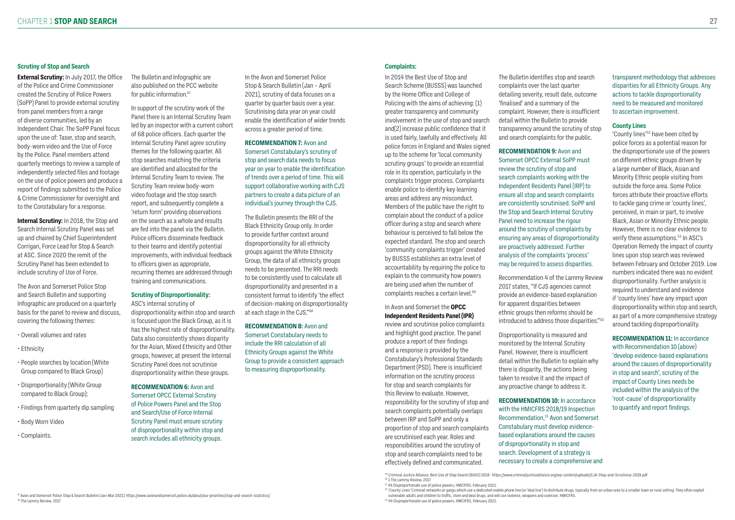### Scrutiny of Stop and Search

**External Scrutiny:** In July 2017, the Office of the Police and Crime Commissioner created the Scrutiny of Police Powers (SoPP) Panel to provide external scrutiny from panel members from a range of diverse communities, led by an Independent Chair. The SoPP Panel focus upon the use of: Taser, stop and search, body-worn video and the Use of Force by the Police. Panel members attend quarterly meetings to review a sample of independently selected files and footage on the use of police powers and produce a report of findings submitted to the Police & Crime Commissioner for oversight and to the Constabulary for a response.

**Internal Scrutiny:** In 2018, the Stop and Search Internal Scrutiny Panel was set up and chaired by Chief Superintendent Corrigan, Force Lead for Stop & Search at ASC. Since 2020 the remit of the Scrutiny Panel has been extended to include scrutiny of Use of Force.

The Avon and Somerset Police Stop and Search Bulletin and supporting Infographic are produced on a quarterly basis for the panel to review and discuss, covering the following themes:

- Overall volumes and rates
- Ethnicity
- People searches by location (White Group compared to Black Group)
- Disproportionality (White Group compared to Black Group);
- Findings from quarterly dip sampling
- Body Worn Video
- Complaints.

The Bulletin and Infographic are also published on the PCC website for public information.[47]

In support of the scrutiny work of the Panel there is an Internal Scrutiny Team led by an inspector with a current cohort of 68 police officers. Each quarter the Internal Scrutiny Panel agree scrutiny themes for the following quarter. All stop searches matching the criteria are identified and allocated for the Internal Scrutiny Team to review. The Scrutiny Team review body-worn video footage and the stop search report, and subsequently complete a 'return form' providing observations on the search as a whole and results are fed into the panel via the Bulletin. Police officers disseminate feedback to their teams and identify potential improvements, with individual feedback to officers given as appropriate, recurring themes are addressed through training and communications.

#### Scrutiny of Disproportionality:

ASC's internal scrutiny of disproportionality within stop and search is focused upon the Black Group, as it is has the highest rate of disproportionality. Data also consistently shows disparity for the Asian, Mixed Ethnicity and Other groups, however, at present the Internal Scrutiny Panel does not scrutinise disproportionality within these groups.

**RECOMMENDATION 6:** Avon and Somerset OPCC External Scrutiny of Police Powers Panel and the Stop and Search/Use of Force Internal Scrutiny Panel must ensure scrutiny of disproportionality within stop and search includes all ethnicity groups.

In the Avon and Somerset Police Stop & Search Bulletin (Jan – April 2021), scrutiny of data focuses on a quarter by quarter basis over a year. Scrutinising data year on year could enable the identification of wider trends across a greater period of time.

**RECOMMENDATION 7:** Avon and Somerset Constabulary's scrutiny of stop and search data needs to focus year on year to enable the identification of trends over a period of time. This will support collaborative working with CJS partners to create a data picture of an individual's journey through the CJS.

The Bulletin presents the RRI of the Black Ethnicity Group only. In order to provide further context around disproportionality for all ethnicity groups against the White Ethnicity Group, the data of all ethnicity groups needs to be presented. The RRI needs to be consistently used to calculate all disproportionality and presented in a consistent format to identify 'the effect of decision-making on disproportionality at each stage in the CJS.'[48]

**RECOMMENDATION 8:** Avon and Somerset Constabulary needs to include the RRI calculation of all Ethnicity Groups against the White Group to provide a consistent approach to measuring disproportionality.

### Complaints:

In 2014 the Best Use of Stop and Search Scheme (BUSSS) was launched by the Home Office and College of Policing with the aims of achieving: (1) greater transparency and community involvement in the use of stop and search and(2) increase public confidence that it is used fairly, lawfully and effectively. All police forces in England and Wales signed up to the scheme for 'local community scrutiny groups' to provide an essential role in its operation, particularly in the complaints trigger process. Complaints enable police to identify key learning areas and address any misconduct. Members of the public have the right to complain about the conduct of a police officer during a stop and search where behaviour is perceived to fall below the expected standard. The stop and search 'community complaints trigger' created by BUSSS establishes an extra level of accountability by requiring the police to explain to the community how powers are being used when the number of complaints reaches a certain level.[49]

In Avon and Somerset the **OPCC Independent Residents Panel (IPR)** review and scrutinise police complaints and highlight good practice. The panel produce a report of their findings and a response is provided by the Constabulary's Professional Standards Department (PSD). There is insufficient information on the scrutiny process for stop and search complaints for this Review to evaluate. However, responsibility for the scrutiny of stop and search complaints potentially overlaps between IRP and SoPP and only a proportion of stop and search complaints are scrutinised each year. Roles and responsibilities around the scrutiny of stop and search complaints need to be effectively defined and communicated.

The Bulletin identifies stop and search complaints over the last quarter detailing severity, result date, outcome 'finalised' and a summary of the complaint. However, there is insufficient detail within the Bulletin to provide transparency around the scrutiny of stop and search complaints for the public.

**RECOMMENDATION 9:** Avon and Somerset OPCC External SoPP must review the scrutiny of stop and search complaints working with the Independent Residents Panel (IRP) to ensure all stop and search complaints are consistently scrutinised. SoPP and the Stop and Search Internal Scrutiny Panel need to increase the rigour around the scrutiny of complaints by ensuring any areas of disproportionality are proactively addressed. Further analysis of the complaints 'process' may be required to assess disparities.

Recommendation 4 of the Lammy Review 2017 states, "If CJS agencies cannot provide an evidence-based explanation for apparent disparities between ethnic groups then reforms should be introduced to address those disparities."[50]

Disproportionality is measured and monitored by the Internal Scrutiny Panel. However, there is insufficient detail within the Bulletin to explain why there is disparity, the actions being taken to resolve it and the impact of any proactive change to address it.

**RECOMMENDATION 10:** In accordance with the HMICFRS 2018/19 Inspection Recommendation,[51] Avon and Somerset Constabulary must develop evidence-based explanations around the causes of disproportionality in stop and search. Development of a strategy is necessary to create a comprehensive and transparent methodology that addresses disparities for all Ethnicity Groups. Any actions to tackle disproportionality need to be measured and monitored to ascertain improvement.

### County Lines

'County lines'[52] have been cited by police forces as a potential reason for the disproportionate use of the powers on different ethnic groups driven by a large number of Black, Asian and Minority Ethnic people visiting from outside the force area. Some Police forces attribute their proactive efforts to tackle gang crime or 'county lines', perceived, in main or part, to involve Black, Asian or Minority Ethnic people. However, there is no clear evidence to verify these assumptions.[53] In ASC's Operation Remedy the impact of county lines upon stop search was reviewed between February and October 2019. Low numbers indicated there was no evident disproportionality. Further analysis is required to understand and evidence if 'county lines' have any impact upon disproportionality within stop and search, as part of a more comprehensive strategy around tackling disproportionality.

**RECOMMENDATION 11:** In accordance with Recommendation 10 (above) 'develop evidence-based explanations around the causes of disproportionality in stop and search', scrutiny of the impact of County Lines needs be included within the analysis of the 'root-cause' of disproportionality to quantify and report findings.

---

[47] Avon and Somerset Police Stop & Search Bulletin (Jan-Mar 2021): https://www.avonandsomerset.police.uk/about/our-priorities/stop-and-search-statistics/
[48] The Lammy Review, 2017
[49] Criminal Justice Alliance, Best Use of Stop Search (BUSS) 2018 : https://www.criminaljusticealliance.org/wp-content/uploads/CJA-Stop-and-Scrutinise-2019.pdf
[50] 1 The Lammy Review, 2017
[51] 4/4 Disproportionate use of police powers, HMICFRS, February 2021.
[52] 'County Lines' Criminal networks or gangs which use a dedicated mobile phone line (or 'deal line') to distribute drugs, typically from an urban area to a smaller town or rural setting. They often exploit vulnerable adults and children to traffic, store and deal drugs, and will use violence, weapons and coercion. HMICFRS.
[53] 4/4 Disproportionate use of police powers, HMICFRS, February 2021.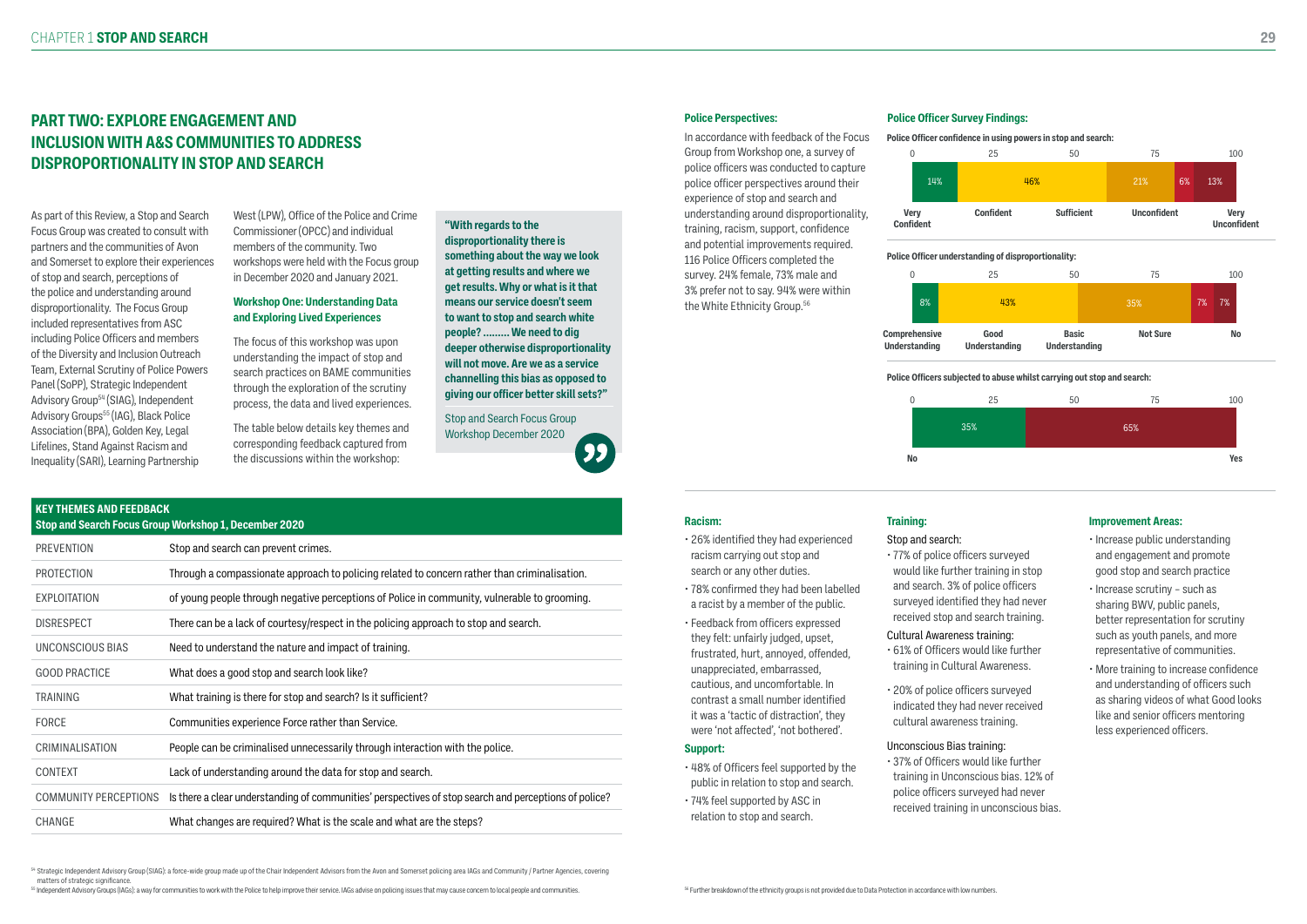## PART TWO: EXPLORE ENGAGEMENT AND INCLUSION WITH A&S COMMUNITIES TO ADDRESS DISPROPORTIONALITY IN STOP AND SEARCH

As part of this Review, a Stop and Search Focus Group was created to consult with partners and the communities of Avon and Somerset to explore their experiences of stop and search, perceptions of the police and understanding around disproportionality. The Focus Group included representatives from ASC including Police Officers and members of the Diversity and Inclusion Outreach Team, External Scrutiny of Police Powers Panel (SoPP), Strategic Independent Advisory Group[54] (SIAG), Independent Advisory Groups[55] (IAG), Black Police Association (BPA), Golden Key, Legal Lifelines, Stand Against Racism and Inequality (SARI), Learning Partnership West (LPW), Office of the Police and Crime Commissioner (OPCC) and individual members of the community. Two workshops were held with the Focus group in December 2020 and January 2021.

### Workshop One: Understanding Data and Exploring Lived Experiences

The focus of this workshop was upon understanding the impact of stop and search practices on BAME communities through the exploration of the scrutiny process, the data and lived experiences.

The table below details key themes and corresponding feedback captured from the discussions within the workshop:

> **"With regards to the disproportionality there is something about the way we look at getting results and where we get results. Why or what is it that means our service doesn't seem to want to stop and search white people? ......... We need to dig deeper otherwise disproportionality will not move. Are we as a service channelling this bias as opposed to giving our officer better skill sets?"**
>
> Stop and Search Focus Group Workshop December 2020

**KEY THEMES AND FEEDBACK**
**Stop and Search Focus Group Workshop 1, December 2020**

| Theme | Feedback |
|---|---|
| PREVENTION | Stop and search can prevent crimes. |
| PROTECTION | Through a compassionate approach to policing related to concern rather than criminalisation. |
| EXPLOITATION | of young people through negative perceptions of Police in community, vulnerable to grooming. |
| DISRESPECT | There can be a lack of courtesy/respect in the policing approach to stop and search. |
| UNCONSCIOUS BIAS | Need to understand the nature and impact of training. |
| GOOD PRACTICE | What does a good stop and search look like? |
| TRAINING | What training is there for stop and search? Is it sufficient? |
| FORCE | Communities experience Force rather than Service. |
| CRIMINALISATION | People can be criminalised unnecessarily through interaction with the police. |
| CONTEXT | Lack of understanding around the data for stop and search. |
| COMMUNITY PERCEPTIONS | Is there a clear understanding of communities' perspectives of stop search and perceptions of police? |
| CHANGE | What changes are required? What is the scale and what are the steps? |

### Police Perspectives:

In accordance with feedback of the Focus Group from Workshop one, a survey of police officers was conducted to capture police officer perspectives around their experience of stop and search and understanding around disproportionality, training, racism, support, confidence and potential improvements required. 116 Police Officers completed the survey. 24% female, 73% male and 3% prefer not to say. 94% were within the White Ethnicity Group.[56]

### Police Officer Survey Findings:

**Police Officer confidence in using powers in stop and search:**

| Very Confident | Confident | Sufficient | Unconfident | Very Unconfident |
|---|---|---|---|---|
| 14% | 46% | 21% | 6% | 13% |

**Police Officer understanding of disproportionality:**

| Comprehensive Understanding | Good Understanding | Basic Understanding | Not Sure | No |
|---|---|---|---|---|
| 8% | 43% | 35% | 7% | 7% |

**Police Officers subjected to abuse whilst carrying out stop and search:**

| No | Yes |
|---|---|
| 35% | 65% |

### Racism:

- 26% identified they had experienced racism carrying out stop and search or any other duties.
- 78% confirmed they had been labelled a racist by a member of the public.
- Feedback from officers expressed they felt: unfairly judged, upset, frustrated, hurt, annoyed, offended, unappreciated, embarrassed, cautious, and uncomfortable. In contrast a small number identified it was a 'tactic of distraction', they were 'not affected', 'not bothered'.

### Support:

- 48% of Officers feel supported by the public in relation to stop and search.
- 74% feel supported by ASC in relation to stop and search.

### Training:

Stop and search:

- 77% of police officers surveyed would like further training in stop and search. 3% of police officers surveyed identified they had never received stop and search training.

Cultural Awareness training:

- 61% of Officers would like further training in Cultural Awareness.
- 20% of police officers surveyed indicated they had never received cultural awareness training.

Unconscious Bias training:

- 37% of Officers would like further training in Unconscious bias. 12% of police officers surveyed had never received training in unconscious bias.

### Improvement Areas:

- Increase public understanding and engagement and promote good stop and search practice
- Increase scrutiny – such as sharing BWV, public panels, better representation for scrutiny such as youth panels, and more representative of communities.
- More training to increase confidence and understanding of officers such as sharing videos of what Good looks like and senior officers mentoring less experienced officers.

---

[54] Strategic Independent Advisory Group (SIAG): a force-wide group made up of the Chair Independent Advisors from the Avon and Somerset policing area IAGs and Community / Partner Agencies, covering matters of strategic significance.

[55] Independent Advisory Groups (IAGs): a way for communities to work with the Police to help improve their service. IAGs advise on policing issues that may cause concern to local people and communities.

[56] Further breakdown of the ethnicity groups is not provided due to Data Protection in accordance with low numbers.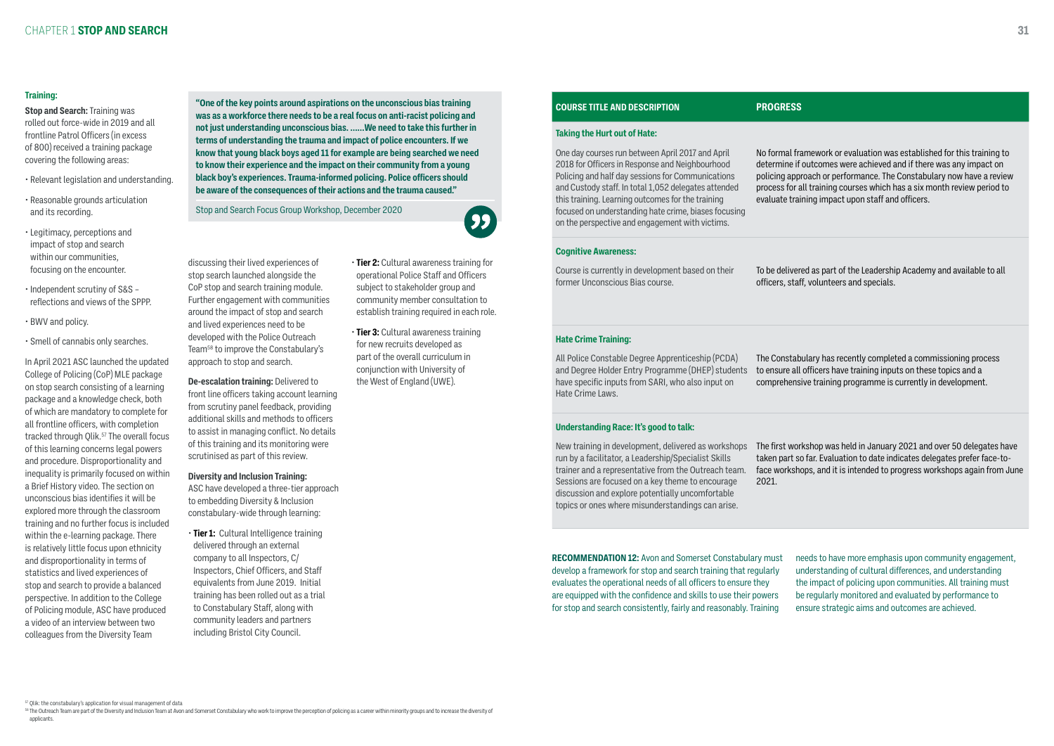**Training:**

**Stop and Search:** Training was rolled out force-wide in 2019 and all frontline Patrol Officers (in excess of 800) received a training package covering the following areas:

- Relevant legislation and understanding.
- Reasonable grounds articulation and its recording.
- Legitimacy, perceptions and impact of stop and search within our communities, focusing on the encounter.
- Independent scrutiny of S&S – reflections and views of the SPPP.
- BWV and policy.
- Smell of cannabis only searches.

In April 2021 ASC launched the updated College of Policing (CoP) MLE package on stop search consisting of a learning package and a knowledge check, both of which are mandatory to complete for all frontline officers, with completion tracked through Qlik.[57] The overall focus of this learning concerns legal powers and procedure. Disproportionality and inequality is primarily focused on within a Brief History video. The section on unconscious bias identifies it will be explored more through the classroom training and no further focus is included within the e-learning package. There is relatively little focus upon ethnicity and disproportionality in terms of statistics and lived experiences of stop and search to provide a balanced perspective. In addition to the College of Policing module, ASC have produced a video of an interview between two colleagues from the Diversity Team discussing their lived experiences of stop search launched alongside the CoP stop and search training module. Further engagement with communities around the impact of stop and search and lived experiences need to be developed with the Police Outreach Team[58] to improve the Constabulary's approach to stop and search.

> **"One of the key points around aspirations on the unconscious bias training was as a workforce there needs to be a real focus on anti-racist policing and not just understanding unconscious bias. ......We need to take this further in terms of understanding the trauma and impact of police encounters. If we know that young black boys aged 11 for example are being searched we need to know their experience and the impact on their community from a young black boy's experiences. Trauma-informed policing. Police officers should be aware of the consequences of their actions and the trauma caused."**
>
> Stop and Search Focus Group Workshop, December 2020

**De-escalation training:** Delivered to front line officers taking account learning from scrutiny panel feedback, providing additional skills and methods to officers to assist in managing conflict. No details of this training and its monitoring were scrutinised as part of this review.

**Diversity and Inclusion Training:**
ASC have developed a three-tier approach to embedding Diversity & Inclusion constabulary-wide through learning:

- **Tier 1:** Cultural Intelligence training delivered through an external company to all Inspectors, C/ Inspectors, Chief Officers, and Staff equivalents from June 2019. Initial training has been rolled out as a trial to Constabulary Staff, along with community leaders and partners including Bristol City Council.
- **Tier 2:** Cultural awareness training for operational Police Staff and Officers subject to stakeholder group and community member consultation to establish training required in each role.
- **Tier 3:** Cultural awareness training for new recruits developed as part of the overall curriculum in conjunction with University of the West of England (UWE).

| COURSE TITLE AND DESCRIPTION | PROGRESS |
|---|---|
| **Taking the Hurt out of Hate:** One day courses run between April 2017 and April 2018 for Officers in Response and Neighbourhood Policing and half day sessions for Communications and Custody staff. In total 1,052 delegates attended this training. Learning outcomes for the training focused on understanding hate crime, biases focusing on the perspective and engagement with victims. | No formal framework or evaluation was established for this training to determine if outcomes were achieved and if there was any impact on policing approach or performance. The Constabulary now have a review process for all training courses which has a six month review period to evaluate training impact upon staff and officers. |
| **Cognitive Awareness:** Course is currently in development based on their former Unconscious Bias course. | To be delivered as part of the Leadership Academy and available to all officers, staff, volunteers and specials. |
| **Hate Crime Training:** All Police Constable Degree Apprenticeship (PCDA) and Degree Holder Entry Programme (DHEP) students have specific inputs from SARI, who also input on Hate Crime Laws. | The Constabulary has recently completed a commissioning process to ensure all officers have training inputs on these topics and a comprehensive training programme is currently in development. |
| **Understanding Race: It's good to talk:** New training in development, delivered as workshops run by a facilitator, a Leadership/Specialist Skills trainer and a representative from the Outreach team. Sessions are focused on a key theme to encourage discussion and explore potentially uncomfortable topics or ones where misunderstandings can arise. | The first workshop was held in January 2021 and over 50 delegates have taken part so far. Evaluation to date indicates delegates prefer face-to-face workshops, and it is intended to progress workshops again from June 2021. |

**RECOMMENDATION 12:** Avon and Somerset Constabulary must develop a framework for stop and search training that regularly evaluates the operational needs of all officers to ensure they are equipped with the confidence and skills to use their powers for stop and search consistently, fairly and reasonably. Training needs to have more emphasis upon community engagement, understanding of cultural differences, and understanding the impact of policing upon communities. All training must be regularly monitored and evaluated by performance to ensure strategic aims and outcomes are achieved.

[57] Qlik: the constabulary's application for visual management of data

[58] The Outreach Team are part of the Diversity and Inclusion Team at Avon and Somerset Constabulary who work to improve the perception of policing as a career within minority groups and to increase the diversity of applicants.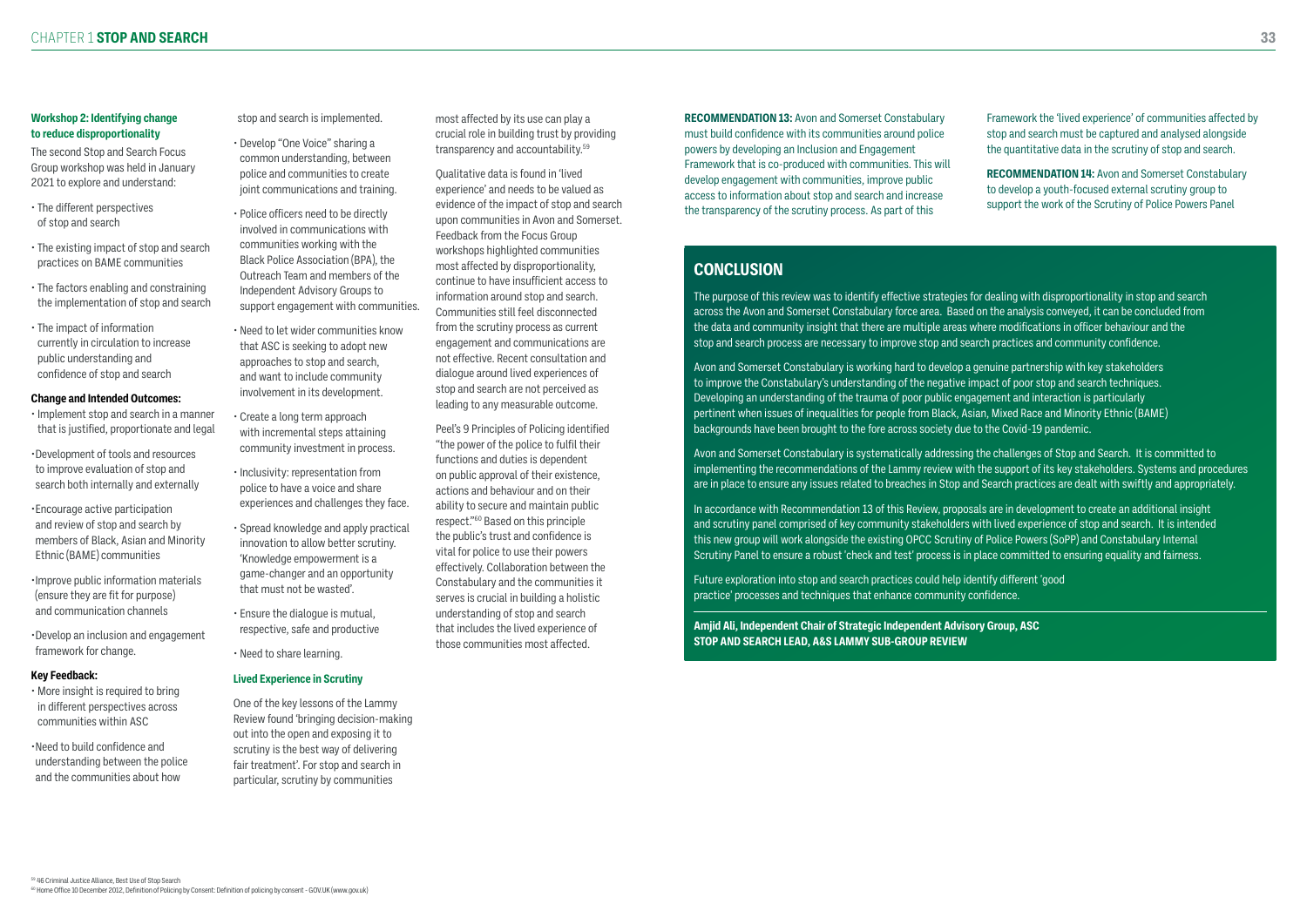#### Workshop 2: Identifying change to reduce disproportionality

The second Stop and Search Focus Group workshop was held in January 2021 to explore and understand:

- The different perspectives of stop and search
- The existing impact of stop and search practices on BAME communities
- The factors enabling and constraining the implementation of stop and search
- The impact of information currently in circulation to increase public understanding and confidence of stop and search

**Change and Intended Outcomes:**

- Implement stop and search in a manner that is justified, proportionate and legal
- Development of tools and resources to improve evaluation of stop and search both internally and externally
- Encourage active participation and review of stop and search by members of Black, Asian and Minority Ethnic (BAME) communities
- Improve public information materials (ensure they are fit for purpose) and communication channels
- Develop an inclusion and engagement framework for change.

**Key Feedback:**

- More insight is required to bring in different perspectives across communities within ASC
- Need to build confidence and understanding between the police and the communities about how stop and search is implemented.
- Develop "One Voice" sharing a common understanding, between police and communities to create joint communications and training.
- Police officers need to be directly involved in communications with communities working with the Black Police Association (BPA), the Outreach Team and members of the Independent Advisory Groups to support engagement with communities.
- Need to let wider communities know that ASC is seeking to adopt new approaches to stop and search, and want to include community involvement in its development.
- Create a long term approach with incremental steps attaining community investment in process.
- Inclusivity: representation from police to have a voice and share experiences and challenges they face.
- Spread knowledge and apply practical innovation to allow better scrutiny. 'Knowledge empowerment is a game-changer and an opportunity that must not be wasted'.
- Ensure the dialogue is mutual, respective, safe and productive
- Need to share learning.

#### Lived Experience in Scrutiny

One of the key lessons of the Lammy Review found 'bringing decision-making out into the open and exposing it to scrutiny is the best way of delivering fair treatment'. For stop and search in particular, scrutiny by communities most affected by its use can play a crucial role in building trust by providing transparency and accountability.[59]

Qualitative data is found in 'lived experience' and needs to be valued as evidence of the impact of stop and search upon communities in Avon and Somerset. Feedback from the Focus Group workshops highlighted communities most affected by disproportionality, continue to have insufficient access to information around stop and search. Communities still feel disconnected from the scrutiny process as current engagement and communications are not effective. Recent consultation and dialogue around lived experiences of stop and search are not perceived as leading to any measurable outcome.

Peel's 9 Principles of Policing identified "the power of the police to fulfil their functions and duties is dependent on public approval of their existence, actions and behaviour and on their ability to secure and maintain public respect."[60] Based on this principle the public's trust and confidence is vital for police to use their powers effectively. Collaboration between the Constabulary and the communities it serves is crucial in building a holistic understanding of stop and search that includes the lived experience of those communities most affected.

**RECOMMENDATION 13:** Avon and Somerset Constabulary must build confidence with its communities around police powers by developing an Inclusion and Engagement Framework that is co-produced with communities. This will develop engagement with communities, improve public access to information about stop and search and increase the transparency of the scrutiny process. As part of this Framework the 'lived experience' of communities affected by stop and search must be captured and analysed alongside the quantitative data in the scrutiny of stop and search.

**RECOMMENDATION 14:** Avon and Somerset Constabulary to develop a youth-focused external scrutiny group to support the work of the Scrutiny of Police Powers Panel

## CONCLUSION

The purpose of this review was to identify effective strategies for dealing with disproportionality in stop and search across the Avon and Somerset Constabulary force area. Based on the analysis conveyed, it can be concluded from the data and community insight that there are multiple areas where modifications in officer behaviour and the stop and search process are necessary to improve stop and search practices and community confidence.

Avon and Somerset Constabulary is working hard to develop a genuine partnership with key stakeholders to improve the Constabulary's understanding of the negative impact of poor stop and search techniques. Developing an understanding of the trauma of poor public engagement and interaction is particularly pertinent when issues of inequalities for people from Black, Asian, Mixed Race and Minority Ethnic (BAME) backgrounds have been brought to the fore across society due to the Covid-19 pandemic.

Avon and Somerset Constabulary is systematically addressing the challenges of Stop and Search. It is committed to implementing the recommendations of the Lammy review with the support of its key stakeholders. Systems and procedures are in place to ensure any issues related to breaches in Stop and Search practices are dealt with swiftly and appropriately.

In accordance with Recommendation 13 of this Review, proposals are in development to create an additional insight and scrutiny panel comprised of key community stakeholders with lived experience of stop and search. It is intended this new group will work alongside the existing OPCC Scrutiny of Police Powers (SoPP) and Constabulary Internal Scrutiny Panel to ensure a robust 'check and test' process is in place committed to ensuring equality and fairness.

Future exploration into stop and search practices could help identify different 'good practice' processes and techniques that enhance community confidence.

**Amjid Ali, Independent Chair of Strategic Independent Advisory Group, ASC**
**STOP AND SEARCH LEAD, A&S LAMMY SUB-GROUP REVIEW**

---

[59] 46 Criminal Justice Alliance, Best Use of Stop Search

[60] Home Office 10 December 2012, Definition of Policing by Consent: Definition of policing by consent - GOV.UK (www.gov.uk)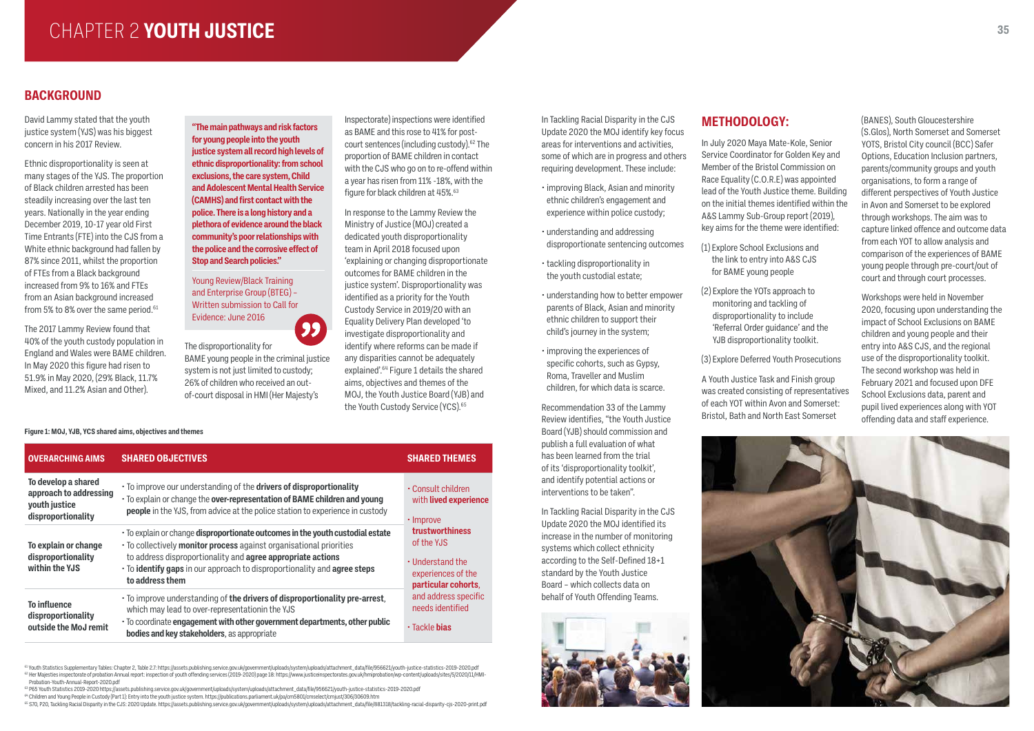# CHAPTER 2 **YOUTH JUSTICE**

## BACKGROUND

David Lammy stated that the youth justice system (YJS) was his biggest concern in his 2017 Review.

Ethnic disproportionality is seen at many stages of the YJS. The proportion of Black children arrested has been steadily increasing over the last ten years. Nationally in the year ending December 2019, 10-17 year old First Time Entrants (FTE) into the CJS from a White ethnic background had fallen by 87% since 2011, whilst the proportion of FTEs from a Black background increased from 9% to 16% and FTEs from an Asian background increased from 5% to 8% over the same period.[61]

The 2017 Lammy Review found that 40% of the youth custody population in England and Wales were BAME children. In May 2020 this figure had risen to 51.9% in May 2020, (29% Black, 11.7% Mixed, and 11.2% Asian and Other).

**"The main pathways and risk factors for young people into the youth justice system all record high levels of ethnic disproportionality: from school exclusions, the care system, Child and Adolescent Mental Health Service (CAMHS) and first contact with the police. There is a long history and a plethora of evidence around the black community's poor relationships with the police and the corrosive effect of Stop and Search policies."**

Young Review/Black Training and Enterprise Group (BTEG) – Written submission to Call for Evidence: June 2016

The disproportionality for BAME young people in the criminal justice system is not just limited to custody; 26% of children who received an out-of-court disposal in HMI (Her Majesty's Inspectorate) inspections were identified as BAME and this rose to 41% for post-court sentences (including custody).[62] The proportion of BAME children in contact with the CJS who go on to re-offend within a year has risen from 11% -18%, with the figure for black children at 45%.[63]

In response to the Lammy Review the Ministry of Justice (MOJ) created a dedicated youth disproportionality team in April 2018 focused upon 'explaining or changing disproportionate outcomes for BAME children in the justice system'. Disproportionality was identified as a priority for the Youth Custody Service in 2019/20 with an Equality Delivery Plan developed 'to investigate disproportionality and identify where reforms can be made if any disparities cannot be adequately explained'.[64] Figure 1 details the shared aims, objectives and themes of the MOJ, the Youth Justice Board (YJB) and the Youth Custody Service (YCS).[65]

**Figure 1: MOJ, YJB, YCS shared aims, objectives and themes**

| OVERARCHING AIMS | SHARED OBJECTIVES | SHARED THEMES |
|---|---|---|
| **To develop a shared approach to addressing youth justice disproportionality** | • To improve our understanding of the **drivers of disproportionality**<br>• To explain or change the **over-representation of BAME children and young people** in the YJS, from advice at the police station to experience in custody | • Consult children with **lived experience**<br>• Improve **trustworthiness** of the YJS |
| **To explain or change disproportionality within the YJS** | • To explain or change **disproportionate outcomes in the youth custodial estate**<br>• To collectively **monitor process** against organisational priorities to address disproportionality and **agree appropriate actions**<br>• To **identify gaps** in our approach to disproportionality and **agree steps to address them** | • Understand the experiences of the **particular cohorts**, and address specific needs identified |
| **To influence disproportionality outside the MoJ remit** | • To improve understanding of **the drivers of disproportionality pre-arrest**, which may lead to over-representationin the YJS<br>• To coordinate **engagement with other government departments, other public bodies and key stakeholders**, as appropriate | • Tackle **bias** |

In Tackling Racial Disparity in the CJS Update 2020 the MOJ identify key focus areas for interventions and activities, some of which are in progress and others requiring development. These include:

- improving Black, Asian and minority ethnic children's engagement and experience within police custody;
- understanding and addressing disproportionate sentencing outcomes
- tackling disproportionality in the youth custodial estate;
- understanding how to better empower parents of Black, Asian and minority ethnic children to support their child's journey in the system;
- improving the experiences of specific cohorts, such as Gypsy, Roma, Traveller and Muslim children, for which data is scarce.

Recommendation 33 of the Lammy Review identifies, "the Youth Justice Board (YJB) should commission and publish a full evaluation of what has been learned from the trial of its 'disproportionality toolkit', and identify potential actions or interventions to be taken".

In Tackling Racial Disparity in the CJS Update 2020 the MOJ identified its increase in the number of monitoring systems which collect ethnicity according to the Self-Defined 18+1 standard by the Youth Justice Board – which collects data on behalf of Youth Offending Teams.

## METHODOLOGY:

In July 2020 Maya Mate-Kole, Senior Service Coordinator for Golden Key and Member of the Bristol Commission on Race Equality (C.O.R.E) was appointed lead of the Youth Justice theme. Building on the initial themes identified within the A&S Lammy Sub-Group report (2019), key aims for the theme were identified:

(1) Explore School Exclusions and the link to entry into A&S CJS for BAME young people

(2) Explore the YOTs approach to monitoring and tackling of disproportionality to include 'Referral Order guidance' and the YJB disproportionality toolkit.

(3) Explore Deferred Youth Prosecutions

A Youth Justice Task and Finish group was created consisting of representatives of each YOT within Avon and Somerset: Bristol, Bath and North East Somerset (BANES), South Gloucestershire (S.Glos), North Somerset and Somerset YOTS, Bristol City council (BCC) Safer Options, Education Inclusion partners, parents/community groups and youth organisations, to form a range of different perspectives of Youth Justice in Avon and Somerset to be explored through workshops. The aim was to capture linked offence and outcome data from each YOT to allow analysis and comparison of the experiences of BAME young people through pre-court/out of court and through court processes.

Workshops were held in November 2020, focusing upon understanding the impact of School Exclusions on BAME children and young people and their entry into A&S CJS, and the regional use of the disproportionality toolkit. The second workshop was held in February 2021 and focused upon DFE School Exclusions data, parent and pupil lived experiences along with YOT offending data and staff experience.

[61] Youth Statistics Supplementary Tables: Chapter 2, Table 2.7: https://assets.publishing.service.gov.uk/government/uploads/system/uploads/attachment_data/file/956621/youth-justice-statistics-2019-2020.pdf
[62] Her Majesties inspectorate of probation Annual report: inspection of youth offending services (2019-2020) page 18: https://www.justiceinspectorates.gov.uk/hmiprobation/wp-content/uploads/sites/5/2020/11/HMI-Probation-Youth-Annual-Report-2020.pdf
[63] P65 Youth Statistics 2019-2020 https://assets.publishing.service.gov.uk/government/uploads/system/uploads/attachment_data/file/956621/youth-justice-statistics-2019-2020.pdf
[64] Children and Young People in Custody (Part 1): Entry into the youth justice system. https://publications.parliament.uk/pa/cm5801/cmselect/cmjust/306/30609.htm
[65] S70, P20, Tackling Racial Disparity in the CJS: 2020 Update. https://assets.publishing.service.gov.uk/government/uploads/system/uploads/attachment_data/file/881318/tackling-racial-disparity-cjs-2020-print.pdf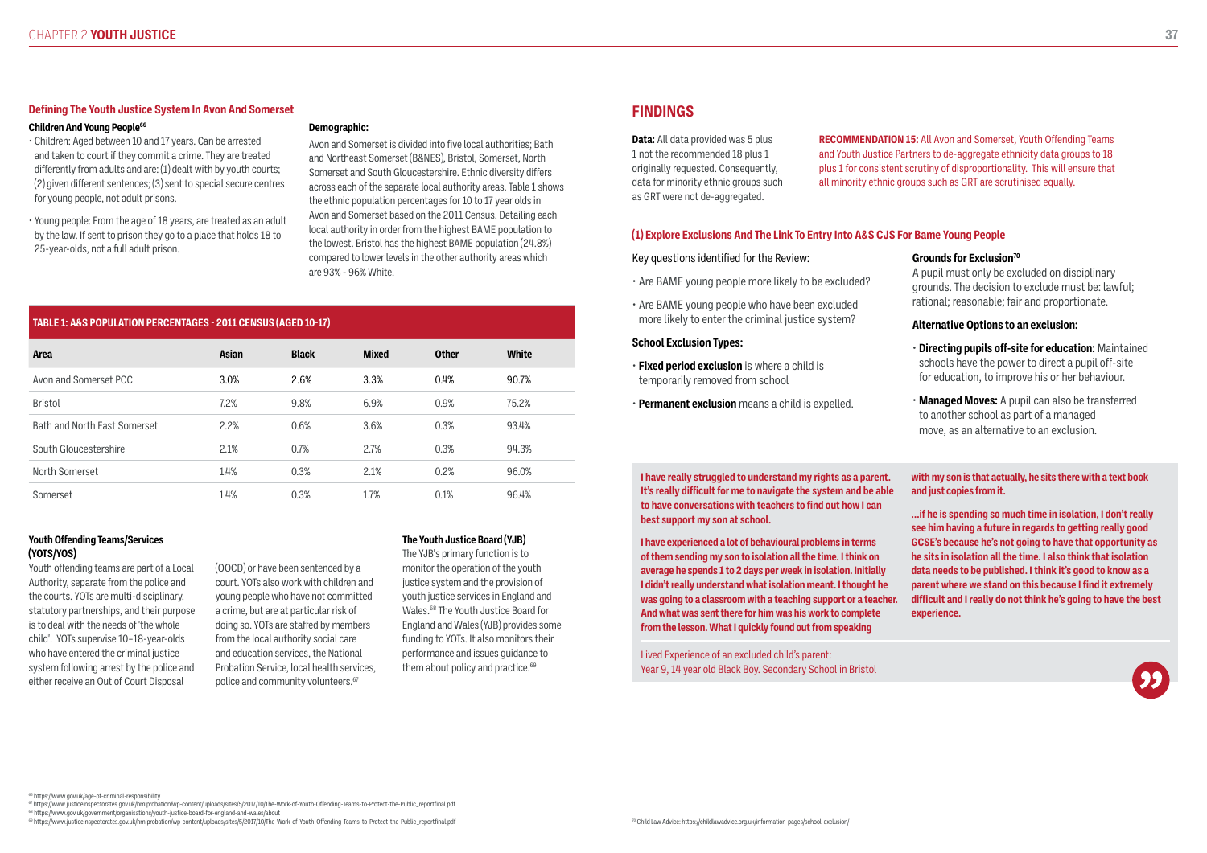## Defining The Youth Justice System In Avon And Somerset

### Children And Young People[66]

- Children: Aged between 10 and 17 years. Can be arrested and taken to court if they commit a crime. They are treated differently from adults and are: (1) dealt with by youth courts; (2) given different sentences; (3) sent to special secure centres for young people, not adult prisons.
- Young people: From the age of 18 years, are treated as an adult by the law. If sent to prison they go to a place that holds 18 to 25-year-olds, not a full adult prison.

### Demographic:

Avon and Somerset is divided into five local authorities; Bath and Northeast Somerset (B&NES), Bristol, Somerset, North Somerset and South Gloucestershire. Ethnic diversity differs across each of the separate local authority areas. Table 1 shows the ethnic population percentages for 10 to 17 year olds in Avon and Somerset based on the 2011 Census. Detailing each local authority in order from the highest BAME population to the lowest. Bristol has the highest BAME population (24.8%) compared to lower levels in the other authority areas which are 93% - 96% White.

**TABLE 1: A&S POPULATION PERCENTAGES - 2011 CENSUS (AGED 10-17)**

| Area | Asian | Black | Mixed | Other | White |
|---|---|---|---|---|---|
| Avon and Somerset PCC | 3.0% | 2.6% | 3.3% | 0.4% | 90.7% |
| Bristol | 7.2% | 9.8% | 6.9% | 0.9% | 75.2% |
| Bath and North East Somerset | 2.2% | 0.6% | 3.6% | 0.3% | 93.4% |
| South Gloucestershire | 2.1% | 0.7% | 2.7% | 0.3% | 94.3% |
| North Somerset | 1.4% | 0.3% | 2.1% | 0.2% | 96.0% |
| Somerset | 1.4% | 0.3% | 1.7% | 0.1% | 96.4% |

### Youth Offending Teams/Services (YOTS/YOS)

Youth offending teams are part of a Local Authority, separate from the police and the courts. YOTs are multi-disciplinary, statutory partnerships, and their purpose is to deal with the needs of 'the whole child'. YOTs supervise 10–18-year-olds who have entered the criminal justice system following arrest by the police and either receive an Out of Court Disposal (OOCD) or have been sentenced by a court. YOTs also work with children and young people who have not committed a crime, but are at particular risk of doing so. YOTs are staffed by members from the local authority social care and education services, the National Probation Service, local health services, police and community volunteers.[67]

### The Youth Justice Board (YJB)

The YJB's primary function is to monitor the operation of the youth justice system and the provision of youth justice services in England and Wales.[68] The Youth Justice Board for England and Wales (YJB) provides some funding to YOTs. It also monitors their performance and issues guidance to them about policy and practice.[69]

## FINDINGS

**Data:** All data provided was 5 plus 1 not the recommended 18 plus 1 originally requested. Consequently, data for minority ethnic groups such as GRT were not de-aggregated.

**RECOMMENDATION 15:** All Avon and Somerset, Youth Offending Teams and Youth Justice Partners to de-aggregate ethnicity data groups to 18 plus 1 for consistent scrutiny of disproportionality. This will ensure that all minority ethnic groups such as GRT are scrutinised equally.

### (1) Explore Exclusions And The Link To Entry Into A&S CJS For Bame Young People

Key questions identified for the Review:

- Are BAME young people more likely to be excluded?
- Are BAME young people who have been excluded more likely to enter the criminal justice system?

**School Exclusion Types:**

- **Fixed period exclusion** is where a child is temporarily removed from school
- **Permanent exclusion** means a child is expelled.

**Grounds for Exclusion[70]**

A pupil must only be excluded on disciplinary grounds. The decision to exclude must be: lawful; rational; reasonable; fair and proportionate.

**Alternative Options to an exclusion:**

- **Directing pupils off-site for education:** Maintained schools have the power to direct a pupil off-site for education, to improve his or her behaviour.
- **Managed Moves:** A pupil can also be transferred to another school as part of a managed move, as an alternative to an exclusion.

**I have really struggled to understand my rights as a parent. It's really difficult for me to navigate the system and be able to have conversations with teachers to find out how I can best support my son at school.**

**I have experienced a lot of behavioural problems in terms of them sending my son to isolation all the time. I think on average he spends 1 to 2 days per week in isolation. Initially I didn't really understand what isolation meant. I thought he was going to a classroom with a teaching support or a teacher. And what was sent there for him was his work to complete from the lesson. What I quickly found out from speaking with my son is that actually, he sits there with a text book and just copies from it.**

**...if he is spending so much time in isolation, I don't really see him having a future in regards to getting really good GCSE's because he's not going to have that opportunity as he sits in isolation all the time. I also think that isolation data needs to be published. I think it's good to know as a parent where we stand on this because I find it extremely difficult and I really do not think he's going to have the best experience.**

Lived Experience of an excluded child's parent:
Year 9, 14 year old Black Boy. Secondary School in Bristol

[66] https://www.gov.uk/age-of-criminal-responsibility
[67] https://www.justiceinspectorates.gov.uk/hmiprobation/wp-content/uploads/sites/5/2017/10/The-Work-of-Youth-Offending-Teams-to-Protect-the-Public_reportfinal.pdf
[68] https://www.gov.uk/government/organisations/youth-justice-board-for-england-and-wales/about
[69] https://www.justiceinspectorates.gov.uk/hmiprobation/wp-content/uploads/sites/5/2017/10/The-Work-of-Youth-Offending-Teams-to-Protect-the-Public_reportfinal.pdf
[70] Child Law Advice: https://childlawadvice.org.uk/information-pages/school-exclusion/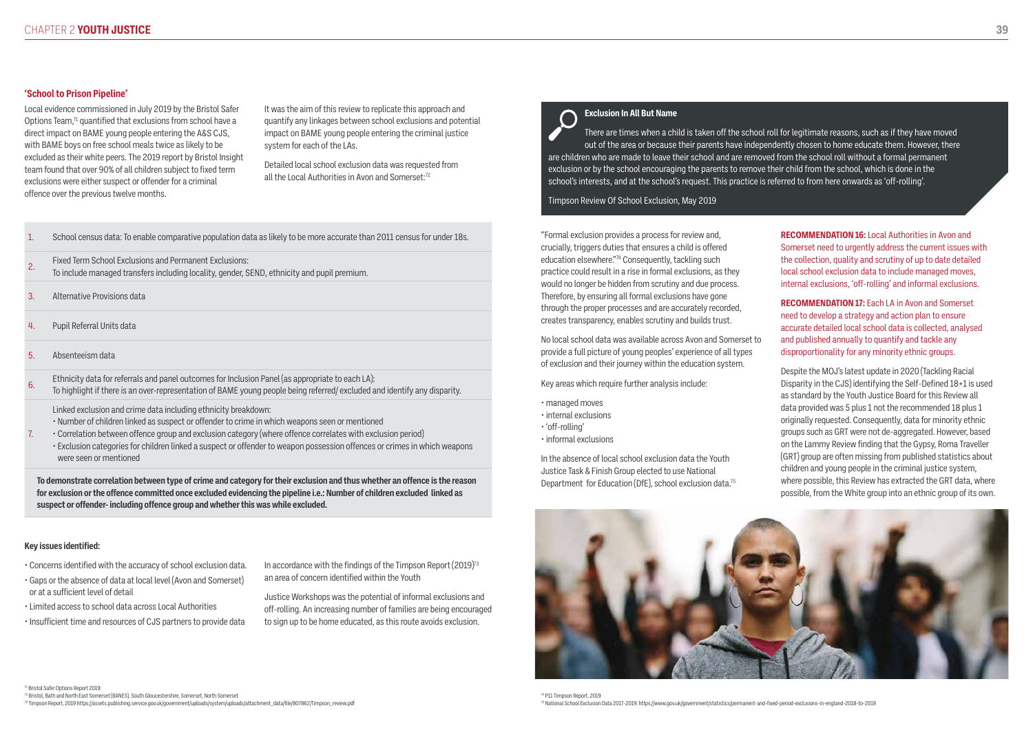## 'School to Prison Pipeline'

Local evidence commissioned in July 2019 by the Bristol Safer Options Team,[71] quantified that exclusions from school have a direct impact on BAME young people entering the A&S CJS, with BAME boys on free school meals twice as likely to be excluded as their white peers. The 2019 report by Bristol Insight team found that over 90% of all children subject to fixed term exclusions were either suspect or offender for a criminal offence over the previous twelve months.

It was the aim of this review to replicate this approach and quantify any linkages between school exclusions and potential impact on BAME young people entering the criminal justice system for each of the LAs.

Detailed local school exclusion data was requested from all the Local Authorities in Avon and Somerset:[72]

| | |
|---|---|
| 1. | School census data: To enable comparative population data as likely to be more accurate than 2011 census for under 18s. |
| 2. | Fixed Term School Exclusions and Permanent Exclusions: To include managed transfers including locality, gender, SEND, ethnicity and pupil premium. |
| 3. | Alternative Provisions data |
| 4. | Pupil Referral Units data |
| 5. | Absenteeism data |
| 6. | Ethnicity data for referrals and panel outcomes for Inclusion Panel (as appropriate to each LA): To highlight if there is an over-representation of BAME young people being referred/ excluded and identify any disparity. |
| 7. | Linked exclusion and crime data including ethnicity breakdown:<br>• Number of children linked as suspect or offender to crime in which weapons seen or mentioned<br>• Correlation between offence group and exclusion category (where offence correlates with exclusion period)<br>• Exclusion categories for children linked a suspect or offender to weapon possession offences or crimes in which weapons were seen or mentioned |

**To demonstrate correlation between type of crime and category for their exclusion and thus whether an offence is the reason for exclusion or the offence committed once excluded evidencing the pipeline i.e.: Number of children excluded linked as suspect or offender- including offence group and whether this was while excluded.**

### Key issues identified:

- Concerns identified with the accuracy of school exclusion data.
- Gaps or the absence of data at local level (Avon and Somerset) or at a sufficient level of detail
- Limited access to school data across Local Authorities
- Insufficient time and resources of CJS partners to provide data

In accordance with the findings of the Timpson Report (2019)[73] an area of concern identified within the Youth

Justice Workshops was the potential of informal exclusions and off-rolling. An increasing number of families are being encouraged to sign up to be home educated, as this route avoids exclusion.

> **Exclusion In All But Name**
>
> There are times when a child is taken off the school roll for legitimate reasons, such as if they have moved out of the area or because their parents have independently chosen to home educate them. However, there are children who are made to leave their school and are removed from the school roll without a formal permanent exclusion or by the school encouraging the parents to remove their child from the school, which is done in the school's interests, and at the school's request. This practice is referred to from here onwards as 'off-rolling'.
>
> Timpson Review Of School Exclusion, May 2019

"Formal exclusion provides a process for review and, crucially, triggers duties that ensures a child is offered education elsewhere."[74] Consequently, tackling such practice could result in a rise in formal exclusions, as they would no longer be hidden from scrutiny and due process. Therefore, by ensuring all formal exclusions have gone through the proper processes and are accurately recorded, creates transparency, enables scrutiny and builds trust.

No local school data was available across Avon and Somerset to provide a full picture of young peoples' experience of all types of exclusion and their journey within the education system.

Key areas which require further analysis include:

- managed moves
- internal exclusions
- 'off-rolling'
- informal exclusions

In the absence of local school exclusion data the Youth Justice Task & Finish Group elected to use National Department for Education (DfE), school exclusion data.[75]

**RECOMMENDATION 16:** Local Authorities in Avon and Somerset need to urgently address the current issues with the collection, quality and scrutiny of up to date detailed local school exclusion data to include managed moves, internal exclusions, 'off-rolling' and informal exclusions.

**RECOMMENDATION 17:** Each LA in Avon and Somerset need to develop a strategy and action plan to ensure accurate detailed local school data is collected, analysed and published annually to quantify and tackle any disproportionality for any minority ethnic groups.

Despite the MOJ's latest update in 2020 (Tackling Racial Disparity in the CJS) identifying the Self-Defined 18+1 is used as standard by the Youth Justice Board for this Review all data provided was 5 plus 1 not the recommended 18 plus 1 originally requested. Consequently, data for minority ethnic groups such as GRT were not de-aggregated. However, based on the Lammy Review finding that the Gypsy, Roma Traveller (GRT) group are often missing from published statistics about children and young people in the criminal justice system, where possible, this Review has extracted the GRT data, where possible, from the White group into an ethnic group of its own.

---

[71] Bristol Safer Options Report 2019:

[72] Bristol, Bath and North East Somerset (BANES), South Gloucestershire, Somerset, North Somerset

[73] Timpson Report, 2019 https://assets.publishing.service.gov.uk/government/uploads/system/uploads/attachment_data/file/807862/Timpson_review.pdf

[74] P11 Timpson Report, 2019

[75] National School Exclusion Data 2017-2019: https://www.gov.uk/government/statistics/permanent-and-fixed-period-exclusions-in-england-2018-to-2019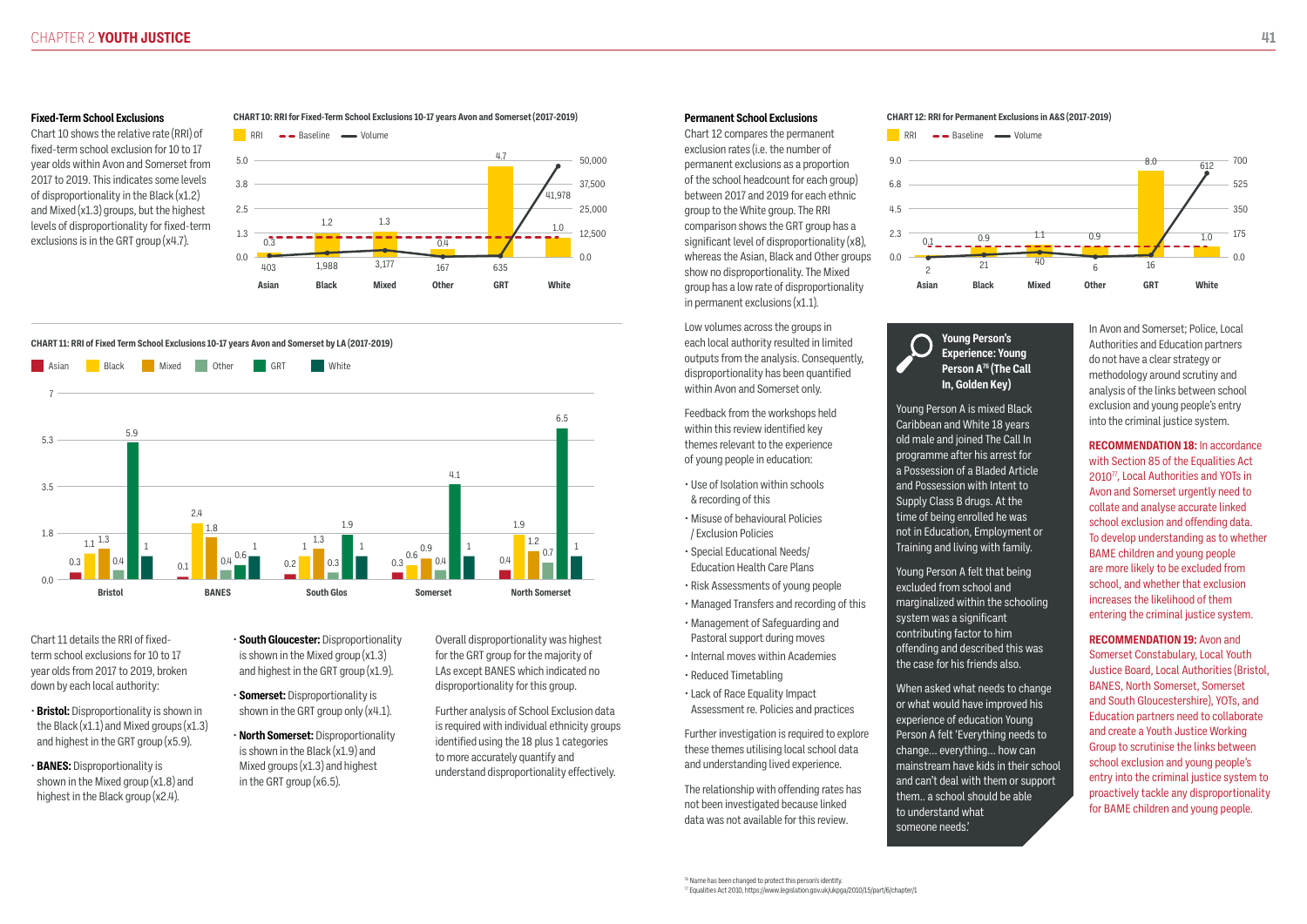### Fixed-Term School Exclusions

Chart 10 shows the relative rate (RRI) of fixed-term school exclusion for 10 to 17 year olds within Avon and Somerset from 2017 to 2019. This indicates some levels of disproportionality in the Black (x1.2) and Mixed (x1.3) groups, but the highest levels of disproportionality for fixed-term exclusions is in the GRT group (x4.7).

**CHART 10: RRI for Fixed-Term School Exclusions 10-17 years Avon and Somerset (2017-2019)**

| | Asian | Black | Mixed | Other | GRT | White |
|---|---|---|---|---|---|---|
| RRI | 0.3 | 1.2 | 1.3 | 0.4 | 4.7 | 1.0 |
| Volume | 403 | 1,988 | 3,177 | 167 | 635 | 41,978 |

**CHART 11: RRI of Fixed Term School Exclusions 10-17 years Avon and Somerset by LA (2017-2019)**

| | Asian | Black | Mixed | Other | GRT | White |
|---|---|---|---|---|---|---|
| Bristol | 0.3 | 1.1 | 1.3 | 0.4 | 5.9 | 1 |
| BANES | 0.1 | 2.4 | 1.8 | 0.4 | 0.6 | 1 |
| South Glos | 0.2 | 1 | 1.3 | 0.3 | 1.9 | 1 |
| Somerset | 0.3 | 0.6 | 0.9 | 0.4 | 4.1 | 1 |
| North Somerset | 0.4 | 1.9 | 1.2 | 0.7 | 6.5 | 1 |

Chart 11 details the RRI of fixed-term school exclusions for 10 to 17 year olds from 2017 to 2019, broken down by each local authority:

- **Bristol:** Disproportionality is shown in the Black (x1.1) and Mixed groups (x1.3) and highest in the GRT group (x5.9).
- **BANES:** Disproportionality is shown in the Mixed group (x1.8) and highest in the Black group (x2.4).
- **South Gloucester:** Disproportionality is shown in the Mixed group (x1.3) and highest in the GRT group (x1.9).
- **Somerset:** Disproportionality is shown in the GRT group only (x4.1).
- **North Somerset:** Disproportionality is shown in the Black (x1.9) and Mixed groups (x1.3) and highest in the GRT group (x6.5).

Overall disproportionality was highest for the GRT group for the majority of LAs except BANES which indicated no disproportionality for this group.

Further analysis of School Exclusion data is required with individual ethnicity groups identified using the 18 plus 1 categories to more accurately quantify and understand disproportionality effectively.

### Permanent School Exclusions

Chart 12 compares the permanent exclusion rates (i.e. the number of permanent exclusions as a proportion of the school headcount for each group) between 2017 and 2019 for each ethnic group to the White group. The RRI comparison shows the GRT group has a significant level of disproportionality (x8), whereas the Asian, Black and Other groups show no disproportionality. The Mixed group has a low rate of disproportionality in permanent exclusions (x1.1).

**CHART 12: RRI for Permanent Exclusions in A&S (2017-2019)**

| | Asian | Black | Mixed | Other | GRT | White |
|---|---|---|---|---|---|---|
| RRI | 0.1 | 0.9 | 1.1 | 0.9 | 8.0 | 1.0 |
| Volume | 2 | 21 | 40 | 6 | 16 | 612 |

Low volumes across the groups in each local authority resulted in limited outputs from the analysis. Consequently, disproportionality has been quantified within Avon and Somerset only.

Feedback from the workshops held within this review identified key themes relevant to the experience of young people in education:

- Use of Isolation within schools & recording of this
- Misuse of behavioural Policies / Exclusion Policies
- Special Educational Needs/ Education Health Care Plans
- Risk Assessments of young people
- Managed Transfers and recording of this
- Management of Safeguarding and Pastoral support during moves
- Internal moves within Academies
- Reduced Timetabling
- Lack of Race Equality Impact Assessment re. Policies and practices

Further investigation is required to explore these themes utilising local school data and understanding lived experience.

The relationship with offending rates has not been investigated because linked data was not available for this review.

**Young Person's Experience: Young Person A[76] (The Call In, Golden Key)**

Young Person A is mixed Black Caribbean and White 18 years old male and joined The Call In programme after his arrest for a Possession of a Bladed Article and Possession with Intent to Supply Class B drugs. At the time of being enrolled he was not in Education, Employment or Training and living with family.

Young Person A felt that being excluded from school and marginalized within the schooling system was a significant contributing factor to him offending and described this was the case for his friends also.

When asked what needs to change or what would have improved his experience of education Young Person A felt 'Everything needs to change... everything... how can mainstream have kids in their school and can't deal with them or support them.. a school should be able to understand what someone needs.'

In Avon and Somerset; Police, Local Authorities and Education partners do not have a clear strategy or methodology around scrutiny and analysis of the links between school exclusion and young people's entry into the criminal justice system.

**RECOMMENDATION 18:** In accordance with Section 85 of the Equalities Act 2010[77], Local Authorities and YOTs in Avon and Somerset urgently need to collate and analyse accurate linked school exclusion and offending data. To develop understanding as to whether BAME children and young people are more likely to be excluded from school, and whether that exclusion increases the likelihood of them entering the criminal justice system.

**RECOMMENDATION 19:** Avon and Somerset Constabulary, Local Youth Justice Board, Local Authorities (Bristol, BANES, North Somerset, Somerset and South Gloucestershire), YOTs, and Education partners need to collaborate and create a Youth Justice Working Group to scrutinise the links between school exclusion and young people's entry into the criminal justice system to proactively tackle any disproportionality for BAME children and young people.

[76] Name has been changed to protect this person's identity.
[77] Equalities Act 2010, https://www.legislation.gov.uk/ukpga/2010/15/part/6/chapter/1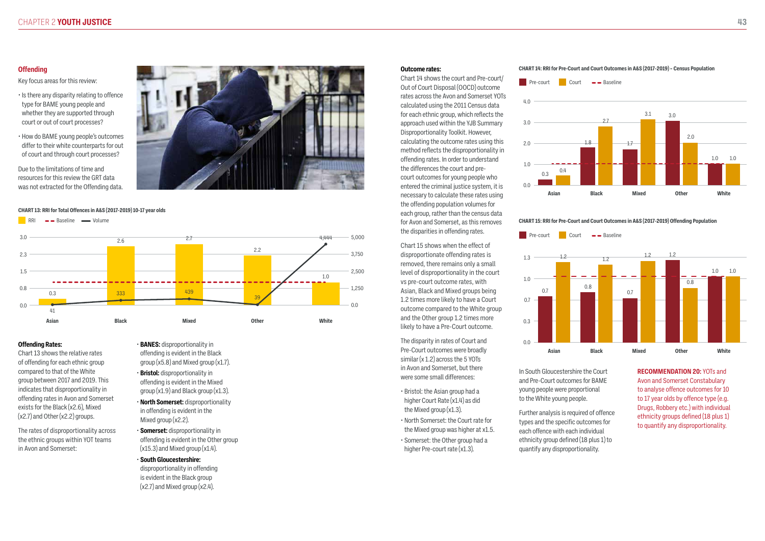## Offending

Key focus areas for this review:

- Is there any disparity relating to offence type for BAME young people and whether they are supported through court or out of court processes?
- How do BAME young people's outcomes differ to their white counterparts for out of court and through court processes?

Due to the limitations of time and resources for this review the GRT data was not extracted for the Offending data.

**CHART 13: RRI for Total Offences in A&S (2017-2019) 10-17 year olds**

| | Asian | Black | Mixed | Other | White |
|---|---|---|---|---|---|
| RRI | 0.3 | 2.6 | 2.7 | 2.2 | 1.0 |
| Volume | 41 | 333 | 439 | 39 | 4,444 |

### Offending Rates:

Chart 13 shows the relative rates of offending for each ethnic group compared to that of the White group between 2017 and 2019. This indicates that disproportionality in offending rates in Avon and Somerset exists for the Black (x2.6), Mixed (x2.7) and Other (x2.2) groups.

The rates of disproportionality across the ethnic groups within YOT teams in Avon and Somerset:

- **BANES:** disproportionality in offending is evident in the Black group (x5.8) and Mixed group (x1.7).
- **Bristol:** disproportionality in offending is evident in the Mixed group (x1.9) and Black group (x1.3).
- **North Somerset:** disproportionality in offending is evident in the Mixed group (x2.2).
- **Somerset:** disproportionality in offending is evident in the Other group (x15.3) and Mixed group (x1.4).
- **South Gloucestershire:** disproportionality in offending is evident in the Black group (x2.7) and Mixed group (x2.4).

### Outcome rates:

Chart 14 shows the court and Pre-court/Out of Court Disposal (OOCD) outcome rates across the Avon and Somerset YOTs calculated using the 2011 Census data for each ethnic group, which reflects the approach used within the YJB Summary Disproportionality Toolkit. However, calculating the outcome rates using this method reflects the disproportionality in offending rates. In order to understand the differences the court and pre-court outcomes for young people who entered the criminal justice system, it is necessary to calculate these rates using the offending population volumes for each group, rather than the census data for Avon and Somerset, as this removes the disparities in offending rates.

Chart 15 shows when the effect of disproportionate offending rates is removed, there remains only a small level of disproportionality in the court vs pre-court outcome rates, with Asian, Black and Mixed groups being 1.2 times more likely to have a Court outcome compared to the White group and the Other group 1.2 times more likely to have a Pre-Court outcome.

The disparity in rates of Court and Pre-Court outcomes were broadly similar (x 1.2) across the 5 YOTs in Avon and Somerset, but there were some small differences:

- Bristol: the Asian group had a higher Court Rate (x1.4) as did the Mixed group (x1.3).
- North Somerset: the Court rate for the Mixed group was higher at x1.5.
- Somerset: the Other group had a higher Pre-court rate (x1.3).

**CHART 14: RRI for Pre-Court and Court Outcomes in A&S (2017-2019) – Census Population**

| | Asian | Black | Mixed | Other | White |
|---|---|---|---|---|---|
| Pre-court | 0.3 | 1.8 | 1.7 | 3.0 | 1.0 |
| Court | 0.4 | 2.7 | 3.1 | 2.0 | 1.0 |

**CHART 15: RRI for Pre-Court and Court Outcomes in A&S (2017-2019) Offending Population**

| | Asian | Black | Mixed | Other | White |
|---|---|---|---|---|---|
| Pre-court | 0.7 | 0.8 | 0.7 | 1.2 | 1.0 |
| Court | 1.2 | 1.2 | 1.2 | 0.8 | 1.0 |

In South Gloucestershire the Court and Pre-Court outcomes for BAME young people were proportional to the White young people.

Further analysis is required of offence types and the specific outcomes for each individual ethnicity group defined (18 plus 1) to quantify any disproportionality.

**RECOMMENDATION 20:** YOTs and Avon and Somerset Constabulary to analyse offence outcomes for 10 to 17 year olds by offence type (e.g. Drugs, Robbery etc.) with individual ethnicity groups defined (18 plus 1) to quantify any disproportionality.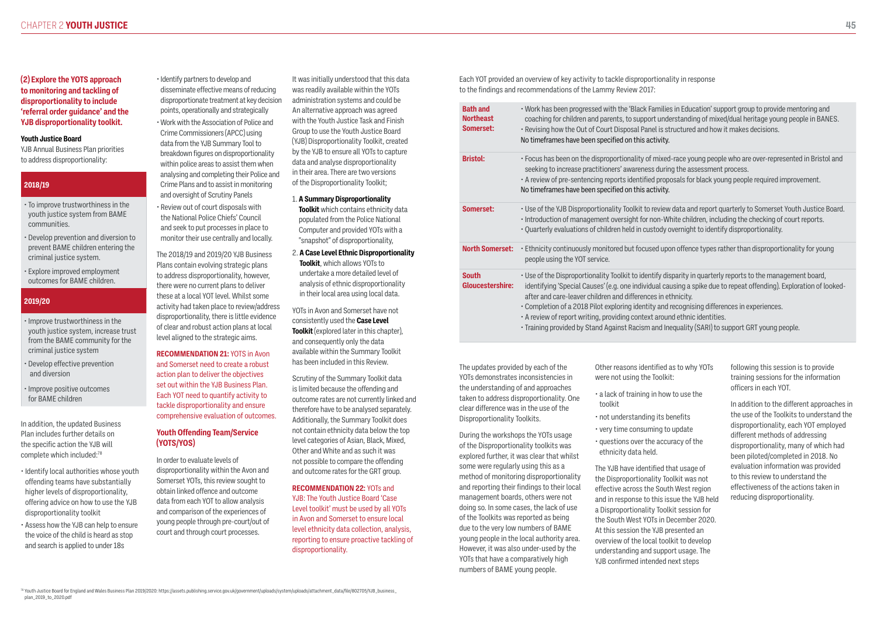## (2) Explore the YOTS approach to monitoring and tackling of disproportionality to include 'referral order guidance' and the YJB disproportionality toolkit.

### Youth Justice Board

YJB Annual Business Plan priorities to address disproportionality:

**2018/19**

- To improve trustworthiness in the youth justice system from BAME communities.
- Develop prevention and diversion to prevent BAME children entering the criminal justice system.
- Explore improved employment outcomes for BAME children.

**2019/20**

- Improve trustworthiness in the youth justice system, increase trust from the BAME community for the criminal justice system
- Develop effective prevention and diversion
- Improve positive outcomes for BAME children

In addition, the updated Business Plan includes further details on the specific action the YJB will complete which included:[78]

- Identify local authorities whose youth offending teams have substantially higher levels of disproportionality, offering advice on how to use the YJB disproportionality toolkit
- Assess how the YJB can help to ensure the voice of the child is heard as stop and search is applied to under 18s
- Identify partners to develop and disseminate effective means of reducing disproportionate treatment at key decision points, operationally and strategically
- Work with the Association of Police and Crime Commissioners (APCC) using data from the YJB Summary Tool to breakdown figures on disproportionality within police areas to assist them when analysing and completing their Police and Crime Plans and to assist in monitoring and oversight of Scrutiny Panels
- Review out of court disposals with the National Police Chiefs' Council and seek to put processes in place to monitor their use centrally and locally.

The 2018/19 and 2019/20 YJB Business Plans contain evolving strategic plans to address disproportionality, however, there were no current plans to deliver these at a local YOT level. Whilst some activity had taken place to review/address disproportionality, there is little evidence of clear and robust action plans at local level aligned to the strategic aims.

**RECOMMENDATION 21:** YOTS in Avon and Somerset need to create a robust action plan to deliver the objectives set out within the YJB Business Plan. Each YOT need to quantify activity to tackle disproportionality and ensure comprehensive evaluation of outcomes.

### Youth Offending Team/Service (YOTS/YOS)

In order to evaluate levels of disproportionality within the Avon and Somerset YOTs, this review sought to obtain linked offence and outcome data from each YOT to allow analysis and comparison of the experiences of young people through pre-court/out of court and through court processes.

It was initially understood that this data was readily available within the YOTs administration systems and could be An alternative approach was agreed with the Youth Justice Task and Finish Group to use the Youth Justice Board (YJB) Disproportionality Toolkit, created by the YJB to ensure all YOTs to capture data and analyse disproportionality in their area. There are two versions of the Disproportionality Toolkit;

1. **A Summary Disproportionality Toolkit** which contains ethnicity data populated from the Police National Computer and provided YOTs with a "snapshot" of disproportionality,
2. **A Case Level Ethnic Disproportionality Toolkit**, which allows YOTs to undertake a more detailed level of analysis of ethnic disproportionality in their local area using local data.

YOTs in Avon and Somerset have not consistently used the **Case Level Toolkit** (explored later in this chapter), and consequently only the data available within the Summary Toolkit has been included in this Review.

Scrutiny of the Summary Toolkit data is limited because the offending and outcome rates are not currently linked and therefore have to be analysed separately. Additionally, the Summary Toolkit does not contain ethnicity data below the top level categories of Asian, Black, Mixed, Other and White and as such it was not possible to compare the offending and outcome rates for the GRT group.

**RECOMMENDATION 22:** YOTs and YJB: The Youth Justice Board 'Case Level toolkit' must be used by all YOTs in Avon and Somerset to ensure local level ethnicity data collection, analysis, reporting to ensure proactive tackling of disproportionality.

Each YOT provided an overview of key activity to tackle disproportionality in response to the findings and recommendations of the Lammy Review 2017:

| YOT | Activity |
|---|---|
| **Bath and Northeast Somerset:** | • Work has been progressed with the 'Black Families in Education' support group to provide mentoring and coaching for children and parents, to support understanding of mixed/dual heritage young people in BANES.<br>• Revising how the Out of Court Disposal Panel is structured and how it makes decisions.<br>No timeframes have been specified on this activity. |
| **Bristol:** | • Focus has been on the disproportionality of mixed-race young people who are over-represented in Bristol and seeking to increase practitioners' awareness during the assessment process.<br>• A review of pre-sentencing reports identified proposals for black young people required improvement.<br>No timeframes have been specified on this activity. |
| **Somerset:** | • Use of the YJB Disproportionality Toolkit to review data and report quarterly to Somerset Youth Justice Board.<br>• Introduction of management oversight for non-White children, including the checking of court reports.<br>• Quarterly evaluations of children held in custody overnight to identify disproportionality. |
| **North Somerset:** | • Ethnicity continuously monitored but focused upon offence types rather than disproportionality for young people using the YOT service. |
| **South Gloucestershire:** | • Use of the Disproportionality Toolkit to identify disparity in quarterly reports to the management board, identifying 'Special Causes' (e.g. one individual causing a spike due to repeat offending). Exploration of looked-after and care-leaver children and differences in ethnicity.<br>• Completion of a 2018 Pilot exploring identity and recognising differences in experiences.<br>• A review of report writing, providing context around ethnic identities.<br>• Training provided by Stand Against Racism and Inequality (SARI) to support GRT young people. |

The updates provided by each of the YOTs demonstrates inconsistencies in the understanding of and approaches taken to address disproportionality. One clear difference was in the use of the Disproportionality Toolkits.

During the workshops the YOTs usage of the Disproportionality toolkits was explored further, it was clear that whilst some were regularly using this as a method of monitoring disproportionality and reporting their findings to their local management boards, others were not doing so. In some cases, the lack of use of the Toolkits was reported as being due to the very low numbers of BAME young people in the local authority area. However, it was also under-used by the YOTs that have a comparatively high numbers of BAME young people.

Other reasons identified as to why YOTs were not using the Toolkit:

- a lack of training in how to use the toolkit
- not understanding its benefits
- very time consuming to update
- questions over the accuracy of the ethnicity data held.

The YJB have identified that usage of the Disproportionality Toolkit was not effective across the South West region and in response to this issue the YJB held a Disproportionality Toolkit session for the South West YOTs in December 2020. At this session the YJB presented an overview of the local toolkit to develop understanding and support usage. The YJB confirmed intended next steps following this session is to provide training sessions for the information officers in each YOT.

In addition to the different approaches in the use of the Toolkits to understand the disproportionality, many of which had been piloted/completed in 2018. No evaluation information was provided to this review to understand the effectiveness of the actions taken in reducing disproportionality.

[78] Youth Justice Board for England and Wales Business Plan 2019/2020: https://assets.publishing.service.gov.uk/government/uploads/system/uploads/attachment_data/file/802705/YJB_business_plan_2019_to_2020.pdf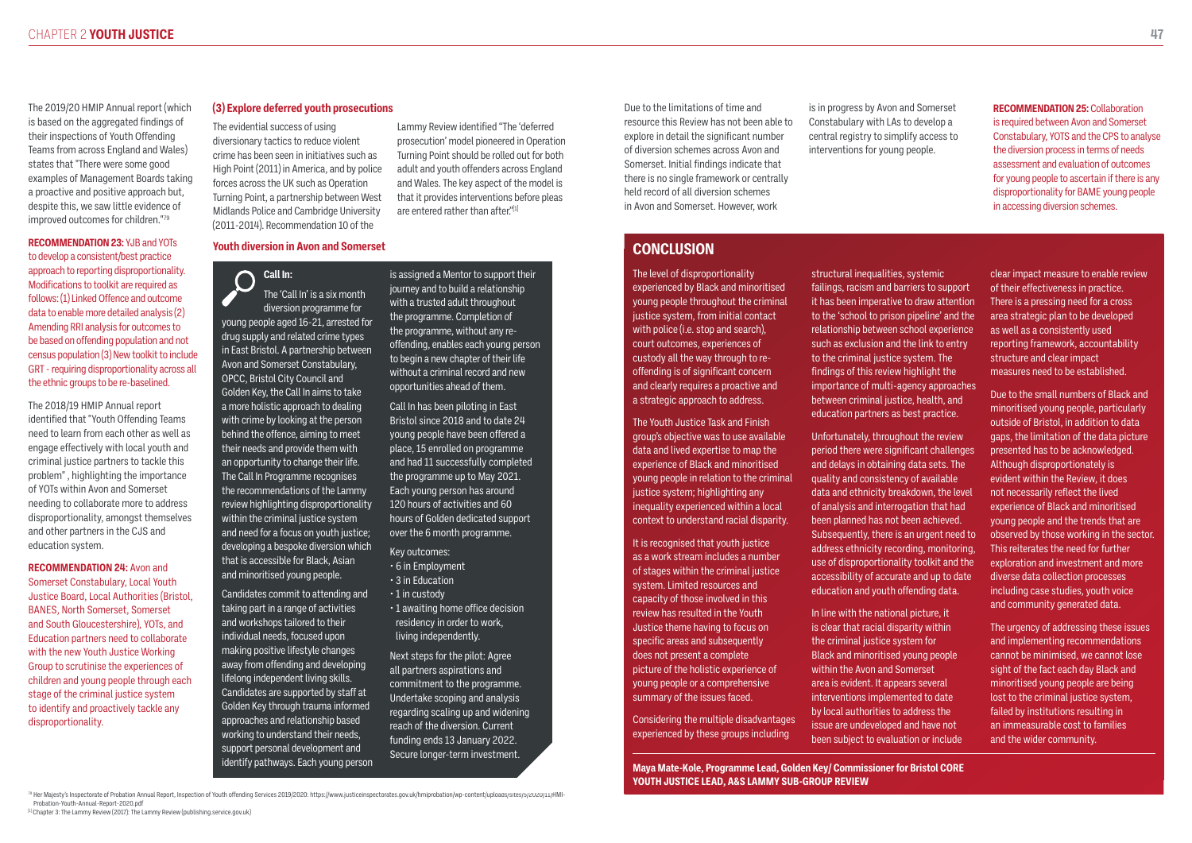The 2019/20 HMIP Annual report (which is based on the aggregated findings of their inspections of Youth Offending Teams from across England and Wales) states that "There were some good examples of Management Boards taking a proactive and positive approach but, despite this, we saw little evidence of improved outcomes for children."[79]

**RECOMMENDATION 23:** YJB and YOTs to develop a consistent/best practice approach to reporting disproportionality. Modifications to toolkit are required as follows: (1) Linked Offence and outcome data to enable more detailed analysis (2) Amending RRI analysis for outcomes to be based on offending population and not census population (3) New toolkit to include GRT - requiring disproportionality across all the ethnic groups to be re-baselined.

The 2018/19 HMIP Annual report identified that "Youth Offending Teams need to learn from each other as well as engage effectively with local youth and criminal justice partners to tackle this problem" , highlighting the importance of YOTs within Avon and Somerset needing to collaborate more to address disproportionality, amongst themselves and other partners in the CJS and education system.

**RECOMMENDATION 24:** Avon and Somerset Constabulary, Local Youth Justice Board, Local Authorities (Bristol, BANES, North Somerset, Somerset and South Gloucestershire), YOTs, and Education partners need to collaborate with the new Youth Justice Working Group to scrutinise the experiences of children and young people through each stage of the criminal justice system to identify and proactively tackle any disproportionality.

### (3) Explore deferred youth prosecutions

The evidential success of using diversionary tactics to reduce violent crime has been seen in initiatives such as High Point (2011) in America, and by police forces across the UK such as Operation Turning Point, a partnership between West Midlands Police and Cambridge University (2011-2014). Recommendation 10 of the Lammy Review identified "The 'deferred prosecution' model pioneered in Operation Turning Point should be rolled out for both adult and youth offenders across England and Wales. The key aspect of the model is that it provides interventions before pleas are entered rather than after."[1]

### Youth diversion in Avon and Somerset

**Call In:**

The 'Call In' is a six month diversion programme for young people aged 16-21, arrested for drug supply and related crime types in East Bristol. A partnership between Avon and Somerset Constabulary, OPCC, Bristol City Council and Golden Key, the Call In aims to take a more holistic approach to dealing with crime by looking at the person behind the offence, aiming to meet their needs and provide them with an opportunity to change their life. The Call In Programme recognises the recommendations of the Lammy review highlighting disproportionality within the criminal justice system and need for a focus on youth justice; developing a bespoke diversion which that is accessible for Black, Asian and minoritised young people.

Candidates commit to attending and taking part in a range of activities and workshops tailored to their individual needs, focused upon making positive lifestyle changes away from offending and developing lifelong independent living skills. Candidates are supported by staff at Golden Key through trauma informed approaches and relationship based working to understand their needs, support personal development and identify pathways. Each young person is assigned a Mentor to support their journey and to build a relationship with a trusted adult throughout the programme. Completion of the programme, without any re-offending, enables each young person to begin a new chapter of their life without a criminal record and new opportunities ahead of them.

Call In has been piloting in East Bristol since 2018 and to date 24 young people have been offered a place, 15 enrolled on programme and had 11 successfully completed the programme up to May 2021. Each young person has around 120 hours of activities and 60 hours of Golden dedicated support over the 6 month programme.

Key outcomes:

- 6 in Employment
- 3 in Education
- 1 in custody
- 1 awaiting home office decision residency in order to work, living independently.

Next steps for the pilot: Agree all partners aspirations and commitment to the programme. Undertake scoping and analysis regarding scaling up and widening reach of the diversion. Current funding ends 13 January 2022. Secure longer-term investment.

Due to the limitations of time and resource this Review has not been able to explore in detail the significant number of diversion schemes across Avon and Somerset. Initial findings indicate that there is no single framework or centrally held record of all diversion schemes in Avon and Somerset. However, work is in progress by Avon and Somerset Constabulary with LAs to develop a central registry to simplify access to interventions for young people.

**RECOMMENDATION 25:** Collaboration is required between Avon and Somerset Constabulary, YOTS and the CPS to analyse the diversion process in terms of needs assessment and evaluation of outcomes for young people to ascertain if there is any disproportionality for BAME young people in accessing diversion schemes.

## CONCLUSION

The level of disproportionality experienced by Black and minoritised young people throughout the criminal justice system, from initial contact with police (i.e. stop and search), court outcomes, experiences of custody all the way through to re-offending is of significant concern and clearly requires a proactive and a strategic approach to address.

The Youth Justice Task and Finish group's objective was to use available data and lived expertise to map the experience of Black and minoritised young people in relation to the criminal justice system; highlighting any inequality experienced within a local context to understand racial disparity.

It is recognised that youth justice as a work stream includes a number of stages within the criminal justice system. Limited resources and capacity of those involved in this review has resulted in the Youth Justice theme having to focus on specific areas and subsequently does not present a complete picture of the holistic experience of young people or a comprehensive summary of the issues faced.

Considering the multiple disadvantages experienced by these groups including structural inequalities, systemic failings, racism and barriers to support it has been imperative to draw attention to the 'school to prison pipeline' and the relationship between school experience such as exclusion and the link to entry to the criminal justice system. The findings of this review highlight the importance of multi-agency approaches between criminal justice, health, and education partners as best practice.

Unfortunately, throughout the review period there were significant challenges and delays in obtaining data sets. The quality and consistency of available data and ethnicity breakdown, the level of analysis and interrogation that had been planned has not been achieved. Subsequently, there is an urgent need to address ethnicity recording, monitoring, use of disproportionality toolkit and the accessibility of accurate and up to date education and youth offending data.

In line with the national picture, it is clear that racial disparity within the criminal justice system for Black and minoritised young people within the Avon and Somerset area is evident. It appears several interventions implemented to date by local authorities to address the issue are undeveloped and have not been subject to evaluation or include clear impact measure to enable review of their effectiveness in practice. There is a pressing need for a cross area strategic plan to be developed as well as a consistently used reporting framework, accountability structure and clear impact measures need to be established.

Due to the small numbers of Black and minoritised young people, particularly outside of Bristol, in addition to data gaps, the limitation of the data picture presented has to be acknowledged. Although disproportionately is evident within the Review, it does not necessarily reflect the lived experience of Black and minoritised young people and the trends that are observed by those working in the sector. This reiterates the need for further exploration and investment and more diverse data collection processes including case studies, youth voice and community generated data.

The urgency of addressing these issues and implementing recommendations cannot be minimised, we cannot lose sight of the fact each day Black and minoritised young people are being lost to the criminal justice system, failed by institutions resulting in an immeasurable cost to families and the wider community.

**Maya Mate-Kole, Programme Lead, Golden Key/ Commissioner for Bristol CORE YOUTH JUSTICE LEAD, A&S LAMMY SUB-GROUP REVIEW**

---

[79] Her Majesty's Inspectorate of Probation Annual Report, Inspection of Youth offending Services 2019/2020: https://www.justiceinspectorates.gov.uk/hmiprobation/wp-content/uploads/sites/5/2020/11/HMI-Probation-Youth-Annual-Report-2020.pdf

[1] Chapter 3: The Lammy Review (2017): The Lammy Review (publishing.service.gov.uk)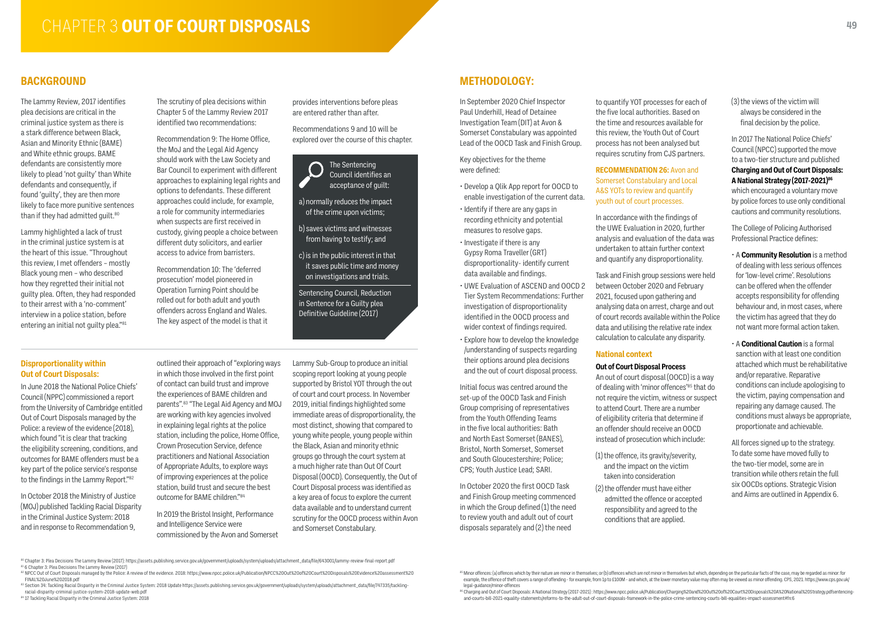# CHAPTER 3 OUT OF COURT DISPOSALS

## BACKGROUND

The Lammy Review, 2017 identifies plea decisions are critical in the criminal justice system as there is a stark difference between Black, Asian and Minority Ethnic (BAME) and White ethnic groups. BAME defendants are consistently more likely to plead 'not guilty' than White defendants and consequently, if found 'guilty', they are then more likely to face more punitive sentences than if they had admitted guilt.[80]

Lammy highlighted a lack of trust in the criminal justice system is at the heart of this issue. "Throughout this review, I met offenders – mostly Black young men – who described how they regretted their initial not guilty plea. Often, they had responded to their arrest with a 'no-comment' interview in a police station, before entering an initial not guilty plea."[81]

The scrutiny of plea decisions within Chapter 5 of the Lammy Review 2017 identified two recommendations:

Recommendation 9: The Home Office, the MoJ and the Legal Aid Agency should work with the Law Society and Bar Council to experiment with different approaches to explaining legal rights and options to defendants. These different approaches could include, for example, a role for community intermediaries when suspects are first received in custody, giving people a choice between different duty solicitors, and earlier access to advice from barristers.

Recommendation 10: The 'deferred prosecution' model pioneered in Operation Turning Point should be rolled out for both adult and youth offenders across England and Wales. The key aspect of the model is that it provides interventions before pleas are entered rather than after.

Recommendations 9 and 10 will be explored over the course of this chapter.

> The Sentencing Council identifies an acceptance of guilt:
>
> a) normally reduces the impact of the crime upon victims;
>
> b) saves victims and witnesses from having to testify; and
>
> c) is in the public interest in that it saves public time and money on investigations and trials.
>
> Sentencing Council, Reduction in Sentence for a Guilty plea Definitive Guideline (2017)

### Disproportionality within Out of Court Disposals:

In June 2018 the National Police Chiefs' Council (NPPC) commissioned a report from the University of Cambridge entitled Out of Court Disposals managed by the Police: a review of the evidence (2018), which found "it is clear that tracking the eligibility screening, conditions, and outcomes for BAME offenders must be a key part of the police service's response to the findings in the Lammy Report."[82]

In October 2018 the Ministry of Justice (MOJ) published Tackling Racial Disparity in the Criminal Justice System: 2018 and in response to Recommendation 9, outlined their approach of "exploring ways in which those involved in the first point of contact can build trust and improve the experiences of BAME children and parents".[83] "The Legal Aid Agency and MOJ are working with key agencies involved in explaining legal rights at the police station, including the police, Home Office, Crown Prosecution Service, defence practitioners and National Association of Appropriate Adults, to explore ways of improving experiences at the police station, build trust and secure the best outcome for BAME children."[84]

In 2019 the Bristol Insight, Performance and Intelligence Service were commissioned by the Avon and Somerset Lammy Sub-Group to produce an initial scoping report looking at young people supported by Bristol YOT through the out of court and court process. In November 2019, initial findings highlighted some immediate areas of disproportionality, the most distinct, showing that compared to young white people, young people within the Black, Asian and minority ethnic groups go through the court system at a much higher rate than Out Of Court Disposal (OOCD). Consequently, the Out of Court Disposal process was identified as a key area of focus to explore the current data available and to understand current scrutiny for the OOCD process within Avon and Somerset Constabulary.

## METHODOLOGY:

In September 2020 Chief Inspector Paul Underhill, Head of Detainee Investigation Team (DIT) at Avon & Somerset Constabulary was appointed Lead of the OOCD Task and Finish Group.

Key objectives for the theme were defined:

- Develop a Qlik App report for OOCD to enable investigation of the current data.
- Identify if there are any gaps in recording ethnicity and potential measures to resolve gaps.
- Investigate if there is any Gypsy Roma Traveller (GRT) disproportionality- identify current data available and findings.
- UWE Evaluation of ASCEND and OOCD 2 Tier System Recommendations: Further investigation of disproportionality identified in the OOCD process and wider context of findings required.
- Explore how to develop the knowledge /understanding of suspects regarding their options around plea decisions and the out of court disposal process.

Initial focus was centred around the set-up of the OOCD Task and Finish Group comprising of representatives from the Youth Offending Teams in the five local authorities: Bath and North East Somerset (BANES), Bristol, North Somerset, Somerset and South Gloucestershire; Police; CPS; Youth Justice Lead; SARI.

In October 2020 the first OOCD Task and Finish Group meeting commenced in which the Group defined (1) the need to review youth and adult out of court disposals separately and (2) the need to quantify YOT processes for each of the five local authorities. Based on the time and resources available for this review, the Youth Out of Court process has not been analysed but requires scrutiny from CJS partners.

**RECOMMENDATION 26:** Avon and Somerset Constabulary and Local A&S YOTs to review and quantify youth out of court processes.

In accordance with the findings of the UWE Evaluation in 2020, further analysis and evaluation of the data was undertaken to attain further context and quantify any disproportionality.

Task and Finish group sessions were held between October 2020 and February 2021, focused upon gathering and analysing data on arrest, charge and out of court records available within the Police data and utilising the relative rate index calculation to calculate any disparity.

### National context

#### Out of Court Disposal Process

An out of court disposal (OOCD) is a way of dealing with 'minor offences'[85] that do not require the victim, witness or suspect to attend Court. There are a number of eligibility criteria that determine if an offender should receive an OOCD instead of prosecution which include:

(1) the offence, its gravity/severity, and the impact on the victim taken into consideration

(2) the offender must have either admitted the offence or accepted responsibility and agreed to the conditions that are applied.

(3) the views of the victim will always be considered in the final decision by the police.

In 2017 The National Police Chiefs' Council (NPCC) supported the move to a two-tier structure and published **Charging and Out of Court Disposals: A National Strategy (2017-2021)**[86] which encouraged a voluntary move by police forces to use only conditional cautions and community resolutions.

The College of Policing Authorised Professional Practice defines:

- A **Community Resolution** is a method of dealing with less serious offences for 'low-level crime'. Resolutions can be offered when the offender accepts responsibility for offending behaviour and, in most cases, where the victim has agreed that they do not want more formal action taken.
- A **Conditional Caution** is a formal sanction with at least one condition attached which must be rehabilitative and/or reparative. Reparative conditions can include apologising to the victim, paying compensation and repairing any damage caused. The conditions must always be appropriate, proportionate and achievable.

All forces signed up to the strategy. To date some have moved fully to the two-tier model, some are in transition while others retain the full six OOCDs options. Strategic Vision and Aims are outlined in Appendix 6.

---

[80] Chapter 3: Plea Decisions The Lammy Review (2017): https://assets.publishing.service.gov.uk/government/uploads/system/uploads/attachment_data/file/643001/lammy-review-final-report.pdf
[81] 6 Chapter 3: Plea Decisions The Lammy Review (2017)
[82] NPCC Out of Court Disposals managed by the Police: A review of the evidence. 2018: https://www.npcc.police.uk/Publication/NPCC%20Out%20of%20Court%20Disposals%20Evidence%20assessment%20FINAL%20June%202018.pdf
[83] Section 34: Tackling Racial Disparity in the Criminal Justice System: 2018 Update https://assets.publishing.service.gov.uk/government/uploads/system/uploads/attachment_data/file/747335/tackling-racial-disparity-criminal-justice-system-2018-update-web.pdf
[84] 17 Tackling Racial Disparity in the Criminal Justice System: 2018
[85] Minor offences: (a) offences which by their nature are minor in themselves; or (b) offences which are not minor in themselves but which, depending on the particular facts of the case, may be regarded as minor: for example, the offence of theft covers a range of offending - for example, from 1p to £100M - and which, at the lower monetary value may often may be viewed as minor offending. CPS, 2021. https://www.cps.gov.uk/legal-guidance/minor-offences
[86] Charging and Out of Court Disposals: A National Strategy (2017-2021) : https://www.npcc.police.uk/Publication/Charging%20and%20Out%20of%20Court%20Disposals%20A%20National%20Strategy.pdfsentencing-and-courts-bill-2021-equality-statements/reforms-to-the-adult-out-of-court-disposals-framework-in-the-police-crime-sentencing-courts-bill-equalities-impact-assessment#fn:6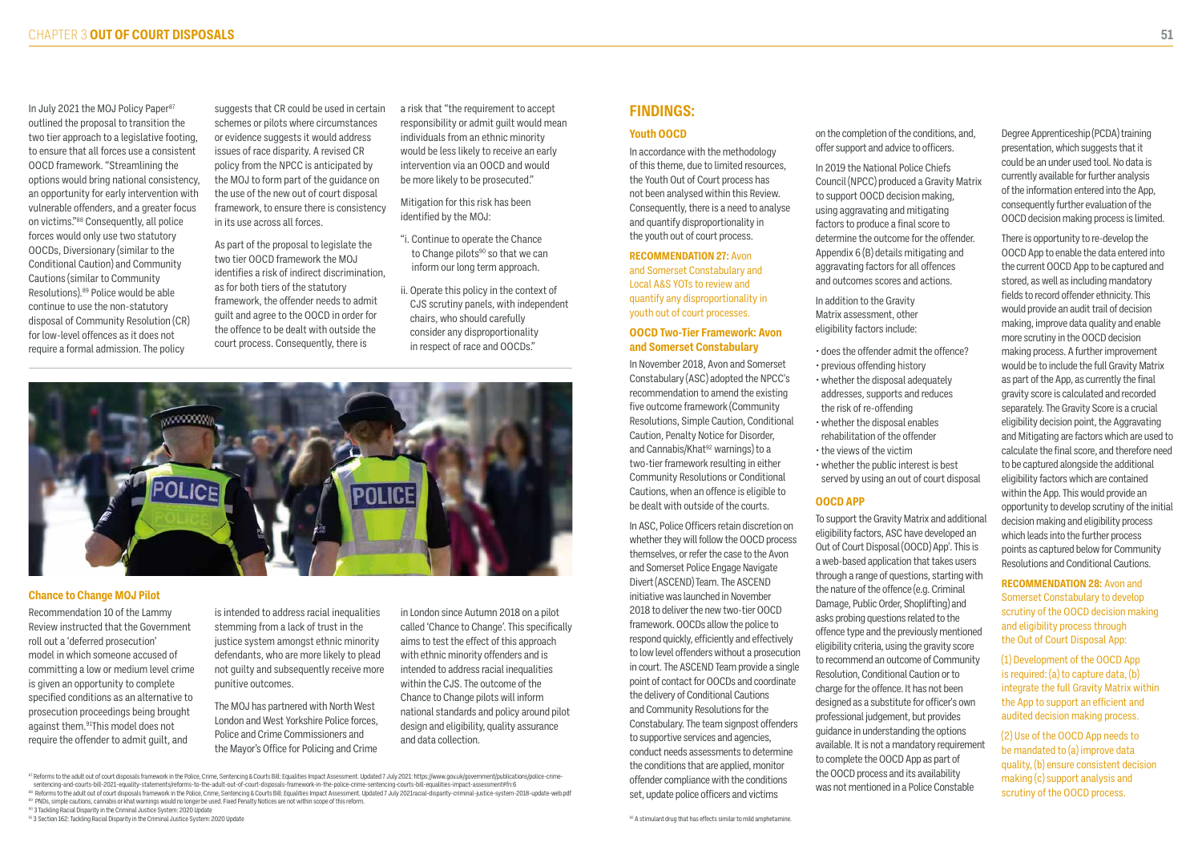In July 2021 the MOJ Policy Paper[87] outlined the proposal to transition the two tier approach to a legislative footing, to ensure that all forces use a consistent OOCD framework. "Streamlining the options would bring national consistency, an opportunity for early intervention with vulnerable offenders, and a greater focus on victims."[88] Consequently, all police forces would only use two statutory OOCDs, Diversionary (similar to the Conditional Caution) and Community Cautions (similar to Community Resolutions).[89] Police would be able continue to use the non-statutory disposal of Community Resolution (CR) for low-level offences as it does not require a formal admission. The policy suggests that CR could be used in certain schemes or pilots where circumstances or evidence suggests it would address issues of race disparity. A revised CR policy from the NPCC is anticipated by the MOJ to form part of the guidance on the use of the new out of court disposal framework, to ensure there is consistency in its use across all forces.

As part of the proposal to legislate the two tier OOCD framework the MOJ identifies a risk of indirect discrimination, as for both tiers of the statutory framework, the offender needs to admit guilt and agree to the OOCD in order for the offence to be dealt with outside the court process. Consequently, there is a risk that "the requirement to accept responsibility or admit guilt would mean individuals from an ethnic minority would be less likely to receive an early intervention via an OOCD and would be more likely to be prosecuted."

Mitigation for this risk has been identified by the MOJ:

"i. Continue to operate the Chance to Change pilots[90] so that we can inform our long term approach.

ii. Operate this policy in the context of CJS scrutiny panels, with independent chairs, who should carefully consider any disproportionality in respect of race and OOCDs."

### Chance to Change MOJ Pilot

Recommendation 10 of the Lammy Review instructed that the Government roll out a 'deferred prosecution' model in which someone accused of committing a low or medium level crime is given an opportunity to complete specified conditions as an alternative to prosecution proceedings being brought against them.[91] This model does not require the offender to admit guilt, and is intended to address racial inequalities stemming from a lack of trust in the justice system amongst ethnic minority defendants, who are more likely to plead not guilty and subsequently receive more punitive outcomes.

The MOJ has partnered with North West London and West Yorkshire Police forces, Police and Crime Commissioners and the Mayor's Office for Policing and Crime in London since Autumn 2018 on a pilot called 'Chance to Change'. This specifically aims to test the effect of this approach with ethnic minority offenders and is intended to address racial inequalities within the CJS. The outcome of the Chance to Change pilots will inform national standards and policy around pilot design and eligibility, quality assurance and data collection.

## FINDINGS:

### Youth OOCD

In accordance with the methodology of this theme, due to limited resources, the Youth Out of Court process has not been analysed within this Review. Consequently, there is a need to analyse and quantify disproportionality in the youth out of court process.

**RECOMMENDATION 27:** Avon and Somerset Constabulary and Local A&S YOTs to review and quantify any disproportionality in youth out of court processes.

### OOCD Two-Tier Framework: Avon and Somerset Constabulary

In November 2018, Avon and Somerset Constabulary (ASC) adopted the NPCC's recommendation to amend the existing five outcome framework (Community Resolutions, Simple Caution, Conditional Caution, Penalty Notice for Disorder, and Cannabis/Khat[92] warnings) to a two-tier framework resulting in either Community Resolutions or Conditional Cautions, when an offence is eligible to be dealt with outside of the courts.

In ASC, Police Officers retain discretion on whether they will follow the OOCD process themselves, or refer the case to the Avon and Somerset Police Engage Navigate Divert (ASCEND) Team. The ASCEND initiative was launched in November 2018 to deliver the new two-tier OOCD framework. OOCDs allow the police to respond quickly, efficiently and effectively to low level offenders without a prosecution in court. The ASCEND Team provide a single point of contact for OOCDs and coordinate the delivery of Conditional Cautions and Community Resolutions for the Constabulary. The team signpost offenders to supportive services and agencies, conduct needs assessments to determine the conditions that are applied, monitor offender compliance with the conditions set, update police officers and victims on the completion of the conditions, and, offer support and advice to officers.

In 2019 the National Police Chiefs Council (NPCC) produced a Gravity Matrix to support OOCD decision making, using aggravating and mitigating factors to produce a final score to determine the outcome for the offender. Appendix 6 (B) details mitigating and aggravating factors for all offences and outcomes scores and actions.

In addition to the Gravity Matrix assessment, other eligibility factors include:

- does the offender admit the offence?
- previous offending history
- whether the disposal adequately addresses, supports and reduces the risk of re-offending
- whether the disposal enables rehabilitation of the offender
- the views of the victim
- whether the public interest is best served by using an out of court disposal

### OOCD APP

To support the Gravity Matrix and additional eligibility factors, ASC have developed an Out of Court Disposal (OOCD) App'. This is a web-based application that takes users through a range of questions, starting with the nature of the offence (e.g. Criminal Damage, Public Order, Shoplifting) and asks probing questions related to the offence type and the previously mentioned eligibility criteria, using the gravity score to recommend an outcome of Community Resolution, Conditional Caution or to charge for the offence. It has not been designed as a substitute for officer's own professional judgement, but provides guidance in understanding the options available. It is not a mandatory requirement to complete the OOCD App as part of the OOCD process and its availability was not mentioned in a Police Constable Degree Apprenticeship (PCDA) training presentation, which suggests that it could be an under used tool. No data is currently available for further analysis of the information entered into the App, consequently further evaluation of the OOCD decision making process is limited.

There is opportunity to re-develop the OOCD App to enable the data entered into the current OOCD App to be captured and stored, as well as including mandatory fields to record offender ethnicity. This would provide an audit trail of decision making, improve data quality and enable more scrutiny in the OOCD decision making process. A further improvement would be to include the full Gravity Matrix as part of the App, as currently the final gravity score is calculated and recorded separately. The Gravity Score is a crucial eligibility decision point, the Aggravating and Mitigating are factors which are used to calculate the final score, and therefore need to be captured alongside the additional eligibility factors which are contained within the App. This would provide an opportunity to develop scrutiny of the initial decision making and eligibility process which leads into the further process points as captured below for Community Resolutions and Conditional Cautions.

**RECOMMENDATION 28:** Avon and Somerset Constabulary to develop scrutiny of the OOCD decision making and eligibility process through the Out of Court Disposal App:

(1) Development of the OOCD App is required: (a) to capture data, (b) integrate the full Gravity Matrix within the App to support an efficient and audited decision making process.

(2) Use of the OOCD App needs to be mandated to (a) improve data quality, (b) ensure consistent decision making (c) support analysis and scrutiny of the OOCD process.

[87] Reforms to the adult out of court disposals framework in the Police, Crime, Sentencing & Courts Bill: Equalities Impact Assessment. Updated 7 July 2021: https://www.gov.uk/government/publications/police-crime-sentencing-and-courts-bill-2021-equality-statements/reforms-to-the-adult-out-of-court-disposals-framework-in-the-police-crime-sentencing-courts-bill-equalities-impact-assessment#fn:6

[88] Reforms to the adult out of court disposals framework in the Police, Crime, Sentencing & Courts Bill: Equalities Impact Assessment. Updated 7 July 2021racial-disparity-criminal-justice-system-2018-update-web.pdf

[89] PNDs, simple cautions, cannabis or khat warnings would no longer be used. Fixed Penalty Notices are not within scope of this reform.

[90] 3 Tackling Racial Disparity in the Criminal Justice System: 2020 Update

[91] 3 Section 162: Tackling Racial Disparity in the Criminal Justice System: 2020 Update

[92] A stimulant drug that has effects similar to mild amphetamine.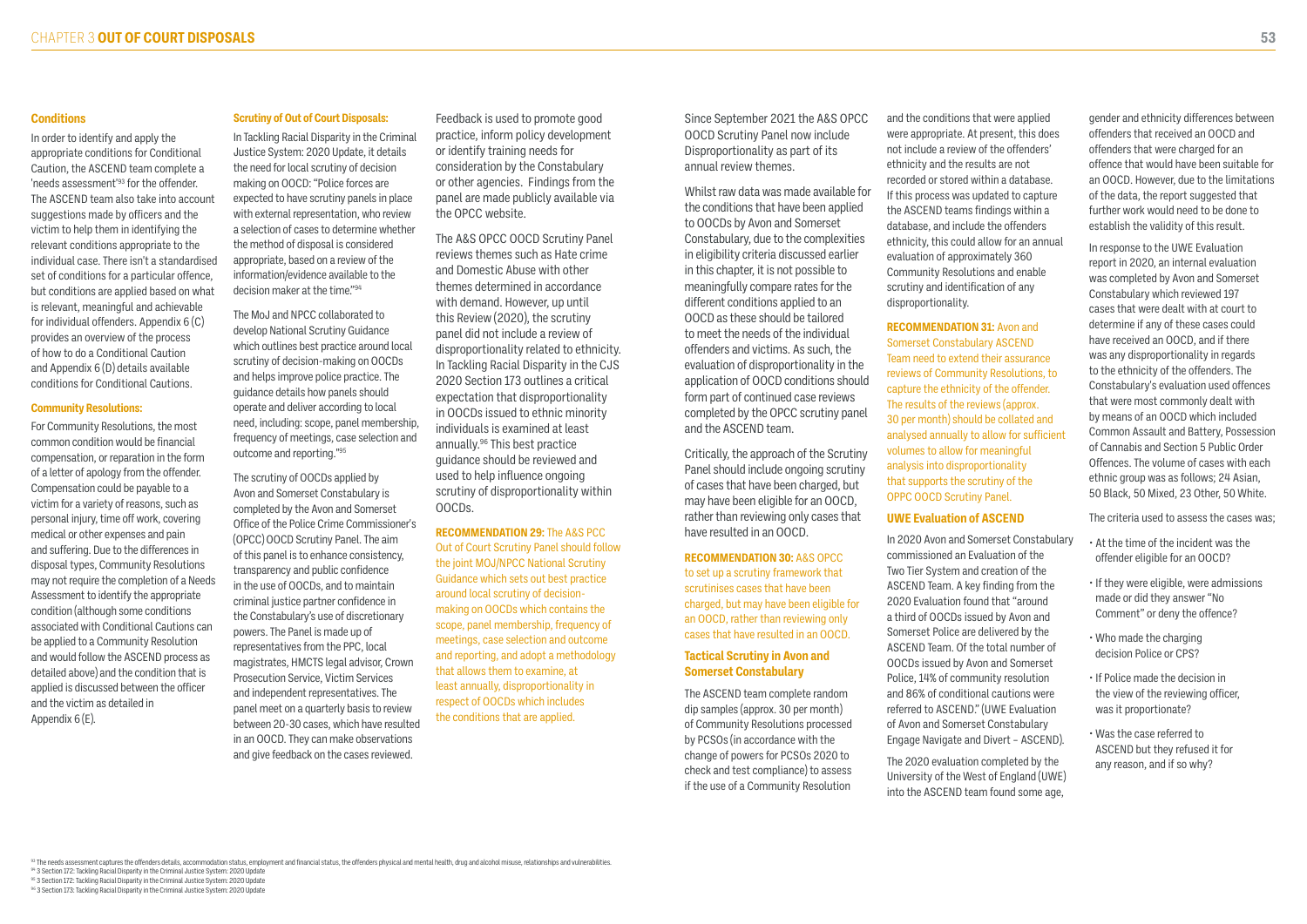### Conditions

In order to identify and apply the appropriate conditions for Conditional Caution, the ASCEND team complete a 'needs assessment'[93] for the offender. The ASCEND team also take into account suggestions made by officers and the victim to help them in identifying the relevant conditions appropriate to the individual case. There isn't a standardised set of conditions for a particular offence, but conditions are applied based on what is relevant, meaningful and achievable for individual offenders. Appendix 6 (C) provides an overview of the process of how to do a Conditional Caution and Appendix 6 (D) details available conditions for Conditional Cautions.

### Community Resolutions:

For Community Resolutions, the most common condition would be financial compensation, or reparation in the form of a letter of apology from the offender. Compensation could be payable to a victim for a variety of reasons, such as personal injury, time off work, covering medical or other expenses and pain and suffering. Due to the differences in disposal types, Community Resolutions may not require the completion of a Needs Assessment to identify the appropriate condition (although some conditions associated with Conditional Cautions can be applied to a Community Resolution and would follow the ASCEND process as detailed above) and the condition that is applied is discussed between the officer and the victim as detailed in Appendix 6 (E).

### Scrutiny of Out of Court Disposals:

In Tackling Racial Disparity in the Criminal Justice System: 2020 Update, it details the need for local scrutiny of decision making on OOCD: "Police forces are expected to have scrutiny panels in place with external representation, who review a selection of cases to determine whether the method of disposal is considered appropriate, based on a review of the information/evidence available to the decision maker at the time."[94]

The MoJ and NPCC collaborated to develop National Scrutiny Guidance which outlines best practice around local scrutiny of decision-making on OOCDs and helps improve police practice. The guidance details how panels should operate and deliver according to local need, including: scope, panel membership, frequency of meetings, case selection and outcome and reporting."[95]

The scrutiny of OOCDs applied by Avon and Somerset Constabulary is completed by the Avon and Somerset Office of the Police Crime Commissioner's (OPCC) OOCD Scrutiny Panel. The aim of this panel is to enhance consistency, transparency and public confidence in the use of OOCDs, and to maintain criminal justice partner confidence in the Constabulary's use of discretionary powers. The Panel is made up of representatives from the PPC, local magistrates, HMCTS legal advisor, Crown Prosecution Service, Victim Services and independent representatives. The panel meet on a quarterly basis to review between 20-30 cases, which have resulted in an OOCD. They can make observations and give feedback on the cases reviewed.

Feedback is used to promote good practice, inform policy development or identify training needs for consideration by the Constabulary or other agencies. Findings from the panel are made publicly available via the OPCC website.

The A&S OPCC OOCD Scrutiny Panel reviews themes such as Hate crime and Domestic Abuse with other themes determined in accordance with demand. However, up until this Review (2020), the scrutiny panel did not include a review of disproportionality related to ethnicity. In Tackling Racial Disparity in the CJS 2020 Section 173 outlines a critical expectation that disproportionality in OOCDs issued to ethnic minority individuals is examined at least annually.[96] This best practice guidance should be reviewed and used to help influence ongoing scrutiny of disproportionality within OOCDs.

**RECOMMENDATION 29:** The A&S PCC Out of Court Scrutiny Panel should follow the joint MOJ/NPCC National Scrutiny Guidance which sets out best practice around local scrutiny of decision-making on OOCDs which contains the scope, panel membership, frequency of meetings, case selection and outcome and reporting, and adopt a methodology that allows them to examine, at least annually, disproportionality in respect of OOCDs which includes the conditions that are applied.

Since September 2021 the A&S OPCC OOCD Scrutiny Panel now include Disproportionality as part of its annual review themes.

Whilst raw data was made available for the conditions that have been applied to OOCDs by Avon and Somerset Constabulary, due to the complexities in eligibility criteria discussed earlier in this chapter, it is not possible to meaningfully compare rates for the different conditions applied to an OOCD as these should be tailored to meet the needs of the individual offenders and victims. As such, the evaluation of disproportionality in the application of OOCD conditions should form part of continued case reviews completed by the OPCC scrutiny panel and the ASCEND team.

Critically, the approach of the Scrutiny Panel should include ongoing scrutiny of cases that have been charged, but may have been eligible for an OOCD, rather than reviewing only cases that have resulted in an OOCD.

**RECOMMENDATION 30:** A&S OPCC to set up a scrutiny framework that scrutinises cases that have been charged, but may have been eligible for an OOCD, rather than reviewing only cases that have resulted in an OOCD.

### Tactical Scrutiny in Avon and Somerset Constabulary

The ASCEND team complete random dip samples (approx. 30 per month) of Community Resolutions processed by PCSOs (in accordance with the change of powers for PCSOs 2020 to check and test compliance) to assess if the use of a Community Resolution and the conditions that were applied were appropriate. At present, this does not include a review of the offenders' ethnicity and the results are not recorded or stored within a database. If this process was updated to capture the ASCEND teams findings within a database, and include the offenders ethnicity, this could allow for an annual evaluation of approximately 360 Community Resolutions and enable scrutiny and identification of any disproportionality.

**RECOMMENDATION 31:** Avon and Somerset Constabulary ASCEND Team need to extend their assurance reviews of Community Resolutions, to capture the ethnicity of the offender. The results of the reviews (approx. 30 per month) should be collated and analysed annually to allow for sufficient volumes to allow for meaningful analysis into disproportionality that supports the scrutiny of the OPPC OOCD Scrutiny Panel.

### UWE Evaluation of ASCEND

In 2020 Avon and Somerset Constabulary commissioned an Evaluation of the Two Tier System and creation of the ASCEND Team. A key finding from the 2020 Evaluation found that "around a third of OOCDs issued by Avon and Somerset Police are delivered by the ASCEND Team. Of the total number of OOCDs issued by Avon and Somerset Police, 14% of community resolution and 86% of conditional cautions were referred to ASCEND." (UWE Evaluation of Avon and Somerset Constabulary Engage Navigate and Divert – ASCEND).

The 2020 evaluation completed by the University of the West of England (UWE) into the ASCEND team found some age, gender and ethnicity differences between offenders that received an OOCD and offenders that were charged for an offence that would have been suitable for an OOCD. However, due to the limitations of the data, the report suggested that further work would need to be done to establish the validity of this result.

In response to the UWE Evaluation report in 2020, an internal evaluation was completed by Avon and Somerset Constabulary which reviewed 197 cases that were dealt with at court to determine if any of these cases could have received an OOCD, and if there was any disproportionality in regards to the ethnicity of the offenders. The Constabulary's evaluation used offences that were most commonly dealt with by means of an OOCD which included Common Assault and Battery, Possession of Cannabis and Section 5 Public Order Offences. The volume of cases with each ethnic group was as follows; 24 Asian, 50 Black, 50 Mixed, 23 Other, 50 White.

The criteria used to assess the cases was;

- At the time of the incident was the offender eligible for an OOCD?
- If they were eligible, were admissions made or did they answer "No Comment" or deny the offence?
- Who made the charging decision Police or CPS?
- If Police made the decision in the view of the reviewing officer, was it proportionate?
- Was the case referred to ASCEND but they refused it for any reason, and if so why?

---

[93] The needs assessment captures the offenders details, accommodation status, employment and financial status, the offenders physical and mental health, drug and alcohol misuse, relationships and vulnerabilities.

[94] 3 Section 172: Tackling Racial Disparity in the Criminal Justice System: 2020 Update

[95] 3 Section 172: Tackling Racial Disparity in the Criminal Justice System: 2020 Update

[96] 3 Section 173: Tackling Racial Disparity in the Criminal Justice System: 2020 Update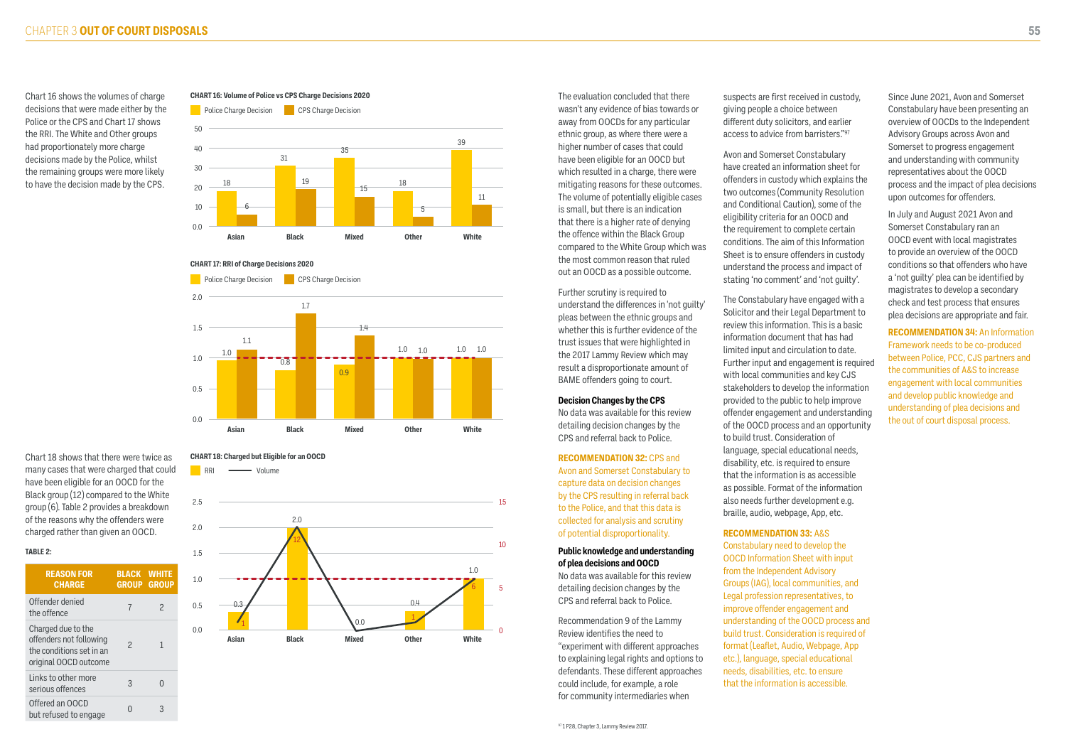Chart 16 shows the volumes of charge decisions that were made either by the Police or the CPS and Chart 17 shows the RRI. The White and Other groups had proportionately more charge decisions made by the Police, whilst the remaining groups were more likely to have the decision made by the CPS.

**CHART 16: Volume of Police vs CPS Charge Decisions 2020**

| | Police Charge Decision | CPS Charge Decision |
|---|---|---|
| Asian | 18 | 6 |
| Black | 31 | 19 |
| Mixed | 35 | 15 |
| Other | 18 | 5 |
| White | 39 | 11 |

**CHART 17: RRI of Charge Decisions 2020**

| | Police Charge Decision | CPS Charge Decision |
|---|---|---|
| Asian | 1.0 | 1.1 |
| Black | 0.8 | 1.7 |
| Mixed | 0.9 | 1.4 |
| Other | 1.0 | 1.0 |
| White | 1.0 | 1.0 |

Chart 18 shows that there were twice as many cases that were charged that could have been eligible for an OOCD for the Black group (12) compared to the White group (6). Table 2 provides a breakdown of the reasons why the offenders were charged rather than given an OOCD.

**CHART 18: Charged but Eligible for an OOCD**

| | RRI | Volume |
|---|---|---|
| Asian | 0.3 | 1 |
| Black | 2.0 | 12 |
| Mixed | 0.0 | |
| Other | 0.4 | 1 |
| White | 1.0 | 6 |

**TABLE 2:**

| REASON FOR CHARGE | BLACK GROUP | WHITE GROUP |
|---|---|---|
| Offender denied the offence | 7 | 2 |
| Charged due to the offenders not following the conditions set in an original OOCD outcome | 2 | 1 |
| Links to other more serious offences | 3 | 0 |
| Offered an OOCD but refused to engage | 0 | 3 |

The evaluation concluded that there wasn't any evidence of bias towards or away from OOCDs for any particular ethnic group, as where there were a higher number of cases that could have been eligible for an OOCD but which resulted in a charge, there were mitigating reasons for these outcomes. The volume of potentially eligible cases is small, but there is an indication that there is a higher rate of denying the offence within the Black Group compared to the White Group which was the most common reason that ruled out an OOCD as a possible outcome.

Further scrutiny is required to understand the differences in 'not guilty' pleas between the ethnic groups and whether this is further evidence of the trust issues that were highlighted in the 2017 Lammy Review which may result a disproportionate amount of BAME offenders going to court.

**Decision Changes by the CPS**

No data was available for this review detailing decision changes by the CPS and referral back to Police.

**RECOMMENDATION 32:** CPS and Avon and Somerset Constabulary to capture data on decision changes by the CPS resulting in referral back to the Police, and that this data is collected for analysis and scrutiny of potential disproportionality.

**Public knowledge and understanding of plea decisions and OOCD**

No data was available for this review detailing decision changes by the CPS and referral back to Police.

Recommendation 9 of the Lammy Review identifies the need to "experiment with different approaches to explaining legal rights and options to defendants. These different approaches could include, for example, a role for community intermediaries when suspects are first received in custody, giving people a choice between different duty solicitors, and earlier access to advice from barristers."[97]

Avon and Somerset Constabulary have created an information sheet for offenders in custody which explains the two outcomes (Community Resolution and Conditional Caution), some of the eligibility criteria for an OOCD and the requirement to complete certain conditions. The aim of this Information Sheet is to ensure offenders in custody understand the process and impact of stating 'no comment' and 'not guilty'.

The Constabulary have engaged with a Solicitor and their Legal Department to review this information. This is a basic information document that has had limited input and circulation to date. Further input and engagement is required with local communities and key CJS stakeholders to develop the information provided to the public to help improve offender engagement and understanding of the OOCD process and an opportunity to build trust. Consideration of language, special educational needs, disability, etc. is required to ensure that the information is as accessible as possible. Format of the information also needs further development e.g. braille, audio, webpage, App, etc.

**RECOMMENDATION 33:** A&S Constabulary need to develop the OOCD Information Sheet with input from the Independent Advisory Groups (IAG), local communities, and Legal profession representatives, to improve offender engagement and understanding of the OOCD process and build trust. Consideration is required of format (Leaflet, Audio, Webpage, App etc.), language, special educational needs, disabilities, etc. to ensure that the information is accessible.

Since June 2021, Avon and Somerset Constabulary have been presenting an overview of OOCDs to the Independent Advisory Groups across Avon and Somerset to progress engagement and understanding with community representatives about the OOCD process and the impact of plea decisions upon outcomes for offenders.

In July and August 2021 Avon and Somerset Constabulary ran an OOCD event with local magistrates to provide an overview of the OOCD conditions so that offenders who have a 'not guilty' plea can be identified by magistrates to develop a secondary check and test process that ensures plea decisions are appropriate and fair.

**RECOMMENDATION 34:** An Information Framework needs to be co-produced between Police, PCC, CJS partners and the communities of A&S to increase engagement with local communities and develop public knowledge and understanding of plea decisions and the out of court disposal process.

[97] 1 P28, Chapter 3, Lammy Review 2017.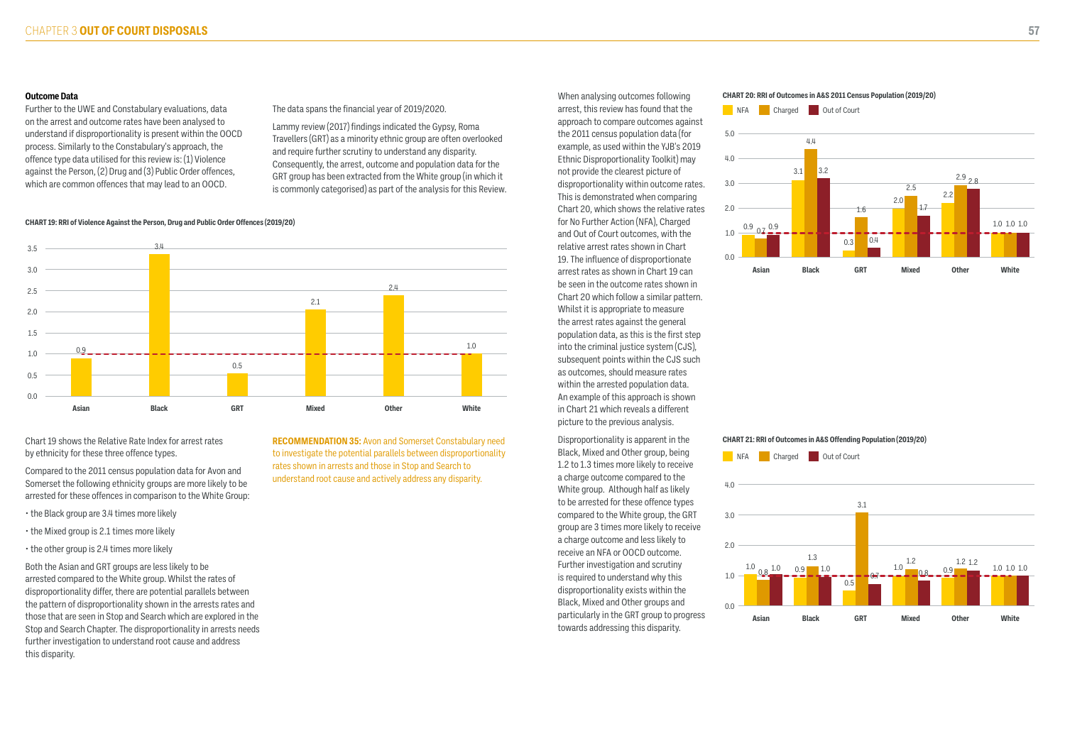### Outcome Data

Further to the UWE and Constabulary evaluations, data on the arrest and outcome rates have been analysed to understand if disproportionality is present within the OOCD process. Similarly to the Constabulary's approach, the offence type data utilised for this review is: (1) Violence against the Person, (2) Drug and (3) Public Order offences, which are common offences that may lead to an OOCD.

The data spans the financial year of 2019/2020.

Lammy review (2017) findings indicated the Gypsy, Roma Travellers (GRT) as a minority ethnic group are often overlooked and require further scrutiny to understand any disparity. Consequently, the arrest, outcome and population data for the GRT group has been extracted from the White group (in which it is commonly categorised) as part of the analysis for this Review.

**CHART 19: RRI of Violence Against the Person, Drug and Public Order Offences (2019/20)**

| Ethnicity | RRI |
|---|---|
| Asian | 0.9 |
| Black | 3.4 |
| GRT | 0.5 |
| Mixed | 2.1 |
| Other | 2.4 |
| White | 1.0 |

Chart 19 shows the Relative Rate Index for arrest rates by ethnicity for these three offence types.

Compared to the 2011 census population data for Avon and Somerset the following ethnicity groups are more likely to be arrested for these offences in comparison to the White Group:

- the Black group are 3.4 times more likely
- the Mixed group is 2.1 times more likely
- the other group is 2.4 times more likely

Both the Asian and GRT groups are less likely to be arrested compared to the White group. Whilst the rates of disproportionality differ, there are potential parallels between the pattern of disproportionality shown in the arrests rates and those that are seen in Stop and Search which are explored in the Stop and Search Chapter. The disproportionality in arrests needs further investigation to understand root cause and address this disparity.

**RECOMMENDATION 35:** Avon and Somerset Constabulary need to investigate the potential parallels between disproportionality rates shown in arrests and those in Stop and Search to understand root cause and actively address any disparity.

When analysing outcomes following arrest, this review has found that the approach to compare outcomes against the 2011 census population data (for example, as used within the YJB's 2019 Ethnic Disproportionality Toolkit) may not provide the clearest picture of disproportionality within outcome rates. This is demonstrated when comparing Chart 20, which shows the relative rates for No Further Action (NFA), Charged and Out of Court outcomes, with the relative arrest rates shown in Chart 19. The influence of disproportionate arrest rates as shown in Chart 19 can be seen in the outcome rates shown in Chart 20 which follow a similar pattern. Whilst it is appropriate to measure the arrest rates against the general population data, as this is the first step into the criminal justice system (CJS), subsequent points within the CJS such as outcomes, should measure rates within the arrested population data. An example of this approach is shown in Chart 21 which reveals a different picture to the previous analysis.

Disproportionality is apparent in the Black, Mixed and Other group, being 1.2 to 1.3 times more likely to receive a charge outcome compared to the White group. Although half as likely to be arrested for these offence types compared to the White group, the GRT group are 3 times more likely to receive a charge outcome and less likely to receive an NFA or OOCD outcome. Further investigation and scrutiny is required to understand why this disproportionality exists within the Black, Mixed and Other groups and particularly in the GRT group to progress towards addressing this disparity.

**CHART 20: RRI of Outcomes in A&S 2011 Census Population (2019/20)**

| Ethnicity | NFA | Charged | Out of Court |
|---|---|---|---|
| Asian | 0.9 | 0.7 | 0.9 |
| Black | 3.1 | 4.4 | 3.2 |
| GRT | 0.3 | 1.6 | 0.4 |
| Mixed | 2.0 | 2.5 | 1.7 |
| Other | 2.2 | 2.9 | 2.8 |
| White | 1.0 | 1.0 | 1.0 |

**CHART 21: RRI of Outcomes in A&S Offending Population (2019/20)**

| Ethnicity | NFA | Charged | Out of Court |
|---|---|---|---|
| Asian | 1.0 | 0.8 | 1.0 |
| Black | 0.9 | 1.3 | 1.0 |
| GRT | 0.5 | 3.1 | 0.7 |
| Mixed | 1.0 | 1.2 | 0.8 |
| Other | 0.9 | 1.2 | 1.2 |
| White | 1.0 | 1.0 | 1.0 |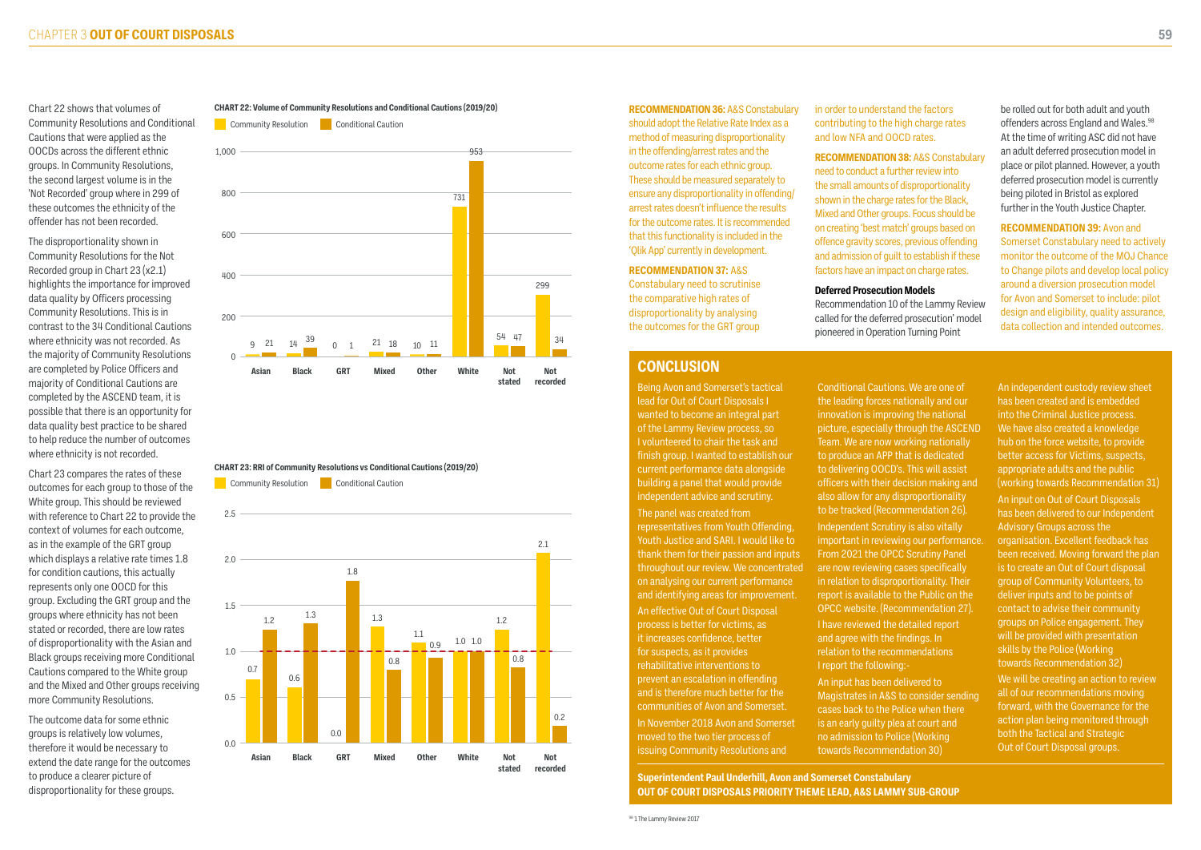Chart 22 shows that volumes of Community Resolutions and Conditional Cautions that were applied as the OOCDs across the different ethnic groups. In Community Resolutions, the second largest volume is in the 'Not Recorded' group where in 299 of these outcomes the ethnicity of the offender has not been recorded.

The disproportionality shown in Community Resolutions for the Not Recorded group in Chart 23 (x2.1) highlights the importance for improved data quality by Officers processing Community Resolutions. This is in contrast to the 34 Conditional Cautions where ethnicity was not recorded. As the majority of Community Resolutions are completed by Police Officers and majority of Conditional Cautions are completed by the ASCEND team, it is possible that there is an opportunity for data quality best practice to be shared to help reduce the number of outcomes where ethnicity is not recorded.

Chart 23 compares the rates of these outcomes for each group to those of the White group. This should be reviewed with reference to Chart 22 to provide the context of volumes for each outcome, as in the example of the GRT group which displays a relative rate times 1.8 for condition cautions, this actually represents only one OOCD for this group. Excluding the GRT group and the groups where ethnicity has not been stated or recorded, there are low rates of disproportionality with the Asian and Black groups receiving more Conditional Cautions compared to the White group and the Mixed and Other groups receiving more Community Resolutions.

The outcome data for some ethnic groups is relatively low volumes, therefore it would be necessary to extend the date range for the outcomes to produce a clearer picture of disproportionality for these groups.

**CHART 22: Volume of Community Resolutions and Conditional Cautions (2019/20)**

| | Asian | Black | GRT | Mixed | Other | White | Not stated | Not recorded |
|---|---|---|---|---|---|---|---|---|
| Community Resolution | 9 | 14 | 0 | 21 | 10 | 731 | 54 | 299 |
| Conditional Caution | 21 | 39 | 1 | 18 | 11 | 953 | 47 | 34 |

**CHART 23: RRI of Community Resolutions vs Conditional Cautions (2019/20)**

| | Asian | Black | GRT | Mixed | Other | White | Not stated | Not recorded |
|---|---|---|---|---|---|---|---|---|
| Community Resolution | 0.7 | 0.6 | 0.0 | 1.3 | 1.1 | 1.0 | 1.2 | 2.1 |
| Conditional Caution | 1.2 | 1.3 | 1.8 | 0.8 | 0.9 | 1.0 | 0.8 | 0.2 |

**RECOMMENDATION 36:** A&S Constabulary should adopt the Relative Rate Index as a method of measuring disproportionality in the offending/arrest rates and the outcome rates for each ethnic group. These should be measured separately to ensure any disproportionality in offending/arrest rates doesn't influence the results for the outcome rates. It is recommended that this functionality is included in the 'Qlik App' currently in development.

**RECOMMENDATION 37:** A&S Constabulary need to scrutinise the comparative high rates of disproportionality by analysing the outcomes for the GRT group in order to understand the factors contributing to the high charge rates and low NFA and OOCD rates.

**RECOMMENDATION 38:** A&S Constabulary need to conduct a further review into the small amounts of disproportionality shown in the charge rates for the Black, Mixed and Other groups. Focus should be on creating 'best match' groups based on offence gravity scores, previous offending and admission of guilt to establish if these factors have an impact on charge rates.

**Deferred Prosecution Models**

Recommendation 10 of the Lammy Review called for the deferred prosecution' model pioneered in Operation Turning Point be rolled out for both adult and youth offenders across England and Wales.[98] At the time of writing ASC did not have an adult deferred prosecution model in place or pilot planned. However, a youth deferred prosecution model is currently being piloted in Bristol as explored further in the Youth Justice Chapter.

**RECOMMENDATION 39:** Avon and Somerset Constabulary need to actively monitor the outcome of the MOJ Chance to Change pilots and develop local policy around a diversion prosecution model for Avon and Somerset to include: pilot design and eligibility, quality assurance, data collection and intended outcomes.

## CONCLUSION

Being Avon and Somerset's tactical lead for Out of Court Disposals I wanted to become an integral part of the Lammy Review process, so I volunteered to chair the task and finish group. I wanted to establish our current performance data alongside building a panel that would provide independent advice and scrutiny.

The panel was created from representatives from Youth Offending, Youth Justice and SARI. I would like to thank them for their passion and inputs throughout our review. We concentrated on analysing our current performance and identifying areas for improvement.

An effective Out of Court Disposal process is better for victims, as it increases confidence, better for suspects, as it provides rehabilitative interventions to prevent an escalation in offending and is therefore much better for the communities of Avon and Somerset.

In November 2018 Avon and Somerset moved to the two tier process of issuing Community Resolutions and Conditional Cautions. We are one of the leading forces nationally and our innovation is improving the national picture, especially through the ASCEND Team. We are now working nationally to produce an APP that is dedicated to delivering OOCD's. This will assist officers with their decision making and also allow for any disproportionality to be tracked (Recommendation 26).

Independent Scrutiny is also vitally important in reviewing our performance. From 2021 the OPCC Scrutiny Panel are now reviewing cases specifically in relation to disproportionality. Their report is available to the Public on the OPCC website. (Recommendation 27).

I have reviewed the detailed report and agree with the findings. In relation to the recommendations I report the following:-

An input has been delivered to Magistrates in A&S to consider sending cases back to the Police when there is an early guilty plea at court and no admission to Police (Working towards Recommendation 30)

An independent custody review sheet has been created and is embedded into the Criminal Justice process. We have also created a knowledge hub on the force website, to provide better access for Victims, suspects, appropriate adults and the public (working towards Recommendation 31)

An input on Out of Court Disposals has been delivered to our Independent Advisory Groups across the organisation. Excellent feedback has been received. Moving forward the plan is to create an Out of Court disposal group of Community Volunteers, to deliver inputs and to be points of contact to advise their community groups on Police engagement. They will be provided with presentation skills by the Police (Working towards Recommendation 32)

We will be creating an action to review all of our recommendations moving forward, with the Governance for the action plan being monitored through both the Tactical and Strategic Out of Court Disposal groups.

**Superintendent Paul Underhill, Avon and Somerset Constabulary**
**OUT OF COURT DISPOSALS PRIORITY THEME LEAD, A&S LAMMY SUB-GROUP**

[98] 1 The Lammy Review 2017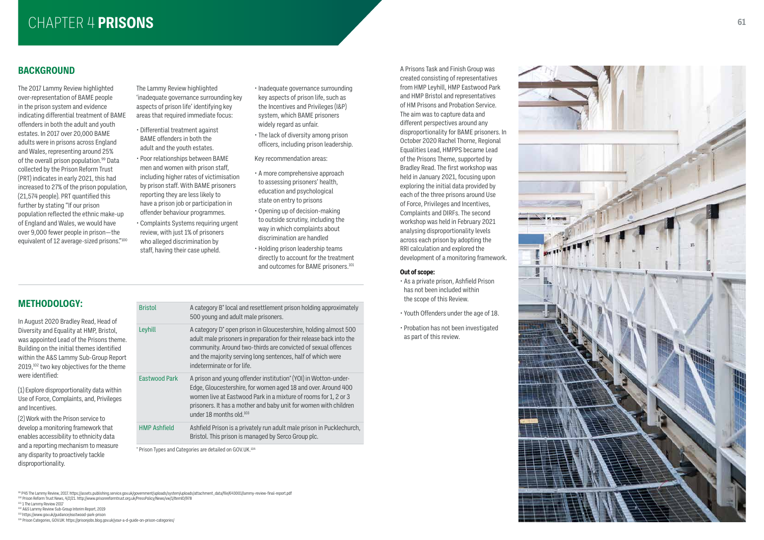# CHAPTER 4 **PRISONS**

## BACKGROUND

The 2017 Lammy Review highlighted over-representation of BAME people in the prison system and evidence indicating differential treatment of BAME offenders in both the adult and youth estates. In 2017 over 20,000 BAME adults were in prisons across England and Wales, representing around 25% of the overall prison population.[99] Data collected by the Prison Reform Trust (PRT) indicates in early 2021, this had increased to 27% of the prison population, (21,574 people). PRT quantified this further by stating "If our prison population reflected the ethnic make-up of England and Wales, we would have over 9,000 fewer people in prison—the equivalent of 12 average-sized prisons."[100]

The Lammy Review highlighted 'inadequate governance surrounding key aspects of prison life' identifying key areas that required immediate focus:

- Differential treatment against BAME offenders in both the adult and the youth estates.
- Poor relationships between BAME men and women with prison staff, including higher rates of victimisation by prison staff. With BAME prisoners reporting they are less likely to have a prison job or participation in offender behaviour programmes.
- Complaints Systems requiring urgent review, with just 1% of prisoners who alleged discrimination by staff, having their case upheld.
- Inadequate governance surrounding key aspects of prison life, such as the Incentives and Privileges (I&P) system, which BAME prisoners widely regard as unfair.
- The lack of diversity among prison officers, including prison leadership.

Key recommendation areas:

- A more comprehensive approach to assessing prisoners' health, education and psychological state on entry to prisons
- Opening up of decision-making to outside scrutiny, including the way in which complaints about discrimination are handled
- Holding prison leadership teams directly to account for the treatment and outcomes for BAME prisoners.[101]

## METHODOLOGY:

In August 2020 Bradley Read, Head of Diversity and Equality at HMP, Bristol, was appointed Lead of the Prisons theme. Building on the initial themes identified within the A&S Lammy Sub-Group Report 2019,[102] two key objectives for the theme were identified:

(1) Explore disproportionality data within Use of Force, Complaints, and, Privileges and Incentives.

(2) Work with the Prison service to develop a monitoring framework that enables accessibility to ethnicity data and a reporting mechanism to measure any disparity to proactively tackle disproportionality.

| | |
|---|---|
| Bristol | A category B* local and resettlement prison holding approximately 500 young and adult male prisoners. |
| Leyhill | A category D* open prison in Gloucestershire, holding almost 500 adult male prisoners in preparation for their release back into the community. Around two-thirds are convicted of sexual offences and the majority serving long sentences, half of which were indeterminate or for life. |
| Eastwood Park | A prison and young offender institution* (YOI) in Wotton-under-Edge, Gloucestershire, for women aged 18 and over. Around 400 women live at Eastwood Park in a mixture of rooms for 1, 2 or 3 prisoners. It has a mother and baby unit for women with children under 18 months old.[103] |
| HMP Ashfield | Ashfield Prison is a privately run adult male prison in Pucklechurch, Bristol. This prison is managed by Serco Group plc. |

\* Prison Types and Categories are detailed on GOV.UK.[104]

A Prisons Task and Finish Group was created consisting of representatives from HMP Leyhill, HMP Eastwood Park and HMP Bristol and representatives of HM Prisons and Probation Service. The aim was to capture data and different perspectives around any disproportionality for BAME prisoners. In October 2020 Rachel Thorne, Regional Equalities Lead, HMPPS became Lead of the Prisons Theme, supported by Bradley Read. The first workshop was held in January 2021, focusing upon exploring the initial data provided by each of the three prisons around Use of Force, Privileges and Incentives, Complaints and DIRFs. The second workshop was held in February 2021 analysing disproportionality levels across each prison by adopting the RRI calculation and explored the development of a monitoring framework.

**Out of scope:**

- As a private prison, Ashfield Prison has not been included within the scope of this Review.
- Youth Offenders under the age of 18.
- Probation has not been investigated as part of this review.

[99] P45 The Lammy Review, 2017. https://assets.publishing.service.gov.uk/government/uploads/system/uploads/attachment_data/file/643001/lammy-review-final-report.pdf
[100] Prison Reform Trust News, 4/2/21. http://www.prisonreformtrust.org.uk/PressPolicy/News/vw/1/ItemID/978
[101] 1 The Lammy Review 2017
[102] A&S Lammy Review Sub-Group Interim Report, 2019
[103] https://www.gov.uk/guidance/eastwood-park-prison
[104] Prison Categories, GOV.UK: https://prisonjobs.blog.gov.uk/your-a-d-guide-on-prison-categories/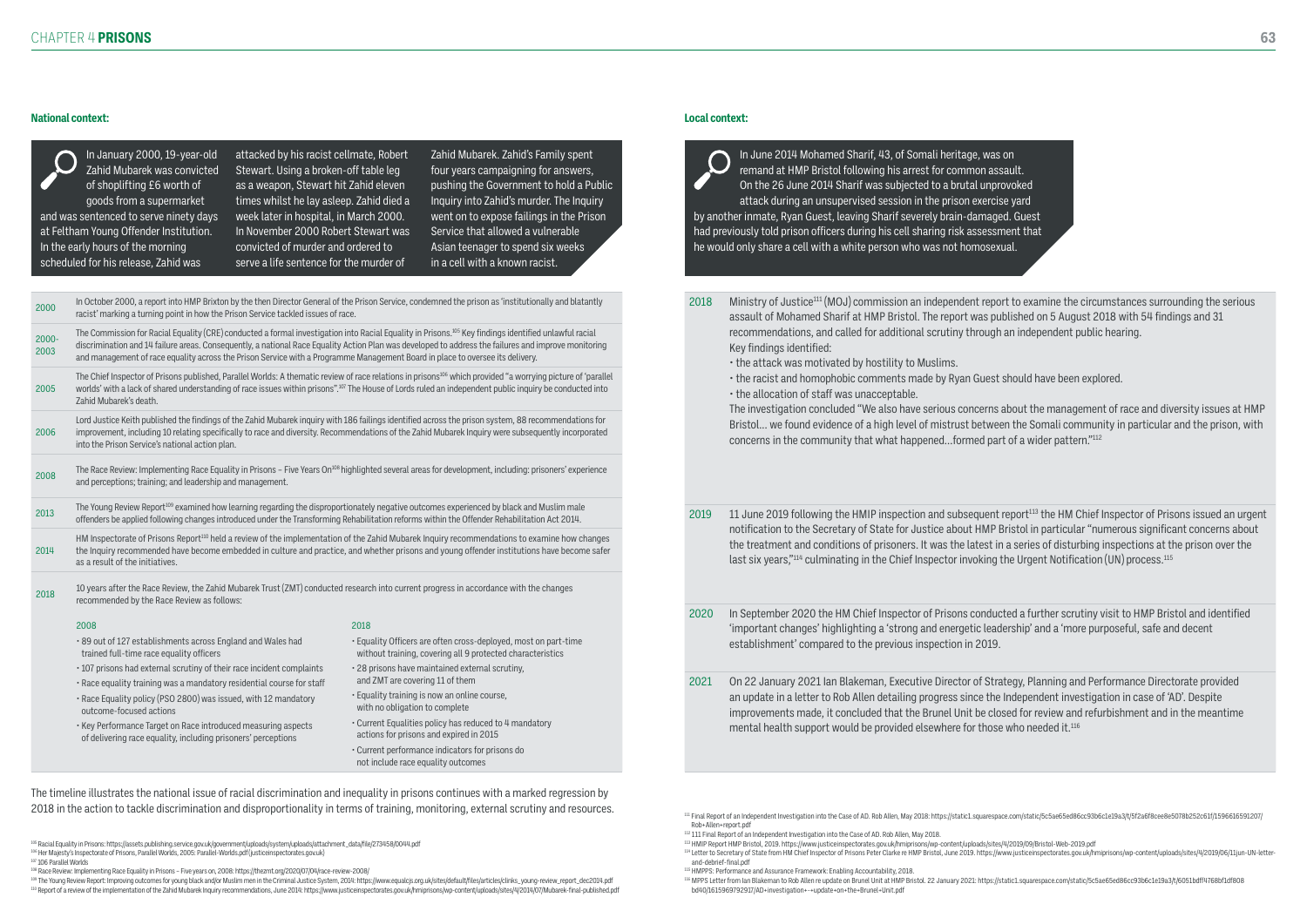## National context:

In January 2000, 19-year-old Zahid Mubarek was convicted of shoplifting £6 worth of goods from a supermarket and was sentenced to serve ninety days at Feltham Young Offender Institution. In the early hours of the morning scheduled for his release, Zahid was attacked by his racist cellmate, Robert Stewart. Using a broken-off table leg as a weapon, Stewart hit Zahid eleven times whilst he lay asleep. Zahid died a week later in hospital, in March 2000. In November 2000 Robert Stewart was convicted of murder and ordered to serve a life sentence for the murder of Zahid Mubarek. Zahid's Family spent four years campaigning for answers, pushing the Government to hold a Public Inquiry into Zahid's murder. The Inquiry went on to expose failings in the Prison Service that allowed a vulnerable Asian teenager to spend six weeks in a cell with a known racist.

| Year | Event |
| --- | --- |
| 2000 | In October 2000, a report into HMP Brixton by the then Director General of the Prison Service, condemned the prison as 'institutionally and blatantly racist' marking a turning point in how the Prison Service tackled issues of race. |
| 2000-2003 | The Commission for Racial Equality (CRE) conducted a formal investigation into Racial Equality in Prisons.[105] Key findings identified unlawful racial discrimination and 14 failure areas. Consequently, a national Race Equality Action Plan was developed to address the failures and improve monitoring and management of race equality across the Prison Service with a Programme Management Board in place to oversee its delivery. |
| 2005 | The Chief Inspector of Prisons published, Parallel Worlds: A thematic review of race relations in prisons[106] which provided "a worrying picture of 'parallel worlds' with a lack of shared understanding of race issues within prisons".[107] The House of Lords ruled an independent public inquiry be conducted into Zahid Mubarek's death. |
| 2006 | Lord Justice Keith published the findings of the Zahid Mubarek inquiry with 186 failings identified across the prison system, 88 recommendations for improvement, including 10 relating specifically to race and diversity. Recommendations of the Zahid Mubarek Inquiry were subsequently incorporated into the Prison Service's national action plan. |
| 2008 | The Race Review: Implementing Race Equality in Prisons – Five Years On[108] highlighted several areas for development, including: prisoners' experience and perceptions; training; and leadership and management. |
| 2013 | The Young Review Report[109] examined how learning regarding the disproportionately negative outcomes experienced by black and Muslim male offenders be applied following changes introduced under the Transforming Rehabilitation reforms within the Offender Rehabilitation Act 2014. |
| 2014 | HM Inspectorate of Prisons Report[110] held a review of the implementation of the Zahid Mubarek Inquiry recommendations to examine how changes the Inquiry recommended have become embedded in culture and practice, and whether prisons and young offender institutions have become safer as a result of the initiatives. |
| 2018 | 10 years after the Race Review, the Zahid Mubarek Trust (ZMT) conducted research into current progress in accordance with the changes recommended by the Race Review as follows: |

| 2008 | 2018 |
| --- | --- |
| • 89 out of 127 establishments across England and Wales had trained full-time race equality officers | • Equality Officers are often cross-deployed, most on part-time without training, covering all 9 protected characteristics |
| • 107 prisons had external scrutiny of their race incident complaints | • 28 prisons have maintained external scrutiny, and ZMT are covering 11 of them |
| • Race equality training was a mandatory residential course for staff | • Equality training is now an online course, with no obligation to complete |
| • Race Equality policy (PSO 2800) was issued, with 12 mandatory outcome-focused actions | • Current Equalities policy has reduced to 4 mandatory actions for prisons and expired in 2015 |
| • Key Performance Target on Race introduced measuring aspects of delivering race equality, including prisoners' perceptions | • Current performance indicators for prisons do not include race equality outcomes |

The timeline illustrates the national issue of racial discrimination and inequality in prisons continues with a marked regression by 2018 in the action to tackle discrimination and disproportionality in terms of training, monitoring, external scrutiny and resources.

## Local context:

In June 2014 Mohamed Sharif, 43, of Somali heritage, was on remand at HMP Bristol following his arrest for common assault. On the 26 June 2014 Sharif was subjected to a brutal unprovoked attack during an unsupervised session in the prison exercise yard by another inmate, Ryan Guest, leaving Sharif severely brain-damaged. Guest had previously told prison officers during his cell sharing risk assessment that he would only share a cell with a white person who was not homosexual.

| Year | Event |
| --- | --- |
| 2018 | Ministry of Justice[111] (MOJ) commission an independent report to examine the circumstances surrounding the serious assault of Mohamed Sharif at HMP Bristol. The report was published on 5 August 2018 with 54 findings and 31 recommendations, and called for additional scrutiny through an independent public hearing. Key findings identified: • the attack was motivated by hostility to Muslims. • the racist and homophobic comments made by Ryan Guest should have been explored. • the allocation of staff was unacceptable. The investigation concluded "We also have serious concerns about the management of race and diversity issues at HMP Bristol... we found evidence of a high level of mistrust between the Somali community in particular and the prison, with concerns in the community that what happened...formed part of a wider pattern."[112] |
| 2019 | 11 June 2019 following the HMIP inspection and subsequent report[113] the HM Chief Inspector of Prisons issued an urgent notification to the Secretary of State for Justice about HMP Bristol in particular "numerous significant concerns about the treatment and conditions of prisoners. It was the latest in a series of disturbing inspections at the prison over the last six years,"[114] culminating in the Chief Inspector invoking the Urgent Notification (UN) process.[115] |
| 2020 | In September 2020 the HM Chief Inspector of Prisons conducted a further scrutiny visit to HMP Bristol and identified 'important changes' highlighting a 'strong and energetic leadership' and a 'more purposeful, safe and decent establishment' compared to the previous inspection in 2019. |
| 2021 | On 22 January 2021 Ian Blakeman, Executive Director of Strategy, Planning and Performance Directorate provided an update in a letter to Rob Allen detailing progress since the Independent investigation in case of 'AD'. Despite improvements made, it concluded that the Brunel Unit be closed for review and refurbishment and in the meantime mental health support would be provided elsewhere for those who needed it.[116] |

[105] Racial Equality in Prisons: https://assets.publishing.service.gov.uk/government/uploads/system/uploads/attachment_data/file/273458/0044.pdf
[106] Her Majesty's Inspectorate of Prisons, Parallel Worlds, 2005: Parallel-Worlds.pdf (justiceinspectorates.gov.uk)
[107] 106 Parallel Worlds
[108] Race Review: Implementing Race Equality in Prisons – Five years on, 2008: https://thezmt.org/2020/07/04/race-review-2008/
[109] The Young Review Report: Improving outcomes for young black and/or Muslim men in the Criminal Justice System, 2014: https://www.equalcjs.org.uk/sites/default/files/articles/clinks_young-review_report_dec2014.pdf
[110] Report of a review of the implementation of the Zahid Mubarek Inquiry recommendations, June 2014: https://www.justiceinspectorates.gov.uk/hmiprisons/wp-content/uploads/sites/4/2014/07/Mubarek-final-published.pdf
[111] Final Report of an Independent Investigation into the Case of AD. Rob Allen, May 2018: https://static1.squarespace.com/static/5c5ae65ed86cc93b6c1e19a3/t/5f2a6f8cee8e5078b252c61f/1596616591207/Rob+Allen+report.pdf
[112] 111 Final Report of an Independent Investigation into the Case of AD. Rob Allen, May 2018.
[113] HMIP Report HMP Bristol, 2019. https://www.justiceinspectorates.gov.uk/hmiprisons/wp-content/uploads/sites/4/2019/09/Bristol-Web-2019.pdf
[114] Letter to Secretary of State from HM Chief Inspector of Prisons Peter Clarke re HMP Bristol, June 2019. https://www.justiceinspectorates.gov.uk/hmiprisons/wp-content/uploads/sites/4/2019/06/11jun-UN-letter-and-debrief-final.pdf
[115] HMPPS: Performance and Assurance Framework: Enabling Accountability, 2018.
[116] MPPS Letter from Ian Blakeman to Rob Allen re update on Brunel Unit at HMP Bristol. 22 January 2021: https://static1.squarespace.com/static/5c5ae65ed86cc93b6c1e19a3/t/6051bdff4768bf1df808bd40/1615969792917/AD+investigation+-+update+on+the+Brunel+Unit.pdf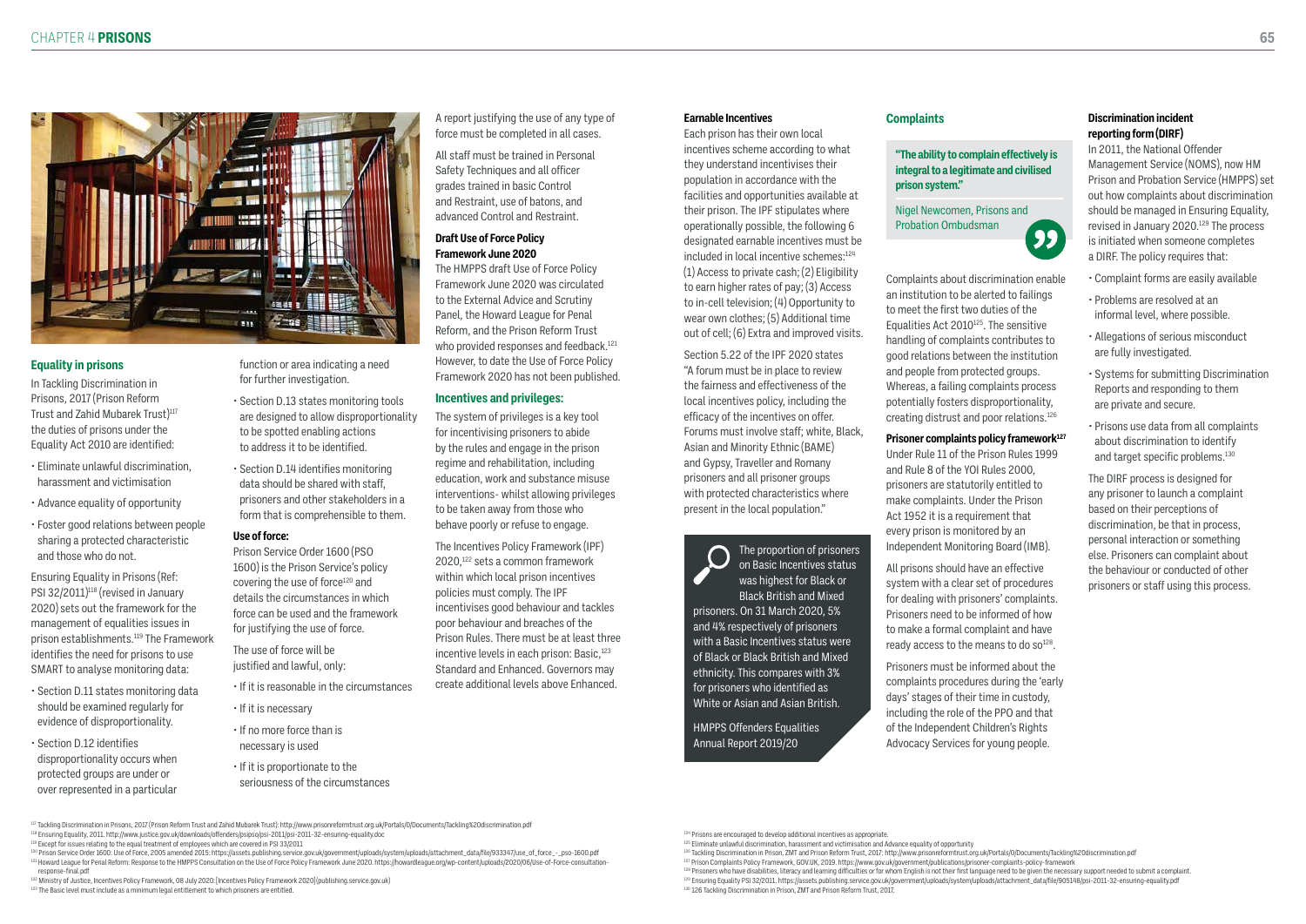## Equality in prisons

In Tackling Discrimination in Prisons, 2017 (Prison Reform Trust and Zahid Mubarek Trust)[117] the duties of prisons under the Equality Act 2010 are identified:

- Eliminate unlawful discrimination, harassment and victimisation
- Advance equality of opportunity
- Foster good relations between people sharing a protected characteristic and those who do not.

Ensuring Equality in Prisons (Ref: PSI 32/2011)[118] (revised in January 2020) sets out the framework for the management of equalities issues in prison establishments.[119] The Framework identifies the need for prisons to use SMART to analyse monitoring data:

- Section D.11 states monitoring data should be examined regularly for evidence of disproportionality.
- Section D.12 identifies disproportionality occurs when protected groups are under or over represented in a particular function or area indicating a need for further investigation.
- Section D.13 states monitoring tools are designed to allow disproportionality to be spotted enabling actions to address it to be identified.
- Section D.14 identifies monitoring data should be shared with staff, prisoners and other stakeholders in a form that is comprehensible to them.

### Use of force:

Prison Service Order 1600 (PSO 1600) is the Prison Service's policy covering the use of force[120] and details the circumstances in which force can be used and the framework for justifying the use of force.

The use of force will be justified and lawful, only:

- If it is reasonable in the circumstances
- If it is necessary
- If no more force than is necessary is used
- If it is proportionate to the seriousness of the circumstances

A report justifying the use of any type of force must be completed in all cases.

All staff must be trained in Personal Safety Techniques and all officer grades trained in basic Control and Restraint, use of batons, and advanced Control and Restraint.

### Draft Use of Force Policy Framework June 2020

The HMPPS draft Use of Force Policy Framework June 2020 was circulated to the External Advice and Scrutiny Panel, the Howard League for Penal Reform, and the Prison Reform Trust who provided responses and feedback.[121] However, to date the Use of Force Policy Framework 2020 has not been published.

## Incentives and privileges:

The system of privileges is a key tool for incentivising prisoners to abide by the rules and engage in the prison regime and rehabilitation, including education, work and substance misuse interventions- whilst allowing privileges to be taken away from those who behave poorly or refuse to engage.

The Incentives Policy Framework (IPF) 2020,[122] sets a common framework within which local prison incentives policies must comply. The IPF incentivises good behaviour and tackles poor behaviour and breaches of the Prison Rules. There must be at least three incentive levels in each prison: Basic,[123] Standard and Enhanced. Governors may create additional levels above Enhanced.

### Earnable Incentives

Each prison has their own local incentives scheme according to what they understand incentivises their population in accordance with the facilities and opportunities available at their prison. The IPF stipulates where operationally possible, the following 6 designated earnable incentives must be included in local incentive schemes:[124] (1) Access to private cash; (2) Eligibility to earn higher rates of pay; (3) Access to in-cell television; (4) Opportunity to wear own clothes; (5) Additional time out of cell; (6) Extra and improved visits.

Section 5.22 of the IPF 2020 states "A forum must be in place to review the fairness and effectiveness of the local incentives policy, including the efficacy of the incentives on offer. Forums must involve staff; white, Black, Asian and Minority Ethnic (BAME) and Gypsy, Traveller and Romany prisoners and all prisoner groups with protected characteristics where present in the local population."

> The proportion of prisoners on Basic Incentives status was highest for Black or Black British and Mixed prisoners. On 31 March 2020, 5% and 4% respectively of prisoners with a Basic Incentives status were of Black or Black British and Mixed ethnicity. This compares with 3% for prisoners who identified as White or Asian and Asian British.
>
> HMPPS Offenders Equalities Annual Report 2019/20

## Complaints

> **"The ability to complain effectively is integral to a legitimate and civilised prison system."**
>
> Nigel Newcomen, Prisons and Probation Ombudsman

Complaints about discrimination enable an institution to be alerted to failings to meet the first two duties of the Equalities Act 2010[125]. The sensitive handling of complaints contributes to good relations between the institution and people from protected groups. Whereas, a failing complaints process potentially fosters disproportionality, creating distrust and poor relations.[126]

### Prisoner complaints policy framework[127]

Under Rule 11 of the Prison Rules 1999 and Rule 8 of the YOI Rules 2000, prisoners are statutorily entitled to make complaints. Under the Prison Act 1952 it is a requirement that every prison is monitored by an Independent Monitoring Board (IMB).

All prisons should have an effective system with a clear set of procedures for dealing with prisoners' complaints. Prisoners need to be informed of how to make a formal complaint and have ready access to the means to do so[128].

Prisoners must be informed about the complaints procedures during the 'early days' stages of their time in custody, including the role of the PPO and that of the Independent Children's Rights Advocacy Services for young people.

### Discrimination incident reporting form (DIRF)

In 2011, the National Offender Management Service (NOMS), now HM Prison and Probation Service (HMPPS) set out how complaints about discrimination should be managed in Ensuring Equality, revised in January 2020.[129] The process is initiated when someone completes a DIRF. The policy requires that:

- Complaint forms are easily available
- Problems are resolved at an informal level, where possible.
- Allegations of serious misconduct are fully investigated.
- Systems for submitting Discrimination Reports and responding to them are private and secure.
- Prisons use data from all complaints about discrimination to identify and target specific problems.[130]

The DIRF process is designed for any prisoner to launch a complaint based on their perceptions of discrimination, be that in process, personal interaction or something else. Prisoners can complaint about the behaviour or conducted of other prisoners or staff using this process.

---

[117] Tackling Discrimination in Prisons, 2017 (Prison Reform Trust and Zahid Mubarek Trust): http://www.prisonreformtrust.org.uk/Portals/0/Documents/Tackling%20discrimination.pdf
[118] Ensuring Equality, 2011. http://www.justice.gov.uk/downloads/offenders/psipso/psi-2011/psi-2011-32-ensuring-equality.doc
[119] Except for issues relating to the equal treatment of employees which are covered in PSI 33/2011
[120] Prison Service Order 1600: Use of Force, 2005 amended 2015: https://assets.publishing.service.gov.uk/government/uploads/system/uploads/attachment_data/file/933347/use_of_force_-_pso-1600.pdf
[121] Howard League for Penal Reform: Response to the HMPPS Consultation on the Use of Force Policy Framework June 2020. https://howardleague.org/wp-content/uploads/2020/06/Use-of-Force-consultation-response-final.pdf
[122] Ministry of Justice, Incentives Policy Framework, 08 July 2020: (Incentives Policy Framework 2020) (publishing.service.gov.uk)
[123] The Basic level must include as a minimum legal entitlement to which prisoners are entitled.
[124] Prisons are encouraged to develop additional incentives as appropriate.
[125] Eliminate unlawful discrimination, harassment and victimisation and Advance equality of opportunity
[126] Tackling Discrimination in Prison, ZMT and Prison Reform Trust, 2017: http://www.prisonreformtrust.org.uk/Portals/0/Documents/Tackling%20discrimination.pdf
[127] Prison Complaints Policy Framework, GOV.UK, 2019. https://www.gov.uk/government/publications/prisoner-complaints-policy-framework
[128] Prisoners who have disabilities, literacy and learning difficulties or for whom English is not their first language need to be given the necessary support needed to submit a complaint.
[129] Ensuring Equality PSI 32/2011. https://assets.publishing.service.gov.uk/government/uploads/system/uploads/attachment_data/file/905148/psi-2011-32-ensuring-equality.pdf
[130] 126 Tackling Discrimination in Prison, ZMT and Prison Reform Trust, 2017.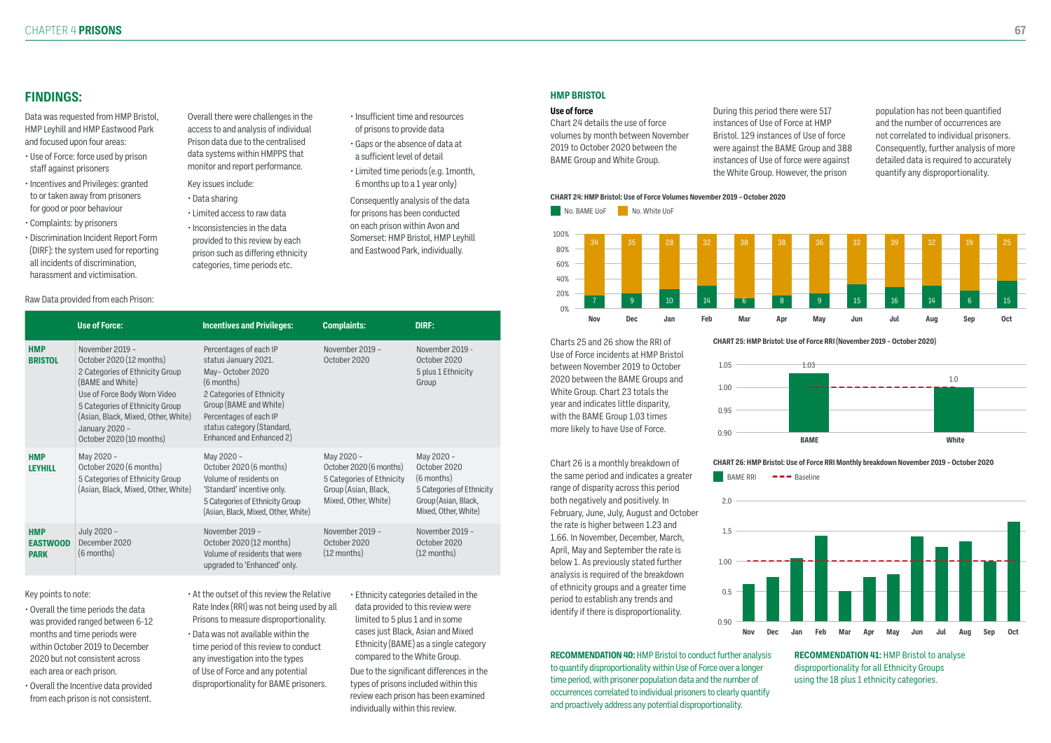## FINDINGS:

Data was requested from HMP Bristol, HMP Leyhill and HMP Eastwood Park and focused upon four areas:

- Use of Force: force used by prison staff against prisoners
- Incentives and Privileges: granted to or taken away from prisoners for good or poor behaviour
- Complaints: by prisoners
- Discrimination Incident Report Form (DIRF): the system used for reporting all incidents of discrimination, harassment and victimisation.

Overall there were challenges in the access to and analysis of individual Prison data due to the centralised data systems within HMPPS that monitor and report performance.

Key issues include:

- Data sharing
- Limited access to raw data
- Inconsistencies in the data provided to this review by each prison such as differing ethnicity categories, time periods etc.
- Insufficient time and resources of prisons to provide data
- Gaps or the absence of data at a sufficient level of detail
- Limited time periods (e.g. 1month, 6 months up to a 1 year only)

Consequently analysis of the data for prisons has been conducted on each prison within Avon and Somerset: HMP Bristol, HMP Leyhill and Eastwood Park, individually.

Raw Data provided from each Prison:

| | Use of Force: | Incentives and Privileges: | Complaints: | DIRF: |
|---|---|---|---|---|
| **HMP BRISTOL** | November 2019 – October 2020 (12 months) 2 Categories of Ethnicity Group (BAME and White) Use of Force Body Worn Video 5 Categories of Ethnicity Group (Asian, Black, Mixed, Other, White) January 2020 – October 2020 (10 months) | Percentages of each IP status January 2021. May– October 2020 (6 months) 2 Categories of Ethnicity Group (BAME and White) Percentages of each IP status category (Standard, Enhanced and Enhanced 2) | November 2019 – October 2020 | November 2019 - October 2020 5 plus 1 Ethnicity Group |
| **HMP LEYHILL** | May 2020 – October 2020 (6 months) 5 Categories of Ethnicity Group (Asian, Black, Mixed, Other, White) | May 2020 – October 2020 (6 months) Volume of residents on 'Standard' incentive only. 5 Categories of Ethnicity Group (Asian, Black, Mixed, Other, White) | May 2020 – October 2020 (6 months) 5 Categories of Ethnicity Group (Asian, Black, Mixed, Other, White) | May 2020 – October 2020 (6 months) 5 Categories of Ethnicity Group (Asian, Black, Mixed, Other, White) |
| **HMP EASTWOOD PARK** | July 2020 – December 2020 (6 months) | November 2019 – October 2020 (12 months) Volume of residents that were upgraded to 'Enhanced' only. | November 2019 – October 2020 (12 months) | November 2019 – October 2020 (12 months) |

Key points to note:

- Overall the time periods the data was provided ranged between 6-12 months and time periods were within October 2019 to December 2020 but not consistent across each area or each prison.
- Overall the Incentive data provided from each prison is not consistent.
- At the outset of this review the Relative Rate Index (RRI) was not being used by all Prisons to measure disproportionality.
- Data was not available within the time period of this review to conduct any investigation into the types of Use of Force and any potential disproportionality for BAME prisoners.
- Ethnicity categories detailed in the data provided to this review were limited to 5 plus 1 and in some cases just Black, Asian and Mixed Ethnicity (BAME) as a single category compared to the White Group.

Due to the significant differences in the types of prisons included within this review each prison has been examined individually within this review.

### HMP BRISTOL

**Use of force**

Chart 24 details the use of force volumes by month between November 2019 to October 2020 between the BAME Group and White Group.

During this period there were 517 instances of Use of Force at HMP Bristol. 129 instances of Use of force were against the BAME Group and 388 instances of Use of force were against the White Group. However, the prison population has not been quantified and the number of occurrences are not correlated to individual prisoners. Consequently, further analysis of more detailed data is required to accurately quantify any disproportionality.

**CHART 24: HMP Bristol: Use of Force Volumes November 2019 – October 2020**

| | Nov | Dec | Jan | Feb | Mar | Apr | May | Jun | Jul | Aug | Sep | Oct |
|---|---|---|---|---|---|---|---|---|---|---|---|---|
| No. BAME UoF | 7 | 9 | 10 | 14 | 6 | 8 | 9 | 15 | 16 | 14 | 6 | 15 |
| No. White UoF | 34 | 35 | 28 | 32 | 38 | 38 | 36 | 32 | 39 | 32 | 19 | 25 |

Charts 25 and 26 show the RRI of Use of Force incidents at HMP Bristol between November 2019 to October 2020 between the BAME Groups and White Group. Chart 23 totals the year and indicates little disparity, with the BAME Group 1.03 times more likely to have Use of Force.

**CHART 25: HMP Bristol: Use of Force RRI (November 2019 – October 2020)**

| | BAME | White |
|---|---|---|
| RRI | 1.03 | 1.0 |

Chart 26 is a monthly breakdown of the same period and indicates a greater range of disparity across this period both negatively and positively. In February, June, July, August and October the rate is higher between 1.23 and 1.66. In November, December, March, April, May and September the rate is below 1. As previously stated further analysis is required of the breakdown of ethnicity groups and a greater time period to establish any trends and identify if there is disproportionality.

**CHART 26: HMP Bristol: Use of Force RRI Monthly breakdown November 2019 – October 2020**

BAME RRI; Baseline (1.00)

Months: Nov, Dec, Jan, Feb, Mar, Apr, May, Jun, Jul, Aug, Sep, Oct

**RECOMMENDATION 40:** HMP Bristol to conduct further analysis to quantify disproportionality within Use of Force over a longer time period, with prisoner population data and the number of occurrences correlated to individual prisoners to clearly quantify and proactively address any potential disproportionality.

**RECOMMENDATION 41:** HMP Bristol to analyse disproportionality for all Ethnicity Groups using the 18 plus 1 ethnicity categories.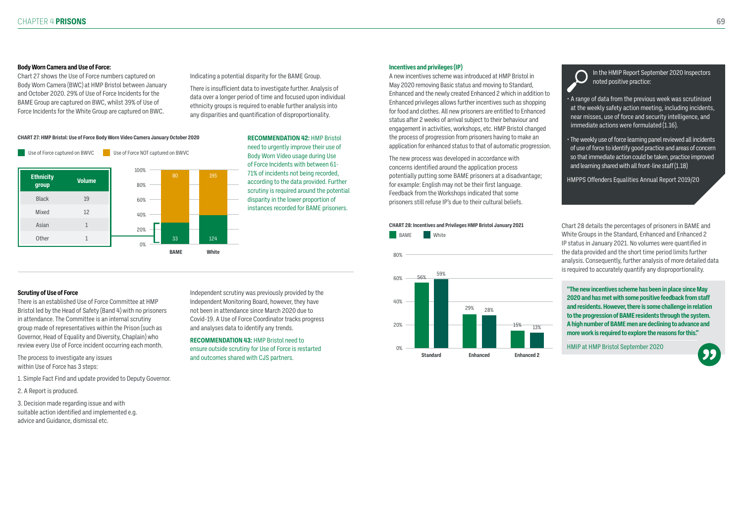### Body Worn Camera and Use of Force:

Chart 27 shows the Use of Force numbers captured on Body Worn Camera (BWC) at HMP Bristol between January and October 2020. 29% of Use of Force Incidents for the BAME Group are captured on BWC, whilst 39% of Use of Force Incidents for the White Group are captured on BWC.

Indicating a potential disparity for the BAME Group.

There is insufficient data to investigate further. Analysis of data over a longer period of time and focused upon individual ethnicity groups is required to enable further analysis into any disparities and quantification of disproportionality.

**CHART 27: HMP Bristol: Use of Force Body Worn Video Camera January October 2020**

| Ethnicity group | Volume |
|---|---|
| Black | 19 |
| Mixed | 12 |
| Asian | 1 |
| Other | 1 |

| | Use of Force captured on BWVC | Use of Force NOT captured on BWVC |
|---|---|---|
| BAME | 33 | 80 |
| White | 124 | 195 |

**RECOMMENDATION 42:** HMP Bristol need to urgently improve their use of Body Worn Video usage during Use of Force Incidents with between 61-71% of incidents not being recorded, according to the data provided. Further scrutiny is required around the potential disparity in the lower proportion of instances recorded for BAME prisoners.

### Scrutiny of Use of Force

There is an established Use of Force Committee at HMP Bristol led by the Head of Safety (Band 4) with no prisoners in attendance. The Committee is an internal scrutiny group made of representatives within the Prison (such as Governor, Head of Equality and Diversity, Chaplain) who review every Use of Force incident occurring each month.

The process to investigate any issues within Use of Force has 3 steps:

1. Simple Fact Find and update provided to Deputy Governor.
2. A Report is produced.
3. Decision made regarding issue and with suitable action identified and implemented e.g. advice and Guidance, dismissal etc.

Independent scrutiny was previously provided by the Independent Monitoring Board, however, they have not been in attendance since March 2020 due to Covid-19. A Use of Force Coordinator tracks progress and analyses data to identify any trends.

**RECOMMENDATION 43:** HMP Bristol need to ensure outside scrutiny for Use of Force is restarted and outcomes shared with CJS partners.

### Incentives and privileges (IP)

A new incentives scheme was introduced at HMP Bristol in May 2020 removing Basic status and moving to Standard, Enhanced and the newly created Enhanced 2 which in addition to Enhanced privileges allows further incentives such as shopping for food and clothes. All new prisoners are entitled to Enhanced status after 2 weeks of arrival subject to their behaviour and engagement in activities, workshops, etc. HMP Bristol changed the process of progression from prisoners having to make an application for enhanced status to that of automatic progression.

The new process was developed in accordance with concerns identified around the application process potentially putting some BAME prisoners at a disadvantage; for example: English may not be their first language. Feedback from the Workshops indicated that some prisoners still refuse IP's due to their cultural beliefs.

**CHART 28: Incentives and Privileges HMP Bristol January 2021**

| | BAME | White |
|---|---|---|
| Standard | 56% | 59% |
| Enhanced | 29% | 28% |
| Enhanced 2 | 15% | 13% |

In the HMIP Report September 2020 Inspectors noted positive practice:

- A range of data from the previous week was scrutinised at the weekly safety action meeting, including incidents, near misses, use of force and security intelligence, and immediate actions were formulated (1.16).
- The weekly use of force learning panel reviewed all incidents of use of force to identify good practice and areas of concern so that immediate action could be taken, practice improved and learning shared with all front-line staff (1.18)

HMPPS Offenders Equalities Annual Report 2019/20

Chart 28 details the percentages of prisoners in BAME and White Groups in the Standard, Enhanced and Enhanced 2 IP status in January 2021. No volumes were quantified in the data provided and the short time period limits further analysis. Consequently, further analysis of more detailed data is required to accurately quantify any disproportionality.

**"The new incentives scheme has been in place since May 2020 and has met with some positive feedback from staff and residents. However, there is some challenge in relation to the progression of BAME residents through the system. A high number of BAME men are declining to advance and more work is required to explore the reasons for this."**

HMIP at HMP Bristol September 2020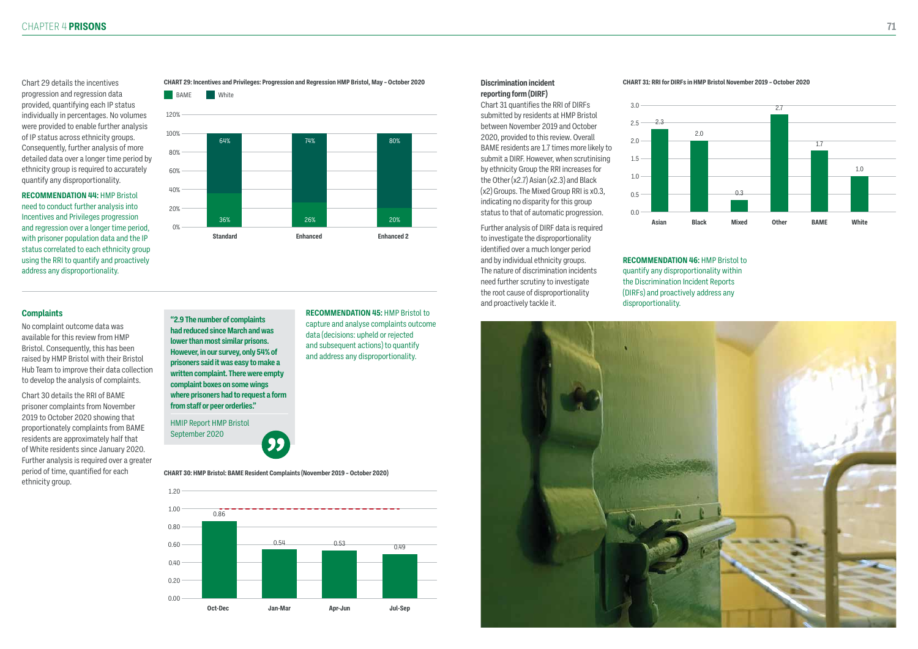Chart 29 details the incentives progression and regression data provided, quantifying each IP status individually in percentages. No volumes were provided to enable further analysis of IP status across ethnicity groups. Consequently, further analysis of more detailed data over a longer time period by ethnicity group is required to accurately quantify any disproportionality.

**RECOMMENDATION 44:** HMP Bristol need to conduct further analysis into Incentives and Privileges progression and regression over a longer time period, with prisoner population data and the IP status correlated to each ethnicity group using the RRI to quantify and proactively address any disproportionality.

**CHART 29: Incentives and Privileges: Progression and Regression HMP Bristol, May – October 2020**

| | BAME | White |
|---|---|---|
| Standard | 36% | 64% |
| Enhanced | 26% | 74% |
| Enhanced 2 | 20% | 80% |

## Complaints

No complaint outcome data was available for this review from HMP Bristol. Consequently, this has been raised by HMP Bristol with their Bristol Hub Team to improve their data collection to develop the analysis of complaints.

Chart 30 details the RRI of BAME prisoner complaints from November 2019 to October 2020 showing that proportionately complaints from BAME residents are approximately half that of White residents since January 2020. Further analysis is required over a greater period of time, quantified for each ethnicity group.

> **"2.9 The number of complaints had reduced since March and was lower than most similar prisons. However, in our survey, only 54% of prisoners said it was easy to make a written complaint. There were empty complaint boxes on some wings where prisoners had to request a form from staff or peer orderlies."**
>
> HMIP Report HMP Bristol September 2020

**RECOMMENDATION 45:** HMP Bristol to capture and analyse complaints outcome data (decisions: upheld or rejected and subsequent actions) to quantify and address any disproportionality.

**CHART 30: HMP Bristol: BAME Resident Complaints (November 2019 – October 2020)**

| Period | RRI |
|---|---|
| Oct-Dec | 0.86 |
| Jan-Mar | 0.54 |
| Apr-Jun | 0.53 |
| Jul-Sep | 0.49 |

## Discrimination incident reporting form (DIRF)

Chart 31 quantifies the RRI of DIRFs submitted by residents at HMP Bristol between November 2019 and October 2020, provided to this review. Overall BAME residents are 1.7 times more likely to submit a DIRF. However, when scrutinising by ethnicity Group the RRI increases for the Other (x2.7) Asian (x2.3) and Black (x2) Groups. The Mixed Group RRI is x0.3, indicating no disparity for this group status to that of automatic progression.

Further analysis of DIRF data is required to investigate the disproportionality identified over a much longer period and by individual ethnicity groups. The nature of discrimination incidents need further scrutiny to investigate the root cause of disproportionality and proactively tackle it.

**CHART 31: RRI for DIRFs in HMP Bristol November 2019 – October 2020**

| Group | RRI |
|---|---|
| Asian | 2.3 |
| Black | 2.0 |
| Mixed | 0.3 |
| Other | 2.7 |
| BAME | 1.7 |
| White | 1.0 |

**RECOMMENDATION 46:** HMP Bristol to quantify any disproportionality within the Discrimination Incident Reports (DIRFs) and proactively address any disproportionality.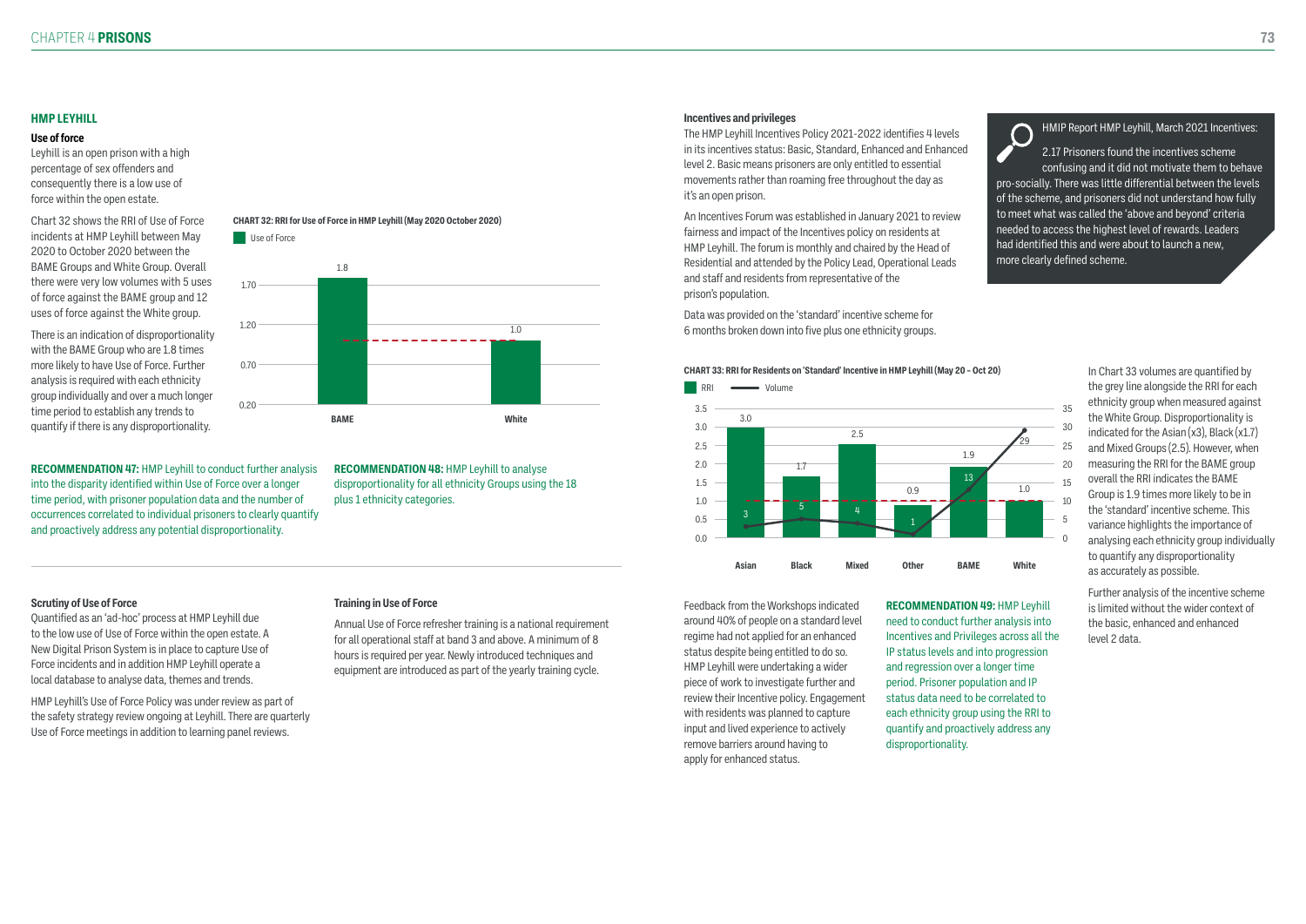## HMP LEYHILL

### Use of force

Leyhill is an open prison with a high percentage of sex offenders and consequently there is a low use of force within the open estate.

Chart 32 shows the RRI of Use of Force incidents at HMP Leyhill between May 2020 to October 2020 between the BAME Groups and White Group. Overall there were very low volumes with 5 uses of force against the BAME group and 12 uses of force against the White group.

There is an indication of disproportionality with the BAME Group who are 1.8 times more likely to have Use of Force. Further analysis is required with each ethnicity group individually and over a much longer time period to establish any trends to quantify if there is any disproportionality.

**CHART 32: RRI for Use of Force in HMP Leyhill (May 2020 October 2020)**

| | Use of Force |
|---|---|
| BAME | 1.8 |
| White | 1.0 |

**RECOMMENDATION 47:** HMP Leyhill to conduct further analysis into the disparity identified within Use of Force over a longer time period, with prisoner population data and the number of occurrences correlated to individual prisoners to clearly quantify and proactively address any potential disproportionality.

**RECOMMENDATION 48:** HMP Leyhill to analyse disproportionality for all ethnicity Groups using the 18 plus 1 ethnicity categories.

### Scrutiny of Use of Force

Quantified as an 'ad-hoc' process at HMP Leyhill due to the low use of Use of Force within the open estate. A New Digital Prison System is in place to capture Use of Force incidents and in addition HMP Leyhill operate a local database to analyse data, themes and trends.

HMP Leyhill's Use of Force Policy was under review as part of the safety strategy review ongoing at Leyhill. There are quarterly Use of Force meetings in addition to learning panel reviews.

### Training in Use of Force

Annual Use of Force refresher training is a national requirement for all operational staff at band 3 and above. A minimum of 8 hours is required per year. Newly introduced techniques and equipment are introduced as part of the yearly training cycle.

### Incentives and privileges

The HMP Leyhill Incentives Policy 2021-2022 identifies 4 levels in its incentives status: Basic, Standard, Enhanced and Enhanced level 2. Basic means prisoners are only entitled to essential movements rather than roaming free throughout the day as it's an open prison.

An Incentives Forum was established in January 2021 to review fairness and impact of the Incentives policy on residents at HMP Leyhill. The forum is monthly and chaired by the Head of Residential and attended by the Policy Lead, Operational Leads and staff and residents from representative of the prison's population.

Data was provided on the 'standard' incentive scheme for 6 months broken down into five plus one ethnicity groups.

> HMIP Report HMP Leyhill, March 2021 Incentives:
>
> 2.17 Prisoners found the incentives scheme confusing and it did not motivate them to behave pro-socially. There was little differential between the levels of the scheme, and prisoners did not understand how fully to meet what was called the 'above and beyond' criteria needed to access the highest level of rewards. Leaders had identified this and were about to launch a new, more clearly defined scheme.

**CHART 33: RRI for Residents on 'Standard' Incentive in HMP Leyhill (May 20 – Oct 20)**

| | RRI | Volume |
|---|---|---|
| Asian | 3.0 | 3 |
| Black | 1.7 | 5 |
| Mixed | 2.5 | 4 |
| Other | 0.9 | 1 |
| BAME | 1.9 | 13 |
| White | 1.0 | 29 |

In Chart 33 volumes are quantified by the grey line alongside the RRI for each ethnicity group when measured against the White Group. Disproportionality is indicated for the Asian (x3), Black (x1.7) and Mixed Groups (2.5). However, when measuring the RRI for the BAME group overall the RRI indicates the BAME Group is 1.9 times more likely to be in the 'standard' incentive scheme. This variance highlights the importance of analysing each ethnicity group individually to quantify any disproportionality as accurately as possible.

Further analysis of the incentive scheme is limited without the wider context of the basic, enhanced and enhanced level 2 data.

Feedback from the Workshops indicated around 40% of people on a standard level regime had not applied for an enhanced status despite being entitled to do so. HMP Leyhill were undertaking a wider piece of work to investigate further and review their Incentive policy. Engagement with residents was planned to capture input and lived experience to actively remove barriers around having to apply for enhanced status.

**RECOMMENDATION 49:** HMP Leyhill need to conduct further analysis into Incentives and Privileges across all the IP status levels and into progression and regression over a longer time period. Prisoner population and IP status data need to be correlated to each ethnicity group using the RRI to quantify and proactively address any disproportionality.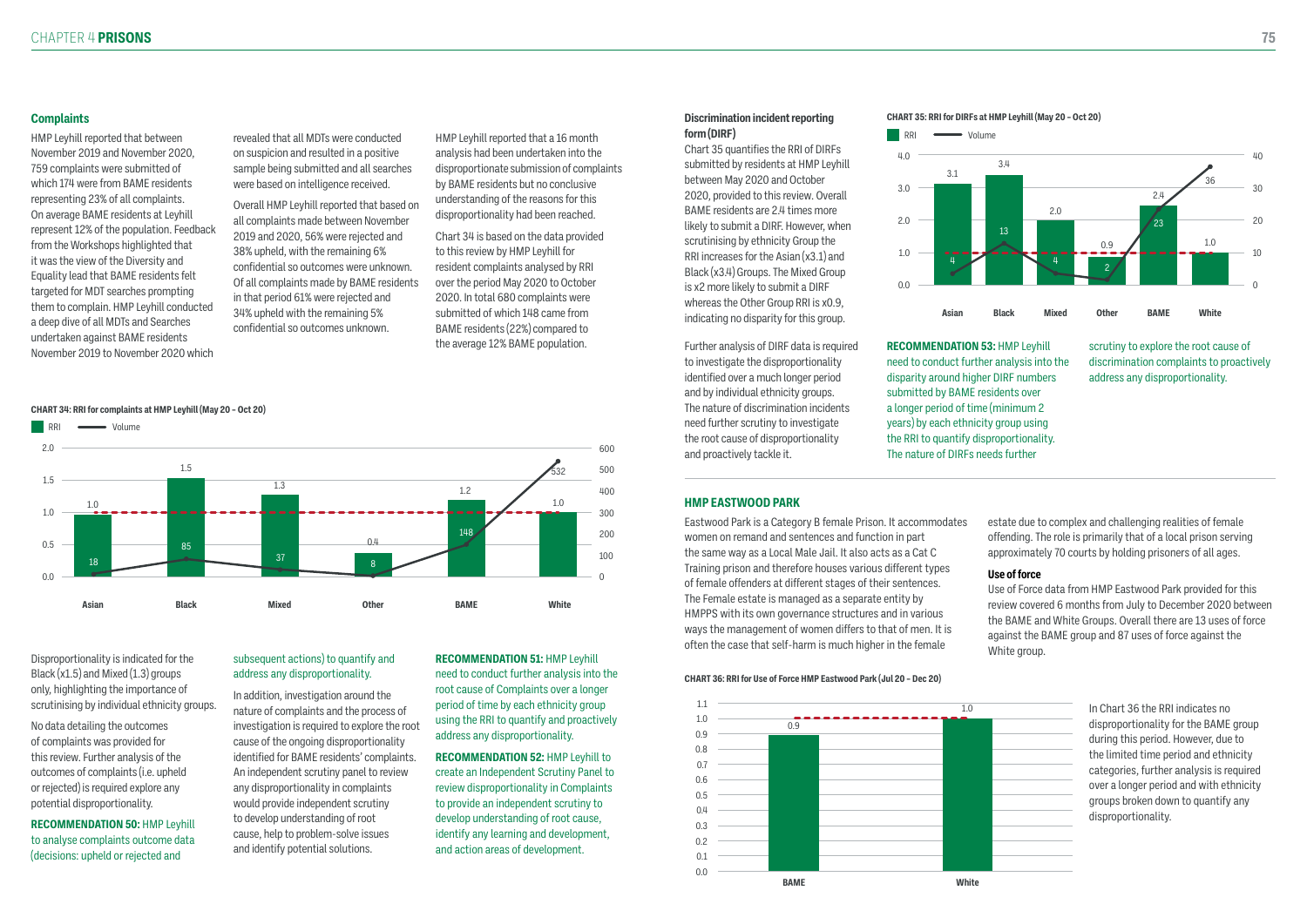## Complaints

HMP Leyhill reported that between November 2019 and November 2020, 759 complaints were submitted of which 174 were from BAME residents representing 23% of all complaints. On average BAME residents at Leyhill represent 12% of the population. Feedback from the Workshops highlighted that it was the view of the Diversity and Equality lead that BAME residents felt targeted for MDT searches prompting them to complain. HMP Leyhill conducted a deep dive of all MDTs and Searches undertaken against BAME residents November 2019 to November 2020 which revealed that all MDTs were conducted on suspicion and resulted in a positive sample being submitted and all searches were based on intelligence received.

Overall HMP Leyhill reported that based on all complaints made between November 2019 and 2020, 56% were rejected and 38% upheld, with the remaining 6% confidential so outcomes were unknown. Of all complaints made by BAME residents in that period 61% were rejected and 34% upheld with the remaining 5% confidential so outcomes unknown.

HMP Leyhill reported that a 16 month analysis had been undertaken into the disproportionate submission of complaints by BAME residents but no conclusive understanding of the reasons for this disproportionality had been reached.

Chart 34 is based on the data provided to this review by HMP Leyhill for resident complaints analysed by RRI over the period May 2020 to October 2020. In total 680 complaints were submitted of which 148 came from BAME residents (22%) compared to the average 12% BAME population.

**CHART 34: RRI for complaints at HMP Leyhill (May 20 – Oct 20)**

| | Asian | Black | Mixed | Other | BAME | White |
|---|---|---|---|---|---|---|
| RRI | 1.0 | 1.5 | 1.3 | 0.4 | 1.2 | 1.0 |
| Volume | 18 | 85 | 37 | 8 | 148 | 532 |

Disproportionality is indicated for the Black (x1.5) and Mixed (1.3) groups only, highlighting the importance of scrutinising by individual ethnicity groups.

No data detailing the outcomes of complaints was provided for this review. Further analysis of the outcomes of complaints (i.e. upheld or rejected) is required to explore any potential disproportionality.

**RECOMMENDATION 50:** HMP Leyhill to analyse complaints outcome data (decisions: upheld or rejected and subsequent actions) to quantify and address any disproportionality.

In addition, investigation around the nature of complaints and the process of investigation is required to explore the root cause of the ongoing disproportionality identified for BAME residents' complaints. An independent scrutiny panel to review any disproportionality in complaints would provide independent scrutiny to develop understanding of root cause, help to problem-solve issues and identify potential solutions.

**RECOMMENDATION 51:** HMP Leyhill need to conduct further analysis into the root cause of Complaints over a longer period of time by each ethnicity group using the RRI to quantify and proactively address any disproportionality.

**RECOMMENDATION 52:** HMP Leyhill to create an Independent Scrutiny Panel to review disproportionality in Complaints to provide an independent scrutiny to develop understanding of root cause, identify any learning and development, and action areas of development.

### Discrimination incident reporting form (DIRF)

Chart 35 quantifies the RRI of DIRFs submitted by residents at HMP Leyhill between May 2020 and October 2020, provided to this review. Overall BAME residents are 2.4 times more likely to submit a DIRF. However, when scrutinising by ethnicity Group the RRI increases for the Asian (x3.1) and Black (x3.4) Groups. The Mixed Group is x2 more likely to submit a DIRF whereas the Other Group RRI is x0.9, indicating no disparity for this group.

**CHART 35: RRI for DIRFs at HMP Leyhill (May 20 – Oct 20)**

| | Asian | Black | Mixed | Other | BAME | White |
|---|---|---|---|---|---|---|
| RRI | 3.1 | 3.4 | 2.0 | 0.9 | 2.4 | 1.0 |
| Volume | 4 | 13 | 4 | 2 | 23 | 36 |

Further analysis of DIRF data is required to investigate the disproportionality identified over a much longer period and by individual ethnicity groups. The nature of discrimination incidents need further scrutiny to investigate the root cause of disproportionality and proactively tackle it.

**RECOMMENDATION 53:** HMP Leyhill need to conduct further analysis into the disparity around higher DIRF numbers submitted by BAME residents over a longer period of time (minimum 2 years) by each ethnicity group using the RRI to quantify disproportionality. The nature of DIRFs needs further scrutiny to explore the root cause of discrimination complaints to proactively address any disproportionality.

## HMP EASTWOOD PARK

Eastwood Park is a Category B female Prison. It accommodates women on remand and sentences and function in part the same way as a Local Male Jail. It also acts as a Cat C Training prison and therefore houses various different types of female offenders at different stages of their sentences. The Female estate is managed as a separate entity by HMPPS with its own governance structures and in various ways the management of women differs to that of men. It is often the case that self-harm is much higher in the female estate due to complex and challenging realities of female offending. The role is primarily that of a local prison serving approximately 70 courts by holding prisoners of all ages.

### Use of force

Use of Force data from HMP Eastwood Park provided for this review covered 6 months from July to December 2020 between the BAME and White Groups. Overall there are 13 uses of force against the BAME group and 87 uses of force against the White group.

**CHART 36: RRI for Use of Force HMP Eastwood Park (Jul 20 – Dec 20)**

| | BAME | White |
|---|---|---|
| RRI | 0.9 | 1.0 |

In Chart 36 the RRI indicates no disproportionality for the BAME group during this period. However, due to the limited time period and ethnicity categories, further analysis is required over a longer period and with ethnicity groups broken down to quantify any disproportionality.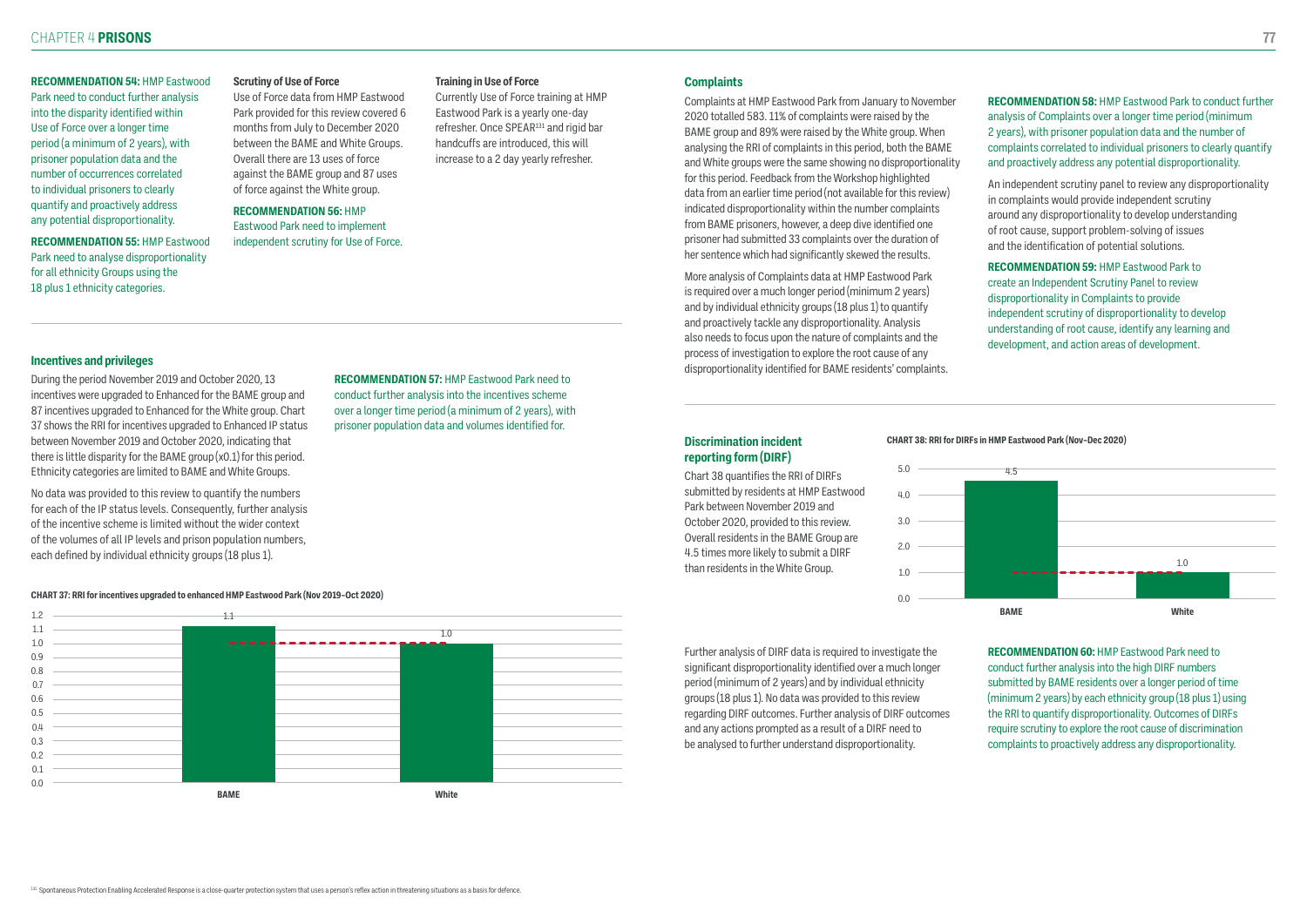**RECOMMENDATION 54:** HMP Eastwood Park need to conduct further analysis into the disparity identified within Use of Force over a longer time period (a minimum of 2 years), with prisoner population data and the number of occurrences correlated to individual prisoners to clearly quantify and proactively address any potential disproportionality.

**RECOMMENDATION 55:** HMP Eastwood Park need to analyse disproportionality for all ethnicity Groups using the 18 plus 1 ethnicity categories.

### Scrutiny of Use of Force

Use of Force data from HMP Eastwood Park provided for this review covered 6 months from July to December 2020 between the BAME and White Groups. Overall there are 13 uses of force against the BAME group and 87 uses of force against the White group.

**RECOMMENDATION 56:** HMP Eastwood Park need to implement independent scrutiny for Use of Force.

### Training in Use of Force

Currently Use of Force training at HMP Eastwood Park is a yearly one-day refresher. Once SPEAR[131] and rigid bar handcuffs are introduced, this will increase to a 2 day yearly refresher.

### Incentives and privileges

During the period November 2019 and October 2020, 13 incentives were upgraded to Enhanced for the BAME group and 87 incentives upgraded to Enhanced for the White group. Chart 37 shows the RRI for incentives upgraded to Enhanced IP status between November 2019 and October 2020, indicating that there is little disparity for the BAME group (x0.1) for this period. Ethnicity categories are limited to BAME and White Groups.

No data was provided to this review to quantify the numbers for each of the IP status levels. Consequently, further analysis of the incentive scheme is limited without the wider context of the volumes of all IP levels and prison population numbers, each defined by individual ethnicity groups (18 plus 1).

**RECOMMENDATION 57:** HMP Eastwood Park need to conduct further analysis into the incentives scheme over a longer time period (a minimum of 2 years), with prisoner population data and volumes identified for.

**CHART 37: RRI for incentives upgraded to enhanced HMP Eastwood Park (Nov 2019–Oct 2020)**

| Group | RRI |
|---|---|
| BAME | 1.1 |
| White | 1.0 |

### Complaints

Complaints at HMP Eastwood Park from January to November 2020 totalled 583. 11% of complaints were raised by the BAME group and 89% were raised by the White group. When analysing the RRI of complaints in this period, both the BAME and White groups were the same showing no disproportionality for this period. Feedback from the Workshop highlighted data from an earlier time period (not available for this review) indicated disproportionality within the number complaints from BAME prisoners, however, a deep dive identified one prisoner had submitted 33 complaints over the duration of her sentence which had significantly skewed the results.

More analysis of Complaints data at HMP Eastwood Park is required over a much longer period (minimum 2 years) and by individual ethnicity groups (18 plus 1) to quantify and proactively tackle any disproportionality. Analysis also needs to focus upon the nature of complaints and the process of investigation to explore the root cause of any disproportionality identified for BAME residents' complaints.

**RECOMMENDATION 58:** HMP Eastwood Park to conduct further analysis of Complaints over a longer time period (minimum 2 years), with prisoner population data and the number of complaints correlated to individual prisoners to clearly quantify and proactively address any potential disproportionality.

An independent scrutiny panel to review any disproportionality in complaints would provide independent scrutiny around any disproportionality to develop understanding of root cause, support problem-solving of issues and the identification of potential solutions.

**RECOMMENDATION 59:** HMP Eastwood Park to create an Independent Scrutiny Panel to review disproportionality in Complaints to provide independent scrutiny of disproportionality to develop understanding of root cause, identify any learning and development, and action areas of development.

### Discrimination incident reporting form (DIRF)

Chart 38 quantifies the RRI of DIRFs submitted by residents at HMP Eastwood Park between November 2019 and October 2020, provided to this review. Overall residents in the BAME Group are 4.5 times more likely to submit a DIRF than residents in the White Group.

**CHART 38: RRI for DIRFs in HMP Eastwood Park (Nov–Dec 2020)**

| Group | RRI |
|---|---|
| BAME | 4.5 |
| White | 1.0 |

Further analysis of DIRF data is required to investigate the significant disproportionality identified over a much longer period (minimum of 2 years) and by individual ethnicity groups (18 plus 1). No data was provided to this review regarding DIRF outcomes. Further analysis of DIRF outcomes and any actions prompted as a result of a DIRF need to be analysed to further understand disproportionality.

**RECOMMENDATION 60:** HMP Eastwood Park need to conduct further analysis into the high DIRF numbers submitted by BAME residents over a longer period of time (minimum 2 years) by each ethnicity group (18 plus 1) using the RRI to quantify disproportionality. Outcomes of DIRFs require scrutiny to explore the root cause of discrimination complaints to proactively address any disproportionality.

[131] Spontaneous Protection Enabling Accelerated Response is a close-quarter protection system that uses a person's reflex action in threatening situations as a basis for defence.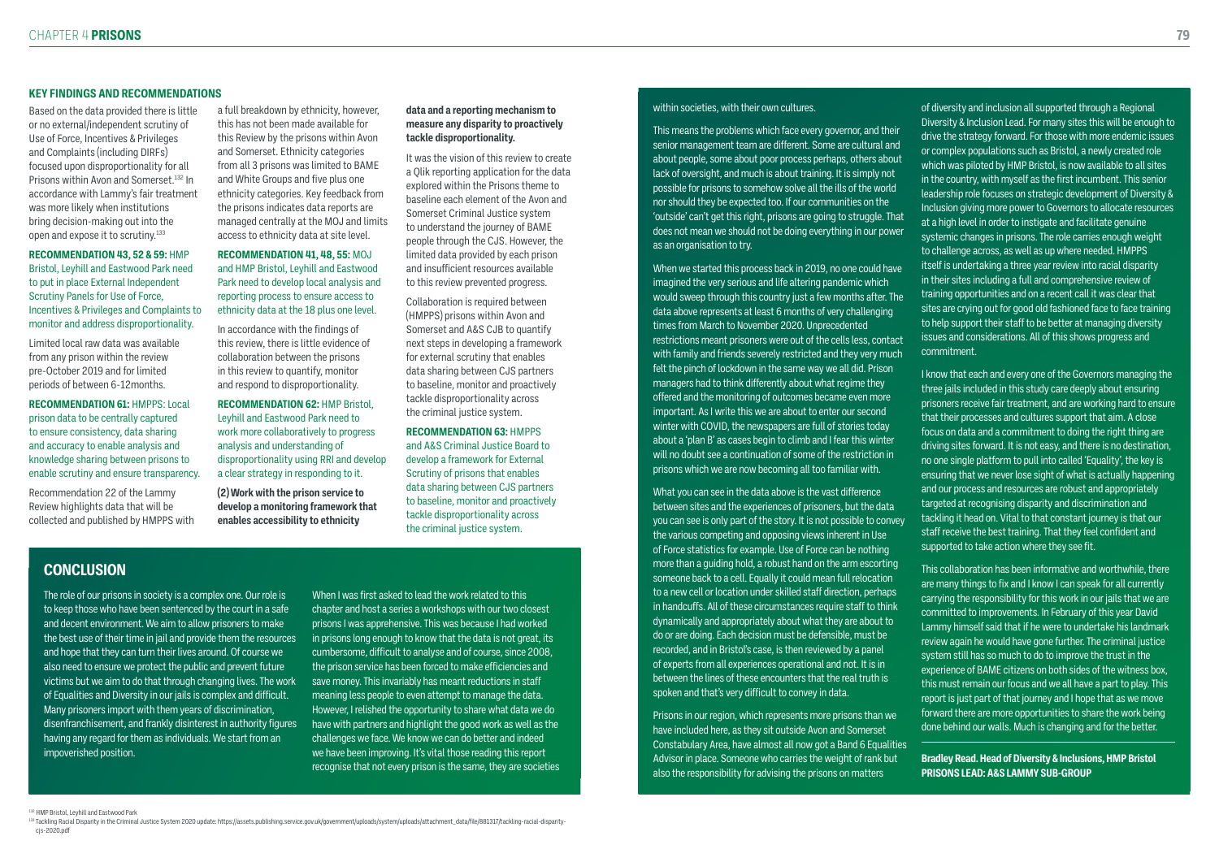### KEY FINDINGS AND RECOMMENDATIONS

Based on the data provided there is little or no external/independent scrutiny of Use of Force, Incentives & Privileges and Complaints (including DIRFs) focused upon disproportionality for all Prisons within Avon and Somerset.[132] In accordance with Lammy's fair treatment was more likely when institutions bring decision-making out into the open and expose it to scrutiny.[133]

**RECOMMENDATION 43, 52 & 59:** HMP Bristol, Leyhill and Eastwood Park need to put in place External Independent Scrutiny Panels for Use of Force, Incentives & Privileges and Complaints to monitor and address disproportionality.

Limited local raw data was available from any prison within the review pre-October 2019 and for limited periods of between 6-12months.

**RECOMMENDATION 61:** HMPPS: Local prison data to be centrally captured to ensure consistency, data sharing and accuracy to enable analysis and knowledge sharing between prisons to enable scrutiny and ensure transparency.

Recommendation 22 of the Lammy Review highlights data that will be collected and published by HMPPS with a full breakdown by ethnicity, however, this has not been made available for this Review by the prisons within Avon and Somerset. Ethnicity categories from all 3 prisons was limited to BAME and White Groups and five plus one ethnicity categories. Key feedback from the prisons indicates data reports are managed centrally at the MOJ and limits access to ethnicity data at site level.

**RECOMMENDATION 41, 48, 55:** MOJ and HMP Bristol, Leyhill and Eastwood Park need to develop local analysis and reporting process to ensure access to ethnicity data at the 18 plus one level.

In accordance with the findings of this review, there is little evidence of collaboration between the prisons in this review to quantify, monitor and respond to disproportionality.

**RECOMMENDATION 62:** HMP Bristol, Leyhill and Eastwood Park need to work more collaboratively to progress analysis and understanding of disproportionality using RRI and develop a clear strategy in responding to it.

**(2) Work with the prison service to develop a monitoring framework that enables accessibility to ethnicity data and a reporting mechanism to measure any disparity to proactively tackle disproportionality.**

It was the vision of this review to create a Qlik reporting application for the data explored within the Prisons theme to baseline each element of the Avon and Somerset Criminal Justice system to understand the journey of BAME people through the CJS. However, the limited data provided by each prison and insufficient resources available to this review prevented progress.

Collaboration is required between (HMPPS) prisons within Avon and Somerset and A&S CJB to quantify next steps in developing a framework for external scrutiny that enables data sharing between CJS partners to baseline, monitor and proactively tackle disproportionality across the criminal justice system.

**RECOMMENDATION 63:** HMPPS and A&S Criminal Justice Board to develop a framework for External Scrutiny of prisons that enables data sharing between CJS partners to baseline, monitor and proactively tackle disproportionality across the criminal justice system.

## CONCLUSION

The role of our prisons in society is a complex one. Our role is to keep those who have been sentenced by the court in a safe and decent environment. We aim to allow prisoners to make the best use of their time in jail and provide them the resources and hope that they can turn their lives around. Of course we also need to ensure we protect the public and prevent future victims but we aim to do that through changing lives. The work of Equalities and Diversity in our jails is complex and difficult. Many prisoners import with them years of discrimination, disenfranchisement, and frankly disinterest in authority figures having any regard for them as individuals. We start from an impoverished position.

When I was first asked to lead the work related to this chapter and host a series a workshops with our two closest prisons I was apprehensive. This was because I had worked in prisons long enough to know that the data is not great, its cumbersome, difficult to analyse and of course, since 2008, the prison service has been forced to make efficiencies and save money. This invariably has meant reductions in staff meaning less people to even attempt to manage the data. However, I relished the opportunity to share what data we do have with partners and highlight the good work as well as the challenges we face. We know we can do better and indeed we have been improving. It's vital those reading this report recognise that not every prison is the same, they are societies within societies, with their own cultures.

This means the problems which face every governor, and their senior management team are different. Some are cultural and about people, some about poor process perhaps, others about lack of oversight, and much is about training. It is simply not possible for prisons to somehow solve all the ills of the world nor should they be expected too. If our communities on the 'outside' can't get this right, prisons are going to struggle. That does not mean we should not be doing everything in our power as an organisation to try.

When we started this process back in 2019, no one could have imagined the very serious and life altering pandemic which would sweep through this country just a few months after. The data above represents at least 6 months of very challenging times from March to November 2020. Unprecedented restrictions meant prisoners were out of the cells less, contact with family and friends severely restricted and they very much felt the pinch of lockdown in the same way we all did. Prison managers had to think differently about what regime they offered and the monitoring of outcomes became even more important. As I write this we are about to enter our second winter with COVID, the newspapers are full of stories today about a 'plan B' as cases begin to climb and I fear this winter will no doubt see a continuation of some of the restriction in prisons which we are now becoming all too familiar with.

What you can see in the data above is the vast difference between sites and the experiences of prisoners, but the data you can see is only part of the story. It is not possible to convey the various competing and opposing views inherent in Use of Force statistics for example. Use of Force can be nothing more than a guiding hold, a robust hand on the arm escorting someone back to a cell. Equally it could mean full relocation to a new cell or location under skilled staff direction, perhaps in handcuffs. All of these circumstances require staff to think dynamically and appropriately about what they are about to do or are doing. Each decision must be defensible, must be recorded, and in Bristol's case, is then reviewed by a panel of experts from all experiences operational and not. It is in between the lines of these encounters that the real truth is spoken and that's very difficult to convey in data.

Prisons in our region, which represents more prisons than we have included here, as they sit outside Avon and Somerset Constabulary Area, have almost all now got a Band 6 Equalities Advisor in place. Someone who carries the weight of rank but also the responsibility for advising the prisons on matters of diversity and inclusion all supported through a Regional Diversity & Inclusion Lead. For many sites this will be enough to drive the strategy forward. For those with more endemic issues or complex populations such as Bristol, a newly created role which was piloted by HMP Bristol, is now available to all sites in the country, with myself as the first incumbent. This senior leadership role focuses on strategic development of Diversity & Inclusion giving more power to Governors to allocate resources at a high level in order to instigate and facilitate genuine systemic changes in prisons. The role carries enough weight to challenge across, as well as up where needed. HMPPS itself is undertaking a three year review into racial disparity in their sites including a full and comprehensive review of training opportunities and on a recent call it was clear that sites are crying out for good old fashioned face to face training to help support their staff to be better at managing diversity issues and considerations. All of this shows progress and commitment.

I know that each and every one of the Governors managing the three jails included in this study care deeply about ensuring prisoners receive fair treatment, and are working hard to ensure that their processes and cultures support that aim. A close focus on data and a commitment to doing the right thing are driving sites forward. It is not easy, and there is no destination, no one single platform to pull into called 'Equality', the key is ensuring that we never lose sight of what is actually happening and our process and resources are robust and appropriately targeted at recognising disparity and discrimination and tackling it head on. Vital to that constant journey is that our staff receive the best training. That they feel confident and supported to take action where they see fit.

This collaboration has been informative and worthwhile, there are many things to fix and I know I can speak for all currently carrying the responsibility for this work in our jails that we are committed to improvements. In February of this year David Lammy himself said that if he were to undertake his landmark review again he would have gone further. The criminal justice system still has so much to do to improve the trust in the experience of BAME citizens on both sides of the witness box, this must remain our focus and we all have a part to play. This report is just part of that journey and I hope that as we move forward there are more opportunities to share the work being done behind our walls. Much is changing and for the better.

**Bradley Read. Head of Diversity & Inclusions, HMP Bristol**
**PRISONS LEAD: A&S LAMMY SUB-GROUP**

---

[132] HMP Bristol, Leyhill and Eastwood Park

[133] Tackling Racial Disparity in the Criminal Justice System 2020 update: https://assets.publishing.service.gov.uk/government/uploads/system/uploads/attachment_data/file/881317/tackling-racial-disparity-cjs-2020.pdf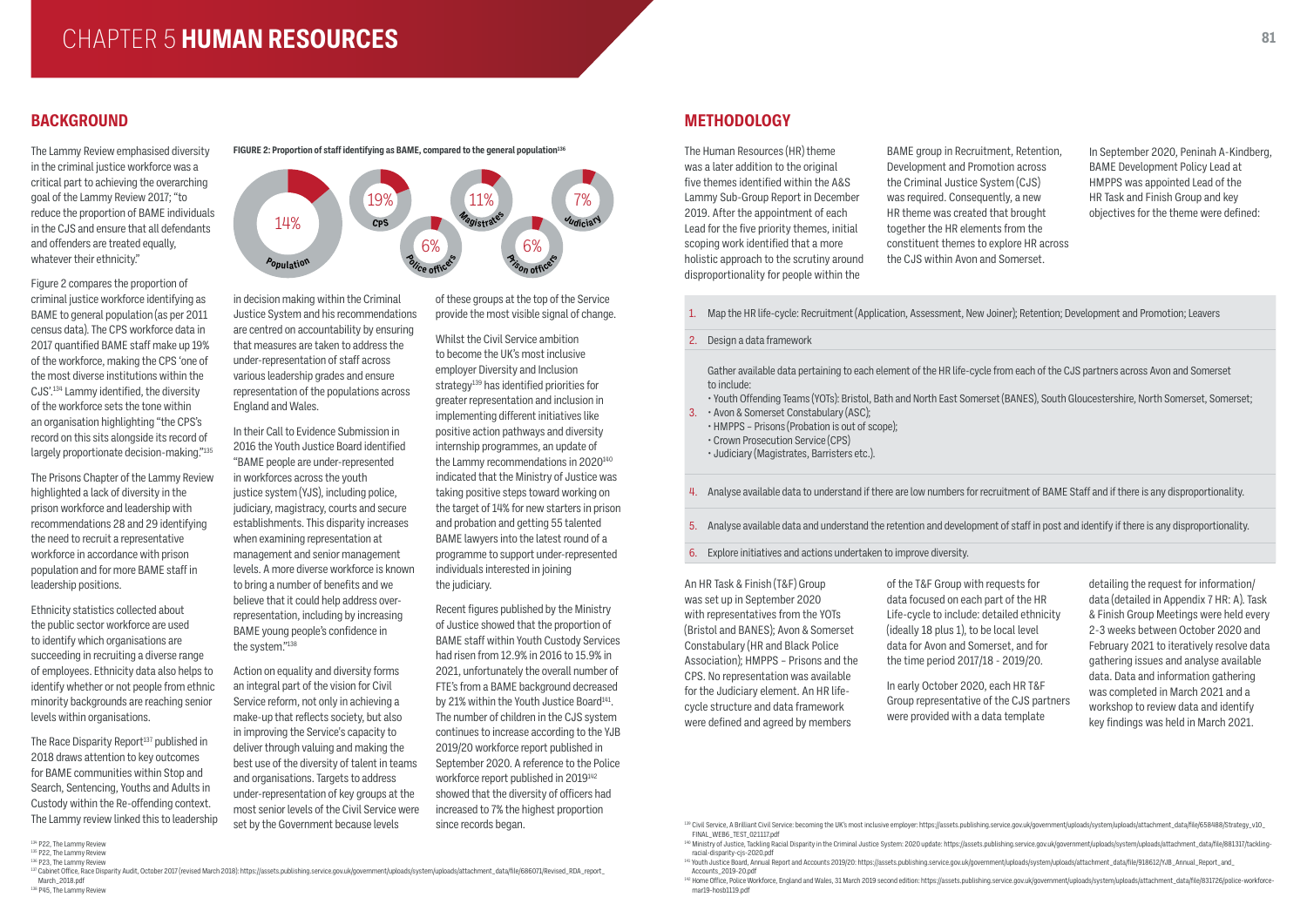# CHAPTER 5 HUMAN RESOURCES

## BACKGROUND

The Lammy Review emphasised diversity in the criminal justice workforce was a critical part to achieving the overarching goal of the Lammy Review 2017; "to reduce the proportion of BAME individuals in the CJS and ensure that all defendants and offenders are treated equally, whatever their ethnicity."

Figure 2 compares the proportion of criminal justice workforce identifying as BAME to general population (as per 2011 census data). The CPS workforce data in 2017 quantified BAME staff make up 19% of the workforce, making the CPS 'one of the most diverse institutions within the CJS'.[134] Lammy identified, the diversity of the workforce sets the tone within an organisation highlighting "the CPS's record on this sits alongside its record of largely proportionate decision-making."[135]

The Prisons Chapter of the Lammy Review highlighted a lack of diversity in the prison workforce and leadership with recommendations 28 and 29 identifying the need to recruit a representative workforce in accordance with prison population and for more BAME staff in leadership positions.

Ethnicity statistics collected about the public sector workforce are used to identify which organisations are succeeding in recruiting a diverse range of employees. Ethnicity data also helps to identify whether or not people from ethnic minority backgrounds are reaching senior levels within organisations.

The Race Disparity Report[137] published in 2018 draws attention to key outcomes for BAME communities within Stop and Search, Sentencing, Youths and Adults in Custody within the Re-offending context. The Lammy review linked this to leadership

**FIGURE 2: Proportion of staff identifying as BAME, compared to the general population[136]**

| Group | Proportion BAME |
|---|---|
| Population | 14% |
| CPS | 19% |
| Police officers | 6% |
| Magistrates | 11% |
| Prison officers | 6% |
| Judiciary | 7% |

in decision making within the Criminal Justice System and his recommendations are centred on accountability by ensuring that measures are taken to address the under-representation of staff across various leadership grades and ensure representation of the populations across England and Wales.

In their Call to Evidence Submission in 2016 the Youth Justice Board identified "BAME people are under-represented in workforces across the youth justice system (YJS), including police, judiciary, magistracy, courts and secure establishments. This disparity increases when examining representation at management and senior management levels. A more diverse workforce is known to bring a number of benefits and we believe that it could help address over-representation, including by increasing BAME young people's confidence in the system."[138]

Action on equality and diversity forms an integral part of the vision for Civil Service reform, not only in achieving a make-up that reflects society, but also in improving the Service's capacity to deliver through valuing and making the best use of the diversity of talent in teams and organisations. Targets to address under-representation of key groups at the most senior levels of the Civil Service were set by the Government because levels of these groups at the top of the Service provide the most visible signal of change.

Whilst the Civil Service ambition to become the UK's most inclusive employer Diversity and Inclusion strategy[139] has identified priorities for greater representation and inclusion in implementing different initiatives like positive action pathways and diversity internship programmes, an update of the Lammy recommendations in 2020[140] indicated that the Ministry of Justice was taking positive steps toward working on the target of 14% for new starters in prison and probation and getting 55 talented BAME lawyers into the latest round of a programme to support under-represented individuals interested in joining the judiciary.

Recent figures published by the Ministry of Justice showed that the proportion of BAME staff within Youth Custody Services had risen from 12.9% in 2016 to 15.9% in 2021, unfortunately the overall number of FTE's from a BAME background decreased by 21% within the Youth Justice Board[141]. The number of children in the CJS system continues to increase according to the YJB 2019/20 workforce report published in September 2020. A reference to the Police workforce report published in 2019[142] showed that the diversity of officers had increased to 7% the highest proportion since records began.

## METHODOLOGY

The Human Resources (HR) theme was a later addition to the original five themes identified within the A&S Lammy Sub-Group Report in December 2019. After the appointment of each Lead for the five priority themes, initial scoping work identified that a more holistic approach to the scrutiny around disproportionality for people within the BAME group in Recruitment, Retention, Development and Promotion across the Criminal Justice System (CJS) was required. Consequently, a new HR theme was created that brought together the HR elements from the constituent themes to explore HR across the CJS within Avon and Somerset.

In September 2020, Peninah A-Kindberg, BAME Development Policy Lead at HMPPS was appointed Lead of the HR Task and Finish Group and key objectives for the theme were defined:

1. Map the HR life-cycle: Recruitment (Application, Assessment, New Joiner); Retention; Development and Promotion; Leavers
2. Design a data framework
3. Gather available data pertaining to each element of the HR life-cycle from each of the CJS partners across Avon and Somerset to include:
   - Youth Offending Teams (YOTs): Bristol, Bath and North East Somerset (BANES), South Gloucestershire, North Somerset, Somerset;
   - Avon & Somerset Constabulary (ASC);
   - HMPPS – Prisons (Probation is out of scope);
   - Crown Prosecution Service (CPS)
   - Judiciary (Magistrates, Barristers etc.).
4. Analyse available data to understand if there are low numbers for recruitment of BAME Staff and if there is any disproportionality.
5. Analyse available data and understand the retention and development of staff in post and identify if there is any disproportionality.
6. Explore initiatives and actions undertaken to improve diversity.

An HR Task & Finish (T&F) Group was set up in September 2020 with representatives from the YOTs (Bristol and BANES); Avon & Somerset Constabulary (HR and Black Police Association); HMPPS – Prisons and the CPS. No representation was available for the Judiciary element. An HR life-cycle structure and data framework were defined and agreed by members of the T&F Group with requests for data focused on each part of the HR Life-cycle to include: detailed ethnicity (ideally 18 plus 1), to be local level data for Avon and Somerset, and for the time period 2017/18 - 2019/20.

In early October 2020, each HR T&F Group representative of the CJS partners were provided with a data template detailing the request for information/ data (detailed in Appendix 7 HR: A). Task & Finish Group Meetings were held every 2-3 weeks between October 2020 and February 2021 to iteratively resolve data gathering issues and analyse available data. Data and information gathering was completed in March 2021 and a workshop to review data and identify key findings was held in March 2021.

---

[134] P22, The Lammy Review
[135] P22, The Lammy Review
[136] P23, The Lammy Review
[137] Cabinet Office, Race Disparity Audit, October 2017 (revised March 2018): https://assets.publishing.service.gov.uk/government/uploads/system/uploads/attachment_data/file/686071/Revised_RDA_report_March_2018.pdf
[138] P45, The Lammy Review

[139] Civil Service, A Brilliant Civil Service: becoming the UK's most inclusive employer: https://assets.publishing.service.gov.uk/government/uploads/system/uploads/attachment_data/file/658488/Strategy_v10_FINAL_WEB6_TEST_021117.pdf
[140] Ministry of Justice, Tackling Racial Disparity in the Criminal Justice System: 2020 update: https://assets.publishing.service.gov.uk/government/uploads/system/uploads/attachment_data/file/881317/tackling-racial-disparity-cjs-2020.pdf
[141] Youth Justice Board, Annual Report and Accounts 2019/20: https://assets.publishing.service.gov.uk/government/uploads/system/uploads/attachment_data/file/918612/YJB_Annual_Report_and_Accounts_2019-20.pdf
[142] Home Office, Police Workforce, England and Wales, 31 March 2019 second edition: https://assets.publishing.service.gov.uk/government/uploads/system/uploads/attachment_data/file/831726/police-workforce-mar19-hosb1119.pdf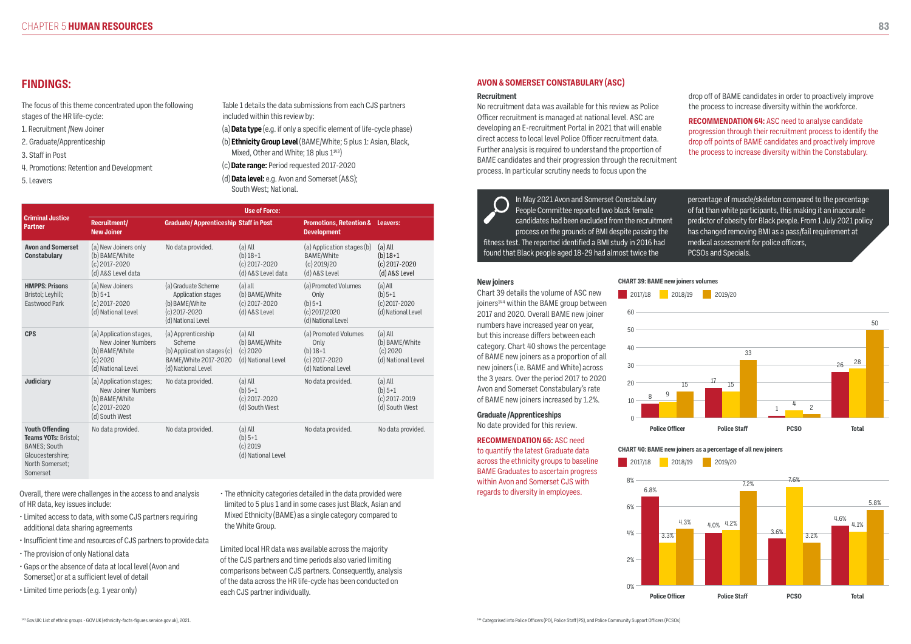## FINDINGS:

The focus of this theme concentrated upon the following stages of the HR life-cycle:

1. Recruitment /New Joiner
2. Graduate/Apprenticeship
3. Staff in Post
4. Promotions: Retention and Development
5. Leavers

Table 1 details the data submissions from each CJS partners included within this review by:

(a) **Data type** (e.g. if only a specific element of life-cycle phase)

(b) **Ethnicity Group Level** (BAME/White; 5 plus 1: Asian, Black, Mixed, Other and White; 18 plus 1[143])

(c) **Date range:** Period requested 2017-2020

(d) **Data level:** e.g. Avon and Somerset (A&S); South West; National.

| Criminal Justice Partner | Use of Force: | | | | |
|---|---|---|---|---|---|
| | **Recruitment/ New Joiner** | **Graduate/ Apprenticeship** | **Staff in Post** | **Promotions, Retention & Development** | **Leavers:** |
| **Avon and Somerset Constabulary** | (a) New Joiners only (b) BAME/White (c) 2017-2020 (d) A&S Level data | No data provided. | (a) All (b) 18+1 (c) 2017-2020 (d) A&S Level data | (a) Application stages (b) BAME/White (c) 2019/20 (d) A&S Level | (a) All (b) 18+1 (c) 2017-2020 (d) A&S Level |
| **HMPPS: Prisons** Bristol; Leyhill; Eastwood Park | (a) New Joiners (b) 5+1 (c) 2017-2020 (d) National Level | (a) Graduate Scheme Application stages (b) BAME/White (c) 2017-2020 (d) National Level | (a) all (b) BAME/White (c) 2017-2020 (d) A&S Level | (a) Promoted Volumes Only (b) 5+1 (c) 2017/2020 (d) National Level | (a) All (b) 5+1 (c) 2017-2020 (d) National Level |
| **CPS** | (a) Application stages, New Joiner Numbers (b) BAME/White (c) 2020 (d) National Level | (a) Apprenticeship Scheme (b) Application stages (c) BAME/White 2017-2020 (d) National Level | (a) All (b) BAME/White (c) 2020 (d) National Level | (a) Promoted Volumes Only (b) 18+1 (c) 2017-2020 (d) National Level | (a) All (b) BAME/White (c) 2020 (d) National Level |
| **Judiciary** | (a) Application stages; New Joiner Numbers (b) BAME/White (c) 2017-2020 (d) South West | No data provided. | (a) All (b) 5+1 (c) 2017-2020 (d) South West | No data provided. | (a) All (b) 5+1 (c) 2017-2019 (d) South West |
| **Youth Offending Teams YOTs:** Bristol; BANES; South Gloucestershire; North Somerset; Somerset | No data provided. | No data provided. | (a) All (b) 5+1 (c) 2019 (d) National Level | No data provided. | No data provided. |

Overall, there were challenges in the access to and analysis of HR data, key issues include:

- Limited access to data, with some CJS partners requiring additional data sharing agreements
- Insufficient time and resources of CJS partners to provide data
- The provision of only National data
- Gaps or the absence of data at local level (Avon and Somerset) or at a sufficient level of detail
- Limited time periods (e.g. 1 year only)
- The ethnicity categories detailed in the data provided were limited to 5 plus 1 and in some cases just Black, Asian and Mixed Ethnicity (BAME) as a single category compared to the White Group.

Limited local HR data was available across the majority of the CJS partners and time periods also varied limiting comparisons between CJS partners. Consequently, analysis of the data across the HR life-cycle has been conducted on each CJS partner individually.

### AVON & SOMERSET CONSTABULARY (ASC)

**Recruitment**

No recruitment data was available for this review as Police Officer recruitment is managed at national level. ASC are developing an E-recruitment Portal in 2021 that will enable direct access to local level Police Officer recruitment data. Further analysis is required to understand the proportion of BAME candidates and their progression through the recruitment process. In particular scrutiny needs to focus upon the drop off of BAME candidates in order to proactively improve the process to increase diversity within the workforce.

**RECOMMENDATION 64:** ASC need to analyse candidate progression through their recruitment process to identify the drop off points of BAME candidates and proactively improve the process to increase diversity within the Constabulary.

In May 2021 Avon and Somerset Constabulary People Committee reported two black female candidates had been excluded from the recruitment process on the grounds of BMI despite passing the fitness test. The reported identified a BMI study in 2016 had found that Black people aged 18-29 had almost twice the percentage of muscle/skeleton compared to the percentage of fat than white participants, this making it an inaccurate predictor of obesity for Black people. From 1 July 2021 policy has changed removing BMI as a pass/fail requirement at medical assessment for police officers, PCSOs and Specials.

**New joiners**

Chart 39 details the volume of ASC new joiners[144] within the BAME group between 2017 and 2020. Overall BAME new joiner numbers have increased year on year, but this increase differs between each category. Chart 40 shows the percentage of BAME new joiners as a proportion of all new joiners (i.e. BAME and White) across the 3 years. Over the period 2017 to 2020 Avon and Somerset Constabulary's rate of BAME new joiners increased by 1.2%.

**Graduate /Apprenticeships**

No date provided for this review.

**RECOMMENDATION 65:** ASC need to quantify the latest Graduate data across the ethnicity groups to baseline BAME Graduates to ascertain progress within Avon and Somerset CJS with regards to diversity in employees.

**CHART 39: BAME new joiners volumes**

| | 2017/18 | 2018/19 | 2019/20 |
|---|---|---|---|
| Police Officer | 8 | 9 | 15 |
| Police Staff | 17 | 15 | 33 |
| PCSO | 1 | 4 | 2 |
| Total | 26 | 28 | 50 |

**CHART 40: BAME new joiners as a percentage of all new joiners**

| | 2017/18 | 2018/19 | 2019/20 |
|---|---|---|---|
| Police Officer | 6.8% | 3.3% | 4.3% |
| Police Staff | 4.0% | 4.2% | 7.2% |
| PCSO | 3.6% | 7.6% | 3.2% |
| Total | 4.6% | 4.1% | 5.8% |

[143] Gov.UK: List of ethnic groups - GOV.UK (ethnicity-facts-figures.service.gov.uk), 2021.

[144] Categorised into Police Officers (PO), Police Staff (PS), and Police Community Support Officers (PCSOs)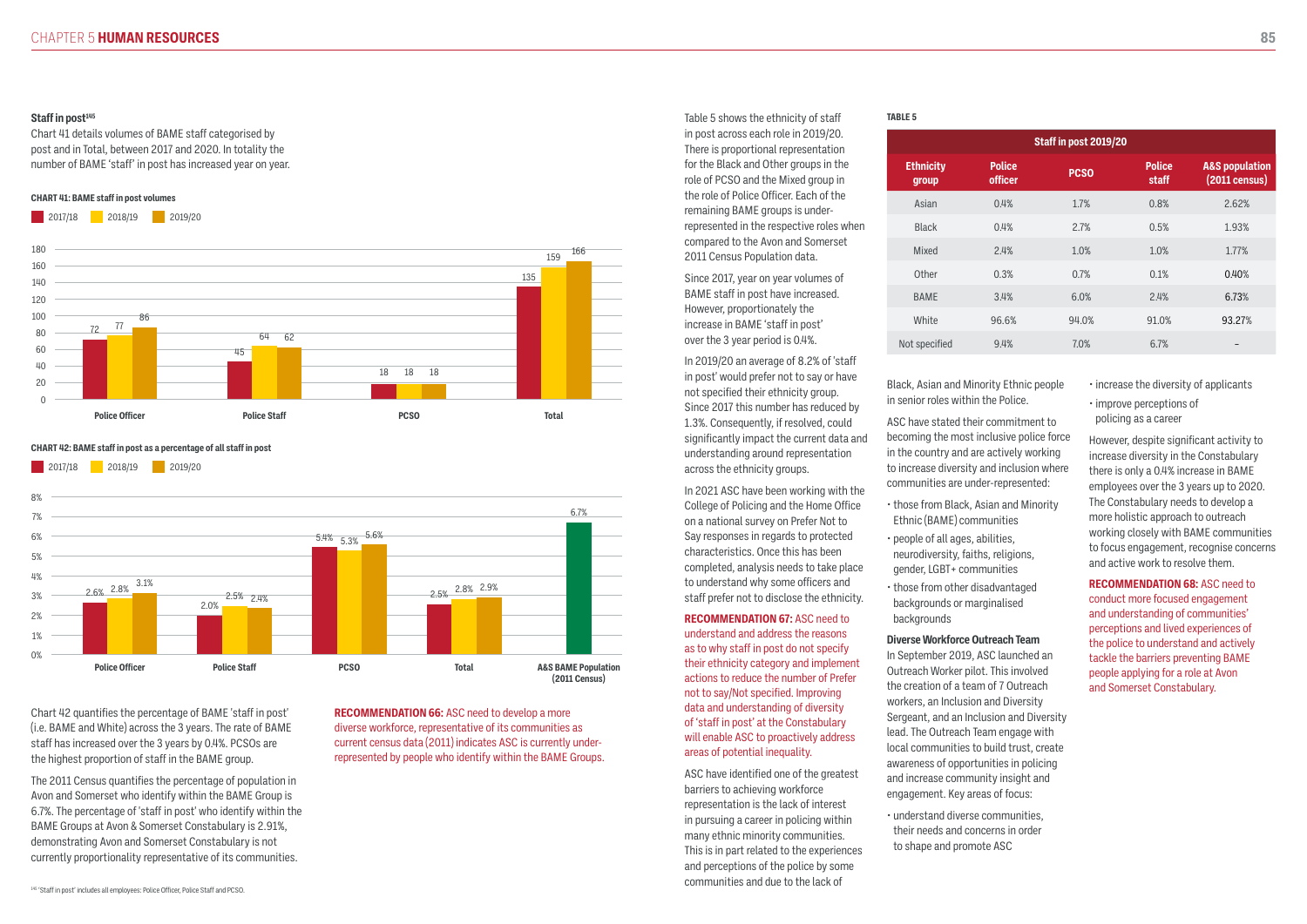### Staff in post[145]

Chart 41 details volumes of BAME staff categorised by post and in Total, between 2017 and 2020. In totality the number of BAME 'staff' in post has increased year on year.

**CHART 41: BAME staff in post volumes**

| | 2017/18 | 2018/19 | 2019/20 |
|---|---|---|---|
| Police Officer | 72 | 77 | 86 |
| Police Staff | 45 | 64 | 62 |
| PCSO | 18 | 18 | 18 |
| Total | 135 | 159 | 166 |

**CHART 42: BAME staff in post as a percentage of all staff in post**

| | 2017/18 | 2018/19 | 2019/20 |
|---|---|---|---|
| Police Officer | 2.6% | 2.8% | 3.1% |
| Police Staff | 2.0% | 2.5% | 2.4% |
| PCSO | 5.4% | 5.3% | 5.6% |
| Total | 2.5% | 2.8% | 2.9% |
| A&S BAME Population (2011 Census) | | | 6.7% |

Chart 42 quantifies the percentage of BAME 'staff in post' (i.e. BAME and White) across the 3 years. The rate of BAME staff has increased over the 3 years by 0.4%. PCSOs are the highest proportion of staff in the BAME group.

The 2011 Census quantifies the percentage of population in Avon and Somerset who identify within the BAME Group is 6.7%. The percentage of 'staff in post' who identify within the BAME Groups at Avon & Somerset Constabulary is 2.91%, demonstrating Avon and Somerset Constabulary is not currently proportionality representative of its communities.

**RECOMMENDATION 66:** ASC need to develop a more diverse workforce, representative of its communities as current census data (2011) indicates ASC is currently under-represented by people who identify within the BAME Groups.

Table 5 shows the ethnicity of staff in post across each role in 2019/20. There is proportional representation for the Black and Other groups in the role of PCSO and the Mixed group in the role of Police Officer. Each of the remaining BAME groups is under-represented in the respective roles when compared to the Avon and Somerset 2011 Census Population data.

Since 2017, year on year volumes of BAME staff in post have increased. However, proportionately the increase in BAME 'staff in post' over the 3 year period is 0.4%.

In 2019/20 an average of 8.2% of 'staff in post' would prefer not to say or have not specified their ethnicity group. Since 2017 this number has reduced by 1.3%. Consequently, if resolved, could significantly impact the current data and understanding around representation across the ethnicity groups.

In 2021 ASC have been working with the College of Policing and the Home Office on a national survey on Prefer Not to Say responses in regards to protected characteristics. Once this has been completed, analysis needs to take place to understand why some officers and staff prefer not to disclose the ethnicity.

**RECOMMENDATION 67:** ASC need to understand and address the reasons as to why staff in post do not specify their ethnicity category and implement actions to reduce the number of Prefer not to say/Not specified. Improving data and understanding of diversity of 'staff in post' at the Constabulary will enable ASC to proactively address areas of potential inequality.

ASC have identified one of the greatest barriers to achieving workforce representation is the lack of interest in pursuing a career in policing within many ethnic minority communities. This is in part related to the experiences and perceptions of the police by some communities and due to the lack of Black, Asian and Minority Ethnic people in senior roles within the Police.

**TABLE 5**

| Staff in post 2019/20 | | | | |
|---|---|---|---|---|
| **Ethnicity group** | **Police officer** | **PCSO** | **Police staff** | **A&S population (2011 census)** |
| Asian | 0.4% | 1.7% | 0.8% | 2.62% |
| Black | 0.4% | 2.7% | 0.5% | 1.93% |
| Mixed | 2.4% | 1.0% | 1.0% | 1.77% |
| Other | 0.3% | 0.7% | 0.1% | 0.40% |
| BAME | 3.4% | 6.0% | 2.4% | 6.73% |
| White | 96.6% | 94.0% | 91.0% | 93.27% |
| Not specified | 9.4% | 7.0% | 6.7% | – |

ASC have stated their commitment to becoming the most inclusive police force in the country and are actively working to increase diversity and inclusion where communities are under-represented:

- those from Black, Asian and Minority Ethnic (BAME) communities
- people of all ages, abilities, neurodiversity, faiths, religions, gender, LGBT+ communities
- those from other disadvantaged backgrounds or marginalised backgrounds

**Diverse Workforce Outreach Team**

In September 2019, ASC launched an Outreach Worker pilot. This involved the creation of a team of 7 Outreach workers, an Inclusion and Diversity Sergeant, and an Inclusion and Diversity lead. The Outreach Team engage with local communities to build trust, create awareness of opportunities in policing and increase community insight and engagement. Key areas of focus:

- understand diverse communities, their needs and concerns in order to shape and promote ASC
- increase the diversity of applicants
- improve perceptions of policing as a career

However, despite significant activity to increase diversity in the Constabulary there is only a 0.4% increase in BAME employees over the 3 years up to 2020. The Constabulary needs to develop a more holistic approach to outreach working closely with BAME communities to focus engagement, recognise concerns and active work to resolve them.

**RECOMMENDATION 68:** ASC need to conduct more focused engagement and understanding of communities' perceptions and lived experiences of the police to understand and actively tackle the barriers preventing BAME people applying for a role at Avon and Somerset Constabulary.

[145] 'Staff in post' includes all employees: Police Officer, Police Staff and PCSO.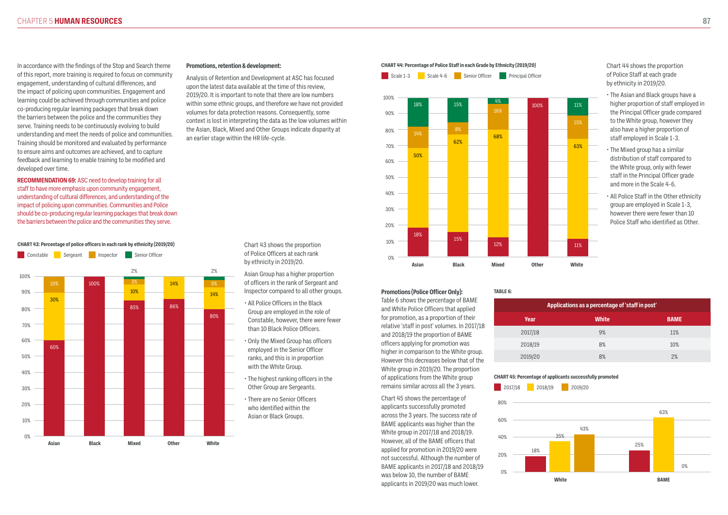In accordance with the findings of the Stop and Search theme of this report, more training is required to focus on community engagement, understanding of cultural differences, and the impact of policing upon communities. Engagement and learning could be achieved through communities and police co-producing regular learning packages that break down the barriers between the police and the communities they serve. Training needs to be continuously evolving to build understanding and meet the needs of police and communities. Training should be monitored and evaluated by performance to ensure aims and outcomes are achieved, and to capture feedback and learning to enable training to be modified and developed over time.

**RECOMMENDATION 69:** ASC need to develop training for all staff to have more emphasis upon community engagement, understanding of cultural differences, and understanding of the impact of policing upon communities. Communities and Police should be co-producing regular learning packages that break down the barriers between the police and the communities they serve.

**Promotions, retention & development:**

Analysis of Retention and Development at ASC has focused upon the latest data available at the time of this review, 2019/20. It is important to note that there are low numbers within some ethnic groups, and therefore we have not provided volumes for data protection reasons. Consequently, some context is lost in interpreting the data as the low volumes within the Asian, Black, Mixed and Other Groups indicate disparity at an earlier stage within the HR life-cycle.

**CHART 43: Percentage of police officers in each rank by ethnicity (2019/20)**

| | Constable | Sergeant | Inspector | Senior Officer |
|---|---|---|---|---|
| Asian | 60% | 30% | 10% | |
| Black | 100% | | | |
| Mixed | 85% | 10% | 3% | 2% |
| Other | 86% | 14% | | |
| White | 80% | 14% | 5% | 2% |

Chart 43 shows the proportion of Police Officers at each rank by ethnicity in 2019/20.

Asian Group has a higher proportion of officers in the rank of Sergeant and Inspector compared to all other groups.

- All Police Officers in the Black Group are employed in the role of Constable, however, there were fewer than 10 Black Police Officers.
- Only the Mixed Group has officers employed in the Senior Officer ranks, and this is in proportion with the White Group.
- The highest ranking officers in the Other Group are Sergeants.
- There are no Senior Officers who identified within the Asian or Black Groups.

**CHART 44: Percentage of Police Staff in each Grade by Ethnicity (2019/20)**

| | Scale 1-3 | Scale 4-6 | Senior Officer | Principal Officer |
|---|---|---|---|---|
| Asian | 18% | 50% | 14% | 18% |
| Black | 15% | 62% | 8% | 15% |
| Mixed | 12% | 68% | 16% | 4% |
| Other | 100% | | | |
| White | 11% | 63% | 15% | 11% |

Chart 44 shows the proportion of Police Staff at each grade by ethnicity in 2019/20.

- The Asian and Black groups have a higher proportion of staff employed in the Principal Officer grade compared to the White group, however they also have a higher proportion of staff employed in Scale 1-3.
- The Mixed group has a similar distribution of staff compared to the White group, only with fewer staff in the Principal Officer grade and more in the Scale 4-6.
- All Police Staff in the Other ethnicity group are employed in Scale 1-3, however there were fewer than 10 Police Staff who identified as Other.

**Promotions (Police Officer Only):**

Table 6 shows the percentage of BAME and White Police Officers that applied for promotion, as a proportion of their relative 'staff in post' volumes. In 2017/18 and 2018/19 the proportion of BAME officers applying for promotion was higher in comparison to the White group. However this decreases below that of the White group in 2019/20. The proportion of applications from the White group remains similar across all the 3 years.

Chart 45 shows the percentage of applicants successfully promoted across the 3 years. The success rate of BAME applicants was higher than the White group in 2017/18 and 2018/19. However, all of the BAME officers that applied for promotion in 2019/20 were not successful. Although the number of BAME applicants in 2017/18 and 2018/19 was below 10, the number of BAME applicants in 2019/20 was much lower.

**TABLE 6:**

| Applications as a percentage of 'staff in post' | | |
|---|---|---|
| **Year** | **White** | **BAME** |
| 2017/18 | 9% | 11% |
| 2018/19 | 8% | 10% |
| 2019/20 | 8% | 2% |

**CHART 45: Percentage of applicants successfully promoted**

| | 2017/18 | 2018/19 | 2019/20 |
|---|---|---|---|
| White | 18% | 35% | 43% |
| BAME | 25% | 63% | 0% |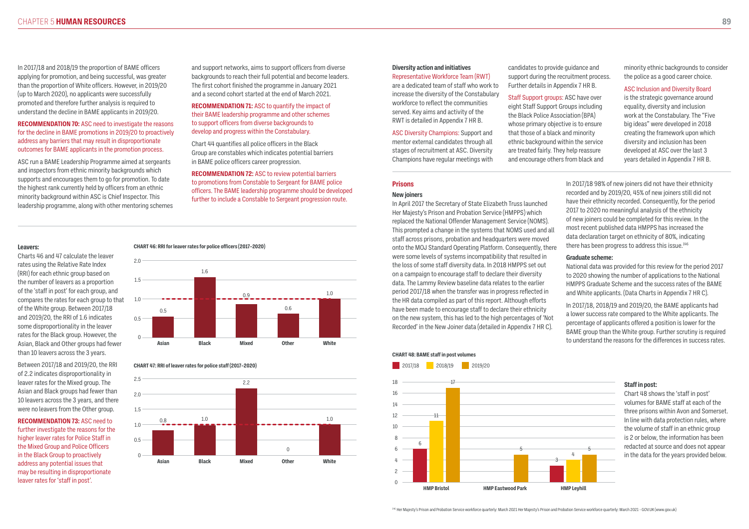In 2017/18 and 2018/19 the proportion of BAME officers applying for promotion, and being successful, was greater than the proportion of White officers. However, in 2019/20 (up to March 2020), no applicants were successfully promoted and further analysis is required to understand the decline in BAME applicants in 2019/20.

**RECOMMENDATION 70:** ASC need to investigate the reasons for the decline in BAME promotions in 2019/20 to proactively address any barriers that may result in disproportionate outcomes for BAME applicants in the promotion process.

ASC run a BAME Leadership Programme aimed at sergeants and inspectors from ethnic minority backgrounds which supports and encourages them to go for promotion. To date the highest rank currently held by officers from an ethnic minority background within ASC is Chief Inspector. This leadership programme, along with other mentoring schemes and support networks, aims to support officers from diverse backgrounds to reach their full potential and become leaders. The first cohort finished the programme in January 2021 and a second cohort started at the end of March 2021.

**RECOMMENDATION 71:** ASC to quantify the impact of their BAME leadership programme and other schemes to support officers from diverse backgrounds to develop and progress within the Constabulary.

Chart 44 quantifies all police officers in the Black Group are constables which indicates potential barriers in BAME police officers career progression.

**RECOMMENDATION 72:** ASC to review potential barriers to promotions from Constable to Sergeant for BAME police officers. The BAME leadership programme should be developed further to include a Constable to Sergeant progression route.

### Diversity action and initiatives

Representative Workforce Team (RWT) are a dedicated team of staff who work to increase the diversity of the Constabulary workforce to reflect the communities served. Key aims and activity of the RWT is detailed in Appendix 7 HR B.

ASC Diversity Champions: Support and mentor external candidates through all stages of recruitment at ASC. Diversity Champions have regular meetings with candidates to provide guidance and support during the recruitment process. Further details in Appendix 7 HR B.

Staff Support groups: ASC have over eight Staff Support Groups including the Black Police Association (BPA) whose primary objective is to ensure that those of a black and minority ethnic background within the service are treated fairly. They help reassure and encourage others from black and minority ethnic backgrounds to consider the police as a good career choice.

ASC Inclusion and Diversity Board is the strategic governance around equality, diversity and inclusion work at the Constabulary. The "Five big ideas" were developed in 2018 creating the framework upon which diversity and inclusion has been developed at ASC over the last 3 years detailed in Appendix 7 HR B.

### Leavers:

Charts 46 and 47 calculate the leaver rates using the Relative Rate Index (RRI) for each ethnic group based on the number of leavers as a proportion of the 'staff in post' for each group, and compares the rates for each group to that of the White group. Between 2017/18 and 2019/20, the RRI of 1.6 indicates some disproportionality in the leaver rates for the Black group. However, the Asian, Black and Other groups had fewer than 10 leavers across the 3 years.

Between 2017/18 and 2019/20, the RRI of 2.2 indicates disproportionality in leaver rates for the Mixed group. The Asian and Black groups had fewer than 10 leavers across the 3 years, and there were no leavers from the Other group.

**RECOMMENDATION 73:** ASC need to further investigate the reasons for the higher leaver rates for Police Staff in the Mixed Group and Police Officers in the Black Group to proactively address any potential issues that may be resulting in disproportionate leaver rates for 'staff in post'.

**CHART 46: RRI for leaver rates for police officers (2017–2020)**

| Asian | Black | Mixed | Other | White |
|---|---|---|---|---|
| 0.5 | 1.6 | 0.9 | 0.6 | 1.0 |

**CHART 47: RRI of leaver rates for police staff (2017–2020)**

| Asian | Black | Mixed | Other | White |
|---|---|---|---|---|
| 0.8 | 1.0 | 2.2 | 0 | 1.0 |

### Prisons

#### New joiners

In April 2017 the Secretary of State Elizabeth Truss launched Her Majesty's Prison and Probation Service (HMPPS) which replaced the National Offender Management Service (NOMS). This prompted a change in the systems that NOMS used and all staff across prisons, probation and headquarters were moved onto the MOJ Standard Operating Platform. Consequently, there were some levels of systems incompatibility that resulted in the loss of some staff diversity data. In 2018 HMPPS set out on a campaign to encourage staff to declare their diversity data. The Lammy Review baseline data relates to the earlier period 2017/18 when the transfer was in progress reflected in the HR data compiled as part of this report. Although efforts have been made to encourage staff to declare their ethnicity on the new system, this has led to the high percentages of 'Not Recorded' in the New Joiner data (detailed in Appendix 7 HR C).

In 2017/18 98% of new joiners did not have their ethnicity recorded and by 2019/20, 45% of new joiners still did not have their ethnicity recorded. Consequently, for the period 2017 to 2020 no meaningful analysis of the ethnicity of new joiners could be completed for this review. In the most recent published data HMPPS has increased the data declaration target on ethnicity of 80%, indicating there has been progress to address this issue.[146]

#### Graduate scheme:

National data was provided for this review for the period 2017 to 2020 showing the number of applications to the National HMPPS Graduate Scheme and the success rates of the BAME and White applicants. (Data Charts in Appendix 7 HR C).

In 2017/18, 2018/19 and 2019/20, the BAME applicants had a lower success rate compared to the White applicants. The percentage of applicants offered a position is lower for the BAME group than the White group. Further scrutiny is required to understand the reasons for the differences in success rates.

**CHART 48: BAME staff in post volumes**

| Prison | 2017/18 | 2018/19 | 2019/20 |
|---|---|---|---|
| HMP Bristol | 6 | 11 | 17 |
| HMP Eastwood Park | | | 5 |
| HMP Leyhill | 3 | 4 | 5 |

#### Staff in post:

Chart 48 shows the 'staff in post' volumes for BAME staff at each of the three prisons within Avon and Somerset. In line with data protection rules, where the volume of staff in an ethnic group is 2 or below, the information has been redacted at source and does not appear in the data for the years provided below.

[146] Her Majesty's Prison and Probation Service workforce quarterly: March 2021 Her Majesty's Prison and Probation Service workforce quarterly: March 2021 - GOV.UK (www.gov.uk)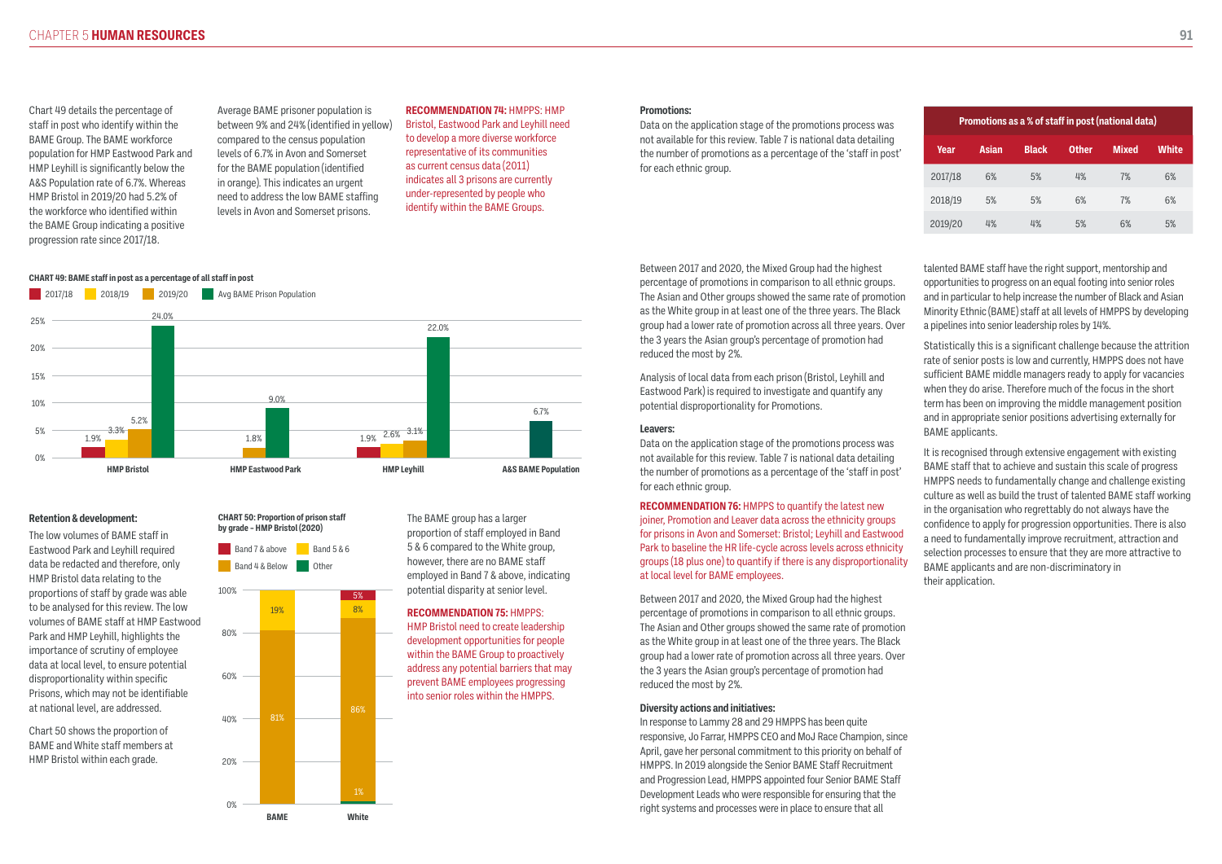Chart 49 details the percentage of staff in post who identify within the BAME Group. The BAME workforce population for HMP Eastwood Park and HMP Leyhill is significantly below the A&S Population rate of 6.7%. Whereas HMP Bristol in 2019/20 had 5.2% of the workforce who identified within the BAME Group indicating a positive progression rate since 2017/18.

Average BAME prisoner population is between 9% and 24% (identified in yellow) compared to the census population levels of 6.7% in Avon and Somerset for the BAME population (identified in orange). This indicates an urgent need to address the low BAME staffing levels in Avon and Somerset prisons.

**RECOMMENDATION 74:** HMPPS: HMP Bristol, Eastwood Park and Leyhill need to develop a more diverse workforce representative of its communities as current census data (2011) indicates all 3 prisons are currently under-represented by people who identify within the BAME Groups.

**CHART 49: BAME staff in post as a percentage of all staff in post**

| | 2017/18 | 2018/19 | 2019/20 | Avg BAME Prison Population |
|---|---|---|---|---|
| HMP Bristol | 1.9% | 3.3% | 5.2% | 24.0% |
| HMP Eastwood Park | | | 1.8% | 9.0% |
| HMP Leyhill | 1.9% | 2.6% | 3.1% | 22.0% |
| A&S BAME Population | | | | 6.7% |

### Retention & development:

The low volumes of BAME staff in Eastwood Park and Leyhill required data be redacted and therefore, only HMP Bristol data relating to the proportions of staff by grade was able to be analysed for this review. The low volumes of BAME staff at HMP Eastwood Park and HMP Leyhill, highlights the importance of scrutiny of employee data at local level, to ensure potential disproportionality within specific Prisons, which may not be identifiable at national level, are addressed.

Chart 50 shows the proportion of BAME and White staff members at HMP Bristol within each grade.

**CHART 50: Proportion of prison staff by grade – HMP Bristol (2020)**

| | Band 7 & above | Band 5 & 6 | Band 4 & Below | Other |
|---|---|---|---|---|
| BAME | | 19% | 81% | |
| White | 5% | 8% | 86% | 1% |

The BAME group has a larger proportion of staff employed in Band 5 & 6 compared to the White group, however, there are no BAME staff employed in Band 7 & above, indicating potential disparity at senior level.

**RECOMMENDATION 75:** HMPPS: HMP Bristol need to create leadership development opportunities for people within the BAME Group to proactively address any potential barriers that may prevent BAME employees progressing into senior roles within the HMPPS.

### Promotions:

Data on the application stage of the promotions process was not available for this review. Table 7 is national data detailing the number of promotions as a percentage of the 'staff in post' for each ethnic group.

**Promotions as a % of staff in post (national data)**

| Year | Asian | Black | Other | Mixed | White |
|---|---|---|---|---|---|
| 2017/18 | 6% | 5% | 4% | 7% | 6% |
| 2018/19 | 5% | 5% | 6% | 7% | 6% |
| 2019/20 | 4% | 4% | 5% | 6% | 5% |

Between 2017 and 2020, the Mixed Group had the highest percentage of promotions in comparison to all ethnic groups. The Asian and Other groups showed the same rate of promotion as the White group in at least one of the three years. The Black group had a lower rate of promotion across all three years. Over the 3 years the Asian group's percentage of promotion had reduced the most by 2%.

Analysis of local data from each prison (Bristol, Leyhill and Eastwood Park) is required to investigate and quantify any potential disproportionality for Promotions.

### Leavers:

Data on the application stage of the promotions process was not available for this review. Table 7 is national data detailing the number of promotions as a percentage of the 'staff in post' for each ethnic group.

**RECOMMENDATION 76:** HMPPS to quantify the latest new joiner, Promotion and Leaver data across the ethnicity groups for prisons in Avon and Somerset: Bristol; Leyhill and Eastwood Park to baseline the HR life-cycle across levels across ethnicity groups (18 plus one) to quantify if there is any disproportionality at local level for BAME employees.

Between 2017 and 2020, the Mixed Group had the highest percentage of promotions in comparison to all ethnic groups. The Asian and Other groups showed the same rate of promotion as the White group in at least one of the three years. The Black group had a lower rate of promotion across all three years. Over the 3 years the Asian group's percentage of promotion had reduced the most by 2%.

### Diversity actions and initiatives:

In response to Lammy 28 and 29 HMPPS has been quite responsive, Jo Farrar, HMPPS CEO and MoJ Race Champion, since April, gave her personal commitment to this priority on behalf of HMPPS. In 2019 alongside the Senior BAME Staff Recruitment and Progression Lead, HMPPS appointed four Senior BAME Staff Development Leads who were responsible for ensuring that the right systems and processes were in place to ensure that all talented BAME staff have the right support, mentorship and opportunities to progress on an equal footing into senior roles and in particular to help increase the number of Black and Asian Minority Ethnic (BAME) staff at all levels of HMPPS by developing a pipelines into senior leadership roles by 14%.

Statistically this is a significant challenge because the attrition rate of senior posts is low and currently, HMPPS does not have sufficient BAME middle managers ready to apply for vacancies when they do arise. Therefore much of the focus in the short term has been on improving the middle management position and in appropriate senior positions advertising externally for BAME applicants.

It is recognised through extensive engagement with existing BAME staff that to achieve and sustain this scale of progress HMPPS needs to fundamentally change and challenge existing culture as well as build the trust of talented BAME staff working in the organisation who regrettably do not always have the confidence to apply for progression opportunities. There is also a need to fundamentally improve recruitment, attraction and selection processes to ensure that they are more attractive to BAME applicants and are non-discriminatory in their application.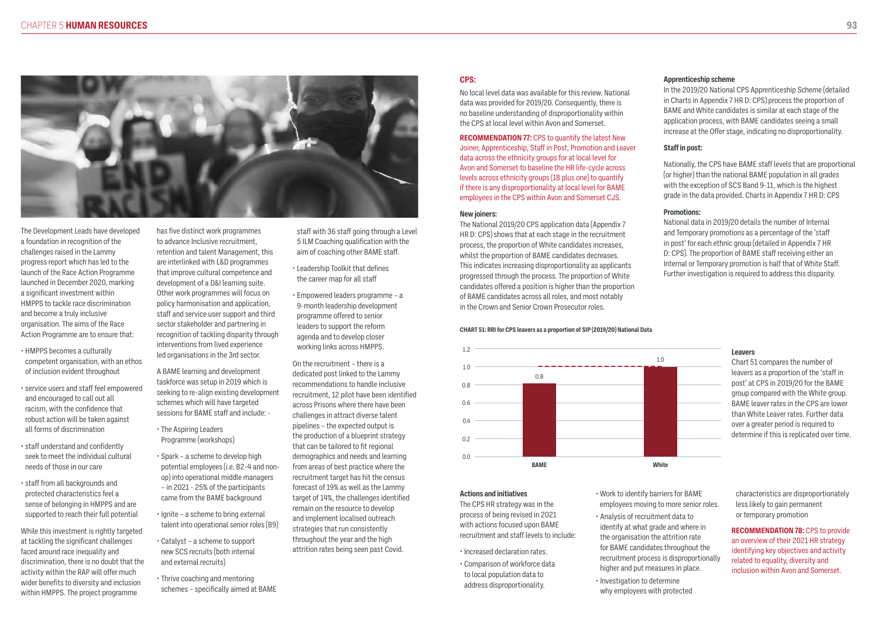The Development Leads have developed a foundation in recognition of the challenges raised in the Lammy progress report which has led to the launch of the Race Action Programme launched in December 2020, marking a significant investment within HMPPS to tackle race discrimination and become a truly inclusive organisation. The aims of the Race Action Programme are to ensure that:

- HMPPS becomes a culturally competent organisation, with an ethos of inclusion evident throughout
- service users and staff feel empowered and encouraged to call out all racism, with the confidence that robust action will be taken against all forms of discrimination
- staff understand and confidently seek to meet the individual cultural needs of those in our care
- staff from all backgrounds and protected characteristics feel a sense of belonging in HMPPS and are supported to reach their full potential

While this investment is rightly targeted at tackling the significant challenges faced around race inequality and discrimination, there is no doubt that the activity within the RAP will offer much wider benefits to diversity and inclusion within HMPPS. The project programme has five distinct work programmes to advance Inclusive recruitment, retention and talent Management, this are interlinked with L&D programmes that improve cultural competence and development of a D&I learning suite. Other work programmes will focus on policy harmonisation and application, staff and service user support and third sector stakeholder and partnering in recognition of tackling disparity through interventions from lived experience led organisations in the 3rd sector.

A BAME learning and development taskforce was setup in 2019 which is seeking to re-align existing development schemes which will have targeted sessions for BAME staff and include: -

- The Aspiring Leaders Programme (workshops)
- Spark – a scheme to develop high potential employees (i.e. B2-4 and non-op) into operational middle managers – in 2021 - 25% of the participants came from the BAME background
- Ignite – a scheme to bring external talent into operational senior roles (B9)
- Catalyst – a scheme to support new SCS recruits (both internal and external recruits)
- Thrive coaching and mentoring schemes – specifically aimed at BAME staff with 36 staff going through a Level 5 ILM Coaching qualification with the aim of coaching other BAME staff.
- Leadership Toolkit that defines the career map for all staff
- Empowered leaders programme – a 9-month leadership development programme offered to senior leaders to support the reform agenda and to develop closer working links across HMPPS.

On the recruitment – there is a dedicated post linked to the Lammy recommendations to handle inclusive recruitment, 12 pilot have been identified across Prisons where there have been challenges in attract diverse talent pipelines – the expected output is the production of a blueprint strategy that can be tailored to fit regional demographics and needs and learning from areas of best practice where the recruitment target has hit the census forecast of 19% as well as the Lammy target of 14%, the challenges identified remain on the resource to develop and implement localised outreach strategies that run consistently throughout the year and the high attrition rates being seen past Covid.

## CPS:

No local level data was available for this review. National data was provided for 2019/20. Consequently, there is no baseline understanding of disproportionality within the CPS at local level within Avon and Somerset.

**RECOMMENDATION 77:** CPS to quantify the latest New Joiner, Apprenticeship, Staff in Post, Promotion and Leaver data across the ethnicity groups for at local level for Avon and Somerset to baseline the HR life-cycle across levels across ethnicity groups (18 plus one) to quantify if there is any disproportionality at local level for BAME employees in the CPS within Avon and Somerset CJS.

### New joiners:

The National 2019/20 CPS application data (Appendix 7 HR D: CPS) shows that at each stage in the recruitment process, the proportion of White candidates increases, whilst the proportion of BAME candidates decreases. This indicates increasing disproportionality as applicants progressed through the process. The proportion of White candidates offered a position is higher than the proportion of BAME candidates across all roles, and most notably in the Crown and Senior Crown Prosecutor roles.

### Apprenticeship scheme

In the 2019/20 National CPS Apprenticeship Scheme (detailed in Charts in Appendix 7 HR D: CPS) process the proportion of BAME and White candidates is similar at each stage of the application process, with BAME candidates seeing a small increase at the Offer stage, indicating no disproportionality.

### Staff in post:

Nationally, the CPS have BAME staff levels that are proportional (or higher) than the national BAME population in all grades with the exception of SCS Band 9-11, which is the highest grade in the data provided. Charts in Appendix 7 HR D: CPS

### Promotions:

National data in 2019/20 details the number of Internal and Temporary promotions as a percentage of the 'staff in post' for each ethnic group (detailed in Appendix 7 HR D: CPS). The proportion of BAME staff receiving either an Internal or Temporary promotion is half that of White Staff. Further investigation is required to address this disparity.

**CHART 51: RRI for CPS leavers as a proportion of SIP (2019/20) National Data**

| Group | RRI |
|---|---|
| BAME | 0.8 |
| White | 1.0 |

### Leavers

Chart 51 compares the number of leavers as a proportion of the 'staff in post' at CPS in 2019/20 for the BAME group compared with the White group. BAME leaver rates in the CPS are lower than White Leaver rates. Further data over a greater period is required to determine if this is replicated over time.

### Actions and initiatives

The CPS HR strategy was in the process of being revised in 2021 with actions focused upon BAME recruitment and staff levels to include:

- Increased declaration rates.
- Comparison of workforce data to local population data to address disproportionality.
- Work to identify barriers for BAME employees moving to more senior roles.
- Analysis of recruitment data to identify at what grade and where in the organisation the attrition rate for BAME candidates throughout the recruitment process is disproportionally higher and put measures in place.
- Investigation to determine why employees with protected characteristics are disproportionately less likely to gain permanent or temporary promotion

**RECOMMENDATION 78:** CPS to provide an overview of their 2021 HR strategy identifying key objectives and activity related to equality, diversity and inclusion within Avon and Somerset.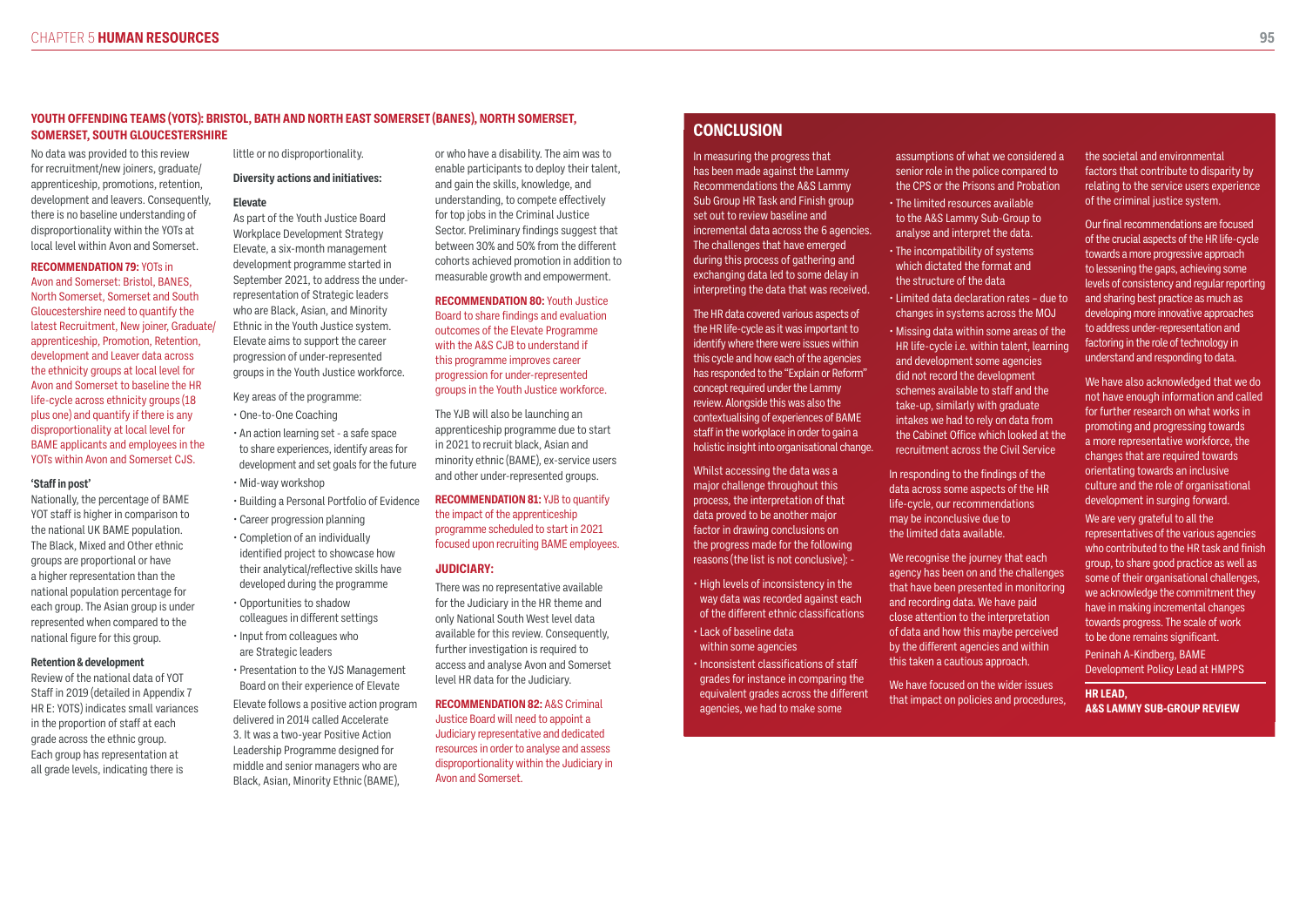## YOUTH OFFENDING TEAMS (YOTS): BRISTOL, BATH AND NORTH EAST SOMERSET (BANES), NORTH SOMERSET, SOMERSET, SOUTH GLOUCESTERSHIRE

No data was provided to this review for recruitment/new joiners, graduate/apprenticeship, promotions, retention, development and leavers. Consequently, there is no baseline understanding of disproportionality within the YOTs at local level within Avon and Somerset.

**RECOMMENDATION 79:** YOTs in Avon and Somerset: Bristol, BANES, North Somerset, Somerset and South Gloucestershire need to quantify the latest Recruitment, New joiner, Graduate/apprenticeship, Promotion, Retention, development and Leaver data across the ethnicity groups at local level for Avon and Somerset to baseline the HR life-cycle across ethnicity groups (18 plus one) and quantify if there is any disproportionality at local level for BAME applicants and employees in the YOTs within Avon and Somerset CJS.

### 'Staff in post'

Nationally, the percentage of BAME YOT staff is higher in comparison to the national UK BAME population. The Black, Mixed and Other ethnic groups are proportional or have a higher representation than the national population percentage for each group. The Asian group is under represented when compared to the national figure for this group.

### Retention & development

Review of the national data of YOT Staff in 2019 (detailed in Appendix 7 HR E: YOTS) indicates small variances in the proportion of staff at each grade across the ethnic group. Each group has representation at all grade levels, indicating there is little or no disproportionality.

### Diversity actions and initiatives:

#### Elevate

As part of the Youth Justice Board Workplace Development Strategy Elevate, a six-month management development programme started in September 2021, to address the under-representation of Strategic leaders who are Black, Asian, and Minority Ethnic in the Youth Justice system. Elevate aims to support the career progression of under-represented groups in the Youth Justice workforce.

Key areas of the programme:

- One-to-One Coaching
- An action learning set - a safe space to share experiences, identify areas for development and set goals for the future
- Mid-way workshop
- Building a Personal Portfolio of Evidence
- Career progression planning
- Completion of an individually identified project to showcase how their analytical/reflective skills have developed during the programme
- Opportunities to shadow colleagues in different settings
- Input from colleagues who are Strategic leaders
- Presentation to the YJS Management Board on their experience of Elevate

Elevate follows a positive action program delivered in 2014 called Accelerate 3. It was a two-year Positive Action Leadership Programme designed for middle and senior managers who are Black, Asian, Minority Ethnic (BAME), or who have a disability. The aim was to enable participants to deploy their talent, and gain the skills, knowledge, and understanding, to compete effectively for top jobs in the Criminal Justice Sector. Preliminary findings suggest that between 30% and 50% from the different cohorts achieved promotion in addition to measurable growth and empowerment.

**RECOMMENDATION 80:** Youth Justice Board to share findings and evaluation outcomes of the Elevate Programme with the A&S CJB to understand if this programme improves career progression for under-represented groups in the Youth Justice workforce.

The YJB will also be launching an apprenticeship programme due to start in 2021 to recruit black, Asian and minority ethnic (BAME), ex-service users and other under-represented groups.

**RECOMMENDATION 81:** YJB to quantify the impact of the apprenticeship programme scheduled to start in 2021 focused upon recruiting BAME employees.

## JUDICIARY:

There was no representative available for the Judiciary in the HR theme and only National South West level data available for this review. Consequently, further investigation is required to access and analyse Avon and Somerset level HR data for the Judiciary.

**RECOMMENDATION 82:** A&S Criminal Justice Board will need to appoint a Judiciary representative and dedicated resources in order to analyse and assess disproportionality within the Judiciary in Avon and Somerset.

## CONCLUSION

In measuring the progress that has been made against the Lammy Recommendations the A&S Lammy Sub Group HR Task and Finish group set out to review baseline and incremental data across the 6 agencies. The challenges that have emerged during this process of gathering and exchanging data led to some delay in interpreting the data that was received.

The HR data covered various aspects of the HR life-cycle as it was important to identify where there were issues within this cycle and how each of the agencies has responded to the "Explain or Reform" concept required under the Lammy review. Alongside this was also the contextualising of experiences of BAME staff in the workplace in order to gain a holistic insight into organisational change.

Whilst accessing the data was a major challenge throughout this process, the interpretation of that data proved to be another major factor in drawing conclusions on the progress made for the following reasons (the list is not conclusive): -

- High levels of inconsistency in the way data was recorded against each of the different ethnic classifications
- Lack of baseline data within some agencies
- Inconsistent classifications of staff grades for instance in comparing the equivalent grades across the different agencies, we had to make some assumptions of what we considered a senior role in the police compared to the CPS or the Prisons and Probation
- The limited resources available to the A&S Lammy Sub-Group to analyse and interpret the data.
- The incompatibility of systems which dictated the format and the structure of the data
- Limited data declaration rates – due to changes in systems across the MOJ
- Missing data within some areas of the HR life-cycle i.e. within talent, learning and development some agencies did not record the development schemes available to staff and the take-up, similarly with graduate intakes we had to rely on data from the Cabinet Office which looked at the recruitment across the Civil Service

In responding to the findings of the data across some aspects of the HR life-cycle, our recommendations may be inconclusive due to the limited data available.

We recognise the journey that each agency has been on and the challenges that have been presented in monitoring and recording data. We have paid close attention to the interpretation of data and how this maybe perceived by the different agencies and within this taken a cautious approach.

We have focused on the wider issues that impact on policies and procedures, the societal and environmental factors that contribute to disparity by relating to the service users experience of the criminal justice system.

Our final recommendations are focused of the crucial aspects of the HR life-cycle towards a more progressive approach to lessening the gaps, achieving some levels of consistency and regular reporting and sharing best practice as much as developing more innovative approaches to address under-representation and factoring in the role of technology in understand and responding to data.

We have also acknowledged that we do not have enough information and called for further research on what works in promoting and progressing towards a more representative workforce, the changes that are required towards orientating towards an inclusive culture and the role of organisational development in surging forward.

We are very grateful to all the representatives of the various agencies who contributed to the HR task and finish group, to share good practice as well as some of their organisational challenges, we acknowledge the commitment they have in making incremental changes towards progress. The scale of work to be done remains significant.

Peninah A-Kindberg, BAME Development Policy Lead at HMPPS

**HR LEAD, A&S LAMMY SUB-GROUP REVIEW**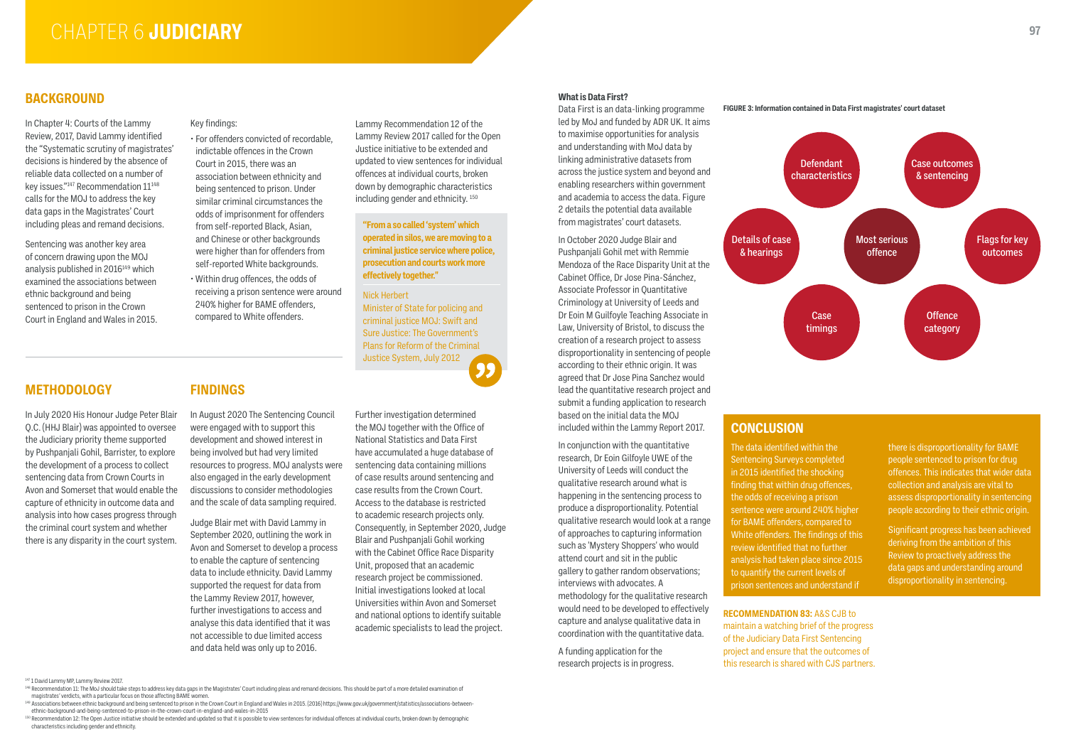# CHAPTER 6 JUDICIARY

## BACKGROUND

In Chapter 4: Courts of the Lammy Review, 2017, David Lammy identified the "Systematic scrutiny of magistrates' decisions is hindered by the absence of reliable data collected on a number of key issues."[147] Recommendation 11[148] calls for the MOJ to address the key data gaps in the Magistrates' Court including pleas and remand decisions.

Sentencing was another key area of concern drawing upon the MOJ analysis published in 2016[149] which examined the associations between ethnic background and being sentenced to prison in the Crown Court in England and Wales in 2015.

Key findings:

- For offenders convicted of recordable, indictable offences in the Crown Court in 2015, there was an association between ethnicity and being sentenced to prison. Under similar criminal circumstances the odds of imprisonment for offenders from self-reported Black, Asian, and Chinese or other backgrounds were higher than for offenders from self-reported White backgrounds.
- Within drug offences, the odds of receiving a prison sentence were around 240% higher for BAME offenders, compared to White offenders.

Lammy Recommendation 12 of the Lammy Review 2017 called for the Open Justice initiative to be extended and updated to view sentences for individual offences at individual courts, broken down by demographic characteristics including gender and ethnicity.[150]

> **"From a so called 'system' which operated in silos, we are moving to a criminal justice service where police, prosecution and courts work more effectively together."**
>
> Nick Herbert
> Minister of State for policing and criminal justice MOJ: Swift and Sure Justice: The Government's Plans for Reform of the Criminal Justice System, July 2012

## METHODOLOGY

In July 2020 His Honour Judge Peter Blair Q.C. (HHJ Blair) was appointed to oversee the judiciary priority theme supported by Pushpanjali Gohil, Barrister, to explore the development of a process to collect sentencing data from Crown Courts in Avon and Somerset that would enable the capture of ethnicity in outcome data and analysis into how cases progress through the criminal court system and whether there is any disparity in the court system.

## FINDINGS

In August 2020 The Sentencing Council were engaged with to support this development and showed interest in being involved but had very limited resources to progress. MOJ analysts were also engaged in the early development discussions to consider methodologies and the scale of data sampling required.

Judge Blair met with David Lammy in September 2020, outlining the work in Avon and Somerset to develop a process to enable the capture of sentencing data to include ethnicity. David Lammy supported the request for data from the Lammy Review 2017, however, further investigations to access and analyse this data identified that it was not accessible to due limited access and data held was only up to 2016.

Further investigation determined the MOJ together with the Office of National Statistics and Data First have accumulated a huge database of sentencing data containing millions of case results around sentencing and case results from the Crown Court. Access to the database is restricted to academic research projects only. Consequently, in September 2020, Judge Blair and Pushpanjali Gohil working with the Cabinet Office Race Disparity Unit, proposed that an academic research project be commissioned. Initial investigations looked at local Universities within Avon and Somerset and national options to identify suitable academic specialists to lead the project.

### What is Data First?

Data First is an data-linking programme led by MoJ and funded by ADR UK. It aims to maximise opportunities for analysis and understanding with MoJ data by linking administrative datasets from across the justice system and beyond and enabling researchers within government and academia to access the data. Figure 2 details the potential data available from magistrates' court datasets.

In October 2020 Judge Blair and Pushpanjali Gohil met with Remmie Mendoza of the Race Disparity Unit at the Cabinet Office, Dr Jose Pina-Sánchez, Associate Professor in Quantitative Criminology at University of Leeds and Dr Eoin M Guilfoyle Teaching Associate in Law, University of Bristol, to discuss the creation of a research project to assess disproportionality in sentencing of people according to their ethnic origin. It was agreed that Dr Jose Pina Sanchez would lead the quantitative research project and submit a funding application to research based on the initial data the MOJ included within the Lammy Report 2017.

In conjunction with the quantitative research, Dr Eoin Gilfoyle UWE of the University of Leeds will conduct the qualitative research around what is happening in the sentencing process to produce a disproportionality. Potential qualitative research would look at a range of approaches to capturing information such as 'Mystery Shoppers' who would attend court and sit in the public gallery to gather random observations; interviews with advocates. A methodology for the qualitative research would need to be developed to effectively capture and analyse qualitative data in coordination with the quantitative data.

A funding application for the research projects is in progress.

**FIGURE 3: Information contained in Data First magistrates' court dataset**

- Most serious offence
- Defendant characteristics
- Case outcomes & sentencing
- Flags for key outcomes
- Offence category
- Case timings
- Details of case & hearings

## CONCLUSION

The data identified within the Sentencing Surveys completed in 2015 identified the shocking finding that within drug offences, the odds of receiving a prison sentence were around 240% higher for BAME offenders, compared to White offenders. The findings of this review identified that no further analysis had taken place since 2015 to quantify the current levels of prison sentences and understand if there is disproportionality for BAME people sentenced to prison for drug offences. This indicates that wider data collection and analysis are vital to assess disproportionality in sentencing people according to their ethnic origin.

Significant progress has been achieved deriving from the ambition of this Review to proactively address the data gaps and understanding around disproportionality in sentencing.

**RECOMMENDATION 83:** A&S CJB to maintain a watching brief of the progress of the Judiciary Data First Sentencing project and ensure that the outcomes of this research is shared with CJS partners.

---

[147] 1 David Lammy MP, Lammy Review 2017.

[148] Recommendation 11: The MoJ should take steps to address key data gaps in the Magistrates' Court including pleas and remand decisions. This should be part of a more detailed examination of magistrates' verdicts, with a particular focus on those affecting BAME women.

[149] Associations between ethnic background and being sentenced to prison in the Crown Court in England and Wales in 2015. (2016) https://www.gov.uk/government/statistics/associations-between-ethnic-background-and-being-sentenced-to-prison-in-the-crown-court-in-england-and-wales-in-2015

[150] Recommendation 12: The Open Justice initiative should be extended and updated so that it is possible to view sentences for individual offences at individual courts, broken down by demographic characteristics including gender and ethnicity.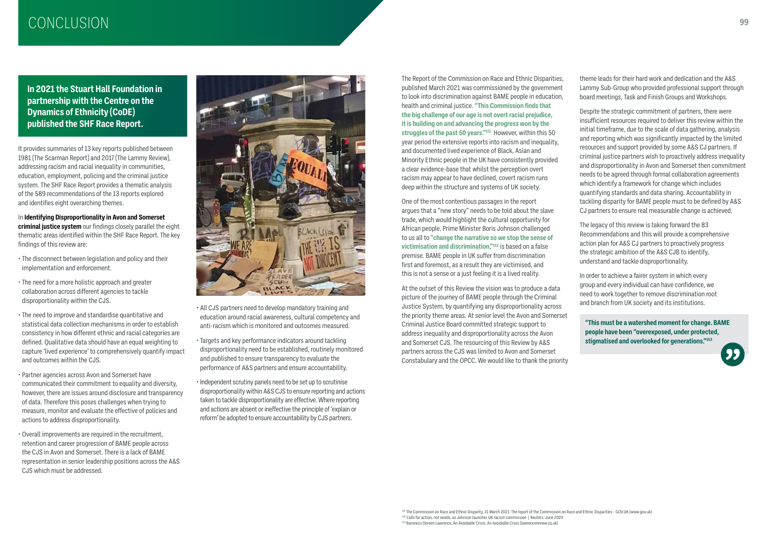# CONCLUSION

**In 2021 the Stuart Hall Foundation in partnership with the Centre on the Dynamics of Ethnicity (CoDE) published the SHF Race Report.**

It provides summaries of 13 key reports published between 1981 (The Scarman Report) and 2017 (The Lammy Review), addressing racism and racial inequality in communities, education, employment, policing and the criminal justice system. The SHF Race Report provides a thematic analysis of the 589 recommendations of the 13 reports explored and identifies eight overarching themes.

In **Identifying Disproportionality in Avon and Somerset criminal justice system** our findings closely parallel the eight thematic areas identified within the SHF Race Report. The key findings of this review are:

- The disconnect between legislation and policy and their implementation and enforcement.
- The need for a more holistic approach and greater collaboration across different agencies to tackle disproportionality within the CJS.
- The need to improve and standardise quantitative and statistical data collection mechanisms in order to establish consistency in how different ethnic and racial categories are defined. Qualitative data should have an equal weighting to capture 'lived experience' to comprehensively quantify impact and outcomes within the CJS.
- Partner agencies across Avon and Somerset have communicated their commitment to equality and diversity, however, there are issues around disclosure and transparency of data. Therefore this poses challenges when trying to measure, monitor and evaluate the effective of policies and actions to address disproportionality.
- Overall improvements are required in the recruitment, retention and career progression of BAME people across the CJS in Avon and Somerset. There is a lack of BAME representation in senior leadership positions across the A&S CJS which must be addressed.
- All CJS partners need to develop mandatory training and education around racial awareness, cultural competency and anti-racism which is monitored and outcomes measured.
- Targets and key performance indicators around tackling disproportionality need to be established, routinely monitored and published to ensure transparency to evaluate the performance of A&S partners and ensure accountability.
- Independent scrutiny panels need to be set up to scrutinise disproportionality within A&S CJS to ensure reporting and actions taken to tackle disproportionality are effective. Where reporting and actions are absent or ineffective the principle of 'explain or reform' be adopted to ensure accountability by CJS partners.

The Report of the Commission on Race and Ethnic Disparities, published March 2021 was commissioned by the government to look into discrimination against BAME people in education, health and criminal justice. **"This Commission finds that the big challenge of our age is not overt racial prejudice, it is building on and advancing the progress won by the struggles of the past 50 years."[151]** However, within this 50 year period the extensive reports into racism and inequality, and documented lived experience of Black, Asian and Minority Ethnic people in the UK have consistently provided a clear evidence-base that whilst the perception overt racism may appear to have declined, covert racism runs deep within the structure and systems of UK society.

One of the most contentious passages in the report argues that a "new story" needs to be told about the slave trade, which would highlight the cultural opportunity for African people. Prime Minister Boris Johnson challenged to us all to **"change the narrative so we stop the sense of victimisation and discrimination,"[152]** is based on a false premise. BAME people in UK suffer from discrimination first and foremost, as a result they are victimised, and this is not a sense or a just feeling it is a lived reality.

At the outset of this Review the vision was to produce a data picture of the journey of BAME people through the Criminal Justice System, by quantifying any disproportionality across the priority theme areas. At senior level the Avon and Somerset Criminal Justice Board committed strategic support to address inequality and disproportionality across the Avon and Somerset CJS. The resourcing of this Review by A&S partners across the CJS was limited to Avon and Somerset Constabulary and the OPCC. We would like to thank the priority theme leads for their hard work and dedication and the A&S Lammy Sub-Group who provided professional support through board meetings, Task and Finish Groups and Workshops.

Despite the strategic commitment of partners, there were insufficient resources required to deliver this review within the initial timeframe, due to the scale of data gathering, analysis and reporting which was significantly impacted by the limited resources and support provided by some A&S CJ partners. If criminal justice partners wish to proactively address inequality and disproportionality in Avon and Somerset then commitment needs to be agreed through formal collaboration agreements which identify a framework for change which includes quantifying standards and data sharing. Accountability in tackling disparity for BAME people must to be defined by A&S CJ partners to ensure real measurable change is achieved.

The legacy of this review is taking forward the 83 Recommendations and this will provide a comprehensive action plan for A&S CJ partners to proactively progress the strategic ambition of the A&S CJB to identify, understand and tackle disproportionality.

In order to achieve a fairer system in which every group and every individual can have confidence, we need to work together to remove discrimination root and branch from UK society and its institutions.

**"This must be a watershed moment for change. BAME people have been "overexposed, under protected, stigmatised and overlooked for generations."[153]**

[151] The Commission on Race and Ethnic Disparity, 31 March 2021: The report of the Commission on Race and Ethnic Disparities - GOV.UK (www.gov.uk)
[152] Calls for action, not words, as Johnson launches UK racism commission | Reuters: June 2020
[153] Baroness Doreen Lawrence, An Avoidable Crisis: An Avoidable Crisis (lawrencereview.co.uk)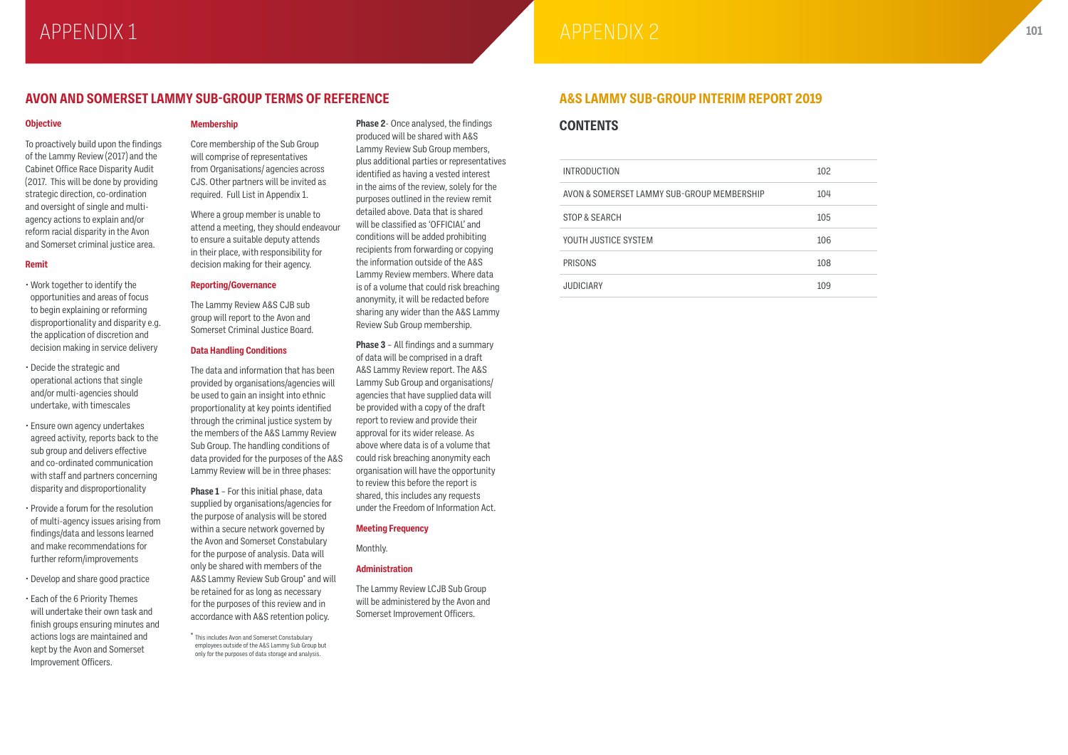# APPENDIX 1

## AVON AND SOMERSET LAMMY SUB-GROUP TERMS OF REFERENCE

### Objective

To proactively build upon the findings of the Lammy Review (2017) and the Cabinet Office Race Disparity Audit (2017. This will be done by providing strategic direction, co-ordination and oversight of single and multi-agency actions to explain and/or reform racial disparity in the Avon and Somerset criminal justice area.

### Remit

- Work together to identify the opportunities and areas of focus to begin explaining or reforming disproportionality and disparity e.g. the application of discretion and decision making in service delivery
- Decide the strategic and operational actions that single and/or multi-agencies should undertake, with timescales
- Ensure own agency undertakes agreed activity, reports back to the sub group and delivers effective and co-ordinated communication with staff and partners concerning disparity and disproportionality
- Provide a forum for the resolution of multi-agency issues arising from findings/data and lessons learned and make recommendations for further reform/improvements
- Develop and share good practice
- Each of the 6 Priority Themes will undertake their own task and finish groups ensuring minutes and actions logs are maintained and kept by the Avon and Somerset Improvement Officers.

### Membership

Core membership of the Sub Group will comprise of representatives from Organisations/ agencies across CJS. Other partners will be invited as required. Full List in Appendix 1.

Where a group member is unable to attend a meeting, they should endeavour to ensure a suitable deputy attends in their place, with responsibility for decision making for their agency.

### Reporting/Governance

The Lammy Review A&S CJB sub group will report to the Avon and Somerset Criminal Justice Board.

### Data Handling Conditions

The data and information that has been provided by organisations/agencies will be used to gain an insight into ethnic proportionality at key points identified through the criminal justice system by the members of the A&S Lammy Review Sub Group. The handling conditions of data provided for the purposes of the A&S Lammy Review will be in three phases:

**Phase 1** – For this initial phase, data supplied by organisations/agencies for the purpose of analysis will be stored within a secure network governed by the Avon and Somerset Constabulary for the purpose of analysis. Data will only be shared with members of the A&S Lammy Review Sub Group* and will be retained for as long as necessary for the purposes of this review and in accordance with A&S retention policy.

\* This includes Avon and Somerset Constabulary employees outside of the A&S Lammy Sub Group but only for the purposes of data storage and analysis.

**Phase 2**- Once analysed, the findings produced will be shared with A&S Lammy Review Sub Group members, plus additional parties or representatives identified as having a vested interest in the aims of the review, solely for the purposes outlined in the review remit detailed above. Data that is shared will be classified as 'OFFICIAL' and conditions will be added prohibiting recipients from forwarding or copying the information outside of the A&S Lammy Review members. Where data is of a volume that could risk breaching anonymity, it will be redacted before sharing any wider than the A&S Lammy Review Sub Group membership.

**Phase 3** – All findings and a summary of data will be comprised in a draft A&S Lammy Review report. The A&S Lammy Sub Group and organisations/ agencies that have supplied data will be provided with a copy of the draft report to review and provide their approval for its wider release. As above where data is of a volume that could risk breaching anonymity each organisation will have the opportunity to review this before the report is shared, this includes any requests under the Freedom of Information Act.

### Meeting Frequency

Monthly.

### Administration

The Lammy Review LCJB Sub Group will be administered by the Avon and Somerset Improvement Officers.

# APPENDIX 2

## A&S LAMMY SUB-GROUP INTERIM REPORT 2019

### CONTENTS

| | |
|---|---|
| INTRODUCTION | 102 |
| AVON & SOMERSET LAMMY SUB-GROUP MEMBERSHIP | 104 |
| STOP & SEARCH | 105 |
| YOUTH JUSTICE SYSTEM | 106 |
| PRISONS | 108 |
| JUDICIARY | 109 |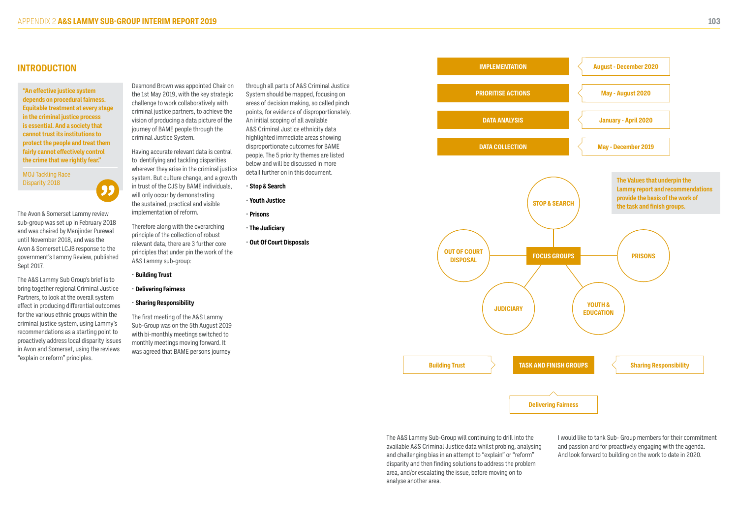## INTRODUCTION

**"An effective justice system depends on procedural fairness. Equitable treatment at every stage in the criminal justice process is essential. And a society that cannot trust its institutions to protect the people and treat them fairly cannot effectively control the crime that we rightly fear."**

MOJ Tackling Race Disparity 2018

The Avon & Somerset Lammy review sub-group was set up in February 2018 and was chaired by Manjinder Purewal until November 2018, and was the Avon & Somerset LCJB response to the government's Lammy Review, published Sept 2017.

The A&S Lammy Sub Group's brief is to bring together regional Criminal Justice Partners, to look at the overall system effect in producing differential outcomes for the various ethnic groups within the criminal justice system, using Lammy's recommendations as a starting point to proactively address local disparity issues in Avon and Somerset, using the reviews "explain or reform" principles.

Desmond Brown was appointed Chair on the 1st May 2019, with the key strategic challenge to work collaboratively with criminal justice partners, to achieve the vision of producing a data picture of the journey of BAME people through the criminal Justice System.

Having accurate relevant data is central to identifying and tackling disparities wherever they arise in the criminal justice system. But culture change, and a growth in trust of the CJS by BAME individuals, will only occur by demonstrating the sustained, practical and visible implementation of reform.

Therefore along with the overarching principle of the collection of robust relevant data, there are 3 further core principles that under pin the work of the A&S Lammy sub-group:

- **Building Trust**
- **Delivering Fairness**
- **Sharing Responsibility**

The first meeting of the A&S Lammy Sub-Group was on the 5th August 2019 with bi-monthly meetings switched to monthly meetings moving forward. It was agreed that BAME persons journey through all parts of A&S Criminal Justice System should be mapped, focusing on areas of decision making, so called pinch points, for evidence of disproportionately. An initial scoping of all available A&S Criminal Justice ethnicity data highlighted immediate areas showing disproportionate outcomes for BAME people. The 5 priority themes are listed below and will be discussed in more detail further on in this document.

- **Stop & Search**
- **Youth Justice**
- **Prisons**
- **The Judiciary**
- **Out Of Court Disposals**

| Stage | Timeframe |
|---|---|
| IMPLEMENTATION | August - December 2020 |
| PRIORITISE ACTIONS | May - August 2020 |
| DATA ANALYSIS | January - April 2020 |
| DATA COLLECTION | May - December 2019 |

**The Values that underpin the Lammy report and recommendations provide the basis of the work of the task and finish groups.**

FOCUS GROUPS: STOP & SEARCH, PRISONS, YOUTH & EDUCATION, JUDICIARY, OUT OF COURT DISPOSAL

TASK AND FINISH GROUPS: Building Trust, Sharing Responsibility, Delivering Fairness

The A&S Lammy Sub-Group will continuing to drill into the available A&S Criminal Justice data whilst probing, analysing and challenging bias in an attempt to "explain" or "reform" disparity and then finding solutions to address the problem area, and/or escalating the issue, before moving on to analyse another area.

I would like to tank Sub- Group members for their commitment and passion and for proactively engaging with the agenda. And look forward to building on the work to date in 2020.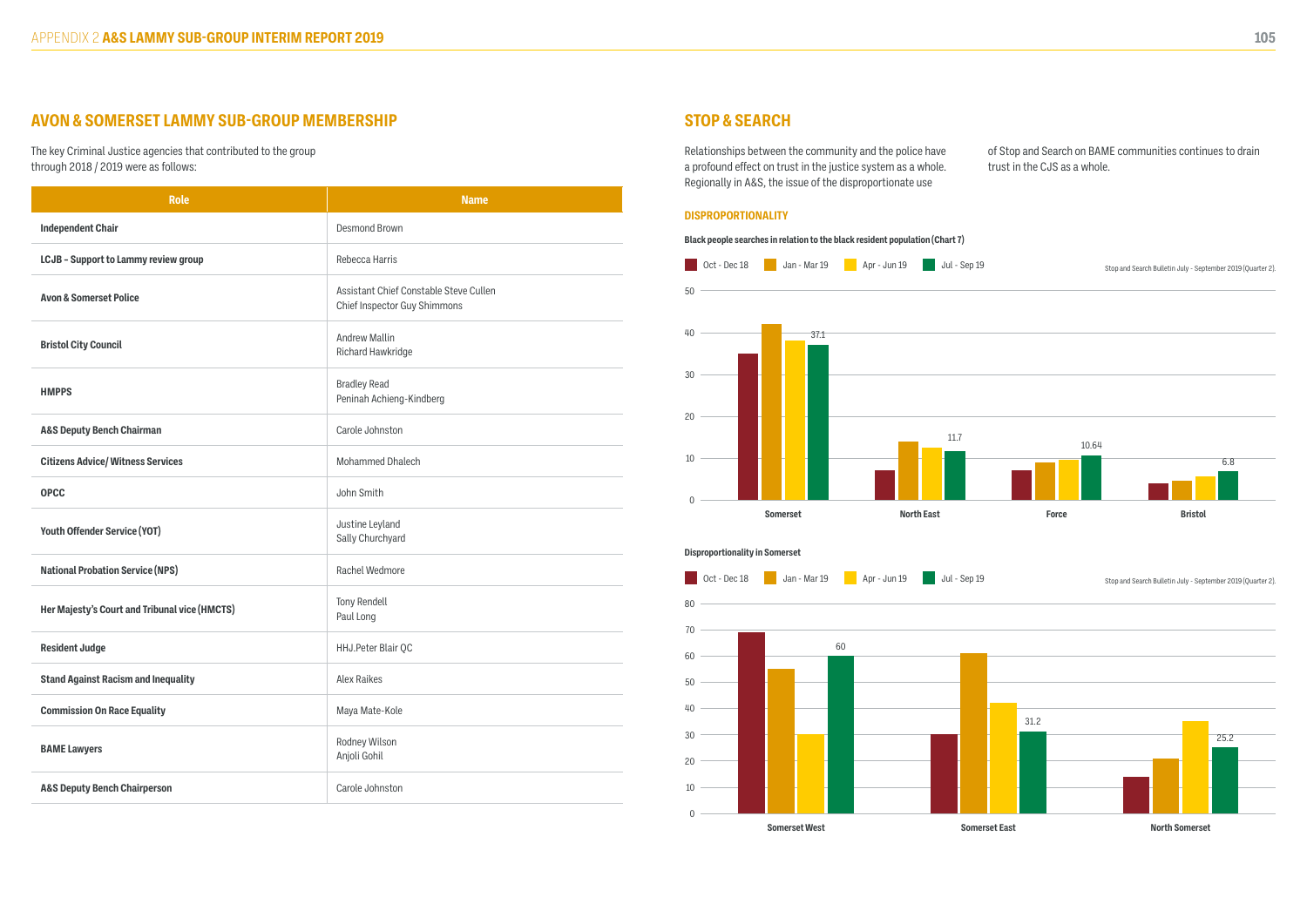## AVON & SOMERSET LAMMY SUB-GROUP MEMBERSHIP

The key Criminal Justice agencies that contributed to the group through 2018 / 2019 were as follows:

| Role | Name |
|---|---|
| **Independent Chair** | Desmond Brown |
| **LCJB – Support to Lammy review group** | Rebecca Harris |
| **Avon & Somerset Police** | Assistant Chief Constable Steve Cullen<br>Chief Inspector Guy Shimmons |
| **Bristol City Council** | Andrew Mallin<br>Richard Hawkridge |
| **HMPPS** | Bradley Read<br>Peninah Achieng-Kindberg |
| **A&S Deputy Bench Chairman** | Carole Johnston |
| **Citizens Advice/ Witness Services** | Mohammed Dhalech |
| **OPCC** | John Smith |
| **Youth Offender Service (YOT)** | Justine Leyland<br>Sally Churchyard |
| **National Probation Service (NPS)** | Rachel Wedmore |
| **Her Majesty's Court and Tribunal vice (HMCTS)** | Tony Rendell<br>Paul Long |
| **Resident Judge** | HHJ.Peter Blair QC |
| **Stand Against Racism and Inequality** | Alex Raikes |
| **Commission On Race Equality** | Maya Mate-Kole |
| **BAME Lawyers** | Rodney Wilson<br>Anjoli Gohil |
| **A&S Deputy Bench Chairperson** | Carole Johnston |

## STOP & SEARCH

Relationships between the community and the police have a profound effect on trust in the justice system as a whole. Regionally in A&S, the issue of the disproportionate use of Stop and Search on BAME communities continues to drain trust in the CJS as a whole.

### DISPROPORTIONALITY

**Black people searches in relation to the black resident population (Chart 7)**

Stop and Search Bulletin July - September 2019 (Quarter 2).

| | Oct - Dec 18 | Jan - Mar 19 | Apr - Jun 19 | Jul - Sep 19 |
|---|---|---|---|---|
| Somerset | | | | 37.1 |
| North East | | | | 11.7 |
| Force | | | | 10.64 |
| Bristol | | | | 6.8 |

**Disproportionality in Somerset**

Stop and Search Bulletin July - September 2019 (Quarter 2).

| | Oct - Dec 18 | Jan - Mar 19 | Apr - Jun 19 | Jul - Sep 19 |
|---|---|---|---|---|
| Somerset West | | | | 60 |
| Somerset East | | | | 31.2 |
| North Somerset | | | | 25.2 |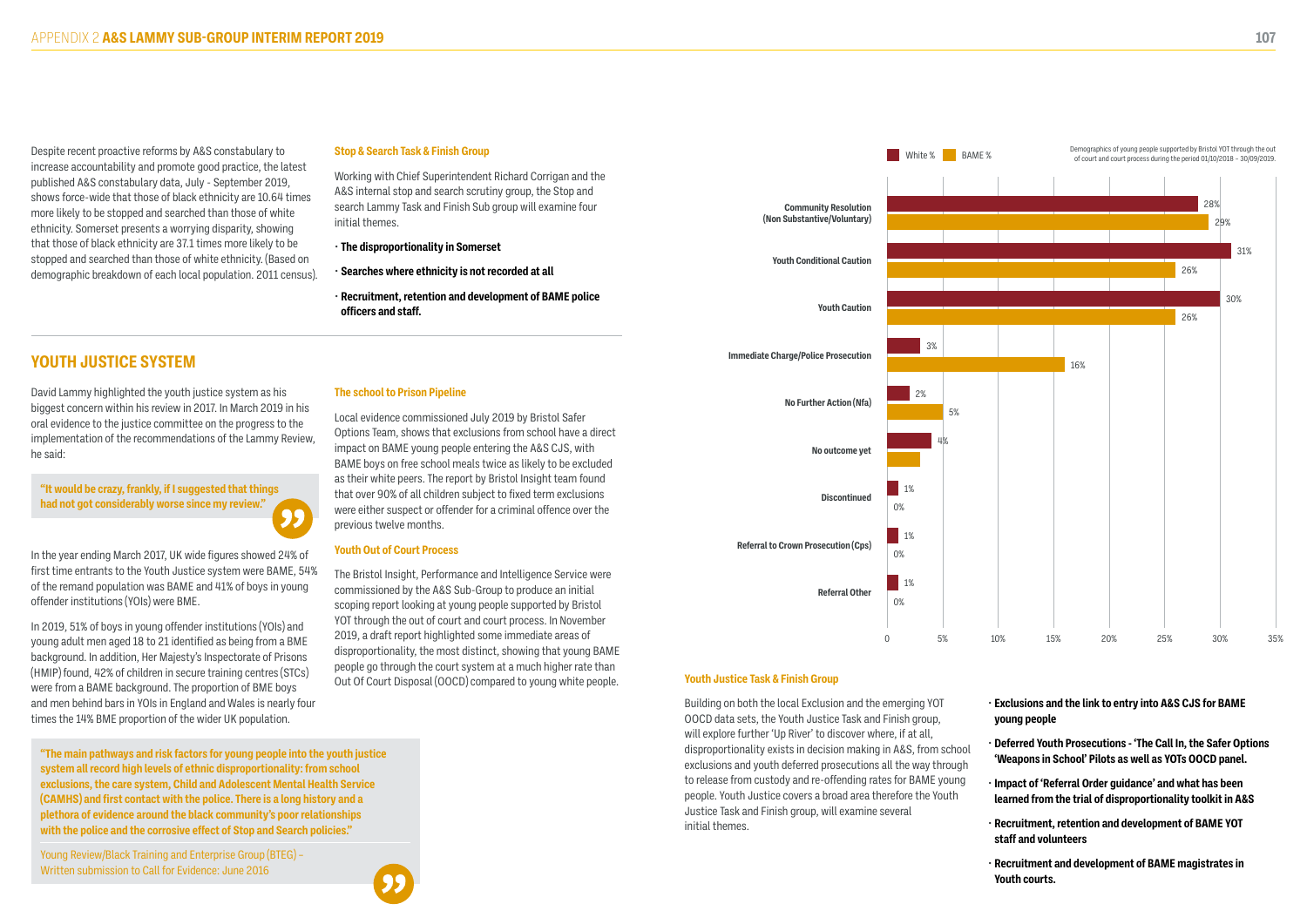Despite recent proactive reforms by A&S constabulary to increase accountability and promote good practice, the latest published A&S constabulary data, July - September 2019, shows force-wide that those of black ethnicity are 10.64 times more likely to be stopped and searched than those of white ethnicity. Somerset presents a worrying disparity, showing that those of black ethnicity are 37.1 times more likely to be stopped and searched than those of white ethnicity. (Based on demographic breakdown of each local population. 2011 census).

### Stop & Search Task & Finish Group

Working with Chief Superintendent Richard Corrigan and the A&S internal stop and search scrutiny group, the Stop and search Lammy Task and Finish Sub group will examine four initial themes.

- **The disproportionality in Somerset**
- **Searches where ethnicity is not recorded at all**
- **Recruitment, retention and development of BAME police officers and staff.**

## YOUTH JUSTICE SYSTEM

David Lammy highlighted the youth justice system as his biggest concern within his review in 2017. In March 2019 in his oral evidence to the justice committee on the progress to the implementation of the recommendations of the Lammy Review, he said:

> **"It would be crazy, frankly, if I suggested that things had not got considerably worse since my review."**

In the year ending March 2017, UK wide figures showed 24% of first time entrants to the Youth Justice system were BAME, 54% of the remand population was BAME and 41% of boys in young offender institutions (YOIs) were BME.

In 2019, 51% of boys in young offender institutions (YOIs) and young adult men aged 18 to 21 identified as being from a BME background. In addition, Her Majesty's Inspectorate of Prisons (HMIP) found, 42% of children in secure training centres (STCs) were from a BAME background. The proportion of BME boys and men behind bars in YOIs in England and Wales is nearly four times the 14% BME proportion of the wider UK population.

> **"The main pathways and risk factors for young people into the youth justice system all record high levels of ethnic disproportionality: from school exclusions, the care system, Child and Adolescent Mental Health Service (CAMHS) and first contact with the police. There is a long history and a plethora of evidence around the black community's poor relationships with the police and the corrosive effect of Stop and Search policies."**
>
> Young Review/Black Training and Enterprise Group (BTEG) – Written submission to Call for Evidence: June 2016

### The school to Prison Pipeline

Local evidence commissioned July 2019 by Bristol Safer Options Team, shows that exclusions from school have a direct impact on BAME young people entering the A&S CJS, with BAME boys on free school meals twice as likely to be excluded as their white peers. The report by Bristol Insight team found that over 90% of all children subject to fixed term exclusions were either suspect or offender for a criminal offence over the previous twelve months.

### Youth Out of Court Process

The Bristol Insight, Performance and Intelligence Service were commissioned by the A&S Sub-Group to produce an initial scoping report looking at young people supported by Bristol YOT through the out of court and court process. In November 2019, a draft report highlighted some immediate areas of disproportionality, the most distinct, showing that young BAME people go through the court system at a much higher rate than Out Of Court Disposal (OOCD) compared to young white people.

Demographics of young people supported by Bristol YOT through the out of court and court process during the period 01/10/2018 – 30/09/2019.

| Outcome | White % | BAME % |
|---|---|---|
| Community Resolution (Non Substantive/Voluntary) | 28% | 29% |
| Youth Conditional Caution | 31% | 26% |
| Youth Caution | 30% | 26% |
| Immediate Charge/Police Prosecution | 3% | 16% |
| No Further Action (Nfa) | 2% | 5% |
| No outcome yet | 4% | |
| Discontinued | 1% | 0% |
| Referral to Crown Prosecution (Cps) | 1% | 0% |
| Referral Other | 1% | 0% |

### Youth Justice Task & Finish Group

Building on both the local Exclusion and the emerging YOT OOCD data sets, the Youth Justice Task and Finish group, will explore further 'Up River' to discover where, if at all, disproportionality exists in decision making in A&S, from school exclusions and youth deferred prosecutions all the way through to release from custody and re-offending rates for BAME young people. Youth Justice covers a broad area therefore the Youth Justice Task and Finish group, will examine several initial themes.

- **Exclusions and the link to entry into A&S CJS for BAME young people**
- **Deferred Youth Prosecutions - 'The Call In, the Safer Options 'Weapons in School' Pilots as well as YOTs OOCD panel.**
- **Impact of 'Referral Order guidance' and what has been learned from the trial of disproportionality toolkit in A&S**
- **Recruitment, retention and development of BAME YOT staff and volunteers**
- **Recruitment and development of BAME magistrates in Youth courts.**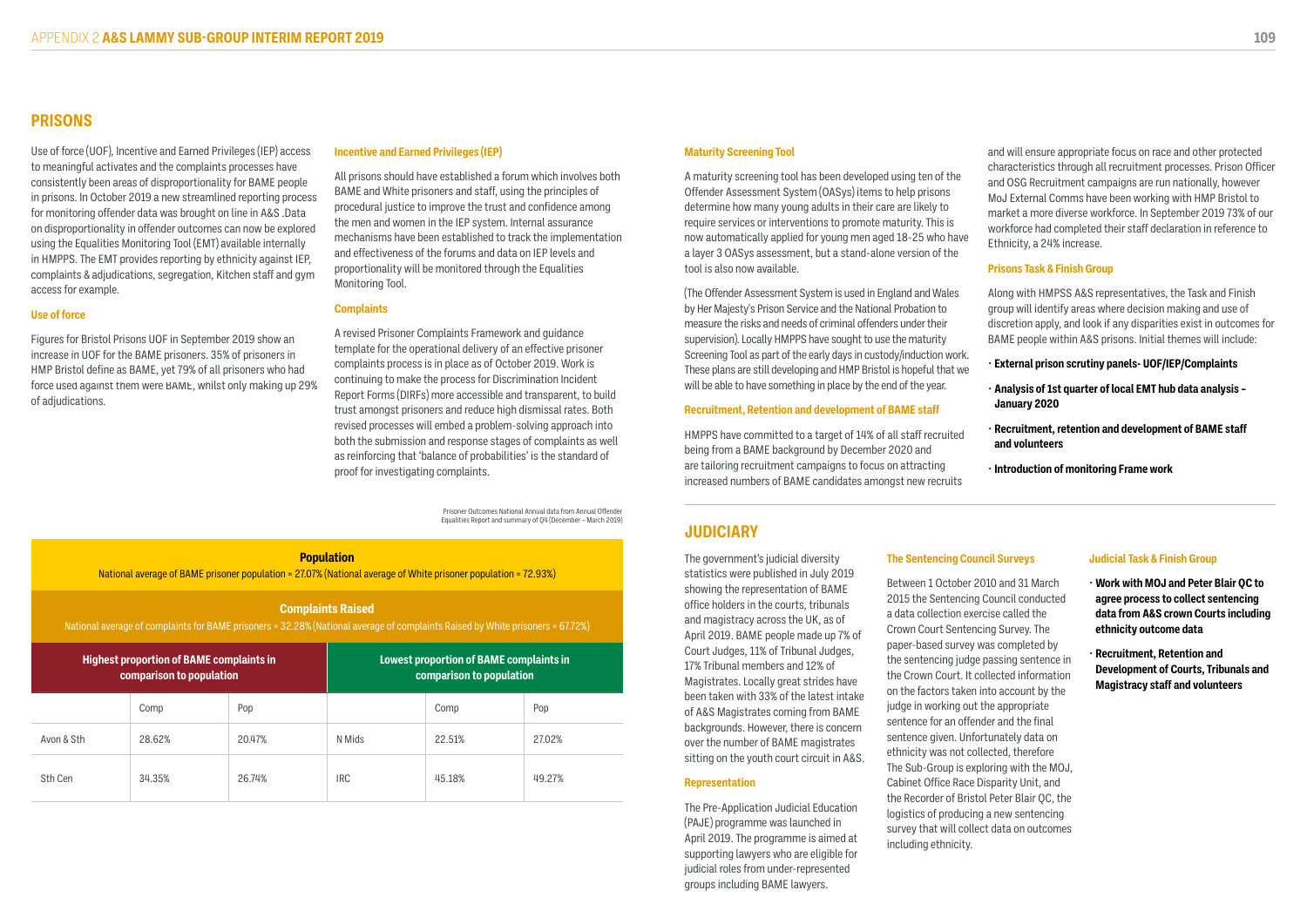## PRISONS

Use of force (UOF), Incentive and Earned Privileges (IEP) access to meaningful activates and the complaints processes have consistently been areas of disproportionality for BAME people in prisons. In October 2019 a new streamlined reporting process for monitoring offender data was brought on line in A&S .Data on disproportionality in offender outcomes can now be explored using the Equalities Monitoring Tool (EMT) available internally in HMPPS. The EMT provides reporting by ethnicity against IEP, complaints & adjudications, segregation, Kitchen staff and gym access for example.

### Use of force

Figures for Bristol Prisons UOF in September 2019 show an increase in UOF for the BAME prisoners. 35% of prisoners in HMP Bristol define as BAME, yet 79% of all prisoners who had force used against them were BAME, whilst only making up 29% of adjudications.

### Incentive and Earned Privileges (IEP)

All prisons should have established a forum which involves both BAME and White prisoners and staff, using the principles of procedural justice to improve the trust and confidence among the men and women in the IEP system. Internal assurance mechanisms have been established to track the implementation and effectiveness of the forums and data on IEP levels and proportionality will be monitored through the Equalities Monitoring Tool.

### Complaints

A revised Prisoner Complaints Framework and guidance template for the operational delivery of an effective prisoner complaints process is in place as of October 2019. Work is continuing to make the process for Discrimination Incident Report Forms (DIRFs) more accessible and transparent, to build trust amongst prisoners and reduce high dismissal rates. Both revised processes will embed a problem-solving approach into both the submission and response stages of complaints as well as reinforcing that 'balance of probabilities' is the standard of proof for investigating complaints.

Prisoner Outcomes National Annual data from Annual Offender Equalities Report and summary of Q4 (December – March 2019)

**Population**
National average of BAME prisoner population = 27.07% (National average of White prisoner population = 72.93%)

**Complaints Raised**
National average of complaints for BAME prisoners = 32.28% (National average of complaints Raised by White prisoners = 67.72%)

| Highest proportion of BAME complaints in comparison to population | | | Lowest proportion of BAME complaints in comparison to population | | |
|---|---|---|---|---|---|
| | Comp | Pop | | Comp | Pop |
| Avon & Sth | 28.62% | 20.47% | N Mids | 22.51% | 27.02% |
| Sth Cen | 34.35% | 26.74% | IRC | 45.18% | 49.27% |

### Maturity Screening Tool

A maturity screening tool has been developed using ten of the Offender Assessment System (OASys) items to help prisons determine how many young adults in their care are likely to require services or interventions to promote maturity. This is now automatically applied for young men aged 18-25 who have a layer 3 OASys assessment, but a stand-alone version of the tool is also now available.

(The Offender Assessment System is used in England and Wales by Her Majesty's Prison Service and the National Probation to measure the risks and needs of criminal offenders under their supervision). Locally HMPPS have sought to use the maturity Screening Tool as part of the early days in custody/induction work. These plans are still developing and HMP Bristol is hopeful that we will be able to have something in place by the end of the year.

### Recruitment, Retention and development of BAME staff

HMPPS have committed to a target of 14% of all staff recruited being from a BAME background by December 2020 and are tailoring recruitment campaigns to focus on attracting increased numbers of BAME candidates amongst new recruits and will ensure appropriate focus on race and other protected characteristics through all recruitment processes. Prison Officer and OSG Recruitment campaigns are run nationally, however MoJ External Comms have been working with HMP Bristol to market a more diverse workforce. In September 2019 73% of our workforce had completed their staff declaration in reference to Ethnicity, a 24% increase.

### Prisons Task & Finish Group

Along with HMPSS A&S representatives, the Task and Finish group will identify areas where decision making and use of discretion apply, and look if any disparities exist in outcomes for BAME people within A&S prisons. Initial themes will include:

- **External prison scrutiny panels- UOF/IEP/Complaints**
- **Analysis of 1st quarter of local EMT hub data analysis – January 2020**
- **Recruitment, retention and development of BAME staff and volunteers**
- **Introduction of monitoring Frame work**

## JUDICIARY

The government's judicial diversity statistics were published in July 2019 showing the representation of BAME office holders in the courts, tribunals and magistracy across the UK, as of April 2019. BAME people made up 7% of Court Judges, 11% of Tribunal Judges, 17% Tribunal members and 12% of Magistrates. Locally great strides have been taken with 33% of the latest intake of A&S Magistrates coming from BAME backgrounds. However, there is concern over the number of BAME magistrates sitting on the youth court circuit in A&S.

### Representation

The Pre-Application Judicial Education (PAJE) programme was launched in April 2019. The programme is aimed at supporting lawyers who are eligible for judicial roles from under-represented groups including BAME lawyers.

### The Sentencing Council Surveys

Between 1 October 2010 and 31 March 2015 the Sentencing Council conducted a data collection exercise called the Crown Court Sentencing Survey. The paper-based survey was completed by the sentencing judge passing sentence in the Crown Court. It collected information on the factors taken into account by the judge in working out the appropriate sentence for an offender and the final sentence given. Unfortunately data on ethnicity was not collected, therefore The Sub-Group is exploring with the MOJ, Cabinet Office Race Disparity Unit, and the Recorder of Bristol Peter Blair QC, the logistics of producing a new sentencing survey that will collect data on outcomes including ethnicity.

### Judicial Task & Finish Group

- **Work with MOJ and Peter Blair QC to agree process to collect sentencing data from A&S crown Courts including ethnicity outcome data**
- **Recruitment, Retention and Development of Courts, Tribunals and Magistracy staff and volunteers**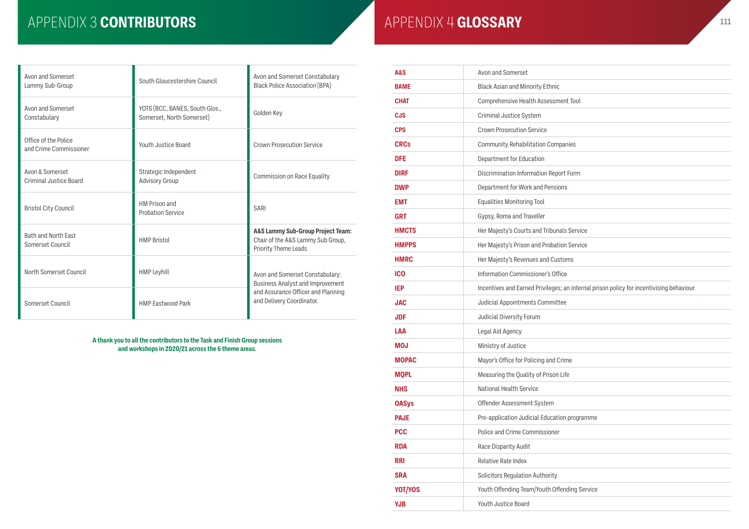# APPENDIX 3 CONTRIBUTORS

| | | |
|---|---|---|
| Avon and Somerset Lammy Sub-Group | South Gloucestershire Council | Avon and Somerset Constabulary Black Police Association (BPA) |
| Avon and Somerset Constabulary | YOTS (BCC, BANES, South Glos., Somerset, North Somerset) | Golden Key |
| Office of the Police and Crime Commissioner | Youth Justice Board | Crown Prosecution Service |
| Avon & Somerset Criminal Justice Board | Strategic Independent Advisory Group | Commission on Race Equality |
| Bristol City Council | HM Prison and Probation Service | SARI |
| Bath and North East Somerset Council | HMP Bristol | **A&S Lammy Sub-Group Project Team:** Chair of the A&S Lammy Sub Group, Priority Theme Leads |
| North Somerset Council | HMP Leyhill | Avon and Somerset Constabulary: Business Analyst and Improvement and Assurance Officer and Planning and Delivery Coordinator. |
| Somerset Council | HMP Eastwood Park | |

**A thank you to all the contributors to the Task and Finish Group sessions and workshops in 2020/21 across the 6 theme areas.**

# APPENDIX 4 GLOSSARY

| | |
|---|---|
| **A&S** | Avon and Somerset |
| **BAME** | Black Asian and Minority Ethnic |
| **CHAT** | Comprehensive Health Assessment Tool |
| **CJS** | Criminal Justice System |
| **CPS** | Crown Prosecution Service |
| **CRCs** | Community Rehabilitation Companies |
| **DFE** | Department for Education |
| **DIRF** | Discrimination Information Report Form |
| **DWP** | Department for Work and Pensions |
| **EMT** | Equalities Monitoring Tool |
| **GRT** | Gypsy, Roma and Traveller |
| **HMCTS** | Her Majesty's Courts and Tribunals Service |
| **HMPPS** | Her Majesty's Prison and Probation Service |
| **HMRC** | Her Majesty's Revenues and Customs |
| **ICO** | Information Commissioner's Office |
| **IEP** | Incentives and Earned Privileges; an internal prison policy for incentivising behaviour |
| **JAC** | Judicial Appointments Committee |
| **JDF** | Judicial Diversity Forum |
| **LAA** | Legal Aid Agency |
| **MOJ** | Ministry of Justice |
| **MOPAC** | Mayor's Office for Policing and Crime |
| **MQPL** | Measuring the Quality of Prison Life |
| **NHS** | National Health Service |
| **OASys** | Offender Assessment System |
| **PAJE** | Pre-application Judicial Education programme |
| **PCC** | Police and Crime Commissioner |
| **RDA** | Race Disparity Audit |
| **RRI** | Relative Rate Index |
| **SRA** | Solicitors Regulation Authority |
| **YOT/YOS** | Youth Offending Team/Youth Offending Service |
| **YJB** | Youth Justice Board |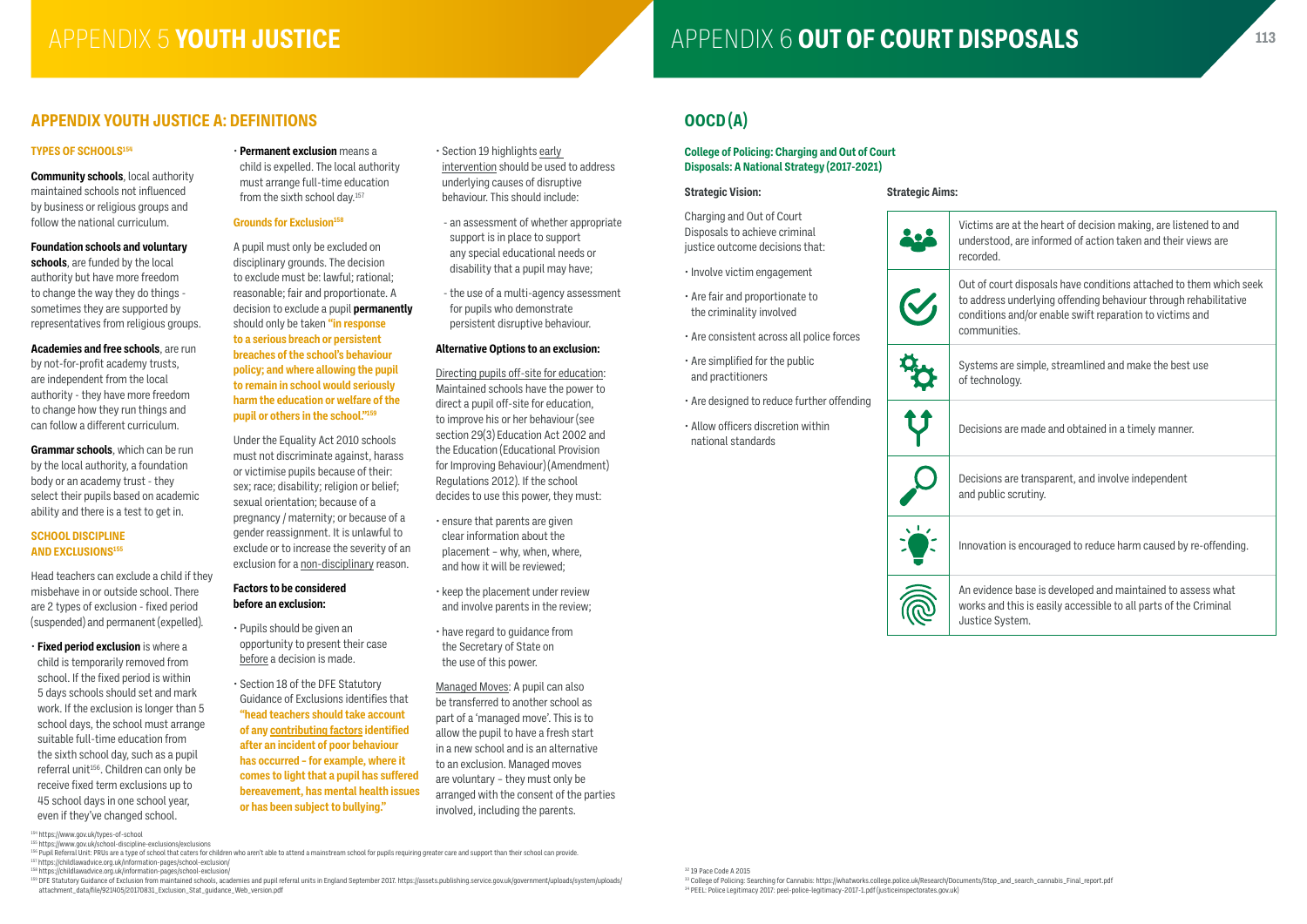# APPENDIX 5 **YOUTH JUSTICE**

## APPENDIX YOUTH JUSTICE A: DEFINITIONS

### TYPES OF SCHOOLS[154]

**Community schools**, local authority maintained schools not influenced by business or religious groups and follow the national curriculum.

**Foundation schools and voluntary schools**, are funded by the local authority but have more freedom to change the way they do things - sometimes they are supported by representatives from religious groups.

**Academies and free schools**, are run by not-for-profit academy trusts, are independent from the local authority - they have more freedom to change how they run things and can follow a different curriculum.

**Grammar schools**, which can be run by the local authority, a foundation body or an academy trust - they select their pupils based on academic ability and there is a test to get in.

### SCHOOL DISCIPLINE AND EXCLUSIONS[155]

Head teachers can exclude a child if they misbehave in or outside school. There are 2 types of exclusion - fixed period (suspended) and permanent (expelled).

- **Fixed period exclusion** is where a child is temporarily removed from school. If the fixed period is within 5 days schools should set and mark work. If the exclusion is longer than 5 school days, the school must arrange suitable full-time education from the sixth school day, such as a pupil referral unit[156]. Children can only be receive fixed term exclusions up to 45 school days in one school year, even if they've changed school.
- **Permanent exclusion** means a child is expelled. The local authority must arrange full-time education from the sixth school day.[157]

#### Grounds for Exclusion[158]

A pupil must only be excluded on disciplinary grounds. The decision to exclude must be: lawful; rational; reasonable; fair and proportionate. A decision to exclude a pupil **permanently** should only be taken **"in response to a serious breach or persistent breaches of the school's behaviour policy; and where allowing the pupil to remain in school would seriously harm the education or welfare of the pupil or others in the school."[159]**

Under the Equality Act 2010 schools must not discriminate against, harass or victimise pupils because of their: sex; race; disability; religion or belief; sexual orientation; because of a pregnancy / maternity; or because of a gender reassignment. It is unlawful to exclude or to increase the severity of an exclusion for a non-disciplinary reason.

#### Factors to be considered before an exclusion:

- Pupils should be given an opportunity to present their case before a decision is made.
- Section 18 of the DFE Statutory Guidance of Exclusions identifies that **"head teachers should take account of any contributing factors identified after an incident of poor behaviour has occurred – for example, where it comes to light that a pupil has suffered bereavement, has mental health issues or has been subject to bullying."**
- Section 19 highlights early intervention should be used to address underlying causes of disruptive behaviour. This should include:
  - an assessment of whether appropriate support is in place to support any special educational needs or disability that a pupil may have;
  - the use of a multi-agency assessment for pupils who demonstrate persistent disruptive behaviour.

#### Alternative Options to an exclusion:

Directing pupils off-site for education: Maintained schools have the power to direct a pupil off-site for education, to improve his or her behaviour (see section 29(3) Education Act 2002 and the Education (Educational Provision for Improving Behaviour) (Amendment) Regulations 2012). If the school decides to use this power, they must:

- ensure that parents are given clear information about the placement – why, when, where, and how it will be reviewed;
- keep the placement under review and involve parents in the review;
- have regard to guidance from the Secretary of State on the use of this power.

Managed Moves: A pupil can also be transferred to another school as part of a 'managed move'. This is to allow the pupil to have a fresh start in a new school and is an alternative to an exclusion. Managed moves are voluntary – they must only be arranged with the consent of the parties involved, including the parents.

[154] https://www.gov.uk/types-of-school
[155] https://www.gov.uk/school-discipline-exclusions/exclusions
[156] Pupil Referral Unit: PRUs are a type of school that caters for children who aren't able to attend a mainstream school for pupils requiring greater care and support than their school can provide.
[157] https://childlawadvice.org.uk/information-pages/school-exclusion/
[158] https://childlawadvice.org.uk/information-pages/school-exclusion/
[159] DFE Statutory Guidance of Exclusion from maintained schools, academies and pupil referral units in England September 2017. https://assets.publishing.service.gov.uk/government/uploads/system/uploads/attachment_data/file/921405/20170831_Exclusion_Stat_guidance_Web_version.pdf

# APPENDIX 6 **OUT OF COURT DISPOSALS**

## OOCD (A)

### College of Policing: Charging and Out of Court Disposals: A National Strategy (2017-2021)

**Strategic Vision:**

Charging and Out of Court Disposals to achieve criminal justice outcome decisions that:

- Involve victim engagement
- Are fair and proportionate to the criminality involved
- Are consistent across all police forces
- Are simplified for the public and practitioners
- Are designed to reduce further offending
- Allow officers discretion within national standards

**Strategic Aims:**

- Victims are at the heart of decision making, are listened to and understood, are informed of action taken and their views are recorded.
- Out of court disposals have conditions attached to them which seek to address underlying offending behaviour through rehabilitative conditions and/or enable swift reparation to victims and communities.
- Systems are simple, streamlined and make the best use of technology.
- Decisions are made and obtained in a timely manner.
- Decisions are transparent, and involve independent and public scrutiny.
- Innovation is encouraged to reduce harm caused by re-offending.
- An evidence base is developed and maintained to assess what works and this is easily accessible to all parts of the Criminal Justice System.

[32] 19 Pace Code A 2015
[33] College of Policing: Searching for Cannabis: https://whatworks.college.police.uk/Research/Documents/Stop_and_search_cannabis_Final_report.pdf
[34] PEEL: Police Legitimacy 2017: peel-police-legitimacy-2017-1.pdf (justiceinspectorates.gov.uk)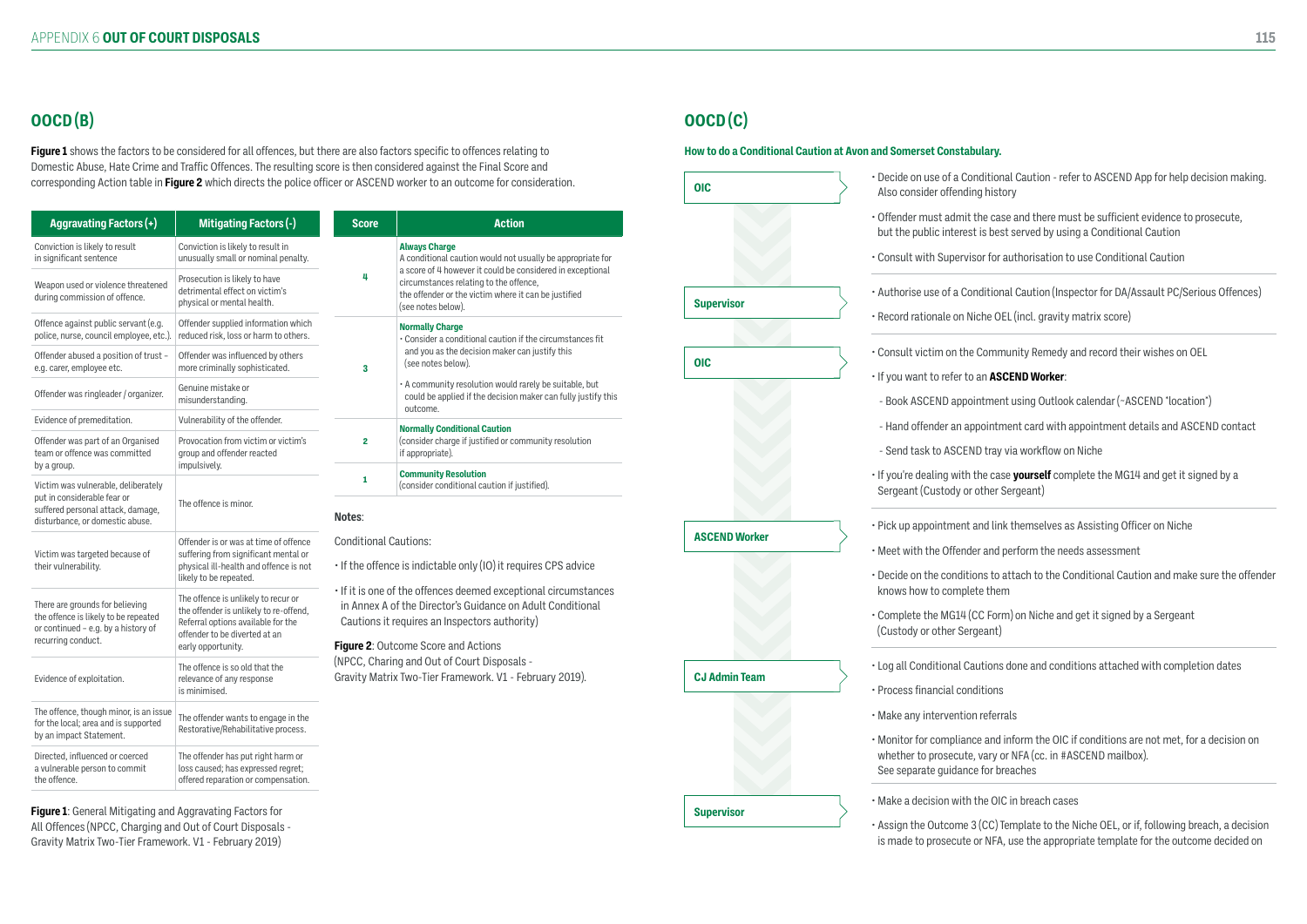## OOCD (B)

**Figure 1** shows the factors to be considered for all offences, but there are also factors specific to offences relating to Domestic Abuse, Hate Crime and Traffic Offences. The resulting score is then considered against the Final Score and corresponding Action table in **Figure 2** which directs the police officer or ASCEND worker to an outcome for consideration.

| Aggravating Factors (+) | Mitigating Factors (-) |
|---|---|
| Conviction is likely to result in significant sentence | Conviction is likely to result in unusually small or nominal penalty. |
| Weapon used or violence threatened during commission of offence. | Prosecution is likely to have detrimental effect on victim's physical or mental health. |
| Offence against public servant (e.g. police, nurse, council employee, etc.). | Offender supplied information which reduced risk, loss or harm to others. |
| Offender abused a position of trust – e.g. carer, employee etc. | Offender was influenced by others more criminally sophisticated. |
| Offender was ringleader / organizer. | Genuine mistake or misunderstanding. |
| Evidence of premeditation. | Vulnerability of the offender. |
| Offender was part of an Organised team or offence was committed by a group. | Provocation from victim or victim's group and offender reacted impulsively. |
| Victim was vulnerable, deliberately put in considerable fear or suffered personal attack, damage, disturbance, or domestic abuse. | The offence is minor. |
| Victim was targeted because of their vulnerability. | Offender is or was at time of offence suffering from significant mental or physical ill-health and offence is not likely to be repeated. |
| There are grounds for believing the offence is likely to be repeated or continued – e.g. by a history of recurring conduct. | The offence is unlikely to recur or the offender is unlikely to re-offend, Referral options available for the offender to be diverted at an early opportunity. |
| Evidence of exploitation. | The offence is so old that the relevance of any response is minimised. |
| The offence, though minor, is an issue for the local; area and is supported by an impact Statement. | The offender wants to engage in the Restorative/Rehabilitative process. |
| Directed, influenced or coerced a vulnerable person to commit the offence. | The offender has put right harm or loss caused; has expressed regret; offered reparation or compensation. |

**Figure 1**: General Mitigating and Aggravating Factors for All Offences (NPCC, Charging and Out of Court Disposals - Gravity Matrix Two-Tier Framework. V1 - February 2019)

| Score | Action |
|---|---|
| 4 | **Always Charge**<br>A conditional caution would not usually be appropriate for a score of 4 however it could be considered in exceptional circumstances relating to the offence, the offender or the victim where it can be justified (see notes below). |
| 3 | **Normally Charge**<br>• Consider a conditional caution if the circumstances fit and you as the decision maker can justify this (see notes below).<br>• A community resolution would rarely be suitable, but could be applied if the decision maker can fully justify this outcome. |
| 2 | **Normally Conditional Caution**<br>(consider charge if justified or community resolution if appropriate). |
| 1 | **Community Resolution**<br>(consider conditional caution if justified). |

**Notes**:

Conditional Cautions:

- If the offence is indictable only (IO) it requires CPS advice
- If it is one of the offences deemed exceptional circumstances in Annex A of the Director's Guidance on Adult Conditional Cautions it requires an Inspectors authority)

**Figure 2**: Outcome Score and Actions (NPCC, Charing and Out of Court Disposals - Gravity Matrix Two-Tier Framework. V1 - February 2019).

## OOCD (C)

**How to do a Conditional Caution at Avon and Somerset Constabulary.**

**OIC**

- Decide on use of a Conditional Caution - refer to ASCEND App for help decision making. Also consider offending history
- Offender must admit the case and there must be sufficient evidence to prosecute, but the public interest is best served by using a Conditional Caution
- Consult with Supervisor for authorisation to use Conditional Caution

**Supervisor**

- Authorise use of a Conditional Caution (Inspector for DA/Assault PC/Serious Offences)
- Record rationale on Niche OEL (incl. gravity matrix score)

**OIC**

- Consult victim on the Community Remedy and record their wishes on OEL
- If you want to refer to an **ASCEND Worker**:
  - Book ASCEND appointment using Outlook calendar (~ASCEND "location")
  - Hand offender an appointment card with appointment details and ASCEND contact
  - Send task to ASCEND tray via workflow on Niche
- If you're dealing with the case **yourself** complete the MG14 and get it signed by a Sergeant (Custody or other Sergeant)

**ASCEND Worker**

- Pick up appointment and link themselves as Assisting Officer on Niche
- Meet with the Offender and perform the needs assessment
- Decide on the conditions to attach to the Conditional Caution and make sure the offender knows how to complete them
- Complete the MG14 (CC Form) on Niche and get it signed by a Sergeant (Custody or other Sergeant)

**CJ Admin Team**

- Log all Conditional Cautions done and conditions attached with completion dates
- Process financial conditions
- Make any intervention referrals
- Monitor for compliance and inform the OIC if conditions are not met, for a decision on whether to prosecute, vary or NFA (cc. in #ASCEND mailbox). See separate guidance for breaches

**Supervisor**

- Make a decision with the OIC in breach cases
- Assign the Outcome 3 (CC) Template to the Niche OEL, or if, following breach, a decision is made to prosecute or NFA, use the appropriate template for the outcome decided on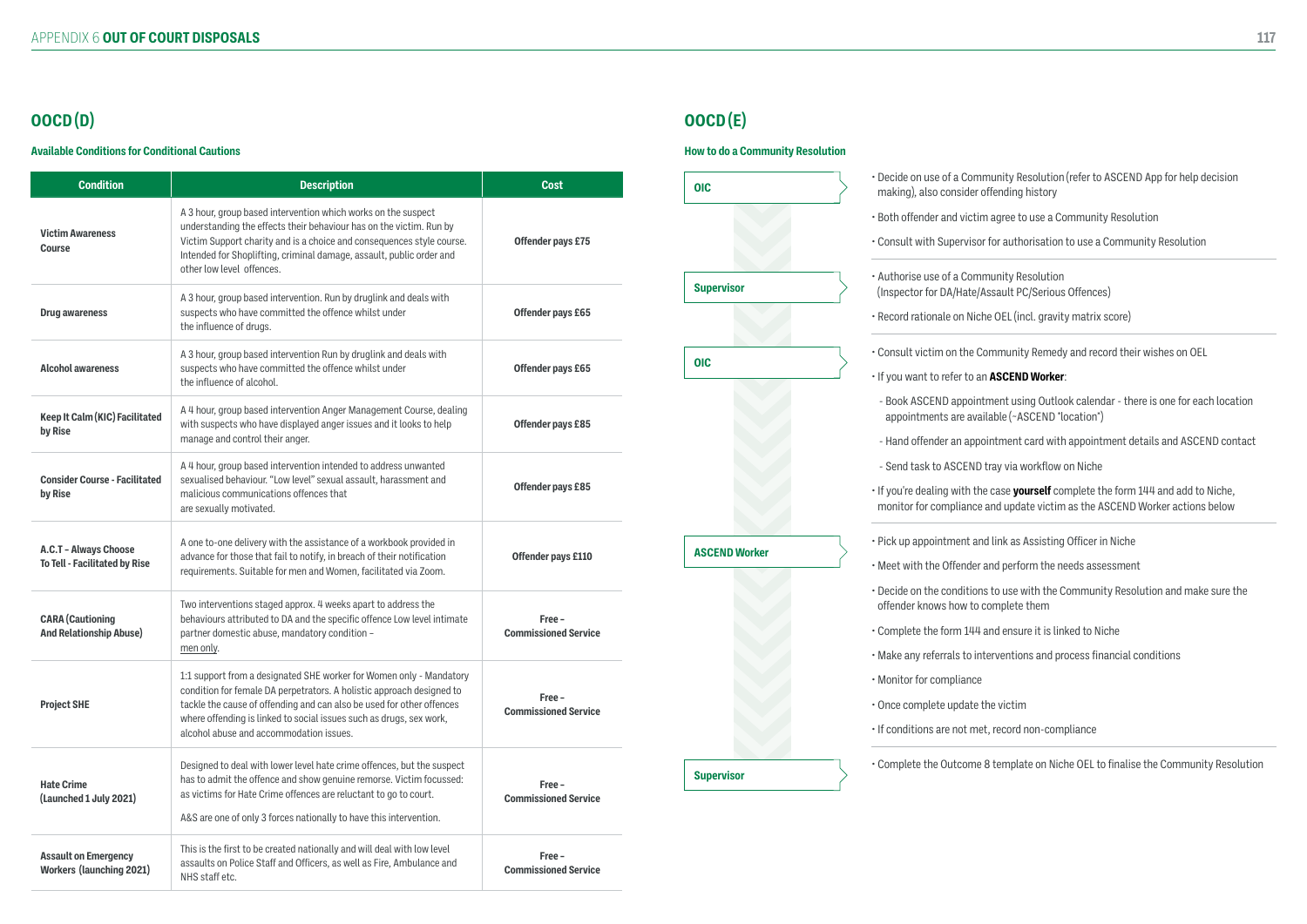## OOCD (D)

### Available Conditions for Conditional Cautions

| Condition | Description | Cost |
|---|---|---|
| **Victim Awareness Course** | A 3 hour, group based intervention which works on the suspect understanding the effects their behaviour has on the victim. Run by Victim Support charity and is a choice and consequences style course. Intended for Shoplifting, criminal damage, assault, public order and other low level offences. | **Offender pays £75** |
| **Drug awareness** | A 3 hour, group based intervention. Run by druglink and deals with suspects who have committed the offence whilst under the influence of drugs. | **Offender pays £65** |
| **Alcohol awareness** | A 3 hour, group based intervention Run by druglink and deals with suspects who have committed the offence whilst under the influence of alcohol. | **Offender pays £65** |
| **Keep It Calm (KIC) Facilitated by Rise** | A 4 hour, group based intervention Anger Management Course, dealing with suspects who have displayed anger issues and it looks to help manage and control their anger. | **Offender pays £85** |
| **Consider Course - Facilitated by Rise** | A 4 hour, group based intervention intended to address unwanted sexualised behaviour. "Low level" sexual assault, harassment and malicious communications offences that are sexually motivated. | **Offender pays £85** |
| **A.C.T – Always Choose To Tell - Facilitated by Rise** | A one to-one delivery with the assistance of a workbook provided in advance for those that fail to notify, in breach of their notification requirements. Suitable for men and Women, facilitated via Zoom. | **Offender pays £110** |
| **CARA (Cautioning And Relationship Abuse)** | Two interventions staged approx. 4 weeks apart to address the behaviours attributed to DA and the specific offence Low level intimate partner domestic abuse, mandatory condition – men only. | **Free – Commissioned Service** |
| **Project SHE** | 1:1 support from a designated SHE worker for Women only - Mandatory condition for female DA perpetrators. A holistic approach designed to tackle the cause of offending and can also be used for other offences where offending is linked to social issues such as drugs, sex work, alcohol abuse and accommodation issues. | **Free – Commissioned Service** |
| **Hate Crime (Launched 1 July 2021)** | Designed to deal with lower level hate crime offences, but the suspect has to admit the offence and show genuine remorse. Victim focussed: as victims for Hate Crime offences are reluctant to go to court. A&S are one of only 3 forces nationally to have this intervention. | **Free – Commissioned Service** |
| **Assault on Emergency Workers (launching 2021)** | This is the first to be created nationally and will deal with low level assaults on Police Staff and Officers, as well as Fire, Ambulance and NHS staff etc. | **Free – Commissioned Service** |

## OOCD (E)

### How to do a Community Resolution

**OIC**

- Decide on use of a Community Resolution (refer to ASCEND App for help decision making), also consider offending history
- Both offender and victim agree to use a Community Resolution
- Consult with Supervisor for authorisation to use a Community Resolution

**Supervisor**

- Authorise use of a Community Resolution (Inspector for DA/Hate/Assault PC/Serious Offences)
- Record rationale on Niche OEL (incl. gravity matrix score)

**OIC**

- Consult victim on the Community Remedy and record their wishes on OEL
- If you want to refer to an **ASCEND Worker**:
  - Book ASCEND appointment using Outlook calendar - there is one for each location appointments are available (~ASCEND "location")
  - Hand offender an appointment card with appointment details and ASCEND contact
  - Send task to ASCEND tray via workflow on Niche
- If you're dealing with the case **yourself** complete the form 144 and add to Niche, monitor for compliance and update victim as the ASCEND Worker actions below

**ASCEND Worker**

- Pick up appointment and link as Assisting Officer in Niche
- Meet with the Offender and perform the needs assessment
- Decide on the conditions to use with the Community Resolution and make sure the offender knows how to complete them
- Complete the form 144 and ensure it is linked to Niche
- Make any referrals to interventions and process financial conditions
- Monitor for compliance
- Once complete update the victim
- If conditions are not met, record non-compliance

**Supervisor**

- Complete the Outcome 8 template on Niche OEL to finalise the Community Resolution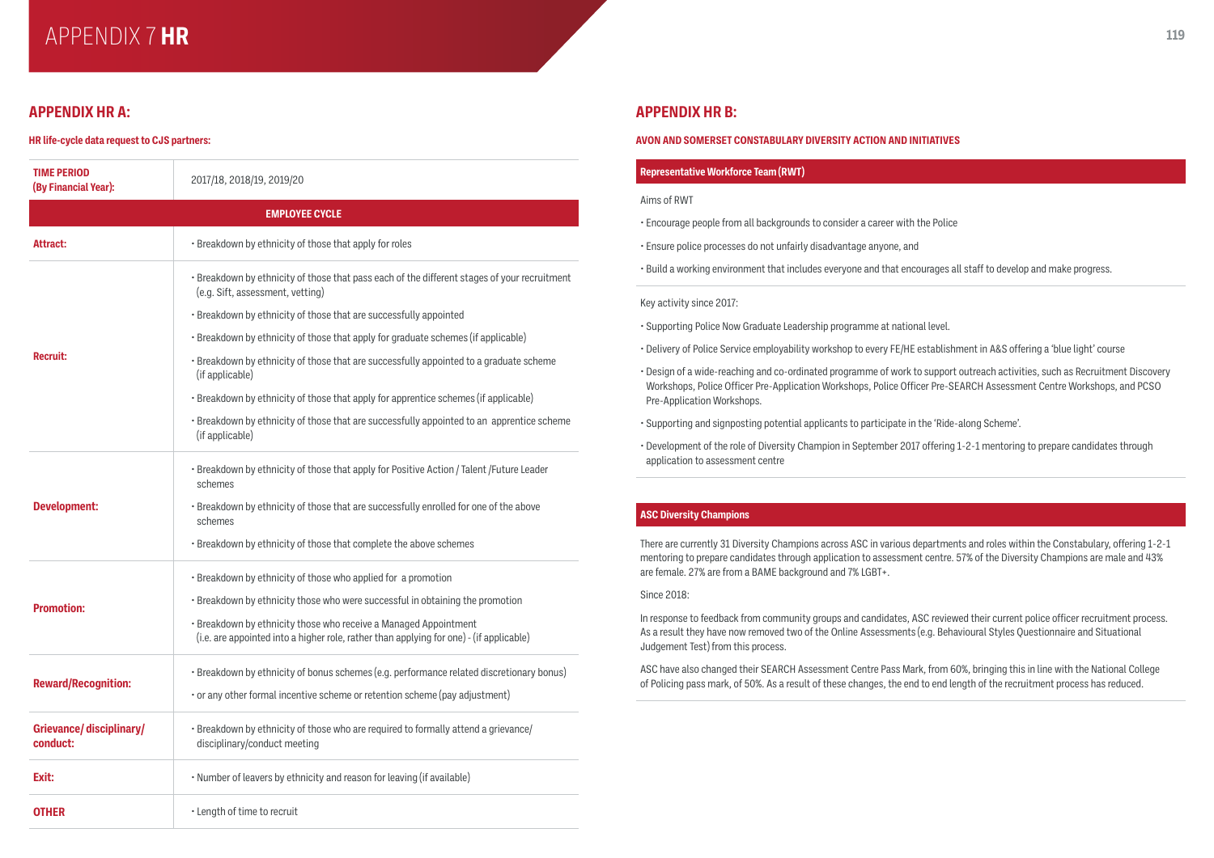# APPENDIX 7 HR

## APPENDIX HR A:

**HR life-cycle data request to CJS partners:**

| TIME PERIOD (By Financial Year): | 2017/18, 2018/19, 2019/20 |
|---|---|
| **EMPLOYEE CYCLE** | |
| **Attract:** | • Breakdown by ethnicity of those that apply for roles |
| **Recruit:** | • Breakdown by ethnicity of those that pass each of the different stages of your recruitment (e.g. Sift, assessment, vetting)<br>• Breakdown by ethnicity of those that are successfully appointed<br>• Breakdown by ethnicity of those that apply for graduate schemes (if applicable)<br>• Breakdown by ethnicity of those that are successfully appointed to a graduate scheme (if applicable)<br>• Breakdown by ethnicity of those that apply for apprentice schemes (if applicable)<br>• Breakdown by ethnicity of those that are successfully appointed to an apprentice scheme (if applicable) |
| **Development:** | • Breakdown by ethnicity of those that apply for Positive Action / Talent /Future Leader schemes<br>• Breakdown by ethnicity of those that are successfully enrolled for one of the above schemes<br>• Breakdown by ethnicity of those that complete the above schemes |
| **Promotion:** | • Breakdown by ethnicity of those who applied for a promotion<br>• Breakdown by ethnicity those who were successful in obtaining the promotion<br>• Breakdown by ethnicity those who receive a Managed Appointment (i.e. are appointed into a higher role, rather than applying for one) - (if applicable) |
| **Reward/Recognition:** | • Breakdown by ethnicity of bonus schemes (e.g. performance related discretionary bonus)<br>• or any other formal incentive scheme or retention scheme (pay adjustment) |
| **Grievance/ disciplinary/ conduct:** | • Breakdown by ethnicity of those who are required to formally attend a grievance/ disciplinary/conduct meeting |
| **Exit:** | • Number of leavers by ethnicity and reason for leaving (if available) |
| **OTHER** | • Length of time to recruit |

## APPENDIX HR B:

**AVON AND SOMERSET CONSTABULARY DIVERSITY ACTION AND INITIATIVES**

### Representative Workforce Team (RWT)

Aims of RWT

- Encourage people from all backgrounds to consider a career with the Police
- Ensure police processes do not unfairly disadvantage anyone, and
- Build a working environment that includes everyone and that encourages all staff to develop and make progress.

Key activity since 2017:

- Supporting Police Now Graduate Leadership programme at national level.
- Delivery of Police Service employability workshop to every FE/HE establishment in A&S offering a 'blue light' course
- Design of a wide-reaching and co-ordinated programme of work to support outreach activities, such as Recruitment Discovery Workshops, Police Officer Pre-Application Workshops, Police Officer Pre-SEARCH Assessment Centre Workshops, and PCSO Pre-Application Workshops.
- Supporting and signposting potential applicants to participate in the 'Ride-along Scheme'.
- Development of the role of Diversity Champion in September 2017 offering 1-2-1 mentoring to prepare candidates through application to assessment centre

### ASC Diversity Champions

There are currently 31 Diversity Champions across ASC in various departments and roles within the Constabulary, offering 1-2-1 mentoring to prepare candidates through application to assessment centre. 57% of the Diversity Champions are male and 43% are female. 27% are from a BAME background and 7% LGBT+.

Since 2018:

In response to feedback from community groups and candidates, ASC reviewed their current police officer recruitment process. As a result they have now removed two of the Online Assessments (e.g. Behavioural Styles Questionnaire and Situational Judgement Test) from this process.

ASC have also changed their SEARCH Assessment Centre Pass Mark, from 60%, bringing this in line with the National College of Policing pass mark, of 50%. As a result of these changes, the end to end length of the recruitment process has reduced.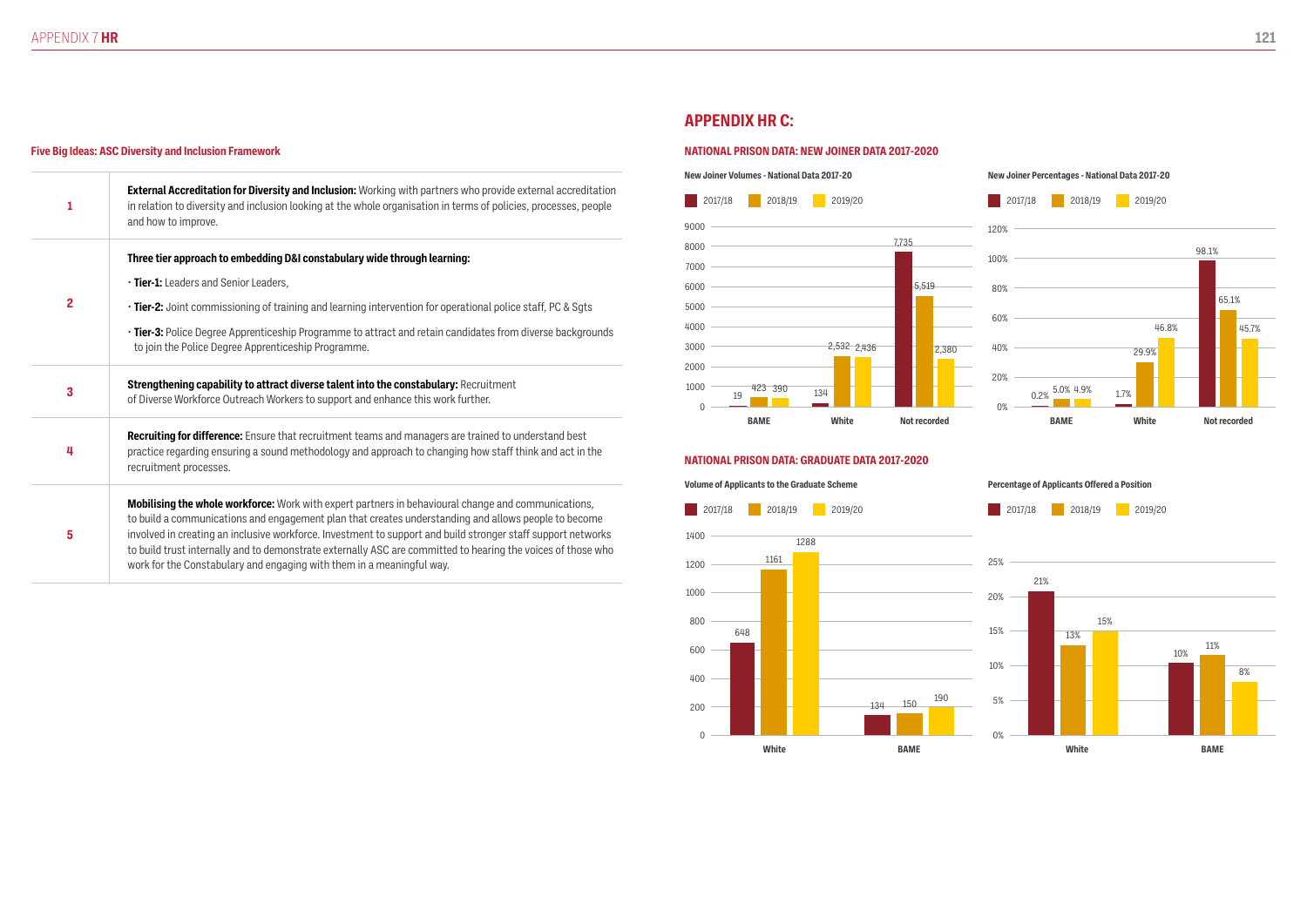#### Five Big Ideas: ASC Diversity and Inclusion Framework

| | |
|---|---|
| 1 | **External Accreditation for Diversity and Inclusion:** Working with partners who provide external accreditation in relation to diversity and inclusion looking at the whole organisation in terms of policies, processes, people and how to improve. |
| 2 | **Three tier approach to embedding D&I constabulary wide through learning:** <br> • **Tier-1:** Leaders and Senior Leaders, <br> • **Tier-2:** Joint commissioning of training and learning intervention for operational police staff, PC & Sgts <br> • **Tier-3:** Police Degree Apprenticeship Programme to attract and retain candidates from diverse backgrounds to join the Police Degree Apprenticeship Programme. |
| 3 | **Strengthening capability to attract diverse talent into the constabulary:** Recruitment of Diverse Workforce Outreach Workers to support and enhance this work further. |
| 4 | **Recruiting for difference:** Ensure that recruitment teams and managers are trained to understand best practice regarding ensuring a sound methodology and approach to changing how staff think and act in the recruitment processes. |
| 5 | **Mobilising the whole workforce:** Work with expert partners in behavioural change and communications, to build a communications and engagement plan that creates understanding and allows people to become involved in creating an inclusive workforce. Investment to support and build stronger staff support networks to build trust internally and to demonstrate externally ASC are committed to hearing the voices of those who work for the Constabulary and engaging with them in a meaningful way. |

## APPENDIX HR C:

### NATIONAL PRISON DATA: NEW JOINER DATA 2017-2020

**New Joiner Volumes - National Data 2017-20**

| | 2017/18 | 2018/19 | 2019/20 |
|---|---|---|---|
| BAME | 19 | 423 | 390 |
| White | 134 | 2,532 | 2,436 |
| Not recorded | 7,735 | 5,519 | 2,380 |

**New Joiner Percentages - National Data 2017-20**

| | 2017/18 | 2018/19 | 2019/20 |
|---|---|---|---|
| BAME | 0.2% | 5.0% | 4.9% |
| White | 1.7% | 29.9% | 46.8% |
| Not recorded | 98.1% | 65.1% | 45.7% |

### NATIONAL PRISON DATA: GRADUATE DATA 2017-2020

**Volume of Applicants to the Graduate Scheme**

| | 2017/18 | 2018/19 | 2019/20 |
|---|---|---|---|
| White | 648 | 1161 | 1288 |
| BAME | 134 | 150 | 190 |

**Percentage of Applicants Offered a Position**

| | 2017/18 | 2018/19 | 2019/20 |
|---|---|---|---|
| White | 21% | 13% | 15% |
| BAME | 10% | 11% | 8% |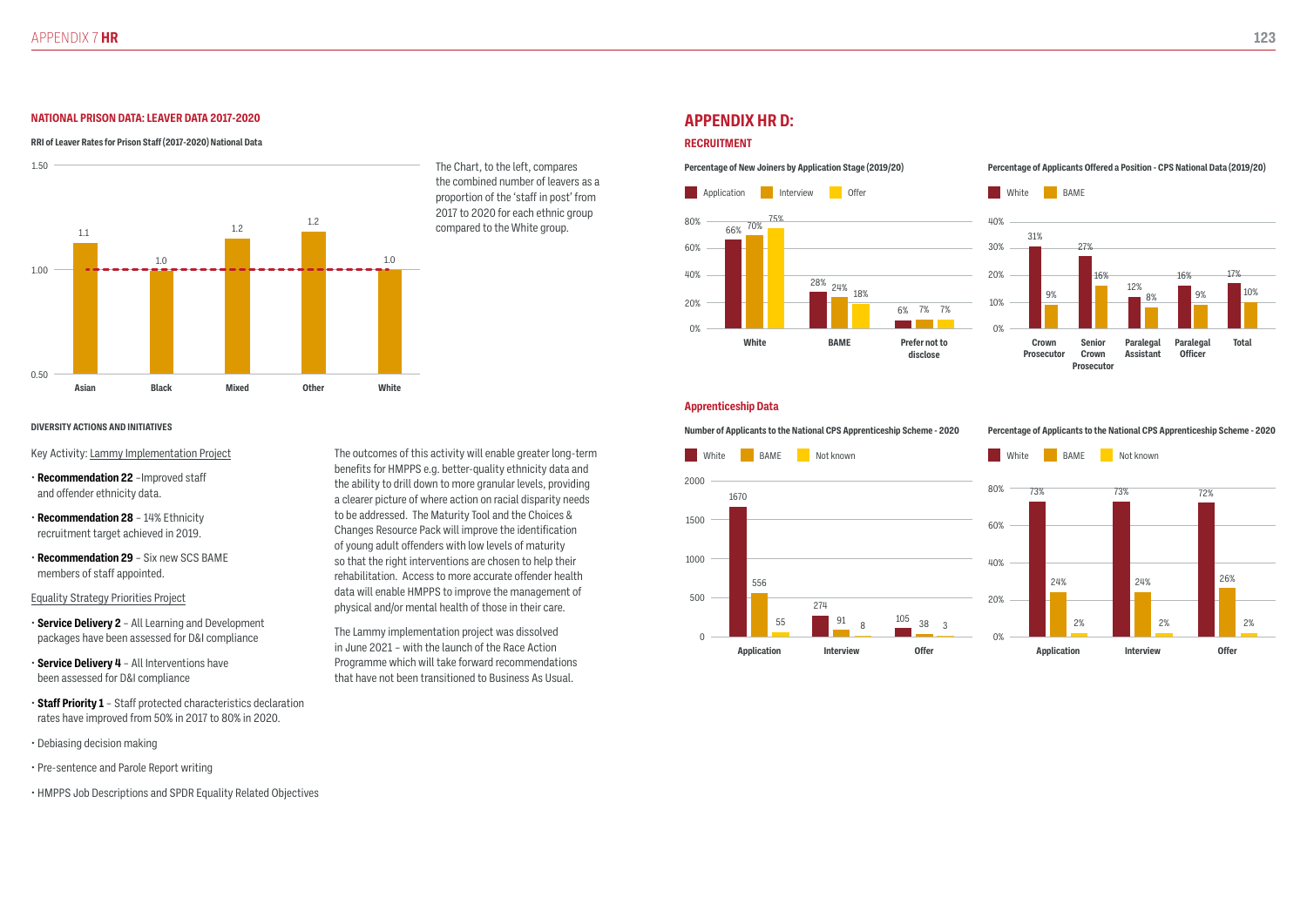## NATIONAL PRISON DATA: LEAVER DATA 2017-2020

**RRI of Leaver Rates for Prison Staff (2017-2020) National Data**

| Ethnic group | RRI |
|---|---|
| Asian | 1.1 |
| Black | 1.0 |
| Mixed | 1.2 |
| Other | 1.2 |
| White | 1.0 |

The Chart, to the left, compares the combined number of leavers as a proportion of the 'staff in post' from 2017 to 2020 for each ethnic group compared to the White group.

**DIVERSITY ACTIONS AND INITIATIVES**

Key Activity: Lammy Implementation Project

- **Recommendation 22** –Improved staff and offender ethnicity data.
- **Recommendation 28** – 14% Ethnicity recruitment target achieved in 2019.
- **Recommendation 29** – Six new SCS BAME members of staff appointed.

Equality Strategy Priorities Project

- **Service Delivery 2** – All Learning and Development packages have been assessed for D&I compliance
- **Service Delivery 4** – All Interventions have been assessed for D&I compliance
- **Staff Priority 1** – Staff protected characteristics declaration rates have improved from 50% in 2017 to 80% in 2020.
- Debiasing decision making
- Pre-sentence and Parole Report writing
- HMPPS Job Descriptions and SPDR Equality Related Objectives

The outcomes of this activity will enable greater long-term benefits for HMPPS e.g. better-quality ethnicity data and the ability to drill down to more granular levels, providing a clearer picture of where action on racial disparity needs to be addressed. The Maturity Tool and the Choices & Changes Resource Pack will improve the identification of young adult offenders with low levels of maturity so that the right interventions are chosen to help their rehabilitation. Access to more accurate offender health data will enable HMPPS to improve the management of physical and/or mental health of those in their care.

The Lammy implementation project was dissolved in June 2021 – with the launch of the Race Action Programme which will take forward recommendations that have not been transitioned to Business As Usual.

# APPENDIX HR D:

## RECRUITMENT

**Percentage of New Joiners by Application Stage (2019/20)**

| | Application | Interview | Offer |
|---|---|---|---|
| White | 66% | 70% | 75% |
| BAME | 28% | 24% | 18% |
| Prefer not to disclose | 6% | 7% | 7% |

**Percentage of Applicants Offered a Position - CPS National Data (2019/20)**

| | White | BAME |
|---|---|---|
| Crown Prosecutor | 31% | 9% |
| Senior Crown Prosecutor | 27% | 16% |
| Paralegal Assistant | 12% | 8% |
| Paralegal Officer | 16% | 9% |
| Total | 17% | 10% |

### Apprenticeship Data

**Number of Applicants to the National CPS Apprenticeship Scheme - 2020**

| | White | BAME | Not known |
|---|---|---|---|
| Application | 1670 | 556 | 55 |
| Interview | 274 | 91 | 8 |
| Offer | 105 | 38 | 3 |

**Percentage of Applicants to the National CPS Apprenticeship Scheme - 2020**

| | White | BAME | Not known |
|---|---|---|---|
| Application | 73% | 24% | 2% |
| Interview | 73% | 24% | 2% |
| Offer | 72% | 26% | 2% |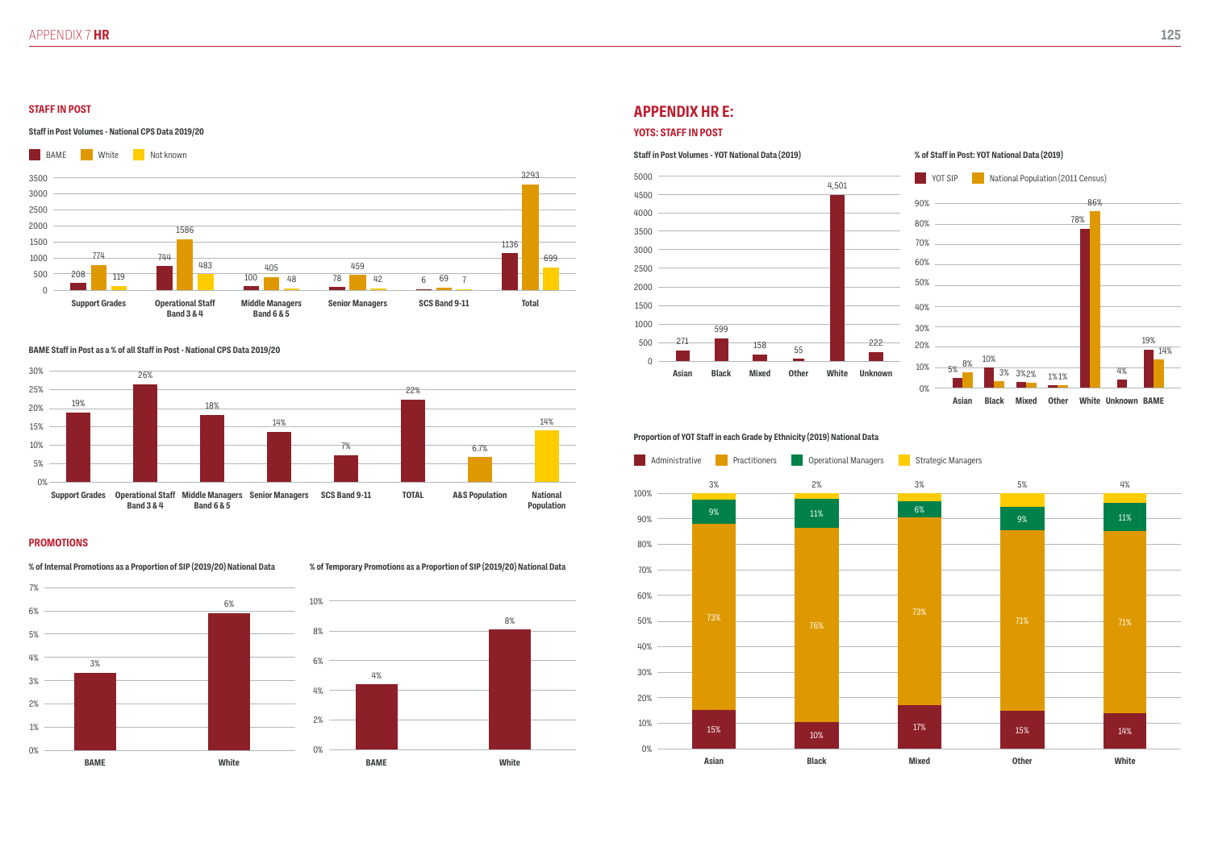## STAFF IN POST

### Staff in Post Volumes - National CPS Data 2019/20

| | BAME | White | Not known |
|---|---|---|---|
| Support Grades | 208 | 774 | 119 |
| Operational Staff Band 3 & 4 | 744 | 1586 | 483 |
| Middle Managers Band 6 & 5 | 100 | 405 | 48 |
| Senior Managers | 78 | 459 | 42 |
| SCS Band 9-11 | 6 | 69 | 7 |
| Total | 1136 | 3293 | 699 |

### BAME Staff in Post as a % of all Staff in Post - National CPS Data 2019/20

| Support Grades | Operational Staff Band 3 & 4 | Middle Managers Band 6 & 5 | Senior Managers | SCS Band 9-11 | TOTAL | A&S Population | National Population |
|---|---|---|---|---|---|---|---|
| 19% | 26% | 18% | 14% | 7% | 22% | 6.7% | 14% |

## PROMOTIONS

### % of Internal Promotions as a Proportion of SIP (2019/20) National Data

| BAME | White |
|---|---|
| 3% | 6% |

### % of Temporary Promotions as a Proportion of SIP (2019/20) National Data

| BAME | White |
|---|---|
| 4% | 8% |

## APPENDIX HR E:

### YOTS: STAFF IN POST

### Staff in Post Volumes - YOT National Data (2019)

| Asian | Black | Mixed | Other | White | Unknown |
|---|---|---|---|---|---|
| 271 | 599 | 158 | 55 | 4,501 | 222 |

### % of Staff in Post: YOT National Data (2019)

| | YOT SIP | National Population (2011 Census) |
|---|---|---|
| Asian | 5% | 8% |
| Black | 10% | 3% |
| Mixed | 3% | 2% |
| Other | 1% | 1% |
| White | 78% | 86% |
| Unknown | 4% | |
| BAME | 19% | 14% |

### Proportion of YOT Staff in each Grade by Ethnicity (2019) National Data

| | Administrative | Practitioners | Operational Managers | Strategic Managers |
|---|---|---|---|---|
| Asian | 15% | 73% | 9% | 3% |
| Black | 10% | 76% | 11% | 2% |
| Mixed | 17% | 73% | 6% | 3% |
| Other | 15% | 71% | 9% | 5% |
| White | 14% | 71% | 11% | 4% |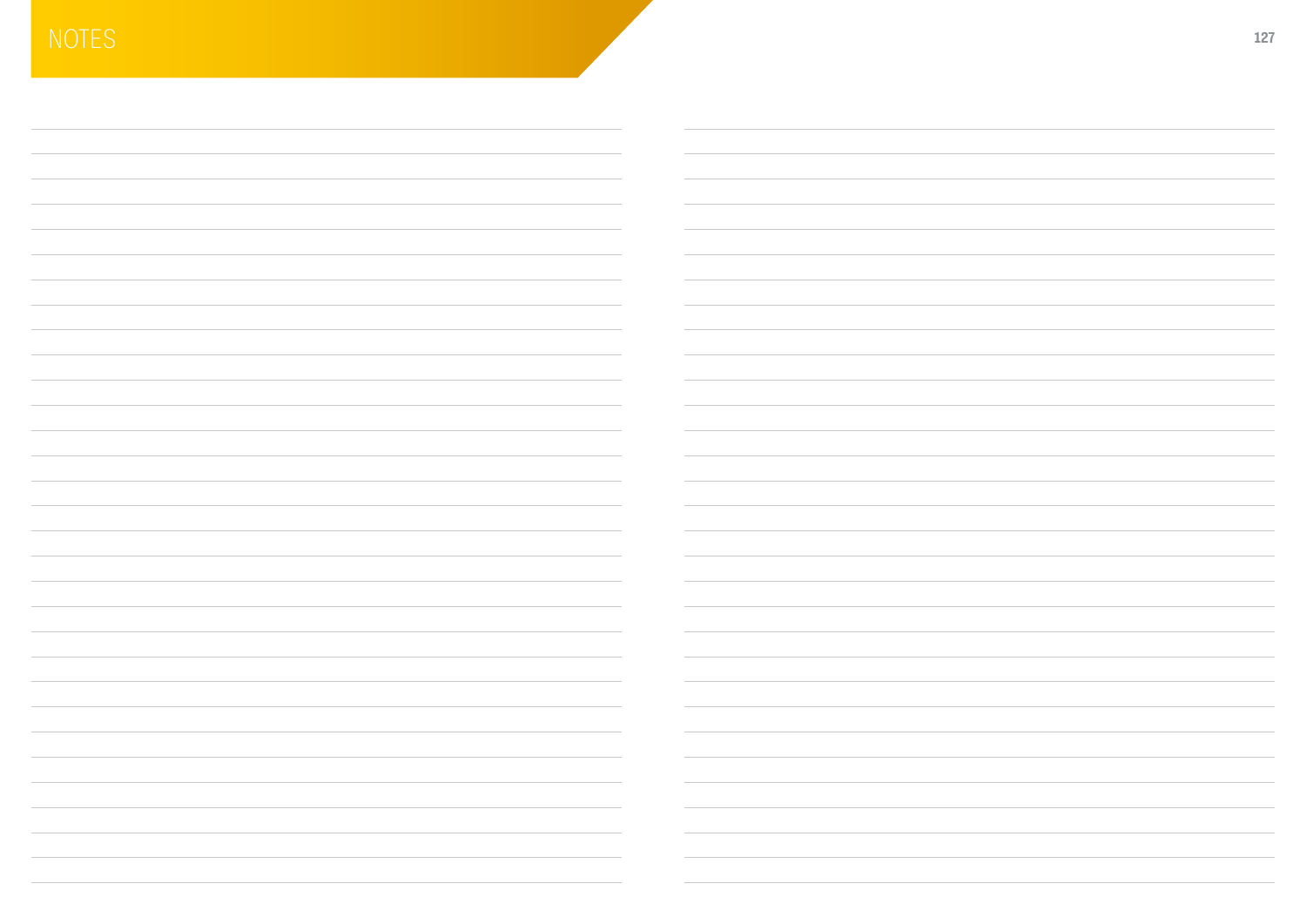# NOTES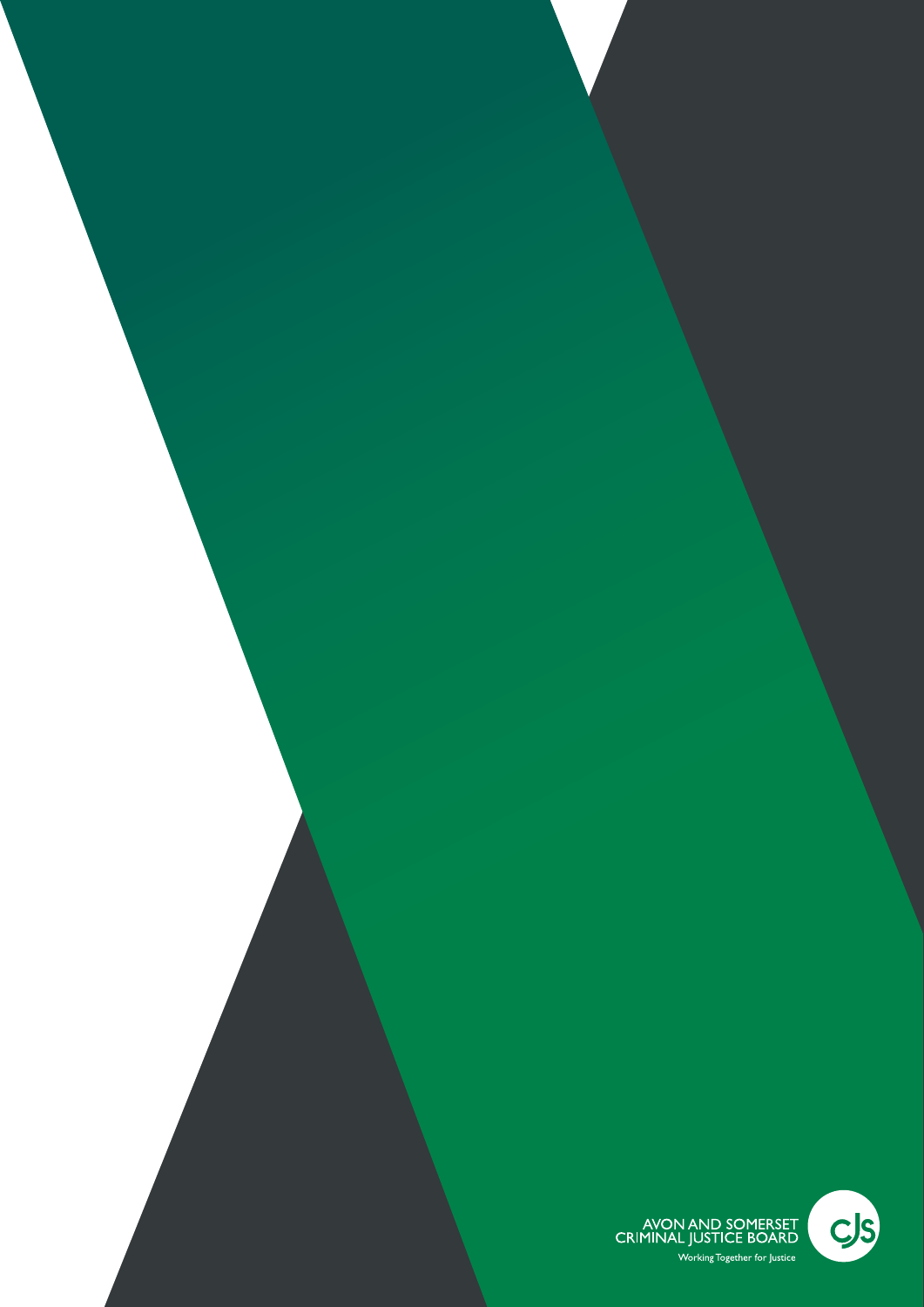AVON AND SOMERSET
CRIMINAL JUSTICE BOARD

Working Together for Justice

CJS